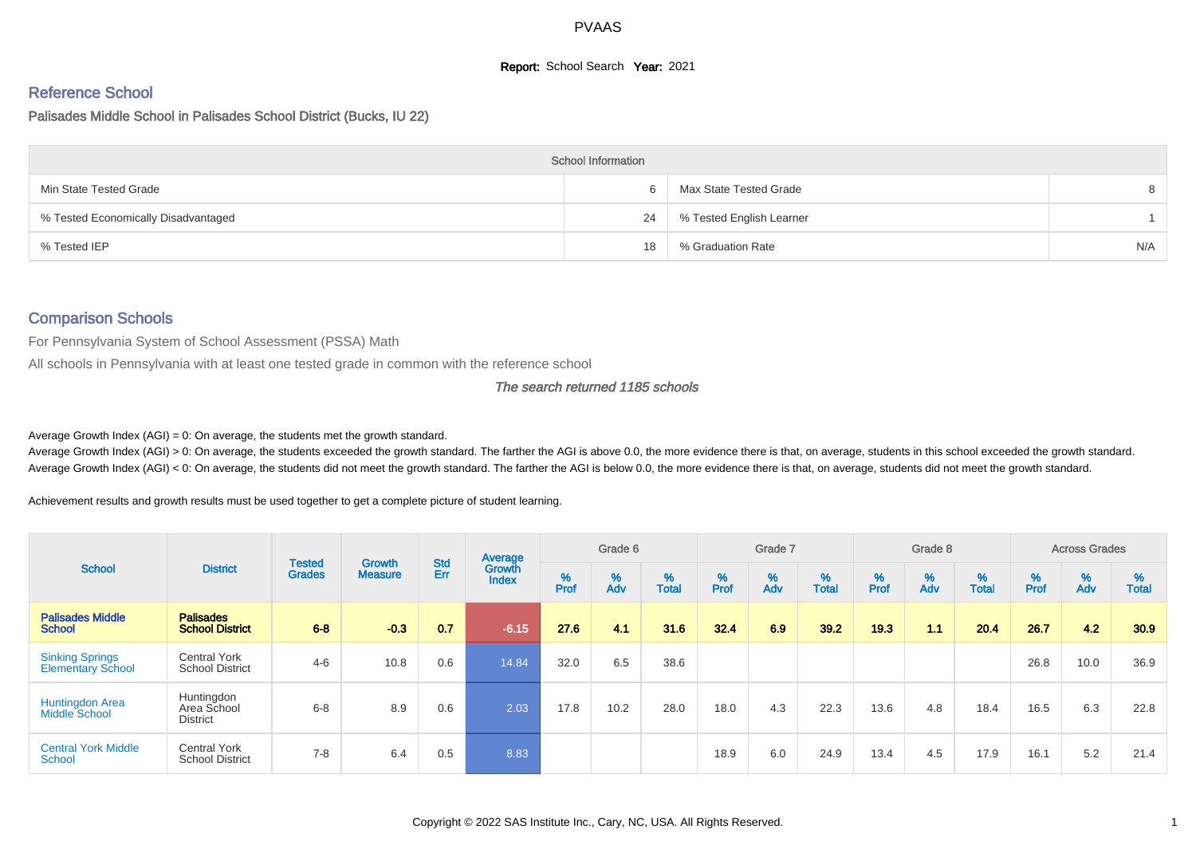PVAAS

**Report:** School Search **Year:** 2021

## Reference School

Palisades Middle School in Palisades School District (Bucks, IU 22)

| School Information | | | |
|---|---|---|---|
| Min State Tested Grade | 6 | Max State Tested Grade | 8 |
| % Tested Economically Disadvantaged | 24 | % Tested English Learner | 1 |
| % Tested IEP | 18 | % Graduation Rate | N/A |

## Comparison Schools

For Pennsylvania System of School Assessment (PSSA) Math

All schools in Pennsylvania with at least one tested grade in common with the reference school

*The search returned 1185 schools*

Average Growth Index (AGI) = 0: On average, the students met the growth standard.

Average Growth Index (AGI) > 0: On average, the students exceeded the growth standard. The farther the AGI is above 0.0, the more evidence there is that, on average, students in this school exceeded the growth standard.

Average Growth Index (AGI) < 0: On average, the students did not meet the growth standard. The farther the AGI is below 0.0, the more evidence there is that, on average, students did not meet the growth standard.

Achievement results and growth results must be used together to get a complete picture of student learning.

| School | District | Tested Grades | Growth Measure | Std Err | Average Growth Index | Grade 6 | | | Grade 7 | | | Grade 8 | | | Across Grades | | |
|---|---|---|---|---|---|---|---|---|---|---|---|---|---|---|---|---|---|
| | | | | | | % Prof | % Adv | % Total | % Prof | % Adv | % Total | % Prof | % Adv | % Total | % Prof | % Adv | % Total |
| **Palisades Middle School** | **Palisades School District** | **6-8** | **-0.3** | **0.7** | **-6.15** | **27.6** | **4.1** | **31.6** | **32.4** | **6.9** | **39.2** | **19.3** | **1.1** | **20.4** | **26.7** | **4.2** | **30.9** |
| Sinking Springs Elementary School | Central York School District | 4-6 | 10.8 | 0.6 | 14.84 | 32.0 | 6.5 | 38.6 | | | | | | | 26.8 | 10.0 | 36.9 |
| Huntingdon Area Middle School | Huntingdon Area School District | 6-8 | 8.9 | 0.6 | 2.03 | 17.8 | 10.2 | 28.0 | 18.0 | 4.3 | 22.3 | 13.6 | 4.8 | 18.4 | 16.5 | 6.3 | 22.8 |
| Central York Middle School | Central York School District | 7-8 | 6.4 | 0.5 | 8.83 | | | | 18.9 | 6.0 | 24.9 | 13.4 | 4.5 | 17.9 | 16.1 | 5.2 | 21.4 |

Copyright © 2022 SAS Institute Inc., Cary, NC, USA. All Rights Reserved.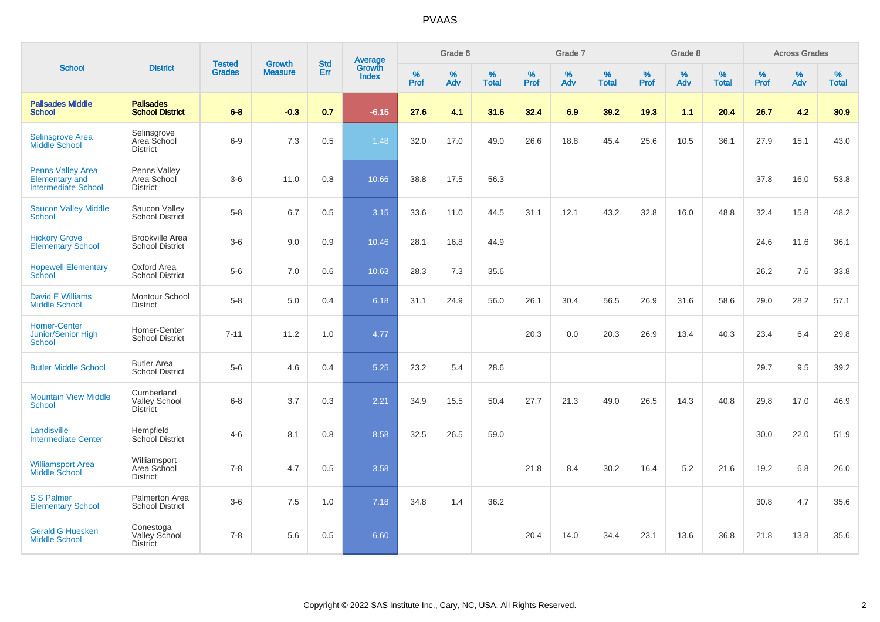# PVAAS

| School | District | Tested Grades | Growth Measure | Std Err | Average Growth Index | Grade 6 | | | Grade 7 | | | Grade 8 | | | Across Grades | | |
|---|---|---|---|---|---|---|---|---|---|---|---|---|---|---|---|---|---|
| | | | | | | % Prof | % Adv | % Total | % Prof | % Adv | % Total | % Prof | % Adv | % Total | % Prof | % Adv | % Total |
| **Palisades Middle School** | **Palisades School District** | **6-8** | **-0.3** | **0.7** | **-6.15** | **27.6** | **4.1** | **31.6** | **32.4** | **6.9** | **39.2** | **19.3** | **1.1** | **20.4** | **26.7** | **4.2** | **30.9** |
| Selinsgrove Area Middle School | Selinsgrove Area School District | 6-9 | 7.3 | 0.5 | 1.48 | 32.0 | 17.0 | 49.0 | 26.6 | 18.8 | 45.4 | 25.6 | 10.5 | 36.1 | 27.9 | 15.1 | 43.0 |
| Penns Valley Area Elementary and Intermediate School | Penns Valley Area School District | 3-6 | 11.0 | 0.8 | 10.66 | 38.8 | 17.5 | 56.3 | | | | | | | 37.8 | 16.0 | 53.8 |
| Saucon Valley Middle School | Saucon Valley School District | 5-8 | 6.7 | 0.5 | 3.15 | 33.6 | 11.0 | 44.5 | 31.1 | 12.1 | 43.2 | 32.8 | 16.0 | 48.8 | 32.4 | 15.8 | 48.2 |
| Hickory Grove Elementary School | Brookville Area School District | 3-6 | 9.0 | 0.9 | 10.46 | 28.1 | 16.8 | 44.9 | | | | | | | 24.6 | 11.6 | 36.1 |
| Hopewell Elementary School | Oxford Area School District | 5-6 | 7.0 | 0.6 | 10.63 | 28.3 | 7.3 | 35.6 | | | | | | | 26.2 | 7.6 | 33.8 |
| David E Williams Middle School | Montour School District | 5-8 | 5.0 | 0.4 | 6.18 | 31.1 | 24.9 | 56.0 | 26.1 | 30.4 | 56.5 | 26.9 | 31.6 | 58.6 | 29.0 | 28.2 | 57.1 |
| Homer-Center Junior/Senior High School | Homer-Center School District | 7-11 | 11.2 | 1.0 | 4.77 | | | | 20.3 | 0.0 | 20.3 | 26.9 | 13.4 | 40.3 | 23.4 | 6.4 | 29.8 |
| Butler Middle School | Butler Area School District | 5-6 | 4.6 | 0.4 | 5.25 | 23.2 | 5.4 | 28.6 | | | | | | | 29.7 | 9.5 | 39.2 |
| Mountain View Middle School | Cumberland Valley School District | 6-8 | 3.7 | 0.3 | 2.21 | 34.9 | 15.5 | 50.4 | 27.7 | 21.3 | 49.0 | 26.5 | 14.3 | 40.8 | 29.8 | 17.0 | 46.9 |
| Landisville Intermediate Center | Hempfield School District | 4-6 | 8.1 | 0.8 | 8.58 | 32.5 | 26.5 | 59.0 | | | | | | | 30.0 | 22.0 | 51.9 |
| Williamsport Area Middle School | Williamsport Area School District | 7-8 | 4.7 | 0.5 | 3.58 | | | | 21.8 | 8.4 | 30.2 | 16.4 | 5.2 | 21.6 | 19.2 | 6.8 | 26.0 |
| S S Palmer Elementary School | Palmerton Area School District | 3-6 | 7.5 | 1.0 | 7.18 | 34.8 | 1.4 | 36.2 | | | | | | | 30.8 | 4.7 | 35.6 |
| Gerald G Huesken Middle School | Conestoga Valley School District | 7-8 | 5.6 | 0.5 | 6.60 | | | | 20.4 | 14.0 | 34.4 | 23.1 | 13.6 | 36.8 | 21.8 | 13.8 | 35.6 |

Copyright © 2022 SAS Institute Inc., Cary, NC, USA. All Rights Reserved.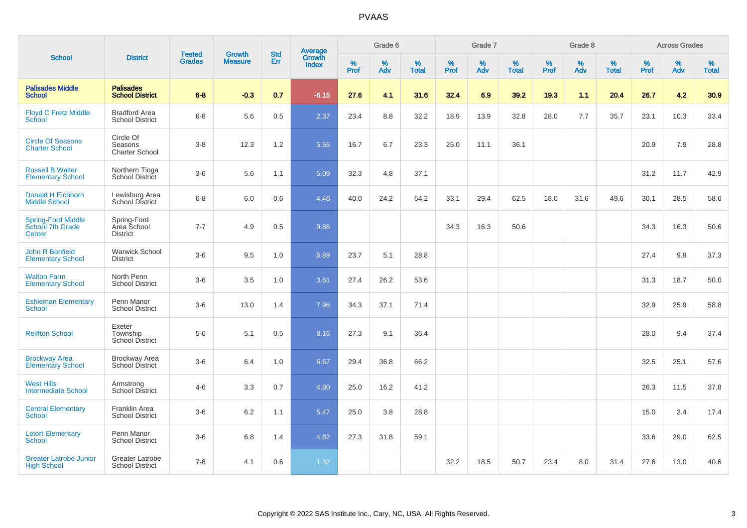# PVAAS

| School | District | Tested Grades | Growth Measure | Std Err | Average Growth Index | Grade 6 | | | Grade 7 | | | Grade 8 | | | Across Grades | | |
|---|---|---|---|---|---|---|---|---|---|---|---|---|---|---|---|---|---|
| | | | | | | % Prof | % Adv | % Total | % Prof | % Adv | % Total | % Prof | % Adv | % Total | % Prof | % Adv | % Total |
| **Palisades Middle School** | **Palisades School District** | **6-8** | **-0.3** | **0.7** | **-6.15** | **27.6** | **4.1** | **31.6** | **32.4** | **6.9** | **39.2** | **19.3** | **1.1** | **20.4** | **26.7** | **4.2** | **30.9** |
| Floyd C Fretz Middle School | Bradford Area School District | 6-8 | 5.6 | 0.5 | 2.37 | 23.4 | 8.8 | 32.2 | 18.9 | 13.9 | 32.8 | 28.0 | 7.7 | 35.7 | 23.1 | 10.3 | 33.4 |
| Circle Of Seasons Charter School | Circle Of Seasons Charter School | 3-8 | 12.3 | 1.2 | 5.55 | 16.7 | 6.7 | 23.3 | 25.0 | 11.1 | 36.1 | | | | 20.9 | 7.9 | 28.8 |
| Russell B Walter Elementary School | Northern Tioga School District | 3-6 | 5.6 | 1.1 | 5.09 | 32.3 | 4.8 | 37.1 | | | | | | | 31.2 | 11.7 | 42.9 |
| Donald H Eichhorn Middle School | Lewisburg Area School District | 6-8 | 6.0 | 0.6 | 4.46 | 40.0 | 24.2 | 64.2 | 33.1 | 29.4 | 62.5 | 18.0 | 31.6 | 49.6 | 30.1 | 28.5 | 58.6 |
| Spring-Ford Middle School 7th Grade Center | Spring-Ford Area School District | 7-7 | 4.9 | 0.5 | 9.86 | | | | 34.3 | 16.3 | 50.6 | | | | 34.3 | 16.3 | 50.6 |
| John R Bonfield Elementary School | Warwick School District | 3-6 | 9.5 | 1.0 | 6.89 | 23.7 | 5.1 | 28.8 | | | | | | | 27.4 | 9.9 | 37.3 |
| Walton Farm Elementary School | North Penn School District | 3-6 | 3.5 | 1.0 | 3.61 | 27.4 | 26.2 | 53.6 | | | | | | | 31.3 | 18.7 | 50.0 |
| Eshleman Elementary School | Penn Manor School District | 3-6 | 13.0 | 1.4 | 7.96 | 34.3 | 37.1 | 71.4 | | | | | | | 32.9 | 25.9 | 58.8 |
| Reiffton School | Exeter Township School District | 5-6 | 5.1 | 0.5 | 8.16 | 27.3 | 9.1 | 36.4 | | | | | | | 28.0 | 9.4 | 37.4 |
| Brockway Area Elementary School | Brockway Area School District | 3-6 | 6.4 | 1.0 | 6.67 | 29.4 | 36.8 | 66.2 | | | | | | | 32.5 | 25.1 | 57.6 |
| West Hills Intermediate School | Armstrong School District | 4-6 | 3.3 | 0.7 | 4.80 | 25.0 | 16.2 | 41.2 | | | | | | | 26.3 | 11.5 | 37.8 |
| Central Elementary School | Franklin Area School District | 3-6 | 6.2 | 1.1 | 5.47 | 25.0 | 3.8 | 28.8 | | | | | | | 15.0 | 2.4 | 17.4 |
| Letort Elementary School | Penn Manor School District | 3-6 | 6.8 | 1.4 | 4.82 | 27.3 | 31.8 | 59.1 | | | | | | | 33.6 | 29.0 | 62.5 |
| Greater Latrobe Junior High School | Greater Latrobe School District | 7-8 | 4.1 | 0.6 | 1.32 | | | | 32.2 | 18.5 | 50.7 | 23.4 | 8.0 | 31.4 | 27.6 | 13.0 | 40.6 |

Copyright © 2022 SAS Institute Inc., Cary, NC, USA. All Rights Reserved.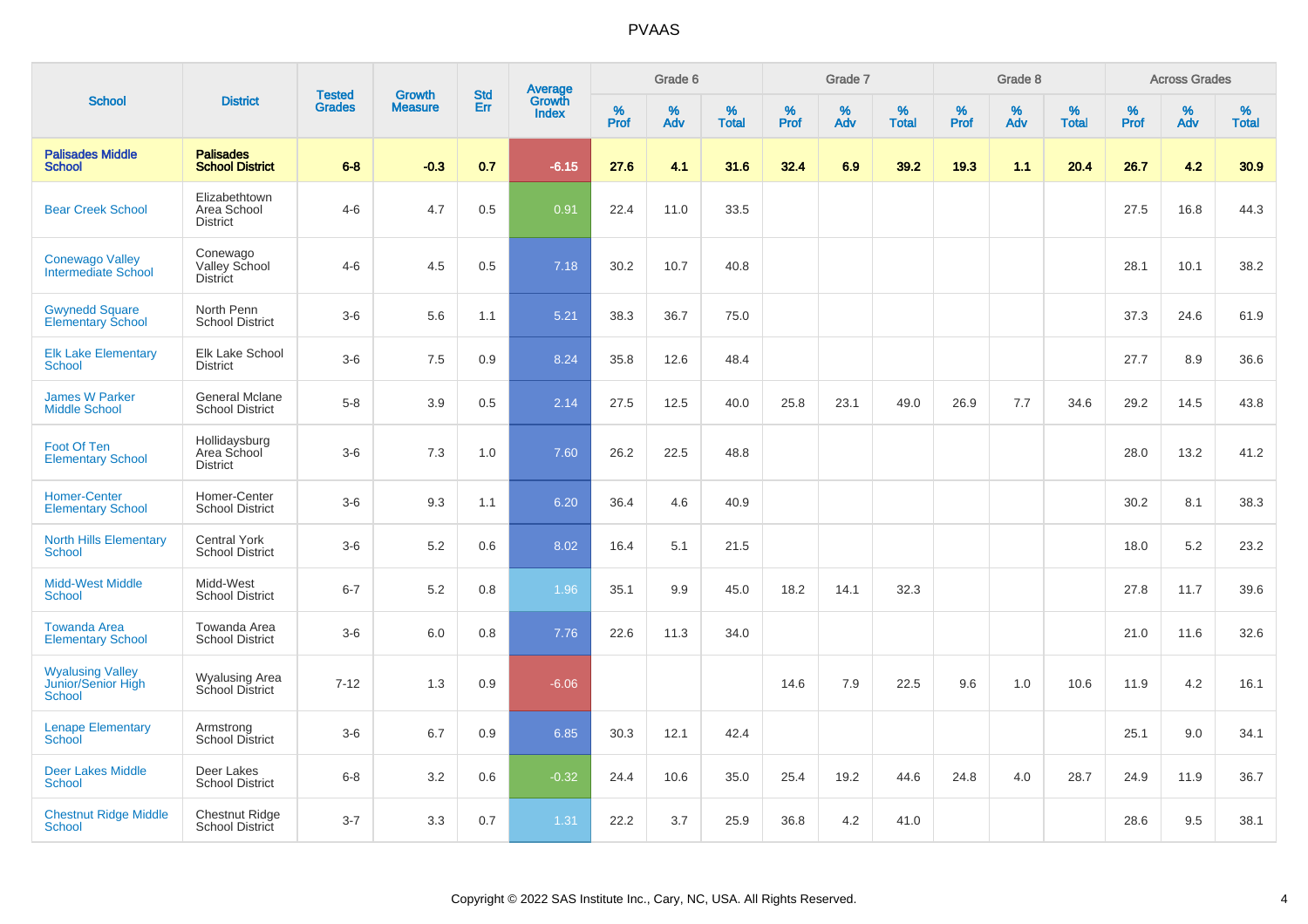# PVAAS

| School | District | Tested Grades | Growth Measure | Std Err | Average Growth Index | Grade 6 | | | Grade 7 | | | Grade 8 | | | Across Grades | | |
|---|---|---|---|---|---|---|---|---|---|---|---|---|---|---|---|---|---|
| | | | | | | % Prof | % Adv | % Total | % Prof | % Adv | % Total | % Prof | % Adv | % Total | % Prof | % Adv | % Total |
| **Palisades Middle School** | **Palisades School District** | **6-8** | **-0.3** | **0.7** | **-6.15** | **27.6** | **4.1** | **31.6** | **32.4** | **6.9** | **39.2** | **19.3** | **1.1** | **20.4** | **26.7** | **4.2** | **30.9** |
| Bear Creek School | Elizabethtown Area School District | 4-6 | 4.7 | 0.5 | 0.91 | 22.4 | 11.0 | 33.5 | | | | | | | 27.5 | 16.8 | 44.3 |
| Conewago Valley Intermediate School | Conewago Valley School District | 4-6 | 4.5 | 0.5 | 7.18 | 30.2 | 10.7 | 40.8 | | | | | | | 28.1 | 10.1 | 38.2 |
| Gwynedd Square Elementary School | North Penn School District | 3-6 | 5.6 | 1.1 | 5.21 | 38.3 | 36.7 | 75.0 | | | | | | | 37.3 | 24.6 | 61.9 |
| Elk Lake Elementary School | Elk Lake School District | 3-6 | 7.5 | 0.9 | 8.24 | 35.8 | 12.6 | 48.4 | | | | | | | 27.7 | 8.9 | 36.6 |
| James W Parker Middle School | General Mclane School District | 5-8 | 3.9 | 0.5 | 2.14 | 27.5 | 12.5 | 40.0 | 25.8 | 23.1 | 49.0 | 26.9 | 7.7 | 34.6 | 29.2 | 14.5 | 43.8 |
| Foot Of Ten Elementary School | Hollidaysburg Area School District | 3-6 | 7.3 | 1.0 | 7.60 | 26.2 | 22.5 | 48.8 | | | | | | | 28.0 | 13.2 | 41.2 |
| Homer-Center Elementary School | Homer-Center School District | 3-6 | 9.3 | 1.1 | 6.20 | 36.4 | 4.6 | 40.9 | | | | | | | 30.2 | 8.1 | 38.3 |
| North Hills Elementary School | Central York School District | 3-6 | 5.2 | 0.6 | 8.02 | 16.4 | 5.1 | 21.5 | | | | | | | 18.0 | 5.2 | 23.2 |
| Midd-West Middle School | Midd-West School District | 6-7 | 5.2 | 0.8 | 1.96 | 35.1 | 9.9 | 45.0 | 18.2 | 14.1 | 32.3 | | | | 27.8 | 11.7 | 39.6 |
| Towanda Area Elementary School | Towanda Area School District | 3-6 | 6.0 | 0.8 | 7.76 | 22.6 | 11.3 | 34.0 | | | | | | | 21.0 | 11.6 | 32.6 |
| Wyalusing Valley Junior/Senior High School | Wyalusing Area School District | 7-12 | 1.3 | 0.9 | -6.06 | | | | 14.6 | 7.9 | 22.5 | 9.6 | 1.0 | 10.6 | 11.9 | 4.2 | 16.1 |
| Lenape Elementary School | Armstrong School District | 3-6 | 6.7 | 0.9 | 6.85 | 30.3 | 12.1 | 42.4 | | | | | | | 25.1 | 9.0 | 34.1 |
| Deer Lakes Middle School | Deer Lakes School District | 6-8 | 3.2 | 0.6 | -0.32 | 24.4 | 10.6 | 35.0 | 25.4 | 19.2 | 44.6 | 24.8 | 4.0 | 28.7 | 24.9 | 11.9 | 36.7 |
| Chestnut Ridge Middle School | Chestnut Ridge School District | 3-7 | 3.3 | 0.7 | 1.31 | 22.2 | 3.7 | 25.9 | 36.8 | 4.2 | 41.0 | | | | 28.6 | 9.5 | 38.1 |

Copyright © 2022 SAS Institute Inc., Cary, NC, USA. All Rights Reserved.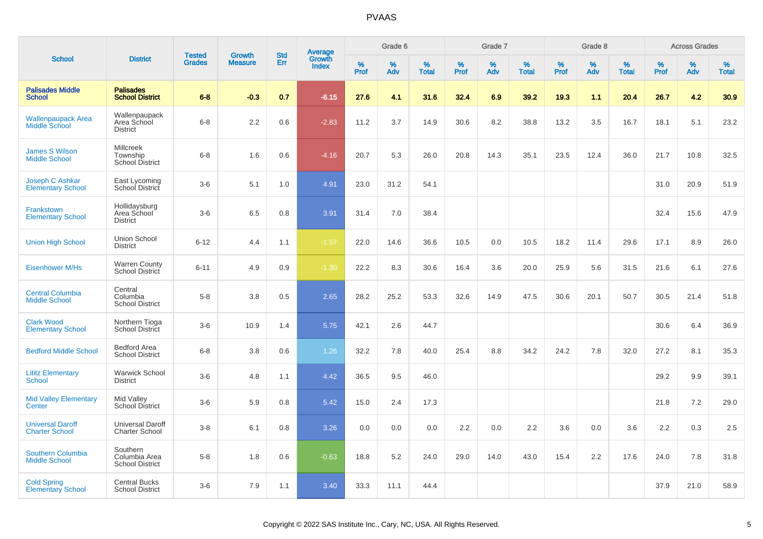# PVAAS

| School | District | Tested Grades | Growth Measure | Std Err | Average Growth Index | Grade 6 | | | Grade 7 | | | Grade 8 | | | Across Grades | | |
|---|---|---|---|---|---|---|---|---|---|---|---|---|---|---|---|---|---|
| | | | | | | % Prof | % Adv | % Total | % Prof | % Adv | % Total | % Prof | % Adv | % Total | % Prof | % Adv | % Total |
| **Palisades Middle School** | **Palisades School District** | **6-8** | **-0.3** | **0.7** | **-6.15** | **27.6** | **4.1** | **31.6** | **32.4** | **6.9** | **39.2** | **19.3** | **1.1** | **20.4** | **26.7** | **4.2** | **30.9** |
| Wallenpaupack Area Middle School | Wallenpaupack Area School District | 6-8 | 2.2 | 0.6 | -2.83 | 11.2 | 3.7 | 14.9 | 30.6 | 8.2 | 38.8 | 13.2 | 3.5 | 16.7 | 18.1 | 5.1 | 23.2 |
| James S Wilson Middle School | Millcreek Township School District | 6-8 | 1.6 | 0.6 | -4.16 | 20.7 | 5.3 | 26.0 | 20.8 | 14.3 | 35.1 | 23.5 | 12.4 | 36.0 | 21.7 | 10.8 | 32.5 |
| Joseph C Ashkar Elementary School | East Lycoming School District | 3-6 | 5.1 | 1.0 | 4.91 | 23.0 | 31.2 | 54.1 | | | | | | | 31.0 | 20.9 | 51.9 |
| Frankstown Elementary School | Hollidaysburg Area School District | 3-6 | 6.5 | 0.8 | 3.91 | 31.4 | 7.0 | 38.4 | | | | | | | 32.4 | 15.6 | 47.9 |
| Union High School | Union School District | 6-12 | 4.4 | 1.1 | -1.57 | 22.0 | 14.6 | 36.6 | 10.5 | 0.0 | 10.5 | 18.2 | 11.4 | 29.6 | 17.1 | 8.9 | 26.0 |
| Eisenhower M/Hs | Warren County School District | 6-11 | 4.9 | 0.9 | -1.30 | 22.2 | 8.3 | 30.6 | 16.4 | 3.6 | 20.0 | 25.9 | 5.6 | 31.5 | 21.6 | 6.1 | 27.6 |
| Central Columbia Middle School | Central Columbia School District | 5-8 | 3.8 | 0.5 | 2.65 | 28.2 | 25.2 | 53.3 | 32.6 | 14.9 | 47.5 | 30.6 | 20.1 | 50.7 | 30.5 | 21.4 | 51.8 |
| Clark Wood Elementary School | Northern Tioga School District | 3-6 | 10.9 | 1.4 | 5.75 | 42.1 | 2.6 | 44.7 | | | | | | | 30.6 | 6.4 | 36.9 |
| Bedford Middle School | Bedford Area School District | 6-8 | 3.8 | 0.6 | 1.26 | 32.2 | 7.8 | 40.0 | 25.4 | 8.8 | 34.2 | 24.2 | 7.8 | 32.0 | 27.2 | 8.1 | 35.3 |
| Lititz Elementary School | Warwick School District | 3-6 | 4.8 | 1.1 | 4.42 | 36.5 | 9.5 | 46.0 | | | | | | | 29.2 | 9.9 | 39.1 |
| Mid Valley Elementary Center | Mid Valley School District | 3-6 | 5.9 | 0.8 | 5.42 | 15.0 | 2.4 | 17.3 | | | | | | | 21.8 | 7.2 | 29.0 |
| Universal Daroff Charter School | Universal Daroff Charter School | 3-8 | 6.1 | 0.8 | 3.26 | 0.0 | 0.0 | 0.0 | 2.2 | 0.0 | 2.2 | 3.6 | 0.0 | 3.6 | 2.2 | 0.3 | 2.5 |
| Southern Columbia Middle School | Southern Columbia Area School District | 5-8 | 1.8 | 0.6 | -0.63 | 18.8 | 5.2 | 24.0 | 29.0 | 14.0 | 43.0 | 15.4 | 2.2 | 17.6 | 24.0 | 7.8 | 31.8 |
| Cold Spring Elementary School | Central Bucks School District | 3-6 | 7.9 | 1.1 | 3.40 | 33.3 | 11.1 | 44.4 | | | | | | | 37.9 | 21.0 | 58.9 |

Copyright © 2022 SAS Institute Inc., Cary, NC, USA. All Rights Reserved.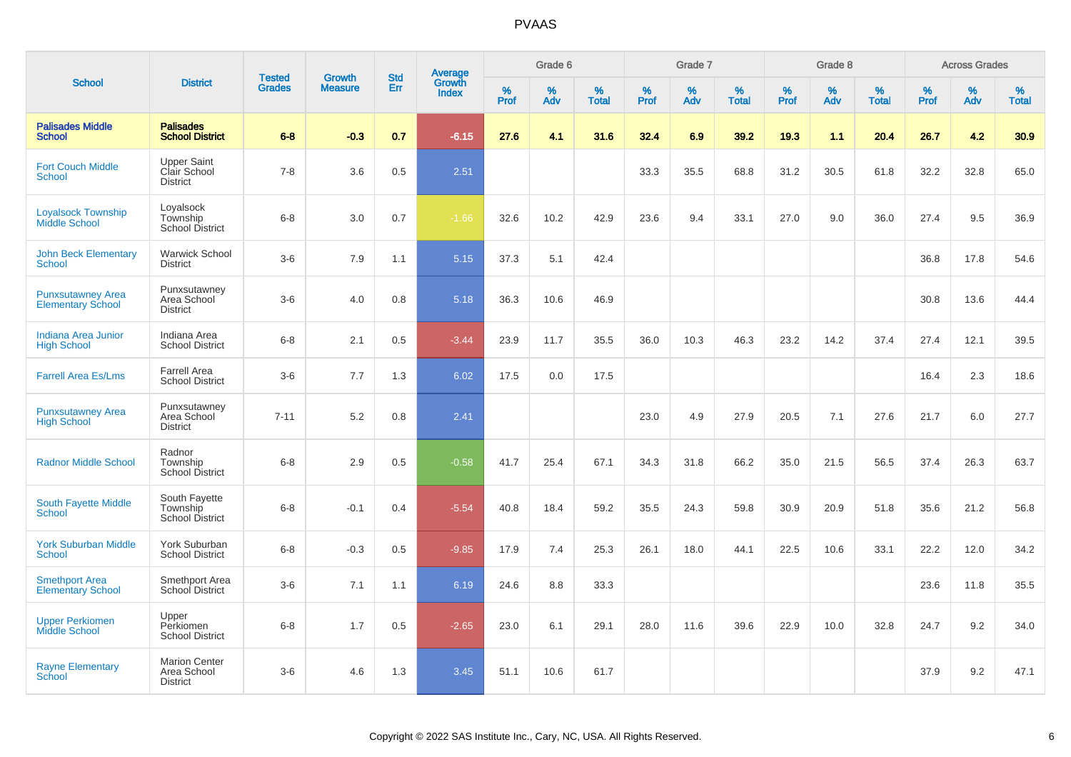# PVAAS

| School | District | Tested Grades | Growth Measure | Std Err | Average Growth Index | Grade 6 | | | Grade 7 | | | Grade 8 | | | Across Grades | | |
|---|---|---|---|---|---|---|---|---|---|---|---|---|---|---|---|---|---|
| | | | | | | % Prof | % Adv | % Total | % Prof | % Adv | % Total | % Prof | % Adv | % Total | % Prof | % Adv | % Total |
| **Palisades Middle School** | **Palisades School District** | **6-8** | **-0.3** | **0.7** | **-6.15** | **27.6** | **4.1** | **31.6** | **32.4** | **6.9** | **39.2** | **19.3** | **1.1** | **20.4** | **26.7** | **4.2** | **30.9** |
| Fort Couch Middle School | Upper Saint Clair School District | 7-8 | 3.6 | 0.5 | 2.51 | | | | 33.3 | 35.5 | 68.8 | 31.2 | 30.5 | 61.8 | 32.2 | 32.8 | 65.0 |
| Loyalsock Township Middle School | Loyalsock Township School District | 6-8 | 3.0 | 0.7 | -1.66 | 32.6 | 10.2 | 42.9 | 23.6 | 9.4 | 33.1 | 27.0 | 9.0 | 36.0 | 27.4 | 9.5 | 36.9 |
| John Beck Elementary School | Warwick School District | 3-6 | 7.9 | 1.1 | 5.15 | 37.3 | 5.1 | 42.4 | | | | | | | 36.8 | 17.8 | 54.6 |
| Punxsutawney Area Elementary School | Punxsutawney Area School District | 3-6 | 4.0 | 0.8 | 5.18 | 36.3 | 10.6 | 46.9 | | | | | | | 30.8 | 13.6 | 44.4 |
| Indiana Area Junior High School | Indiana Area School District | 6-8 | 2.1 | 0.5 | -3.44 | 23.9 | 11.7 | 35.5 | 36.0 | 10.3 | 46.3 | 23.2 | 14.2 | 37.4 | 27.4 | 12.1 | 39.5 |
| Farrell Area Es/Lms | Farrell Area School District | 3-6 | 7.7 | 1.3 | 6.02 | 17.5 | 0.0 | 17.5 | | | | | | | 16.4 | 2.3 | 18.6 |
| Punxsutawney Area High School | Punxsutawney Area School District | 7-11 | 5.2 | 0.8 | 2.41 | | | | 23.0 | 4.9 | 27.9 | 20.5 | 7.1 | 27.6 | 21.7 | 6.0 | 27.7 |
| Radnor Middle School | Radnor Township School District | 6-8 | 2.9 | 0.5 | -0.58 | 41.7 | 25.4 | 67.1 | 34.3 | 31.8 | 66.2 | 35.0 | 21.5 | 56.5 | 37.4 | 26.3 | 63.7 |
| South Fayette Middle School | South Fayette Township School District | 6-8 | -0.1 | 0.4 | -5.54 | 40.8 | 18.4 | 59.2 | 35.5 | 24.3 | 59.8 | 30.9 | 20.9 | 51.8 | 35.6 | 21.2 | 56.8 |
| York Suburban Middle School | York Suburban School District | 6-8 | -0.3 | 0.5 | -9.85 | 17.9 | 7.4 | 25.3 | 26.1 | 18.0 | 44.1 | 22.5 | 10.6 | 33.1 | 22.2 | 12.0 | 34.2 |
| Smethport Area Elementary School | Smethport Area School District | 3-6 | 7.1 | 1.1 | 6.19 | 24.6 | 8.8 | 33.3 | | | | | | | 23.6 | 11.8 | 35.5 |
| Upper Perkiomen Middle School | Upper Perkiomen School District | 6-8 | 1.7 | 0.5 | -2.65 | 23.0 | 6.1 | 29.1 | 28.0 | 11.6 | 39.6 | 22.9 | 10.0 | 32.8 | 24.7 | 9.2 | 34.0 |
| Rayne Elementary School | Marion Center Area School District | 3-6 | 4.6 | 1.3 | 3.45 | 51.1 | 10.6 | 61.7 | | | | | | | 37.9 | 9.2 | 47.1 |

Copyright © 2022 SAS Institute Inc., Cary, NC, USA. All Rights Reserved.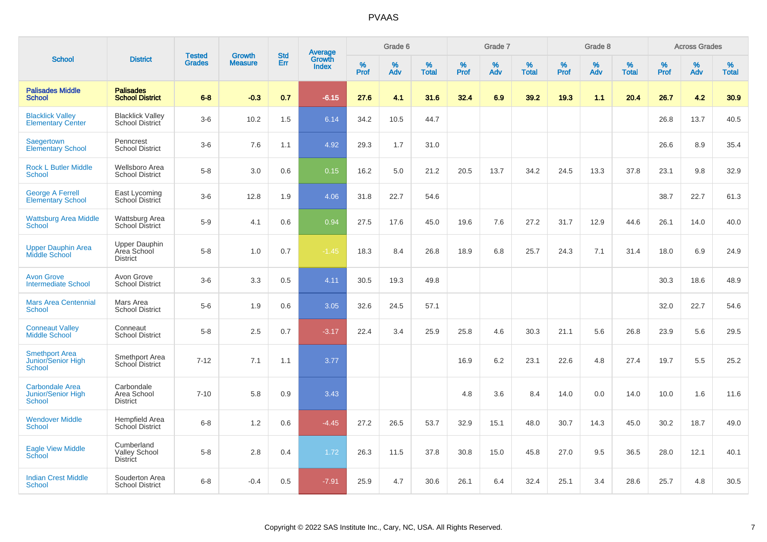# PVAAS

| School | District | Tested Grades | Growth Measure | Std Err | Average Growth Index | Grade 6 | | | Grade 7 | | | Grade 8 | | | Across Grades | | |
|---|---|---|---|---|---|---|---|---|---|---|---|---|---|---|---|---|---|
| | | | | | | % Prof | % Adv | % Total | % Prof | % Adv | % Total | % Prof | % Adv | % Total | % Prof | % Adv | % Total |
| **Palisades Middle School** | **Palisades School District** | **6-8** | **-0.3** | **0.7** | **-6.15** | **27.6** | **4.1** | **31.6** | **32.4** | **6.9** | **39.2** | **19.3** | **1.1** | **20.4** | **26.7** | **4.2** | **30.9** |
| Blacklick Valley Elementary Center | Blacklick Valley School District | 3-6 | 10.2 | 1.5 | 6.14 | 34.2 | 10.5 | 44.7 | | | | | | | 26.8 | 13.7 | 40.5 |
| Saegertown Elementary School | Penncrest School District | 3-6 | 7.6 | 1.1 | 4.92 | 29.3 | 1.7 | 31.0 | | | | | | | 26.6 | 8.9 | 35.4 |
| Rock L Butler Middle School | Wellsboro Area School District | 5-8 | 3.0 | 0.6 | 0.15 | 16.2 | 5.0 | 21.2 | 20.5 | 13.7 | 34.2 | 24.5 | 13.3 | 37.8 | 23.1 | 9.8 | 32.9 |
| George A Ferrell Elementary School | East Lycoming School District | 3-6 | 12.8 | 1.9 | 4.06 | 31.8 | 22.7 | 54.6 | | | | | | | 38.7 | 22.7 | 61.3 |
| Wattsburg Area Middle School | Wattsburg Area School District | 5-9 | 4.1 | 0.6 | 0.94 | 27.5 | 17.6 | 45.0 | 19.6 | 7.6 | 27.2 | 31.7 | 12.9 | 44.6 | 26.1 | 14.0 | 40.0 |
| Upper Dauphin Area Middle School | Upper Dauphin Area School District | 5-8 | 1.0 | 0.7 | -1.45 | 18.3 | 8.4 | 26.8 | 18.9 | 6.8 | 25.7 | 24.3 | 7.1 | 31.4 | 18.0 | 6.9 | 24.9 |
| Avon Grove Intermediate School | Avon Grove School District | 3-6 | 3.3 | 0.5 | 4.11 | 30.5 | 19.3 | 49.8 | | | | | | | 30.3 | 18.6 | 48.9 |
| Mars Area Centennial School | Mars Area School District | 5-6 | 1.9 | 0.6 | 3.05 | 32.6 | 24.5 | 57.1 | | | | | | | 32.0 | 22.7 | 54.6 |
| Conneaut Valley Middle School | Conneaut School District | 5-8 | 2.5 | 0.7 | -3.17 | 22.4 | 3.4 | 25.9 | 25.8 | 4.6 | 30.3 | 21.1 | 5.6 | 26.8 | 23.9 | 5.6 | 29.5 |
| Smethport Area Junior/Senior High School | Smethport Area School District | 7-12 | 7.1 | 1.1 | 3.77 | | | | 16.9 | 6.2 | 23.1 | 22.6 | 4.8 | 27.4 | 19.7 | 5.5 | 25.2 |
| Carbondale Area Junior/Senior High School | Carbondale Area School District | 7-10 | 5.8 | 0.9 | 3.43 | | | | 4.8 | 3.6 | 8.4 | 14.0 | 0.0 | 14.0 | 10.0 | 1.6 | 11.6 |
| Wendover Middle School | Hempfield Area School District | 6-8 | 1.2 | 0.6 | -4.45 | 27.2 | 26.5 | 53.7 | 32.9 | 15.1 | 48.0 | 30.7 | 14.3 | 45.0 | 30.2 | 18.7 | 49.0 |
| Eagle View Middle School | Cumberland Valley School District | 5-8 | 2.8 | 0.4 | 1.72 | 26.3 | 11.5 | 37.8 | 30.8 | 15.0 | 45.8 | 27.0 | 9.5 | 36.5 | 28.0 | 12.1 | 40.1 |
| Indian Crest Middle School | Souderton Area School District | 6-8 | -0.4 | 0.5 | -7.91 | 25.9 | 4.7 | 30.6 | 26.1 | 6.4 | 32.4 | 25.1 | 3.4 | 28.6 | 25.7 | 4.8 | 30.5 |

Copyright © 2022 SAS Institute Inc., Cary, NC, USA. All Rights Reserved.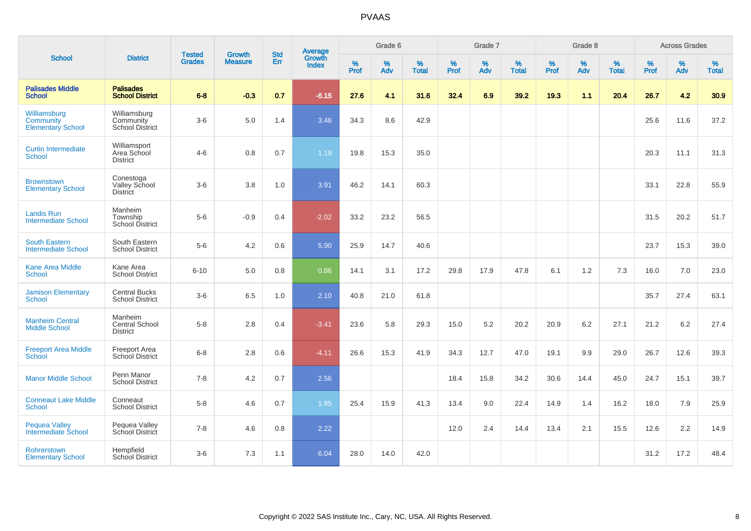# PVAAS

| School | District | Tested Grades | Growth Measure | Std Err | Average Growth Index | Grade 6 | | | Grade 7 | | | Grade 8 | | | Across Grades | | |
|---|---|---|---|---|---|---|---|---|---|---|---|---|---|---|---|---|---|
| | | | | | | % Prof | % Adv | % Total | % Prof | % Adv | % Total | % Prof | % Adv | % Total | % Prof | % Adv | % Total |
| **Palisades Middle School** | **Palisades School District** | **6-8** | **-0.3** | **0.7** | **-6.15** | **27.6** | **4.1** | **31.6** | **32.4** | **6.9** | **39.2** | **19.3** | **1.1** | **20.4** | **26.7** | **4.2** | **30.9** |
| Williamsburg Community Elementary School | Williamsburg Community School District | 3-6 | 5.0 | 1.4 | 3.46 | 34.3 | 8.6 | 42.9 | | | | | | | 25.6 | 11.6 | 37.2 |
| Curtin Intermediate School | Williamsport Area School District | 4-6 | 0.8 | 0.7 | 1.19 | 19.8 | 15.3 | 35.0 | | | | | | | 20.3 | 11.1 | 31.3 |
| Brownstown Elementary School | Conestoga Valley School District | 3-6 | 3.8 | 1.0 | 3.91 | 46.2 | 14.1 | 60.3 | | | | | | | 33.1 | 22.8 | 55.9 |
| Landis Run Intermediate School | Manheim Township School District | 5-6 | -0.9 | 0.4 | -2.02 | 33.2 | 23.2 | 56.5 | | | | | | | 31.5 | 20.2 | 51.7 |
| South Eastern Intermediate School | South Eastern School District | 5-6 | 4.2 | 0.6 | 5.90 | 25.9 | 14.7 | 40.6 | | | | | | | 23.7 | 15.3 | 39.0 |
| Kane Area Middle School | Kane Area School District | 6-10 | 5.0 | 0.8 | 0.86 | 14.1 | 3.1 | 17.2 | 29.8 | 17.9 | 47.8 | 6.1 | 1.2 | 7.3 | 16.0 | 7.0 | 23.0 |
| Jamison Elementary School | Central Bucks School District | 3-6 | 6.5 | 1.0 | 2.10 | 40.8 | 21.0 | 61.8 | | | | | | | 35.7 | 27.4 | 63.1 |
| Manheim Central Middle School | Manheim Central School District | 5-8 | 2.8 | 0.4 | -3.41 | 23.6 | 5.8 | 29.3 | 15.0 | 5.2 | 20.2 | 20.9 | 6.2 | 27.1 | 21.2 | 6.2 | 27.4 |
| Freeport Area Middle School | Freeport Area School District | 6-8 | 2.8 | 0.6 | -4.11 | 26.6 | 15.3 | 41.9 | 34.3 | 12.7 | 47.0 | 19.1 | 9.9 | 29.0 | 26.7 | 12.6 | 39.3 |
| Manor Middle School | Penn Manor School District | 7-8 | 4.2 | 0.7 | 2.56 | | | | 18.4 | 15.8 | 34.2 | 30.6 | 14.4 | 45.0 | 24.7 | 15.1 | 39.7 |
| Conneaut Lake Middle School | Conneaut School District | 5-8 | 4.6 | 0.7 | 1.95 | 25.4 | 15.9 | 41.3 | 13.4 | 9.0 | 22.4 | 14.9 | 1.4 | 16.2 | 18.0 | 7.9 | 25.9 |
| Pequea Valley Intermediate School | Pequea Valley School District | 7-8 | 4.6 | 0.8 | 2.22 | | | | 12.0 | 2.4 | 14.4 | 13.4 | 2.1 | 15.5 | 12.6 | 2.2 | 14.9 |
| Rohrerstown Elementary School | Hempfield School District | 3-6 | 7.3 | 1.1 | 6.04 | 28.0 | 14.0 | 42.0 | | | | | | | 31.2 | 17.2 | 48.4 |

Copyright © 2022 SAS Institute Inc., Cary, NC, USA. All Rights Reserved.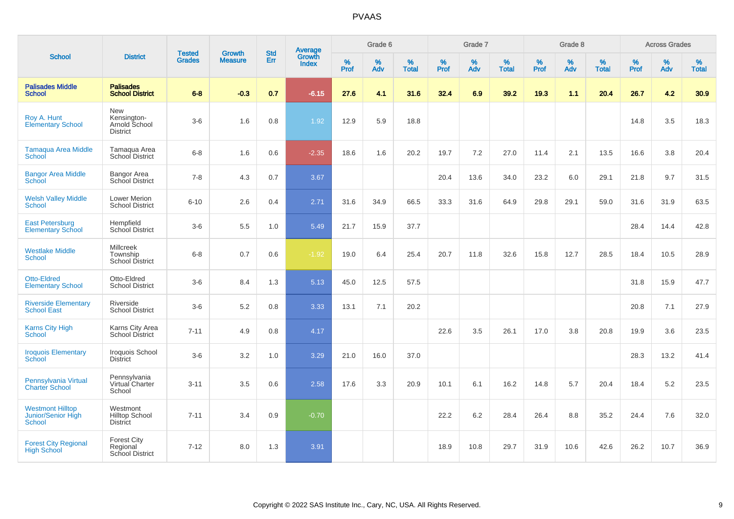# PVAAS

| School | District | Tested Grades | Growth Measure | Std Err | Average Growth Index | Grade 6 | | | Grade 7 | | | Grade 8 | | | Across Grades | | |
|---|---|---|---|---|---|---|---|---|---|---|---|---|---|---|---|---|---|
| | | | | | | % Prof | % Adv | % Total | % Prof | % Adv | % Total | % Prof | % Adv | % Total | % Prof | % Adv | % Total |
| **Palisades Middle School** | **Palisades School District** | **6-8** | **-0.3** | **0.7** | **-6.15** | **27.6** | **4.1** | **31.6** | **32.4** | **6.9** | **39.2** | **19.3** | **1.1** | **20.4** | **26.7** | **4.2** | **30.9** |
| Roy A. Hunt Elementary School | New Kensington-Arnold School District | 3-6 | 1.6 | 0.8 | 1.92 | 12.9 | 5.9 | 18.8 | | | | | | | 14.8 | 3.5 | 18.3 |
| Tamaqua Area Middle School | Tamaqua Area School District | 6-8 | 1.6 | 0.6 | -2.35 | 18.6 | 1.6 | 20.2 | 19.7 | 7.2 | 27.0 | 11.4 | 2.1 | 13.5 | 16.6 | 3.8 | 20.4 |
| Bangor Area Middle School | Bangor Area School District | 7-8 | 4.3 | 0.7 | 3.67 | | | | 20.4 | 13.6 | 34.0 | 23.2 | 6.0 | 29.1 | 21.8 | 9.7 | 31.5 |
| Welsh Valley Middle School | Lower Merion School District | 6-10 | 2.6 | 0.4 | 2.71 | 31.6 | 34.9 | 66.5 | 33.3 | 31.6 | 64.9 | 29.8 | 29.1 | 59.0 | 31.6 | 31.9 | 63.5 |
| East Petersburg Elementary School | Hempfield School District | 3-6 | 5.5 | 1.0 | 5.49 | 21.7 | 15.9 | 37.7 | | | | | | | 28.4 | 14.4 | 42.8 |
| Westlake Middle School | Millcreek Township School District | 6-8 | 0.7 | 0.6 | -1.92 | 19.0 | 6.4 | 25.4 | 20.7 | 11.8 | 32.6 | 15.8 | 12.7 | 28.5 | 18.4 | 10.5 | 28.9 |
| Otto-Eldred Elementary School | Otto-Eldred School District | 3-6 | 8.4 | 1.3 | 5.13 | 45.0 | 12.5 | 57.5 | | | | | | | 31.8 | 15.9 | 47.7 |
| Riverside Elementary School East | Riverside School District | 3-6 | 5.2 | 0.8 | 3.33 | 13.1 | 7.1 | 20.2 | | | | | | | 20.8 | 7.1 | 27.9 |
| Karns City High School | Karns City Area School District | 7-11 | 4.9 | 0.8 | 4.17 | | | | 22.6 | 3.5 | 26.1 | 17.0 | 3.8 | 20.8 | 19.9 | 3.6 | 23.5 |
| Iroquois Elementary School | Iroquois School District | 3-6 | 3.2 | 1.0 | 3.29 | 21.0 | 16.0 | 37.0 | | | | | | | 28.3 | 13.2 | 41.4 |
| Pennsylvania Virtual Charter School | Pennsylvania Virtual Charter School | 3-11 | 3.5 | 0.6 | 2.58 | 17.6 | 3.3 | 20.9 | 10.1 | 6.1 | 16.2 | 14.8 | 5.7 | 20.4 | 18.4 | 5.2 | 23.5 |
| Westmont Hilltop Junior/Senior High School | Westmont Hilltop School District | 7-11 | 3.4 | 0.9 | -0.70 | | | | 22.2 | 6.2 | 28.4 | 26.4 | 8.8 | 35.2 | 24.4 | 7.6 | 32.0 |
| Forest City Regional High School | Forest City Regional School District | 7-12 | 8.0 | 1.3 | 3.91 | | | | 18.9 | 10.8 | 29.7 | 31.9 | 10.6 | 42.6 | 26.2 | 10.7 | 36.9 |

Copyright © 2022 SAS Institute Inc., Cary, NC, USA. All Rights Reserved.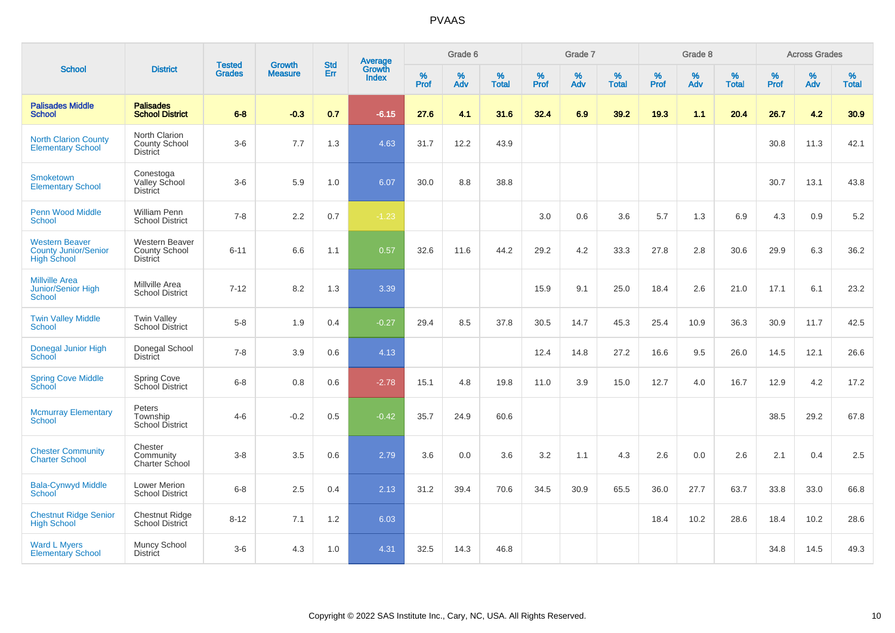# PVAAS

| School | District | Tested Grades | Growth Measure | Std Err | Average Growth Index | Grade 6 | | | Grade 7 | | | Grade 8 | | | Across Grades | | |
|---|---|---|---|---|---|---|---|---|---|---|---|---|---|---|---|---|---|
| | | | | | | % Prof | % Adv | % Total | % Prof | % Adv | % Total | % Prof | % Adv | % Total | % Prof | % Adv | % Total |
| **Palisades Middle School** | **Palisades School District** | **6-8** | **-0.3** | **0.7** | **-6.15** | **27.6** | **4.1** | **31.6** | **32.4** | **6.9** | **39.2** | **19.3** | **1.1** | **20.4** | **26.7** | **4.2** | **30.9** |
| North Clarion County Elementary School | North Clarion County School District | 3-6 | 7.7 | 1.3 | 4.63 | 31.7 | 12.2 | 43.9 | | | | | | | 30.8 | 11.3 | 42.1 |
| Smoketown Elementary School | Conestoga Valley School District | 3-6 | 5.9 | 1.0 | 6.07 | 30.0 | 8.8 | 38.8 | | | | | | | 30.7 | 13.1 | 43.8 |
| Penn Wood Middle School | William Penn School District | 7-8 | 2.2 | 0.7 | -1.23 | | | | 3.0 | 0.6 | 3.6 | 5.7 | 1.3 | 6.9 | 4.3 | 0.9 | 5.2 |
| Western Beaver County Junior/Senior High School | Western Beaver County School District | 6-11 | 6.6 | 1.1 | 0.57 | 32.6 | 11.6 | 44.2 | 29.2 | 4.2 | 33.3 | 27.8 | 2.8 | 30.6 | 29.9 | 6.3 | 36.2 |
| Millville Area Junior/Senior High School | Millville Area School District | 7-12 | 8.2 | 1.3 | 3.39 | | | | 15.9 | 9.1 | 25.0 | 18.4 | 2.6 | 21.0 | 17.1 | 6.1 | 23.2 |
| Twin Valley Middle School | Twin Valley School District | 5-8 | 1.9 | 0.4 | -0.27 | 29.4 | 8.5 | 37.8 | 30.5 | 14.7 | 45.3 | 25.4 | 10.9 | 36.3 | 30.9 | 11.7 | 42.5 |
| Donegal Junior High School | Donegal School District | 7-8 | 3.9 | 0.6 | 4.13 | | | | 12.4 | 14.8 | 27.2 | 16.6 | 9.5 | 26.0 | 14.5 | 12.1 | 26.6 |
| Spring Cove Middle School | Spring Cove School District | 6-8 | 0.8 | 0.6 | -2.78 | 15.1 | 4.8 | 19.8 | 11.0 | 3.9 | 15.0 | 12.7 | 4.0 | 16.7 | 12.9 | 4.2 | 17.2 |
| Mcmurray Elementary School | Peters Township School District | 4-6 | -0.2 | 0.5 | -0.42 | 35.7 | 24.9 | 60.6 | | | | | | | 38.5 | 29.2 | 67.8 |
| Chester Community Charter School | Chester Community Charter School | 3-8 | 3.5 | 0.6 | 2.79 | 3.6 | 0.0 | 3.6 | 3.2 | 1.1 | 4.3 | 2.6 | 0.0 | 2.6 | 2.1 | 0.4 | 2.5 |
| Bala-Cynwyd Middle School | Lower Merion School District | 6-8 | 2.5 | 0.4 | 2.13 | 31.2 | 39.4 | 70.6 | 34.5 | 30.9 | 65.5 | 36.0 | 27.7 | 63.7 | 33.8 | 33.0 | 66.8 |
| Chestnut Ridge Senior High School | Chestnut Ridge School District | 8-12 | 7.1 | 1.2 | 6.03 | | | | | | | 18.4 | 10.2 | 28.6 | 18.4 | 10.2 | 28.6 |
| Ward L Myers Elementary School | Muncy School District | 3-6 | 4.3 | 1.0 | 4.31 | 32.5 | 14.3 | 46.8 | | | | | | | 34.8 | 14.5 | 49.3 |

Copyright © 2022 SAS Institute Inc., Cary, NC, USA. All Rights Reserved.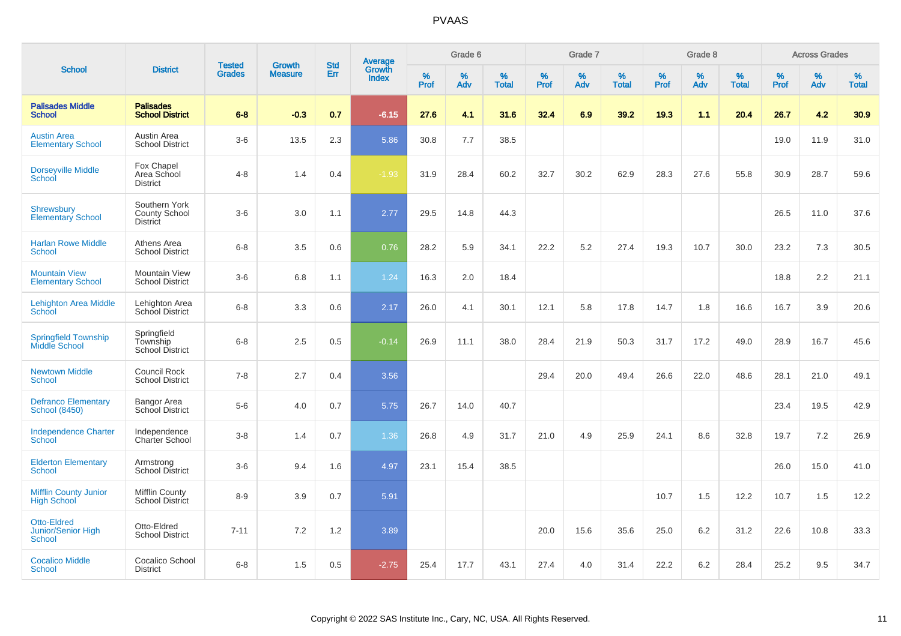# PVAAS

| School | District | Tested Grades | Growth Measure | Std Err | Average Growth Index | Grade 6 | | | Grade 7 | | | Grade 8 | | | Across Grades | | |
|---|---|---|---|---|---|---|---|---|---|---|---|---|---|---|---|---|---|
| | | | | | | % Prof | % Adv | % Total | % Prof | % Adv | % Total | % Prof | % Adv | % Total | % Prof | % Adv | % Total |
| **Palisades Middle School** | **Palisades School District** | **6-8** | **-0.3** | **0.7** | **-6.15** | **27.6** | **4.1** | **31.6** | **32.4** | **6.9** | **39.2** | **19.3** | **1.1** | **20.4** | **26.7** | **4.2** | **30.9** |
| Austin Area Elementary School | Austin Area School District | 3-6 | 13.5 | 2.3 | 5.86 | 30.8 | 7.7 | 38.5 | | | | | | | 19.0 | 11.9 | 31.0 |
| Dorseyville Middle School | Fox Chapel Area School District | 4-8 | 1.4 | 0.4 | -1.93 | 31.9 | 28.4 | 60.2 | 32.7 | 30.2 | 62.9 | 28.3 | 27.6 | 55.8 | 30.9 | 28.7 | 59.6 |
| Shrewsbury Elementary School | Southern York County School District | 3-6 | 3.0 | 1.1 | 2.77 | 29.5 | 14.8 | 44.3 | | | | | | | 26.5 | 11.0 | 37.6 |
| Harlan Rowe Middle School | Athens Area School District | 6-8 | 3.5 | 0.6 | 0.76 | 28.2 | 5.9 | 34.1 | 22.2 | 5.2 | 27.4 | 19.3 | 10.7 | 30.0 | 23.2 | 7.3 | 30.5 |
| Mountain View Elementary School | Mountain View School District | 3-6 | 6.8 | 1.1 | 1.24 | 16.3 | 2.0 | 18.4 | | | | | | | 18.8 | 2.2 | 21.1 |
| Lehighton Area Middle School | Lehighton Area School District | 6-8 | 3.3 | 0.6 | 2.17 | 26.0 | 4.1 | 30.1 | 12.1 | 5.8 | 17.8 | 14.7 | 1.8 | 16.6 | 16.7 | 3.9 | 20.6 |
| Springfield Township Middle School | Springfield Township School District | 6-8 | 2.5 | 0.5 | -0.14 | 26.9 | 11.1 | 38.0 | 28.4 | 21.9 | 50.3 | 31.7 | 17.2 | 49.0 | 28.9 | 16.7 | 45.6 |
| Newtown Middle School | Council Rock School District | 7-8 | 2.7 | 0.4 | 3.56 | | | | 29.4 | 20.0 | 49.4 | 26.6 | 22.0 | 48.6 | 28.1 | 21.0 | 49.1 |
| Defranco Elementary School (8450) | Bangor Area School District | 5-6 | 4.0 | 0.7 | 5.75 | 26.7 | 14.0 | 40.7 | | | | | | | 23.4 | 19.5 | 42.9 |
| Independence Charter School | Independence Charter School | 3-8 | 1.4 | 0.7 | 1.36 | 26.8 | 4.9 | 31.7 | 21.0 | 4.9 | 25.9 | 24.1 | 8.6 | 32.8 | 19.7 | 7.2 | 26.9 |
| Elderton Elementary School | Armstrong School District | 3-6 | 9.4 | 1.6 | 4.97 | 23.1 | 15.4 | 38.5 | | | | | | | 26.0 | 15.0 | 41.0 |
| Mifflin County Junior High School | Mifflin County School District | 8-9 | 3.9 | 0.7 | 5.91 | | | | | | | 10.7 | 1.5 | 12.2 | 10.7 | 1.5 | 12.2 |
| Otto-Eldred Junior/Senior High School | Otto-Eldred School District | 7-11 | 7.2 | 1.2 | 3.89 | | | | 20.0 | 15.6 | 35.6 | 25.0 | 6.2 | 31.2 | 22.6 | 10.8 | 33.3 |
| Cocalico Middle School | Cocalico School District | 6-8 | 1.5 | 0.5 | -2.75 | 25.4 | 17.7 | 43.1 | 27.4 | 4.0 | 31.4 | 22.2 | 6.2 | 28.4 | 25.2 | 9.5 | 34.7 |

Copyright © 2022 SAS Institute Inc., Cary, NC, USA. All Rights Reserved.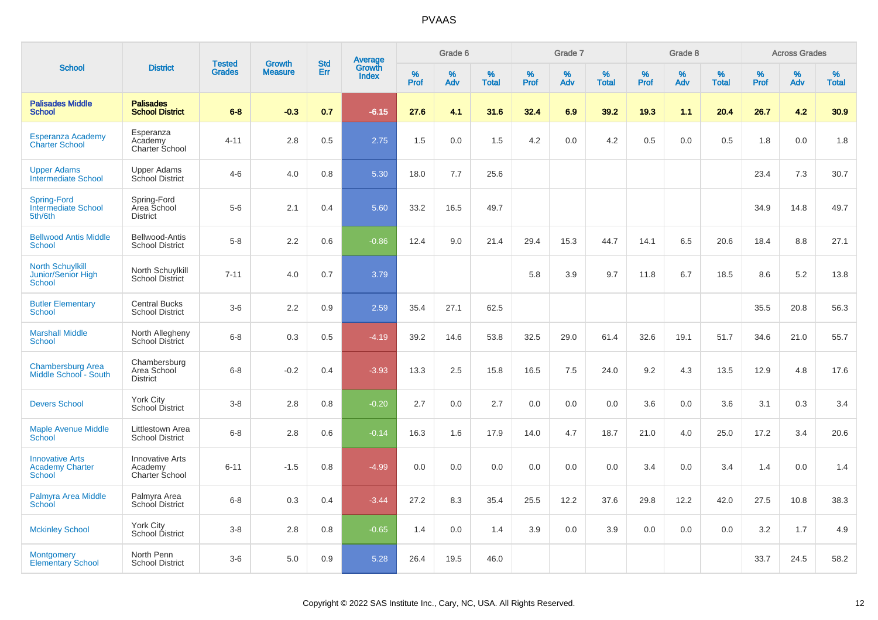# PVAAS

| School | District | Tested Grades | Growth Measure | Std Err | Average Growth Index | Grade 6 | | | Grade 7 | | | Grade 8 | | | Across Grades | | |
|---|---|---|---|---|---|---|---|---|---|---|---|---|---|---|---|---|---|
| | | | | | | % Prof | % Adv | % Total | % Prof | % Adv | % Total | % Prof | % Adv | % Total | % Prof | % Adv | % Total |
| **Palisades Middle School** | **Palisades School District** | **6-8** | **-0.3** | **0.7** | **-6.15** | **27.6** | **4.1** | **31.6** | **32.4** | **6.9** | **39.2** | **19.3** | **1.1** | **20.4** | **26.7** | **4.2** | **30.9** |
| Esperanza Academy Charter School | Esperanza Academy Charter School | 4-11 | 2.8 | 0.5 | 2.75 | 1.5 | 0.0 | 1.5 | 4.2 | 0.0 | 4.2 | 0.5 | 0.0 | 0.5 | 1.8 | 0.0 | 1.8 |
| Upper Adams Intermediate School | Upper Adams School District | 4-6 | 4.0 | 0.8 | 5.30 | 18.0 | 7.7 | 25.6 | | | | | | | 23.4 | 7.3 | 30.7 |
| Spring-Ford Intermediate School 5th/6th | Spring-Ford Area School District | 5-6 | 2.1 | 0.4 | 5.60 | 33.2 | 16.5 | 49.7 | | | | | | | 34.9 | 14.8 | 49.7 |
| Bellwood Antis Middle School | Bellwood-Antis School District | 5-8 | 2.2 | 0.6 | -0.86 | 12.4 | 9.0 | 21.4 | 29.4 | 15.3 | 44.7 | 14.1 | 6.5 | 20.6 | 18.4 | 8.8 | 27.1 |
| North Schuylkill Junior/Senior High School | North Schuylkill School District | 7-11 | 4.0 | 0.7 | 3.79 | | | | 5.8 | 3.9 | 9.7 | 11.8 | 6.7 | 18.5 | 8.6 | 5.2 | 13.8 |
| Butler Elementary School | Central Bucks School District | 3-6 | 2.2 | 0.9 | 2.59 | 35.4 | 27.1 | 62.5 | | | | | | | 35.5 | 20.8 | 56.3 |
| Marshall Middle School | North Allegheny School District | 6-8 | 0.3 | 0.5 | -4.19 | 39.2 | 14.6 | 53.8 | 32.5 | 29.0 | 61.4 | 32.6 | 19.1 | 51.7 | 34.6 | 21.0 | 55.7 |
| Chambersburg Area Middle School - South | Chambersburg Area School District | 6-8 | -0.2 | 0.4 | -3.93 | 13.3 | 2.5 | 15.8 | 16.5 | 7.5 | 24.0 | 9.2 | 4.3 | 13.5 | 12.9 | 4.8 | 17.6 |
| Devers School | York City School District | 3-8 | 2.8 | 0.8 | -0.20 | 2.7 | 0.0 | 2.7 | 0.0 | 0.0 | 0.0 | 3.6 | 0.0 | 3.6 | 3.1 | 0.3 | 3.4 |
| Maple Avenue Middle School | Littlestown Area School District | 6-8 | 2.8 | 0.6 | -0.14 | 16.3 | 1.6 | 17.9 | 14.0 | 4.7 | 18.7 | 21.0 | 4.0 | 25.0 | 17.2 | 3.4 | 20.6 |
| Innovative Arts Academy Charter School | Innovative Arts Academy Charter School | 6-11 | -1.5 | 0.8 | -4.99 | 0.0 | 0.0 | 0.0 | 0.0 | 0.0 | 0.0 | 3.4 | 0.0 | 3.4 | 1.4 | 0.0 | 1.4 |
| Palmyra Area Middle School | Palmyra Area School District | 6-8 | 0.3 | 0.4 | -3.44 | 27.2 | 8.3 | 35.4 | 25.5 | 12.2 | 37.6 | 29.8 | 12.2 | 42.0 | 27.5 | 10.8 | 38.3 |
| Mckinley School | York City School District | 3-8 | 2.8 | 0.8 | -0.65 | 1.4 | 0.0 | 1.4 | 3.9 | 0.0 | 3.9 | 0.0 | 0.0 | 0.0 | 3.2 | 1.7 | 4.9 |
| Montgomery Elementary School | North Penn School District | 3-6 | 5.0 | 0.9 | 5.28 | 26.4 | 19.5 | 46.0 | | | | | | | 33.7 | 24.5 | 58.2 |

Copyright © 2022 SAS Institute Inc., Cary, NC, USA. All Rights Reserved.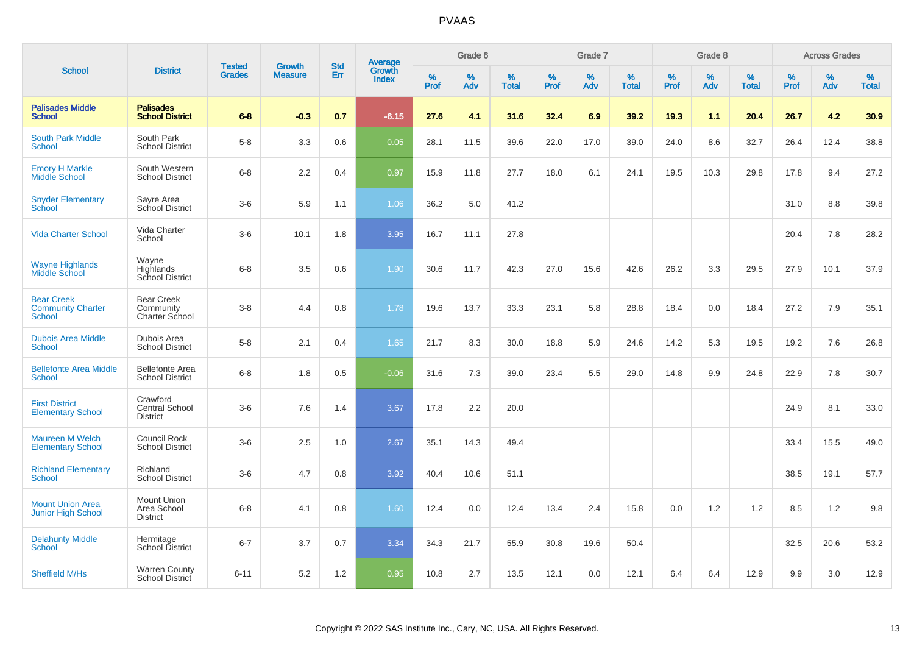# PVAAS

| School | District | Tested Grades | Growth Measure | Std Err | Average Growth Index | Grade 6 | | | Grade 7 | | | Grade 8 | | | Across Grades | | |
|---|---|---|---|---|---|---|---|---|---|---|---|---|---|---|---|---|---|
| | | | | | | % Prof | % Adv | % Total | % Prof | % Adv | % Total | % Prof | % Adv | % Total | % Prof | % Adv | % Total |
| **Palisades Middle School** | **Palisades School District** | **6-8** | **-0.3** | **0.7** | **-6.15** | **27.6** | **4.1** | **31.6** | **32.4** | **6.9** | **39.2** | **19.3** | **1.1** | **20.4** | **26.7** | **4.2** | **30.9** |
| South Park Middle School | South Park School District | 5-8 | 3.3 | 0.6 | 0.05 | 28.1 | 11.5 | 39.6 | 22.0 | 17.0 | 39.0 | 24.0 | 8.6 | 32.7 | 26.4 | 12.4 | 38.8 |
| Emory H Markle Middle School | South Western School District | 6-8 | 2.2 | 0.4 | 0.97 | 15.9 | 11.8 | 27.7 | 18.0 | 6.1 | 24.1 | 19.5 | 10.3 | 29.8 | 17.8 | 9.4 | 27.2 |
| Snyder Elementary School | Sayre Area School District | 3-6 | 5.9 | 1.1 | 1.06 | 36.2 | 5.0 | 41.2 | | | | | | | 31.0 | 8.8 | 39.8 |
| Vida Charter School | Vida Charter School | 3-6 | 10.1 | 1.8 | 3.95 | 16.7 | 11.1 | 27.8 | | | | | | | 20.4 | 7.8 | 28.2 |
| Wayne Highlands Middle School | Wayne Highlands School District | 6-8 | 3.5 | 0.6 | 1.90 | 30.6 | 11.7 | 42.3 | 27.0 | 15.6 | 42.6 | 26.2 | 3.3 | 29.5 | 27.9 | 10.1 | 37.9 |
| Bear Creek Community Charter School | Bear Creek Community Charter School | 3-8 | 4.4 | 0.8 | 1.78 | 19.6 | 13.7 | 33.3 | 23.1 | 5.8 | 28.8 | 18.4 | 0.0 | 18.4 | 27.2 | 7.9 | 35.1 |
| Dubois Area Middle School | Dubois Area School District | 5-8 | 2.1 | 0.4 | 1.65 | 21.7 | 8.3 | 30.0 | 18.8 | 5.9 | 24.6 | 14.2 | 5.3 | 19.5 | 19.2 | 7.6 | 26.8 |
| Bellefonte Area Middle School | Bellefonte Area School District | 6-8 | 1.8 | 0.5 | -0.06 | 31.6 | 7.3 | 39.0 | 23.4 | 5.5 | 29.0 | 14.8 | 9.9 | 24.8 | 22.9 | 7.8 | 30.7 |
| First District Elementary School | Crawford Central School District | 3-6 | 7.6 | 1.4 | 3.67 | 17.8 | 2.2 | 20.0 | | | | | | | 24.9 | 8.1 | 33.0 |
| Maureen M Welch Elementary School | Council Rock School District | 3-6 | 2.5 | 1.0 | 2.67 | 35.1 | 14.3 | 49.4 | | | | | | | 33.4 | 15.5 | 49.0 |
| Richland Elementary School | Richland School District | 3-6 | 4.7 | 0.8 | 3.92 | 40.4 | 10.6 | 51.1 | | | | | | | 38.5 | 19.1 | 57.7 |
| Mount Union Area Junior High School | Mount Union Area School District | 6-8 | 4.1 | 0.8 | 1.60 | 12.4 | 0.0 | 12.4 | 13.4 | 2.4 | 15.8 | 0.0 | 1.2 | 1.2 | 8.5 | 1.2 | 9.8 |
| Delahunty Middle School | Hermitage School District | 6-7 | 3.7 | 0.7 | 3.34 | 34.3 | 21.7 | 55.9 | 30.8 | 19.6 | 50.4 | | | | 32.5 | 20.6 | 53.2 |
| Sheffield M/Hs | Warren County School District | 6-11 | 5.2 | 1.2 | 0.95 | 10.8 | 2.7 | 13.5 | 12.1 | 0.0 | 12.1 | 6.4 | 6.4 | 12.9 | 9.9 | 3.0 | 12.9 |

Copyright © 2022 SAS Institute Inc., Cary, NC, USA. All Rights Reserved.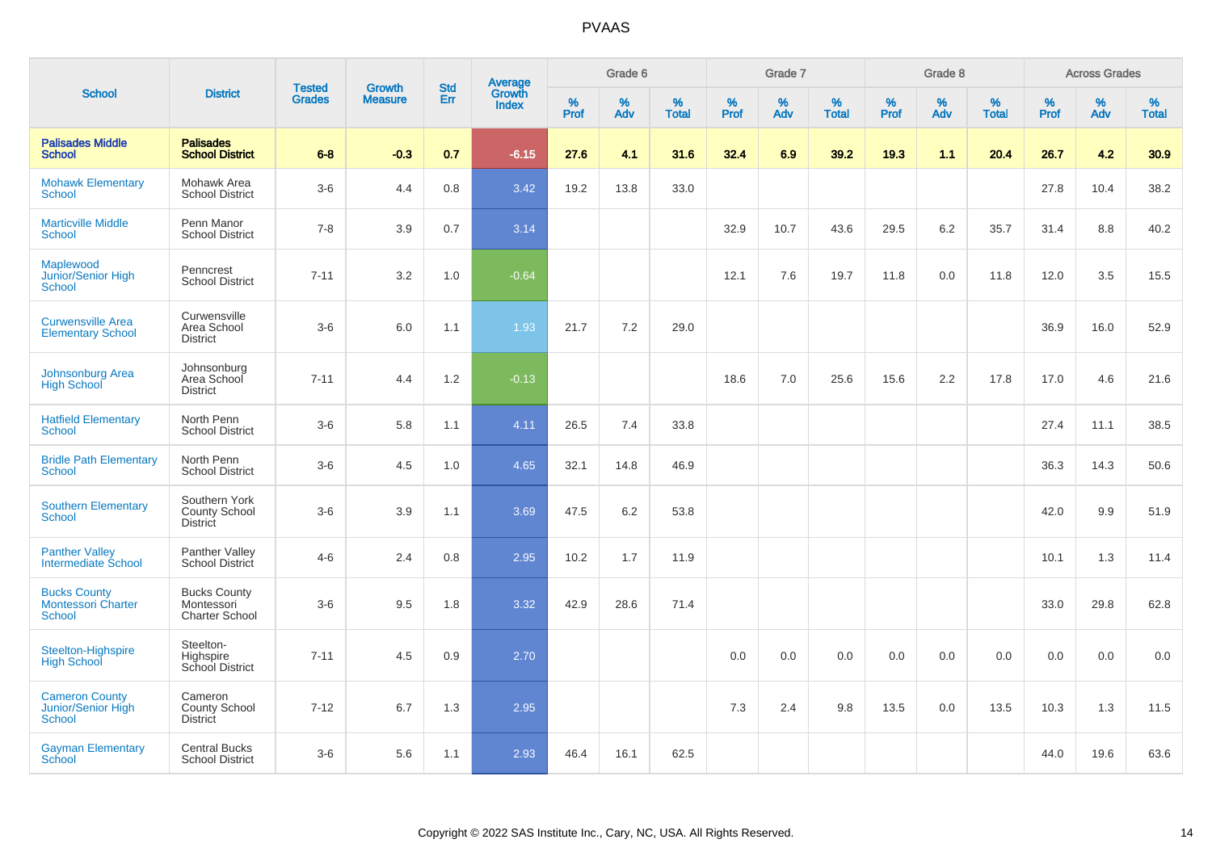# PVAAS

| School | District | Tested Grades | Growth Measure | Std Err | Average Growth Index | Grade 6 | | | Grade 7 | | | Grade 8 | | | Across Grades | | |
|---|---|---|---|---|---|---|---|---|---|---|---|---|---|---|---|---|---|
| | | | | | | % Prof | % Adv | % Total | % Prof | % Adv | % Total | % Prof | % Adv | % Total | % Prof | % Adv | % Total |
| **Palisades Middle School** | **Palisades School District** | **6-8** | **-0.3** | **0.7** | **-6.15** | **27.6** | **4.1** | **31.6** | **32.4** | **6.9** | **39.2** | **19.3** | **1.1** | **20.4** | **26.7** | **4.2** | **30.9** |
| Mohawk Elementary School | Mohawk Area School District | 3-6 | 4.4 | 0.8 | 3.42 | 19.2 | 13.8 | 33.0 | | | | | | | 27.8 | 10.4 | 38.2 |
| Marticville Middle School | Penn Manor School District | 7-8 | 3.9 | 0.7 | 3.14 | | | | 32.9 | 10.7 | 43.6 | 29.5 | 6.2 | 35.7 | 31.4 | 8.8 | 40.2 |
| Maplewood Junior/Senior High School | Penncrest School District | 7-11 | 3.2 | 1.0 | -0.64 | | | | 12.1 | 7.6 | 19.7 | 11.8 | 0.0 | 11.8 | 12.0 | 3.5 | 15.5 |
| Curwensville Area Elementary School | Curwensville Area School District | 3-6 | 6.0 | 1.1 | 1.93 | 21.7 | 7.2 | 29.0 | | | | | | | 36.9 | 16.0 | 52.9 |
| Johnsonburg Area High School | Johnsonburg Area School District | 7-11 | 4.4 | 1.2 | -0.13 | | | | 18.6 | 7.0 | 25.6 | 15.6 | 2.2 | 17.8 | 17.0 | 4.6 | 21.6 |
| Hatfield Elementary School | North Penn School District | 3-6 | 5.8 | 1.1 | 4.11 | 26.5 | 7.4 | 33.8 | | | | | | | 27.4 | 11.1 | 38.5 |
| Bridle Path Elementary School | North Penn School District | 3-6 | 4.5 | 1.0 | 4.65 | 32.1 | 14.8 | 46.9 | | | | | | | 36.3 | 14.3 | 50.6 |
| Southern Elementary School | Southern York County School District | 3-6 | 3.9 | 1.1 | 3.69 | 47.5 | 6.2 | 53.8 | | | | | | | 42.0 | 9.9 | 51.9 |
| Panther Valley Intermediate School | Panther Valley School District | 4-6 | 2.4 | 0.8 | 2.95 | 10.2 | 1.7 | 11.9 | | | | | | | 10.1 | 1.3 | 11.4 |
| Bucks County Montessori Charter School | Bucks County Montessori Charter School | 3-6 | 9.5 | 1.8 | 3.32 | 42.9 | 28.6 | 71.4 | | | | | | | 33.0 | 29.8 | 62.8 |
| Steelton-Highspire High School | Steelton-Highspire School District | 7-11 | 4.5 | 0.9 | 2.70 | | | | 0.0 | 0.0 | 0.0 | 0.0 | 0.0 | 0.0 | 0.0 | 0.0 | 0.0 |
| Cameron County Junior/Senior High School | Cameron County School District | 7-12 | 6.7 | 1.3 | 2.95 | | | | 7.3 | 2.4 | 9.8 | 13.5 | 0.0 | 13.5 | 10.3 | 1.3 | 11.5 |
| Gayman Elementary School | Central Bucks School District | 3-6 | 5.6 | 1.1 | 2.93 | 46.4 | 16.1 | 62.5 | | | | | | | 44.0 | 19.6 | 63.6 |

Copyright © 2022 SAS Institute Inc., Cary, NC, USA. All Rights Reserved.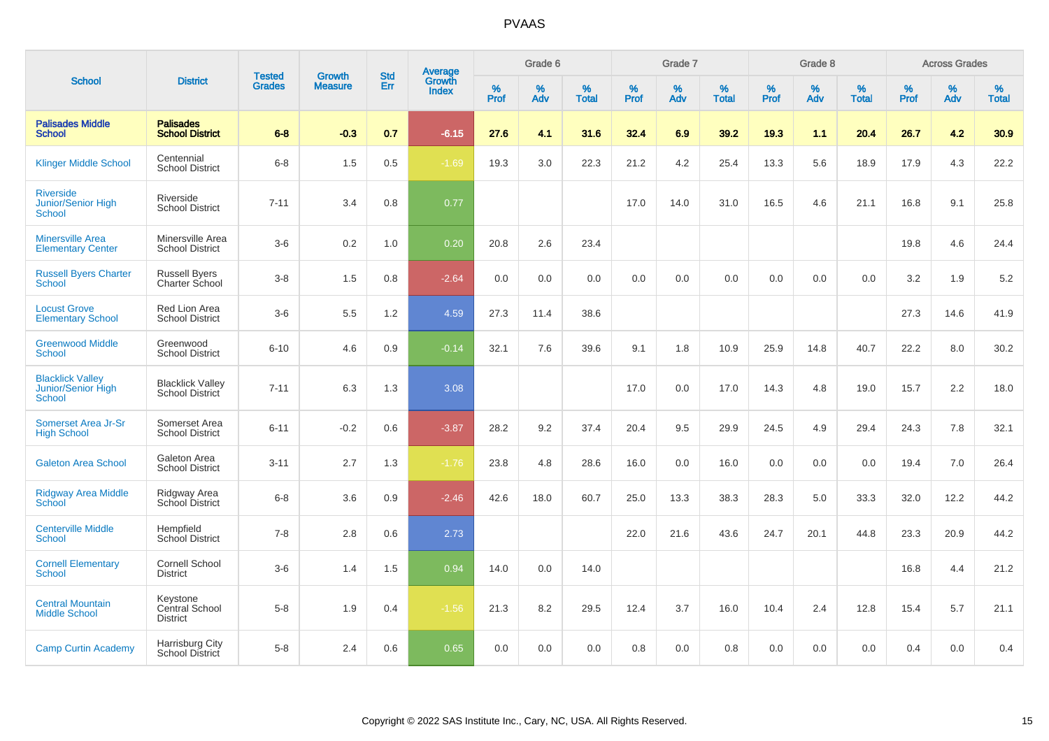# PVAAS

| School | District | Tested Grades | Growth Measure | Std Err | Average Growth Index | Grade 6 | | | Grade 7 | | | Grade 8 | | | Across Grades | | |
|---|---|---|---|---|---|---|---|---|---|---|---|---|---|---|---|---|---|
| | | | | | | % Prof | % Adv | % Total | % Prof | % Adv | % Total | % Prof | % Adv | % Total | % Prof | % Adv | % Total |
| **Palisades Middle School** | **Palisades School District** | **6-8** | **-0.3** | **0.7** | **-6.15** | **27.6** | **4.1** | **31.6** | **32.4** | **6.9** | **39.2** | **19.3** | **1.1** | **20.4** | **26.7** | **4.2** | **30.9** |
| Klinger Middle School | Centennial School District | 6-8 | 1.5 | 0.5 | -1.69 | 19.3 | 3.0 | 22.3 | 21.2 | 4.2 | 25.4 | 13.3 | 5.6 | 18.9 | 17.9 | 4.3 | 22.2 |
| Riverside Junior/Senior High School | Riverside School District | 7-11 | 3.4 | 0.8 | 0.77 | | | | 17.0 | 14.0 | 31.0 | 16.5 | 4.6 | 21.1 | 16.8 | 9.1 | 25.8 |
| Minersville Area Elementary Center | Minersville Area School District | 3-6 | 0.2 | 1.0 | 0.20 | 20.8 | 2.6 | 23.4 | | | | | | | 19.8 | 4.6 | 24.4 |
| Russell Byers Charter School | Russell Byers Charter School | 3-8 | 1.5 | 0.8 | -2.64 | 0.0 | 0.0 | 0.0 | 0.0 | 0.0 | 0.0 | 0.0 | 0.0 | 0.0 | 3.2 | 1.9 | 5.2 |
| Locust Grove Elementary School | Red Lion Area School District | 3-6 | 5.5 | 1.2 | 4.59 | 27.3 | 11.4 | 38.6 | | | | | | | 27.3 | 14.6 | 41.9 |
| Greenwood Middle School | Greenwood School District | 6-10 | 4.6 | 0.9 | -0.14 | 32.1 | 7.6 | 39.6 | 9.1 | 1.8 | 10.9 | 25.9 | 14.8 | 40.7 | 22.2 | 8.0 | 30.2 |
| Blacklick Valley Junior/Senior High School | Blacklick Valley School District | 7-11 | 6.3 | 1.3 | 3.08 | | | | 17.0 | 0.0 | 17.0 | 14.3 | 4.8 | 19.0 | 15.7 | 2.2 | 18.0 |
| Somerset Area Jr-Sr High School | Somerset Area School District | 6-11 | -0.2 | 0.6 | -3.87 | 28.2 | 9.2 | 37.4 | 20.4 | 9.5 | 29.9 | 24.5 | 4.9 | 29.4 | 24.3 | 7.8 | 32.1 |
| Galeton Area School | Galeton Area School District | 3-11 | 2.7 | 1.3 | -1.76 | 23.8 | 4.8 | 28.6 | 16.0 | 0.0 | 16.0 | 0.0 | 0.0 | 0.0 | 19.4 | 7.0 | 26.4 |
| Ridgway Area Middle School | Ridgway Area School District | 6-8 | 3.6 | 0.9 | -2.46 | 42.6 | 18.0 | 60.7 | 25.0 | 13.3 | 38.3 | 28.3 | 5.0 | 33.3 | 32.0 | 12.2 | 44.2 |
| Centerville Middle School | Hempfield School District | 7-8 | 2.8 | 0.6 | 2.73 | | | | 22.0 | 21.6 | 43.6 | 24.7 | 20.1 | 44.8 | 23.3 | 20.9 | 44.2 |
| Cornell Elementary School | Cornell School District | 3-6 | 1.4 | 1.5 | 0.94 | 14.0 | 0.0 | 14.0 | | | | | | | 16.8 | 4.4 | 21.2 |
| Central Mountain Middle School | Keystone Central School District | 5-8 | 1.9 | 0.4 | -1.56 | 21.3 | 8.2 | 29.5 | 12.4 | 3.7 | 16.0 | 10.4 | 2.4 | 12.8 | 15.4 | 5.7 | 21.1 |
| Camp Curtin Academy | Harrisburg City School District | 5-8 | 2.4 | 0.6 | 0.65 | 0.0 | 0.0 | 0.0 | 0.8 | 0.0 | 0.8 | 0.0 | 0.0 | 0.0 | 0.4 | 0.0 | 0.4 |

Copyright © 2022 SAS Institute Inc., Cary, NC, USA. All Rights Reserved.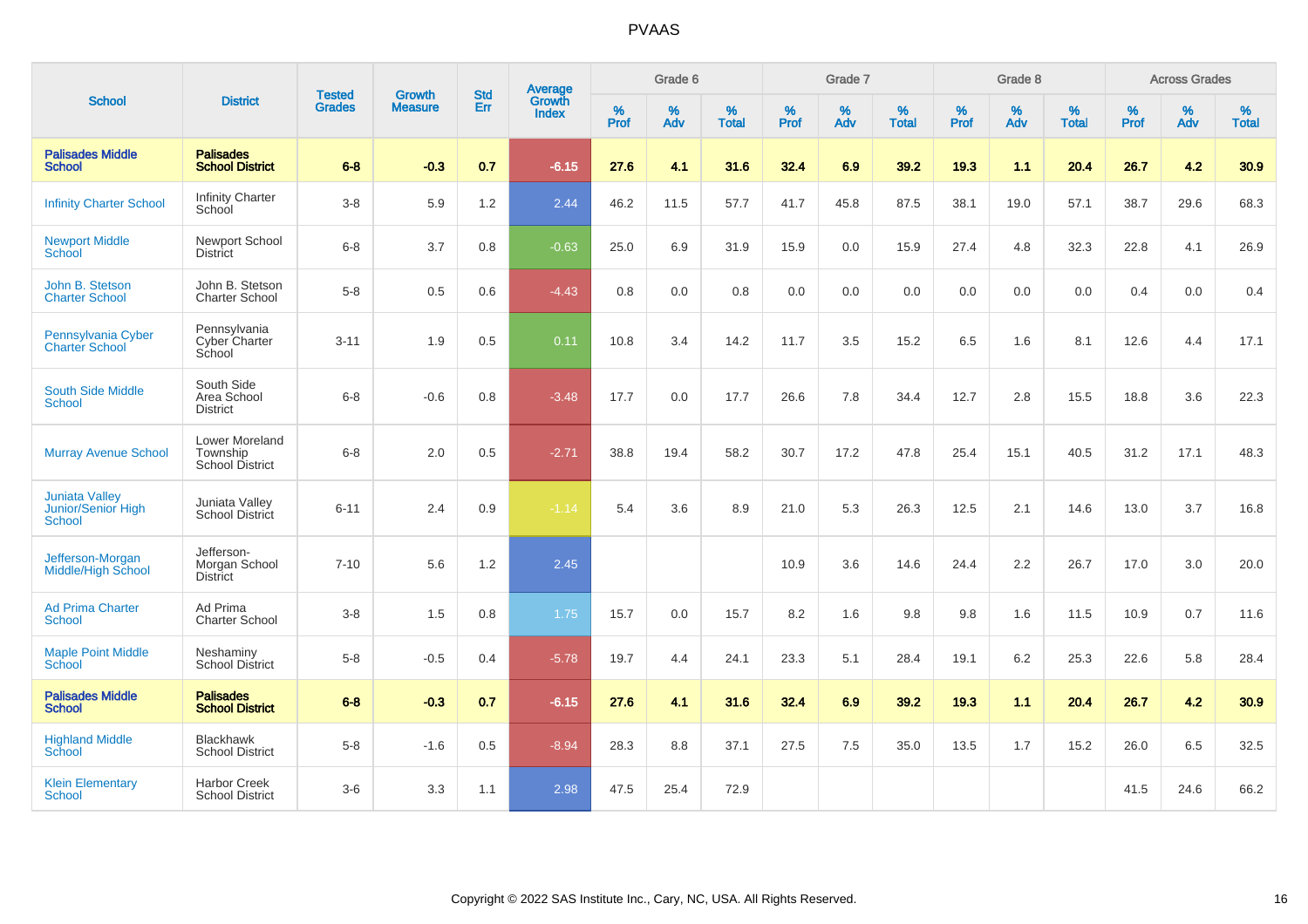# PVAAS

| School | District | Tested Grades | Growth Measure | Std Err | Average Growth Index | Grade 6 | | | Grade 7 | | | Grade 8 | | | Across Grades | | |
|---|---|---|---|---|---|---|---|---|---|---|---|---|---|---|---|---|---|
| | | | | | | % Prof | % Adv | % Total | % Prof | % Adv | % Total | % Prof | % Adv | % Total | % Prof | % Adv | % Total |
| **Palisades Middle School** | **Palisades School District** | **6-8** | **-0.3** | **0.7** | **-6.15** | **27.6** | **4.1** | **31.6** | **32.4** | **6.9** | **39.2** | **19.3** | **1.1** | **20.4** | **26.7** | **4.2** | **30.9** |
| Infinity Charter School | Infinity Charter School | 3-8 | 5.9 | 1.2 | 2.44 | 46.2 | 11.5 | 57.7 | 41.7 | 45.8 | 87.5 | 38.1 | 19.0 | 57.1 | 38.7 | 29.6 | 68.3 |
| Newport Middle School | Newport School District | 6-8 | 3.7 | 0.8 | -0.63 | 25.0 | 6.9 | 31.9 | 15.9 | 0.0 | 15.9 | 27.4 | 4.8 | 32.3 | 22.8 | 4.1 | 26.9 |
| John B. Stetson Charter School | John B. Stetson Charter School | 5-8 | 0.5 | 0.6 | -4.43 | 0.8 | 0.0 | 0.8 | 0.0 | 0.0 | 0.0 | 0.0 | 0.0 | 0.0 | 0.4 | 0.0 | 0.4 |
| Pennsylvania Cyber Charter School | Pennsylvania Cyber Charter School | 3-11 | 1.9 | 0.5 | 0.11 | 10.8 | 3.4 | 14.2 | 11.7 | 3.5 | 15.2 | 6.5 | 1.6 | 8.1 | 12.6 | 4.4 | 17.1 |
| South Side Middle School | South Side Area School District | 6-8 | -0.6 | 0.8 | -3.48 | 17.7 | 0.0 | 17.7 | 26.6 | 7.8 | 34.4 | 12.7 | 2.8 | 15.5 | 18.8 | 3.6 | 22.3 |
| Murray Avenue School | Lower Moreland Township School District | 6-8 | 2.0 | 0.5 | -2.71 | 38.8 | 19.4 | 58.2 | 30.7 | 17.2 | 47.8 | 25.4 | 15.1 | 40.5 | 31.2 | 17.1 | 48.3 |
| Juniata Valley Junior/Senior High School | Juniata Valley School District | 6-11 | 2.4 | 0.9 | -1.14 | 5.4 | 3.6 | 8.9 | 21.0 | 5.3 | 26.3 | 12.5 | 2.1 | 14.6 | 13.0 | 3.7 | 16.8 |
| Jefferson-Morgan Middle/High School | Jefferson-Morgan School District | 7-10 | 5.6 | 1.2 | 2.45 | | | | 10.9 | 3.6 | 14.6 | 24.4 | 2.2 | 26.7 | 17.0 | 3.0 | 20.0 |
| Ad Prima Charter School | Ad Prima Charter School | 3-8 | 1.5 | 0.8 | 1.75 | 15.7 | 0.0 | 15.7 | 8.2 | 1.6 | 9.8 | 9.8 | 1.6 | 11.5 | 10.9 | 0.7 | 11.6 |
| Maple Point Middle School | Neshaminy School District | 5-8 | -0.5 | 0.4 | -5.78 | 19.7 | 4.4 | 24.1 | 23.3 | 5.1 | 28.4 | 19.1 | 6.2 | 25.3 | 22.6 | 5.8 | 28.4 |
| **Palisades Middle School** | **Palisades School District** | **6-8** | **-0.3** | **0.7** | **-6.15** | **27.6** | **4.1** | **31.6** | **32.4** | **6.9** | **39.2** | **19.3** | **1.1** | **20.4** | **26.7** | **4.2** | **30.9** |
| Highland Middle School | Blackhawk School District | 5-8 | -1.6 | 0.5 | -8.94 | 28.3 | 8.8 | 37.1 | 27.5 | 7.5 | 35.0 | 13.5 | 1.7 | 15.2 | 26.0 | 6.5 | 32.5 |
| Klein Elementary School | Harbor Creek School District | 3-6 | 3.3 | 1.1 | 2.98 | 47.5 | 25.4 | 72.9 | | | | | | | 41.5 | 24.6 | 66.2 |

Copyright © 2022 SAS Institute Inc., Cary, NC, USA. All Rights Reserved.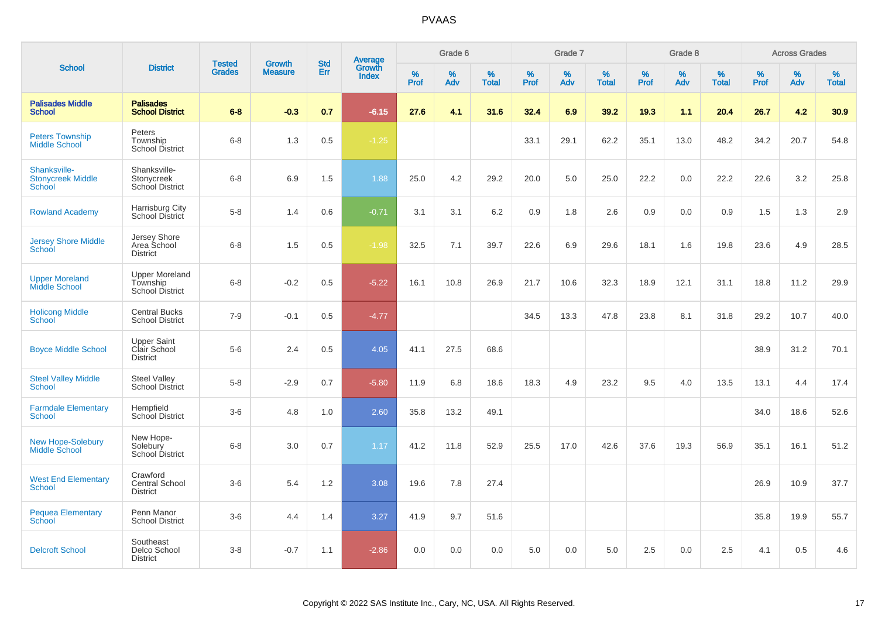# PVAAS

| School | District | Tested Grades | Growth Measure | Std Err | Average Growth Index | Grade 6 | | | Grade 7 | | | Grade 8 | | | Across Grades | | |
|---|---|---|---|---|---|---|---|---|---|---|---|---|---|---|---|---|---|
| | | | | | | % Prof | % Adv | % Total | % Prof | % Adv | % Total | % Prof | % Adv | % Total | % Prof | % Adv | % Total |
| **Palisades Middle School** | **Palisades School District** | **6-8** | **-0.3** | **0.7** | **-6.15** | **27.6** | **4.1** | **31.6** | **32.4** | **6.9** | **39.2** | **19.3** | **1.1** | **20.4** | **26.7** | **4.2** | **30.9** |
| Peters Township Middle School | Peters Township School District | 6-8 | 1.3 | 0.5 | -1.25 | | | | 33.1 | 29.1 | 62.2 | 35.1 | 13.0 | 48.2 | 34.2 | 20.7 | 54.8 |
| Shanksville-Stonycreek Middle School | Shanksville-Stonycreek School District | 6-8 | 6.9 | 1.5 | 1.88 | 25.0 | 4.2 | 29.2 | 20.0 | 5.0 | 25.0 | 22.2 | 0.0 | 22.2 | 22.6 | 3.2 | 25.8 |
| Rowland Academy | Harrisburg City School District | 5-8 | 1.4 | 0.6 | -0.71 | 3.1 | 3.1 | 6.2 | 0.9 | 1.8 | 2.6 | 0.9 | 0.0 | 0.9 | 1.5 | 1.3 | 2.9 |
| Jersey Shore Middle School | Jersey Shore Area School District | 6-8 | 1.5 | 0.5 | -1.98 | 32.5 | 7.1 | 39.7 | 22.6 | 6.9 | 29.6 | 18.1 | 1.6 | 19.8 | 23.6 | 4.9 | 28.5 |
| Upper Moreland Middle School | Upper Moreland Township School District | 6-8 | -0.2 | 0.5 | -5.22 | 16.1 | 10.8 | 26.9 | 21.7 | 10.6 | 32.3 | 18.9 | 12.1 | 31.1 | 18.8 | 11.2 | 29.9 |
| Holicong Middle School | Central Bucks School District | 7-9 | -0.1 | 0.5 | -4.77 | | | | 34.5 | 13.3 | 47.8 | 23.8 | 8.1 | 31.8 | 29.2 | 10.7 | 40.0 |
| Boyce Middle School | Upper Saint Clair School District | 5-6 | 2.4 | 0.5 | 4.05 | 41.1 | 27.5 | 68.6 | | | | | | | 38.9 | 31.2 | 70.1 |
| Steel Valley Middle School | Steel Valley School District | 5-8 | -2.9 | 0.7 | -5.80 | 11.9 | 6.8 | 18.6 | 18.3 | 4.9 | 23.2 | 9.5 | 4.0 | 13.5 | 13.1 | 4.4 | 17.4 |
| Farmdale Elementary School | Hempfield School District | 3-6 | 4.8 | 1.0 | 2.60 | 35.8 | 13.2 | 49.1 | | | | | | | 34.0 | 18.6 | 52.6 |
| New Hope-Solebury Middle School | New Hope-Solebury School District | 6-8 | 3.0 | 0.7 | 1.17 | 41.2 | 11.8 | 52.9 | 25.5 | 17.0 | 42.6 | 37.6 | 19.3 | 56.9 | 35.1 | 16.1 | 51.2 |
| West End Elementary School | Crawford Central School District | 3-6 | 5.4 | 1.2 | 3.08 | 19.6 | 7.8 | 27.4 | | | | | | | 26.9 | 10.9 | 37.7 |
| Pequea Elementary School | Penn Manor School District | 3-6 | 4.4 | 1.4 | 3.27 | 41.9 | 9.7 | 51.6 | | | | | | | 35.8 | 19.9 | 55.7 |
| Delcroft School | Southeast Delco School District | 3-8 | -0.7 | 1.1 | -2.86 | 0.0 | 0.0 | 0.0 | 5.0 | 0.0 | 5.0 | 2.5 | 0.0 | 2.5 | 4.1 | 0.5 | 4.6 |

Copyright © 2022 SAS Institute Inc., Cary, NC, USA. All Rights Reserved.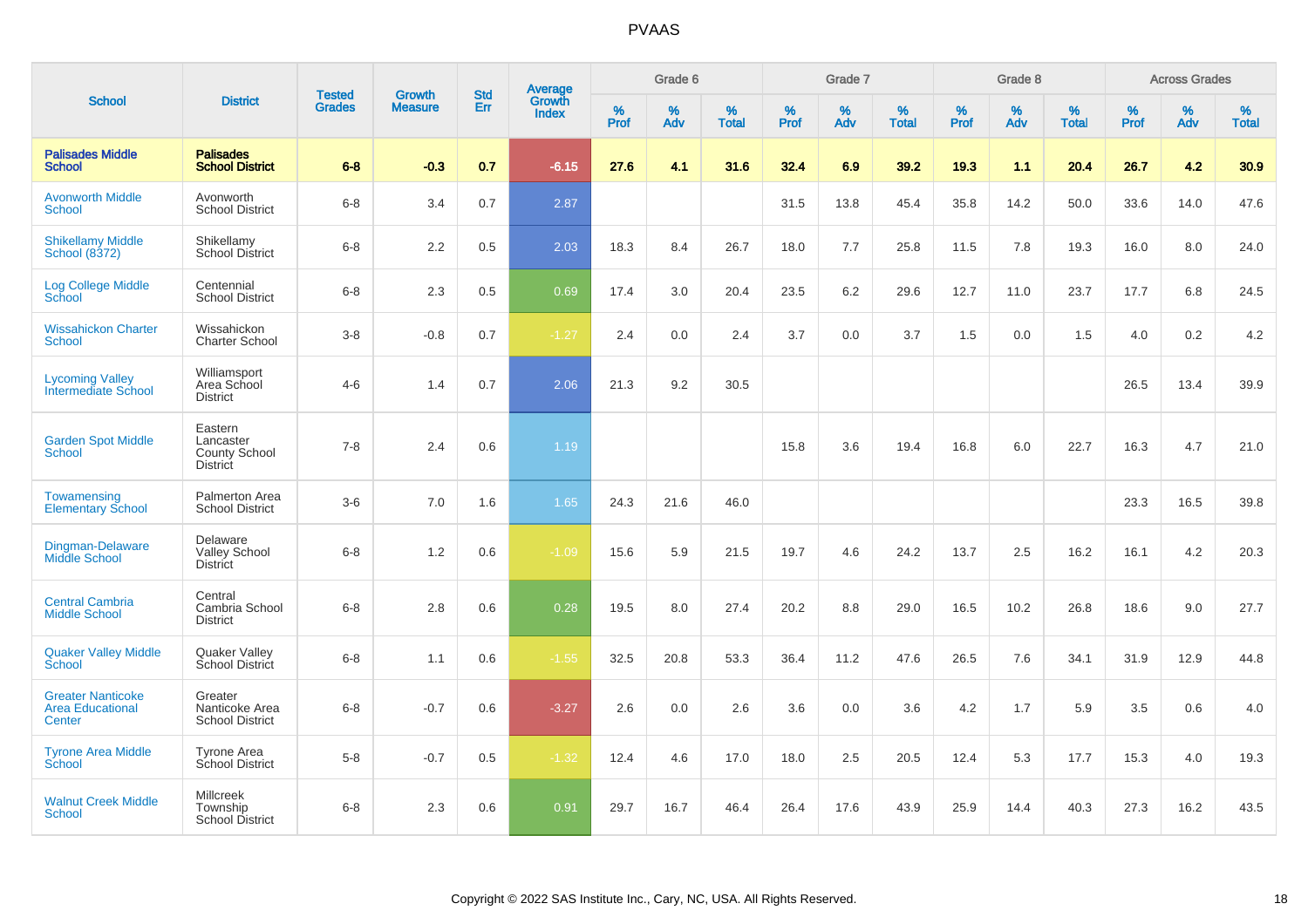# PVAAS

| School | District | Tested Grades | Growth Measure | Std Err | Average Growth Index | Grade 6 | | | Grade 7 | | | Grade 8 | | | Across Grades | | |
|---|---|---|---|---|---|---|---|---|---|---|---|---|---|---|---|---|---|
| | | | | | | % Prof | % Adv | % Total | % Prof | % Adv | % Total | % Prof | % Adv | % Total | % Prof | % Adv | % Total |
| **Palisades Middle School** | **Palisades School District** | **6-8** | **-0.3** | **0.7** | **-6.15** | **27.6** | **4.1** | **31.6** | **32.4** | **6.9** | **39.2** | **19.3** | **1.1** | **20.4** | **26.7** | **4.2** | **30.9** |
| Avonworth Middle School | Avonworth School District | 6-8 | 3.4 | 0.7 | 2.87 | | | | 31.5 | 13.8 | 45.4 | 35.8 | 14.2 | 50.0 | 33.6 | 14.0 | 47.6 |
| Shikellamy Middle School (8372) | Shikellamy School District | 6-8 | 2.2 | 0.5 | 2.03 | 18.3 | 8.4 | 26.7 | 18.0 | 7.7 | 25.8 | 11.5 | 7.8 | 19.3 | 16.0 | 8.0 | 24.0 |
| Log College Middle School | Centennial School District | 6-8 | 2.3 | 0.5 | 0.69 | 17.4 | 3.0 | 20.4 | 23.5 | 6.2 | 29.6 | 12.7 | 11.0 | 23.7 | 17.7 | 6.8 | 24.5 |
| Wissahickon Charter School | Wissahickon Charter School | 3-8 | -0.8 | 0.7 | -1.27 | 2.4 | 0.0 | 2.4 | 3.7 | 0.0 | 3.7 | 1.5 | 0.0 | 1.5 | 4.0 | 0.2 | 4.2 |
| Lycoming Valley Intermediate School | Williamsport Area School District | 4-6 | 1.4 | 0.7 | 2.06 | 21.3 | 9.2 | 30.5 | | | | | | | 26.5 | 13.4 | 39.9 |
| Garden Spot Middle School | Eastern Lancaster County School District | 7-8 | 2.4 | 0.6 | 1.19 | | | | 15.8 | 3.6 | 19.4 | 16.8 | 6.0 | 22.7 | 16.3 | 4.7 | 21.0 |
| Towamensing Elementary School | Palmerton Area School District | 3-6 | 7.0 | 1.6 | 1.65 | 24.3 | 21.6 | 46.0 | | | | | | | 23.3 | 16.5 | 39.8 |
| Dingman-Delaware Middle School | Delaware Valley School District | 6-8 | 1.2 | 0.6 | -1.09 | 15.6 | 5.9 | 21.5 | 19.7 | 4.6 | 24.2 | 13.7 | 2.5 | 16.2 | 16.1 | 4.2 | 20.3 |
| Central Cambria Middle School | Central Cambria School District | 6-8 | 2.8 | 0.6 | 0.28 | 19.5 | 8.0 | 27.4 | 20.2 | 8.8 | 29.0 | 16.5 | 10.2 | 26.8 | 18.6 | 9.0 | 27.7 |
| Quaker Valley Middle School | Quaker Valley School District | 6-8 | 1.1 | 0.6 | -1.55 | 32.5 | 20.8 | 53.3 | 36.4 | 11.2 | 47.6 | 26.5 | 7.6 | 34.1 | 31.9 | 12.9 | 44.8 |
| Greater Nanticoke Area Educational Center | Greater Nanticoke Area School District | 6-8 | -0.7 | 0.6 | -3.27 | 2.6 | 0.0 | 2.6 | 3.6 | 0.0 | 3.6 | 4.2 | 1.7 | 5.9 | 3.5 | 0.6 | 4.0 |
| Tyrone Area Middle School | Tyrone Area School District | 5-8 | -0.7 | 0.5 | -1.32 | 12.4 | 4.6 | 17.0 | 18.0 | 2.5 | 20.5 | 12.4 | 5.3 | 17.7 | 15.3 | 4.0 | 19.3 |
| Walnut Creek Middle School | Millcreek Township School District | 6-8 | 2.3 | 0.6 | 0.91 | 29.7 | 16.7 | 46.4 | 26.4 | 17.6 | 43.9 | 25.9 | 14.4 | 40.3 | 27.3 | 16.2 | 43.5 |

Copyright © 2022 SAS Institute Inc., Cary, NC, USA. All Rights Reserved.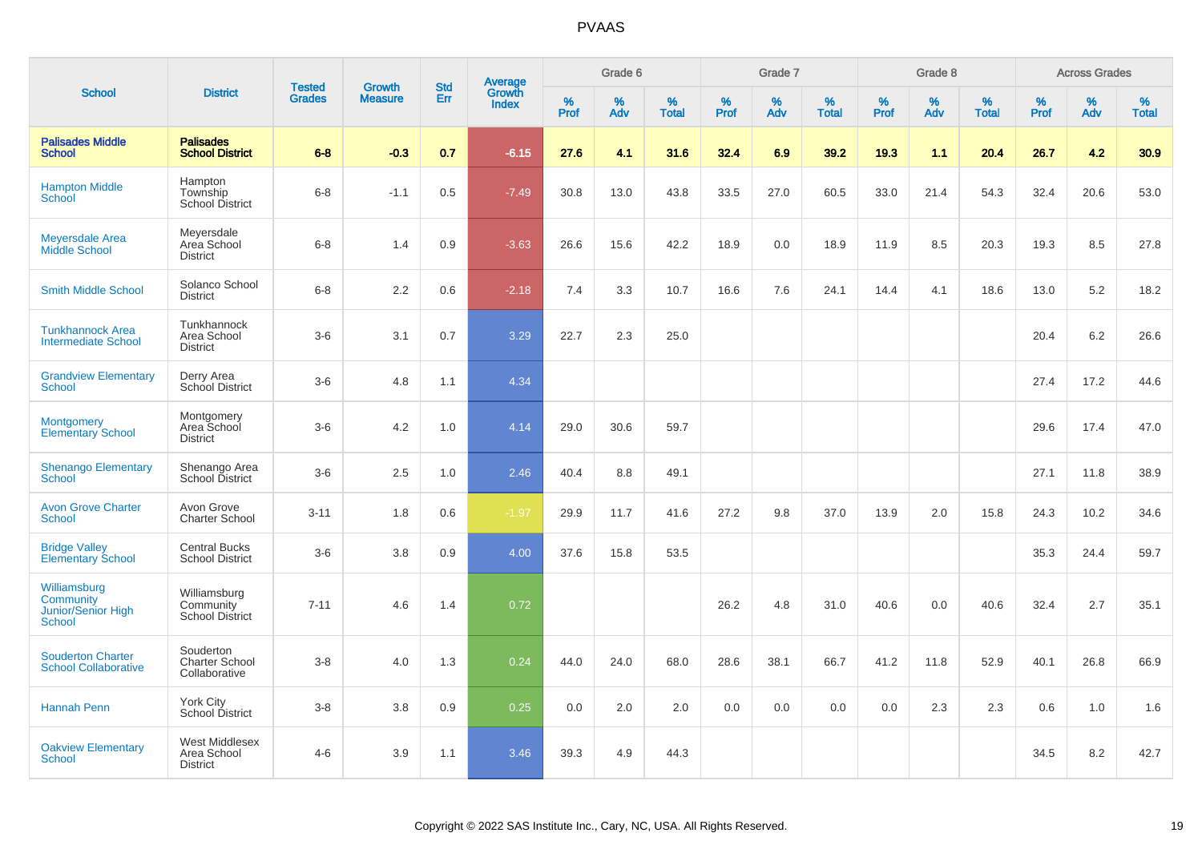# PVAAS

| School | District | Tested Grades | Growth Measure | Std Err | Average Growth Index | Grade 6 | | | Grade 7 | | | Grade 8 | | | Across Grades | | |
|---|---|---|---|---|---|---|---|---|---|---|---|---|---|---|---|---|---|
| | | | | | | % Prof | % Adv | % Total | % Prof | % Adv | % Total | % Prof | % Adv | % Total | % Prof | % Adv | % Total |
| **Palisades Middle School** | **Palisades School District** | **6-8** | **-0.3** | **0.7** | **-6.15** | **27.6** | **4.1** | **31.6** | **32.4** | **6.9** | **39.2** | **19.3** | **1.1** | **20.4** | **26.7** | **4.2** | **30.9** |
| Hampton Middle School | Hampton Township School District | 6-8 | -1.1 | 0.5 | -7.49 | 30.8 | 13.0 | 43.8 | 33.5 | 27.0 | 60.5 | 33.0 | 21.4 | 54.3 | 32.4 | 20.6 | 53.0 |
| Meyersdale Area Middle School | Meyersdale Area School District | 6-8 | 1.4 | 0.9 | -3.63 | 26.6 | 15.6 | 42.2 | 18.9 | 0.0 | 18.9 | 11.9 | 8.5 | 20.3 | 19.3 | 8.5 | 27.8 |
| Smith Middle School | Solanco School District | 6-8 | 2.2 | 0.6 | -2.18 | 7.4 | 3.3 | 10.7 | 16.6 | 7.6 | 24.1 | 14.4 | 4.1 | 18.6 | 13.0 | 5.2 | 18.2 |
| Tunkhannock Area Intermediate School | Tunkhannock Area School District | 3-6 | 3.1 | 0.7 | 3.29 | 22.7 | 2.3 | 25.0 | | | | | | | 20.4 | 6.2 | 26.6 |
| Grandview Elementary School | Derry Area School District | 3-6 | 4.8 | 1.1 | 4.34 | | | | | | | | | | 27.4 | 17.2 | 44.6 |
| Montgomery Elementary School | Montgomery Area School District | 3-6 | 4.2 | 1.0 | 4.14 | 29.0 | 30.6 | 59.7 | | | | | | | 29.6 | 17.4 | 47.0 |
| Shenango Elementary School | Shenango Area School District | 3-6 | 2.5 | 1.0 | 2.46 | 40.4 | 8.8 | 49.1 | | | | | | | 27.1 | 11.8 | 38.9 |
| Avon Grove Charter School | Avon Grove Charter School | 3-11 | 1.8 | 0.6 | -1.97 | 29.9 | 11.7 | 41.6 | 27.2 | 9.8 | 37.0 | 13.9 | 2.0 | 15.8 | 24.3 | 10.2 | 34.6 |
| Bridge Valley Elementary School | Central Bucks School District | 3-6 | 3.8 | 0.9 | 4.00 | 37.6 | 15.8 | 53.5 | | | | | | | 35.3 | 24.4 | 59.7 |
| Williamsburg Community Junior/Senior High School | Williamsburg Community School District | 7-11 | 4.6 | 1.4 | 0.72 | | | | 26.2 | 4.8 | 31.0 | 40.6 | 0.0 | 40.6 | 32.4 | 2.7 | 35.1 |
| Souderton Charter School Collaborative | Souderton Charter School Collaborative | 3-8 | 4.0 | 1.3 | 0.24 | 44.0 | 24.0 | 68.0 | 28.6 | 38.1 | 66.7 | 41.2 | 11.8 | 52.9 | 40.1 | 26.8 | 66.9 |
| Hannah Penn | York City School District | 3-8 | 3.8 | 0.9 | 0.25 | 0.0 | 2.0 | 2.0 | 0.0 | 0.0 | 0.0 | 0.0 | 2.3 | 2.3 | 0.6 | 1.0 | 1.6 |
| Oakview Elementary School | West Middlesex Area School District | 4-6 | 3.9 | 1.1 | 3.46 | 39.3 | 4.9 | 44.3 | | | | | | | 34.5 | 8.2 | 42.7 |

Copyright © 2022 SAS Institute Inc., Cary, NC, USA. All Rights Reserved.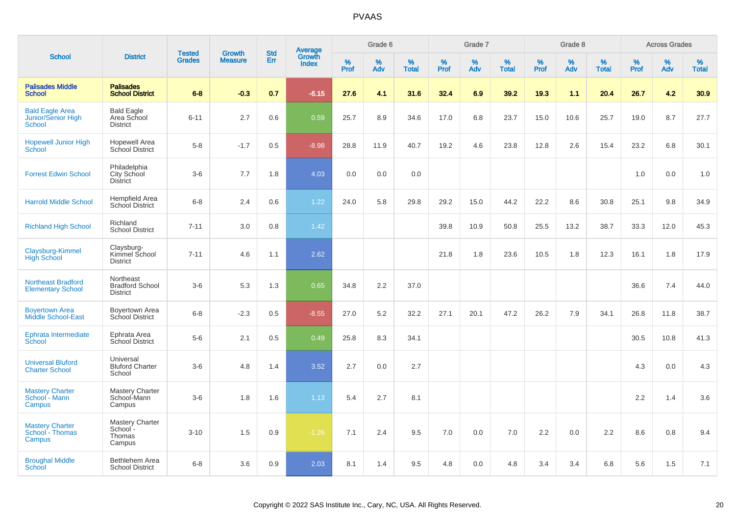| School | District | Tested Grades | Growth Measure | Std Err | Average Growth Index | Grade 6 | | | Grade 7 | | | Grade 8 | | | Across Grades | | |
|---|---|---|---|---|---|---|---|---|---|---|---|---|---|---|---|---|---|
| | | | | | | % Prof | % Adv | % Total | % Prof | % Adv | % Total | % Prof | % Adv | % Total | % Prof | % Adv | % Total |
| **Palisades Middle School** | **Palisades School District** | **6-8** | **-0.3** | **0.7** | **-6.15** | **27.6** | **4.1** | **31.6** | **32.4** | **6.9** | **39.2** | **19.3** | **1.1** | **20.4** | **26.7** | **4.2** | **30.9** |
| Bald Eagle Area Junior/Senior High School | Bald Eagle Area School District | 6-11 | 2.7 | 0.6 | 0.59 | 25.7 | 8.9 | 34.6 | 17.0 | 6.8 | 23.7 | 15.0 | 10.6 | 25.7 | 19.0 | 8.7 | 27.7 |
| Hopewell Junior High School | Hopewell Area School District | 5-8 | -1.7 | 0.5 | -8.98 | 28.8 | 11.9 | 40.7 | 19.2 | 4.6 | 23.8 | 12.8 | 2.6 | 15.4 | 23.2 | 6.8 | 30.1 |
| Forrest Edwin School | Philadelphia City School District | 3-6 | 7.7 | 1.8 | 4.03 | 0.0 | 0.0 | 0.0 | | | | | | | 1.0 | 0.0 | 1.0 |
| Harrold Middle School | Hempfield Area School District | 6-8 | 2.4 | 0.6 | 1.22 | 24.0 | 5.8 | 29.8 | 29.2 | 15.0 | 44.2 | 22.2 | 8.6 | 30.8 | 25.1 | 9.8 | 34.9 |
| Richland High School | Richland School District | 7-11 | 3.0 | 0.8 | 1.42 | | | | 39.8 | 10.9 | 50.8 | 25.5 | 13.2 | 38.7 | 33.3 | 12.0 | 45.3 |
| Claysburg-Kimmel High School | Claysburg-Kimmel School District | 7-11 | 4.6 | 1.1 | 2.62 | | | | 21.8 | 1.8 | 23.6 | 10.5 | 1.8 | 12.3 | 16.1 | 1.8 | 17.9 |
| Northeast Bradford Elementary School | Northeast Bradford School District | 3-6 | 5.3 | 1.3 | 0.65 | 34.8 | 2.2 | 37.0 | | | | | | | 36.6 | 7.4 | 44.0 |
| Boyertown Area Middle School-East | Boyertown Area School District | 6-8 | -2.3 | 0.5 | -8.55 | 27.0 | 5.2 | 32.2 | 27.1 | 20.1 | 47.2 | 26.2 | 7.9 | 34.1 | 26.8 | 11.8 | 38.7 |
| Ephrata Intermediate School | Ephrata Area School District | 5-6 | 2.1 | 0.5 | 0.49 | 25.8 | 8.3 | 34.1 | | | | | | | 30.5 | 10.8 | 41.3 |
| Universal Bluford Charter School | Universal Bluford Charter School | 3-6 | 4.8 | 1.4 | 3.52 | 2.7 | 0.0 | 2.7 | | | | | | | 4.3 | 0.0 | 4.3 |
| Mastery Charter School - Mann Campus | Mastery Charter School-Mann Campus | 3-6 | 1.8 | 1.6 | 1.13 | 5.4 | 2.7 | 8.1 | | | | | | | 2.2 | 1.4 | 3.6 |
| Mastery Charter School - Thomas Campus | Mastery Charter School - Thomas Campus | 3-10 | 1.5 | 0.9 | -1.26 | 7.1 | 2.4 | 9.5 | 7.0 | 0.0 | 7.0 | 2.2 | 0.0 | 2.2 | 8.6 | 0.8 | 9.4 |
| Broughal Middle School | Bethlehem Area School District | 6-8 | 3.6 | 0.9 | 2.03 | 8.1 | 1.4 | 9.5 | 4.8 | 0.0 | 4.8 | 3.4 | 3.4 | 6.8 | 5.6 | 1.5 | 7.1 |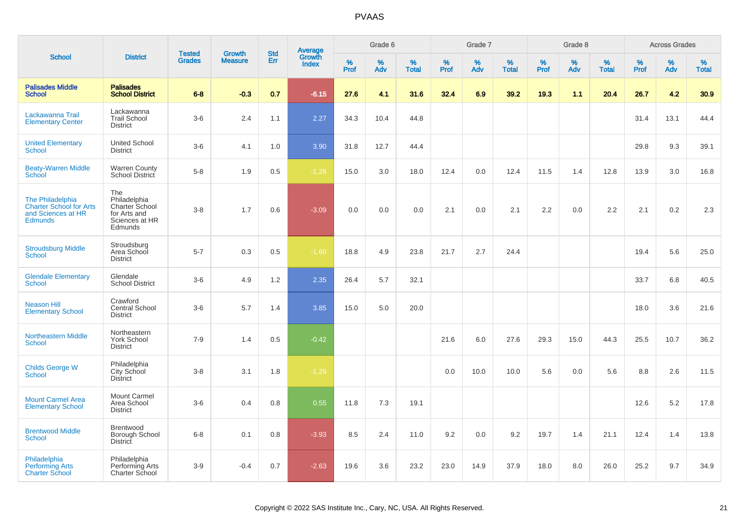| School | District | Tested Grades | Growth Measure | Std Err | Average Growth Index | Grade 6 | | | Grade 7 | | | Grade 8 | | | Across Grades | | |
|---|---|---|---|---|---|---|---|---|---|---|---|---|---|---|---|---|---|
| | | | | | | % Prof | % Adv | % Total | % Prof | % Adv | % Total | % Prof | % Adv | % Total | % Prof | % Adv | % Total |
| **Palisades Middle School** | **Palisades School District** | **6-8** | **-0.3** | **0.7** | **-6.15** | **27.6** | **4.1** | **31.6** | **32.4** | **6.9** | **39.2** | **19.3** | **1.1** | **20.4** | **26.7** | **4.2** | **30.9** |
| Lackawanna Trail Elementary Center | Lackawanna Trail School District | 3-6 | 2.4 | 1.1 | 2.27 | 34.3 | 10.4 | 44.8 | | | | | | | 31.4 | 13.1 | 44.4 |
| United Elementary School | United School District | 3-6 | 4.1 | 1.0 | 3.90 | 31.8 | 12.7 | 44.4 | | | | | | | 29.8 | 9.3 | 39.1 |
| Beaty-Warren Middle School | Warren County School District | 5-8 | 1.9 | 0.5 | -1.28 | 15.0 | 3.0 | 18.0 | 12.4 | 0.0 | 12.4 | 11.5 | 1.4 | 12.8 | 13.9 | 3.0 | 16.8 |
| The Philadelphia Charter School for Arts and Sciences at HR Edmunds | The Philadelphia Charter School for Arts and Sciences at HR Edmunds | 3-8 | 1.7 | 0.6 | -3.09 | 0.0 | 0.0 | 0.0 | 2.1 | 0.0 | 2.1 | 2.2 | 0.0 | 2.2 | 2.1 | 0.2 | 2.3 |
| Stroudsburg Middle School | Stroudsburg Area School District | 5-7 | 0.3 | 0.5 | -1.60 | 18.8 | 4.9 | 23.8 | 21.7 | 2.7 | 24.4 | | | | 19.4 | 5.6 | 25.0 |
| Glendale Elementary School | Glendale School District | 3-6 | 4.9 | 1.2 | 2.35 | 26.4 | 5.7 | 32.1 | | | | | | | 33.7 | 6.8 | 40.5 |
| Neason Hill Elementary School | Crawford Central School District | 3-6 | 5.7 | 1.4 | 3.85 | 15.0 | 5.0 | 20.0 | | | | | | | 18.0 | 3.6 | 21.6 |
| Northeastern Middle School | Northeastern York School District | 7-9 | 1.4 | 0.5 | -0.42 | | | | 21.6 | 6.0 | 27.6 | 29.3 | 15.0 | 44.3 | 25.5 | 10.7 | 36.2 |
| Childs George W School | Philadelphia City School District | 3-8 | 3.1 | 1.8 | -1.29 | | | | 0.0 | 10.0 | 10.0 | 5.6 | 0.0 | 5.6 | 8.8 | 2.6 | 11.5 |
| Mount Carmel Area Elementary School | Mount Carmel Area School District | 3-6 | 0.4 | 0.8 | 0.55 | 11.8 | 7.3 | 19.1 | | | | | | | 12.6 | 5.2 | 17.8 |
| Brentwood Middle School | Brentwood Borough School District | 6-8 | 0.1 | 0.8 | -3.93 | 8.5 | 2.4 | 11.0 | 9.2 | 0.0 | 9.2 | 19.7 | 1.4 | 21.1 | 12.4 | 1.4 | 13.8 |
| Philadelphia Performing Arts Charter School | Philadelphia Performing Arts Charter School | 3-9 | -0.4 | 0.7 | -2.63 | 19.6 | 3.6 | 23.2 | 23.0 | 14.9 | 37.9 | 18.0 | 8.0 | 26.0 | 25.2 | 9.7 | 34.9 |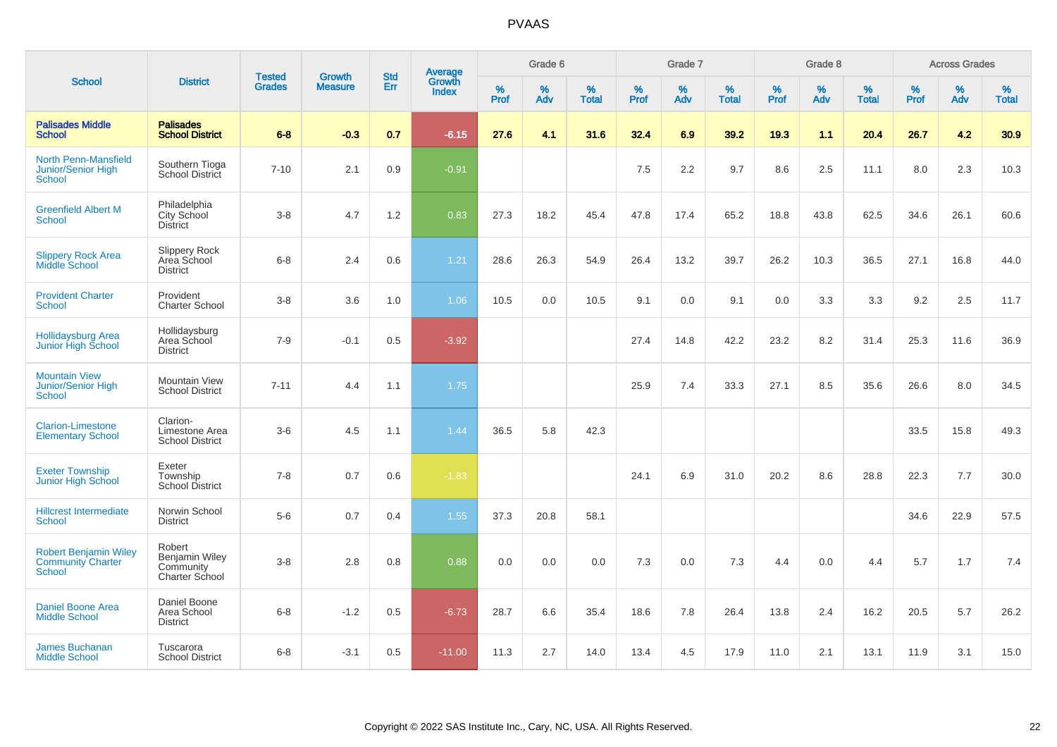# PVAAS

| School | District | Tested Grades | Growth Measure | Std Err | Average Growth Index | Grade 6 | | | Grade 7 | | | Grade 8 | | | Across Grades | | |
|---|---|---|---|---|---|---|---|---|---|---|---|---|---|---|---|---|---|
| | | | | | | % Prof | % Adv | % Total | % Prof | % Adv | % Total | % Prof | % Adv | % Total | % Prof | % Adv | % Total |
| **Palisades Middle School** | **Palisades School District** | **6-8** | **-0.3** | **0.7** | **-6.15** | **27.6** | **4.1** | **31.6** | **32.4** | **6.9** | **39.2** | **19.3** | **1.1** | **20.4** | **26.7** | **4.2** | **30.9** |
| North Penn-Mansfield Junior/Senior High School | Southern Tioga School District | 7-10 | 2.1 | 0.9 | -0.91 | | | | 7.5 | 2.2 | 9.7 | 8.6 | 2.5 | 11.1 | 8.0 | 2.3 | 10.3 |
| Greenfield Albert M School | Philadelphia City School District | 3-8 | 4.7 | 1.2 | 0.83 | 27.3 | 18.2 | 45.4 | 47.8 | 17.4 | 65.2 | 18.8 | 43.8 | 62.5 | 34.6 | 26.1 | 60.6 |
| Slippery Rock Area Middle School | Slippery Rock Area School District | 6-8 | 2.4 | 0.6 | 1.21 | 28.6 | 26.3 | 54.9 | 26.4 | 13.2 | 39.7 | 26.2 | 10.3 | 36.5 | 27.1 | 16.8 | 44.0 |
| Provident Charter School | Provident Charter School | 3-8 | 3.6 | 1.0 | 1.06 | 10.5 | 0.0 | 10.5 | 9.1 | 0.0 | 9.1 | 0.0 | 3.3 | 3.3 | 9.2 | 2.5 | 11.7 |
| Hollidaysburg Area Junior High School | Hollidaysburg Area School District | 7-9 | -0.1 | 0.5 | -3.92 | | | | 27.4 | 14.8 | 42.2 | 23.2 | 8.2 | 31.4 | 25.3 | 11.6 | 36.9 |
| Mountain View Junior/Senior High School | Mountain View School District | 7-11 | 4.4 | 1.1 | 1.75 | | | | 25.9 | 7.4 | 33.3 | 27.1 | 8.5 | 35.6 | 26.6 | 8.0 | 34.5 |
| Clarion-Limestone Elementary School | Clarion-Limestone Area School District | 3-6 | 4.5 | 1.1 | 1.44 | 36.5 | 5.8 | 42.3 | | | | | | | 33.5 | 15.8 | 49.3 |
| Exeter Township Junior High School | Exeter Township School District | 7-8 | 0.7 | 0.6 | -1.83 | | | | 24.1 | 6.9 | 31.0 | 20.2 | 8.6 | 28.8 | 22.3 | 7.7 | 30.0 |
| Hillcrest Intermediate School | Norwin School District | 5-6 | 0.7 | 0.4 | 1.55 | 37.3 | 20.8 | 58.1 | | | | | | | 34.6 | 22.9 | 57.5 |
| Robert Benjamin Wiley Community Charter School | Robert Benjamin Wiley Community Charter School | 3-8 | 2.8 | 0.8 | 0.88 | 0.0 | 0.0 | 0.0 | 7.3 | 0.0 | 7.3 | 4.4 | 0.0 | 4.4 | 5.7 | 1.7 | 7.4 |
| Daniel Boone Area Middle School | Daniel Boone Area School District | 6-8 | -1.2 | 0.5 | -6.73 | 28.7 | 6.6 | 35.4 | 18.6 | 7.8 | 26.4 | 13.8 | 2.4 | 16.2 | 20.5 | 5.7 | 26.2 |
| James Buchanan Middle School | Tuscarora School District | 6-8 | -3.1 | 0.5 | -11.00 | 11.3 | 2.7 | 14.0 | 13.4 | 4.5 | 17.9 | 11.0 | 2.1 | 13.1 | 11.9 | 3.1 | 15.0 |

Copyright © 2022 SAS Institute Inc., Cary, NC, USA. All Rights Reserved.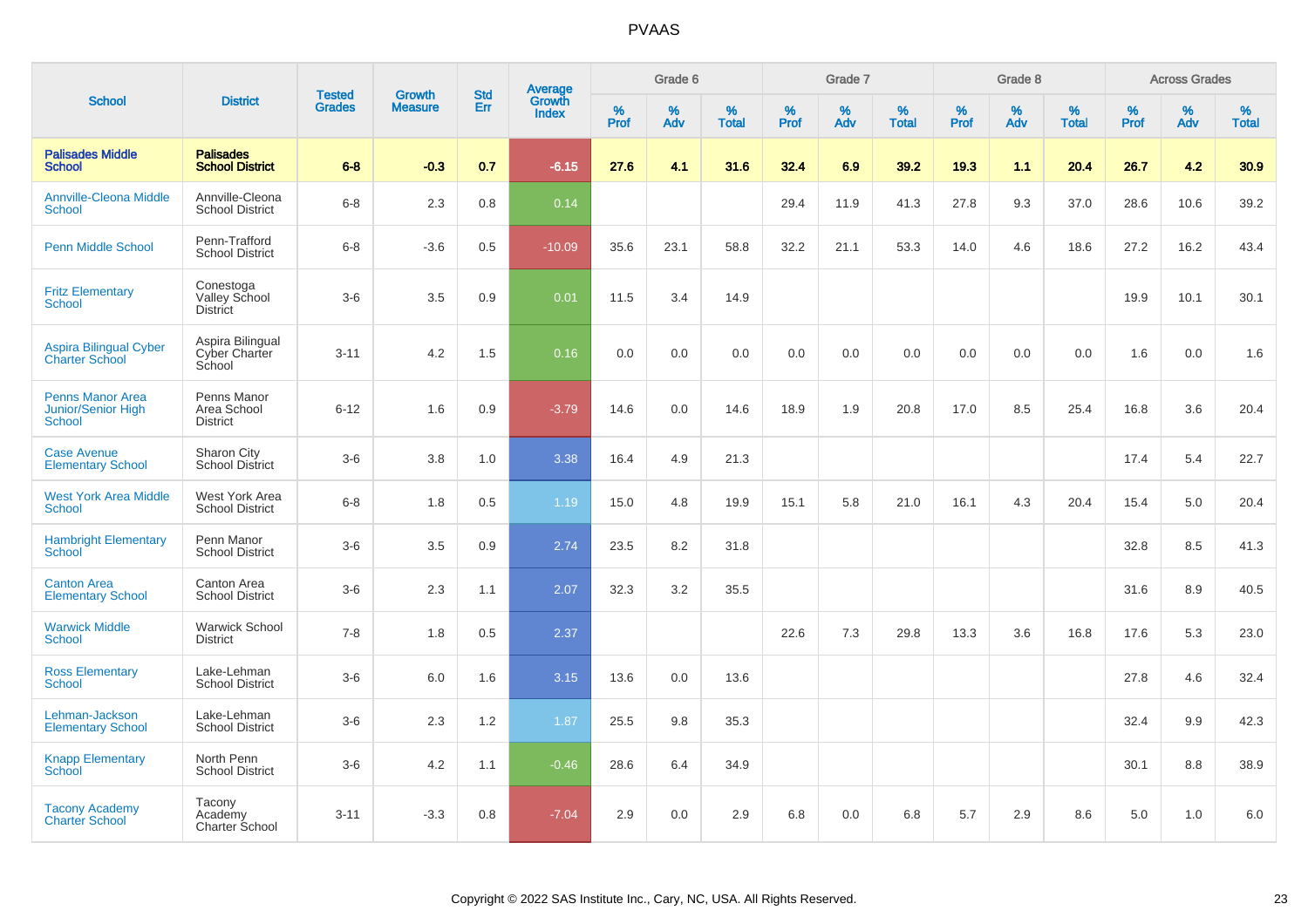# PVAAS

| School | District | Tested Grades | Growth Measure | Std Err | Average Growth Index | Grade 6 | | | Grade 7 | | | Grade 8 | | | Across Grades | | |
|---|---|---|---|---|---|---|---|---|---|---|---|---|---|---|---|---|---|
| | | | | | | % Prof | % Adv | % Total | % Prof | % Adv | % Total | % Prof | % Adv | % Total | % Prof | % Adv | % Total |
| **Palisades Middle School** | **Palisades School District** | **6-8** | **-0.3** | **0.7** | **-6.15** | **27.6** | **4.1** | **31.6** | **32.4** | **6.9** | **39.2** | **19.3** | **1.1** | **20.4** | **26.7** | **4.2** | **30.9** |
| Annville-Cleona Middle School | Annville-Cleona School District | 6-8 | 2.3 | 0.8 | 0.14 | | | | 29.4 | 11.9 | 41.3 | 27.8 | 9.3 | 37.0 | 28.6 | 10.6 | 39.2 |
| Penn Middle School | Penn-Trafford School District | 6-8 | -3.6 | 0.5 | -10.09 | 35.6 | 23.1 | 58.8 | 32.2 | 21.1 | 53.3 | 14.0 | 4.6 | 18.6 | 27.2 | 16.2 | 43.4 |
| Fritz Elementary School | Conestoga Valley School District | 3-6 | 3.5 | 0.9 | 0.01 | 11.5 | 3.4 | 14.9 | | | | | | | 19.9 | 10.1 | 30.1 |
| Aspira Bilingual Cyber Charter School | Aspira Bilingual Cyber Charter School | 3-11 | 4.2 | 1.5 | 0.16 | 0.0 | 0.0 | 0.0 | 0.0 | 0.0 | 0.0 | 0.0 | 0.0 | 0.0 | 1.6 | 0.0 | 1.6 |
| Penns Manor Area Junior/Senior High School | Penns Manor Area School District | 6-12 | 1.6 | 0.9 | -3.79 | 14.6 | 0.0 | 14.6 | 18.9 | 1.9 | 20.8 | 17.0 | 8.5 | 25.4 | 16.8 | 3.6 | 20.4 |
| Case Avenue Elementary School | Sharon City School District | 3-6 | 3.8 | 1.0 | 3.38 | 16.4 | 4.9 | 21.3 | | | | | | | 17.4 | 5.4 | 22.7 |
| West York Area Middle School | West York Area School District | 6-8 | 1.8 | 0.5 | 1.19 | 15.0 | 4.8 | 19.9 | 15.1 | 5.8 | 21.0 | 16.1 | 4.3 | 20.4 | 15.4 | 5.0 | 20.4 |
| Hambright Elementary School | Penn Manor School District | 3-6 | 3.5 | 0.9 | 2.74 | 23.5 | 8.2 | 31.8 | | | | | | | 32.8 | 8.5 | 41.3 |
| Canton Area Elementary School | Canton Area School District | 3-6 | 2.3 | 1.1 | 2.07 | 32.3 | 3.2 | 35.5 | | | | | | | 31.6 | 8.9 | 40.5 |
| Warwick Middle School | Warwick School District | 7-8 | 1.8 | 0.5 | 2.37 | | | | 22.6 | 7.3 | 29.8 | 13.3 | 3.6 | 16.8 | 17.6 | 5.3 | 23.0 |
| Ross Elementary School | Lake-Lehman School District | 3-6 | 6.0 | 1.6 | 3.15 | 13.6 | 0.0 | 13.6 | | | | | | | 27.8 | 4.6 | 32.4 |
| Lehman-Jackson Elementary School | Lake-Lehman School District | 3-6 | 2.3 | 1.2 | 1.87 | 25.5 | 9.8 | 35.3 | | | | | | | 32.4 | 9.9 | 42.3 |
| Knapp Elementary School | North Penn School District | 3-6 | 4.2 | 1.1 | -0.46 | 28.6 | 6.4 | 34.9 | | | | | | | 30.1 | 8.8 | 38.9 |
| Tacony Academy Charter School | Tacony Academy Charter School | 3-11 | -3.3 | 0.8 | -7.04 | 2.9 | 0.0 | 2.9 | 6.8 | 0.0 | 6.8 | 5.7 | 2.9 | 8.6 | 5.0 | 1.0 | 6.0 |

Copyright © 2022 SAS Institute Inc., Cary, NC, USA. All Rights Reserved.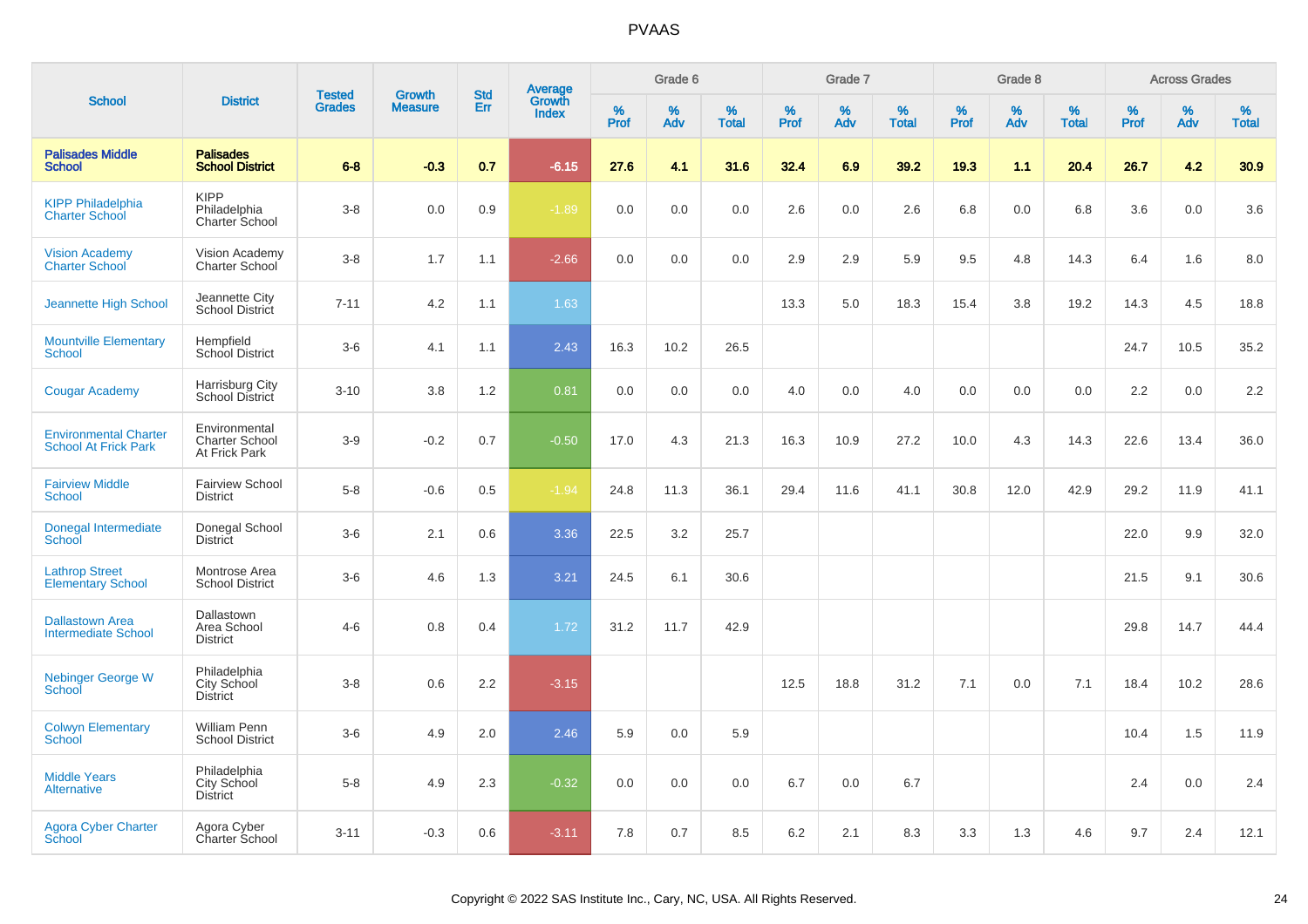# PVAAS

| School | District | Tested Grades | Growth Measure | Std Err | Average Growth Index | Grade 6 | | | Grade 7 | | | Grade 8 | | | Across Grades | | |
|---|---|---|---|---|---|---|---|---|---|---|---|---|---|---|---|---|---|
| | | | | | | % Prof | % Adv | % Total | % Prof | % Adv | % Total | % Prof | % Adv | % Total | % Prof | % Adv | % Total |
| **Palisades Middle School** | **Palisades School District** | **6-8** | **-0.3** | **0.7** | **-6.15** | **27.6** | **4.1** | **31.6** | **32.4** | **6.9** | **39.2** | **19.3** | **1.1** | **20.4** | **26.7** | **4.2** | **30.9** |
| KIPP Philadelphia Charter School | KIPP Philadelphia Charter School | 3-8 | 0.0 | 0.9 | -1.89 | 0.0 | 0.0 | 0.0 | 2.6 | 0.0 | 2.6 | 6.8 | 0.0 | 6.8 | 3.6 | 0.0 | 3.6 |
| Vision Academy Charter School | Vision Academy Charter School | 3-8 | 1.7 | 1.1 | -2.66 | 0.0 | 0.0 | 0.0 | 2.9 | 2.9 | 5.9 | 9.5 | 4.8 | 14.3 | 6.4 | 1.6 | 8.0 |
| Jeannette High School | Jeannette City School District | 7-11 | 4.2 | 1.1 | 1.63 | | | | 13.3 | 5.0 | 18.3 | 15.4 | 3.8 | 19.2 | 14.3 | 4.5 | 18.8 |
| Mountville Elementary School | Hempfield School District | 3-6 | 4.1 | 1.1 | 2.43 | 16.3 | 10.2 | 26.5 | | | | | | | 24.7 | 10.5 | 35.2 |
| Cougar Academy | Harrisburg City School District | 3-10 | 3.8 | 1.2 | 0.81 | 0.0 | 0.0 | 0.0 | 4.0 | 0.0 | 4.0 | 0.0 | 0.0 | 0.0 | 2.2 | 0.0 | 2.2 |
| Environmental Charter School At Frick Park | Environmental Charter School At Frick Park | 3-9 | -0.2 | 0.7 | -0.50 | 17.0 | 4.3 | 21.3 | 16.3 | 10.9 | 27.2 | 10.0 | 4.3 | 14.3 | 22.6 | 13.4 | 36.0 |
| Fairview Middle School | Fairview School District | 5-8 | -0.6 | 0.5 | -1.94 | 24.8 | 11.3 | 36.1 | 29.4 | 11.6 | 41.1 | 30.8 | 12.0 | 42.9 | 29.2 | 11.9 | 41.1 |
| Donegal Intermediate School | Donegal School District | 3-6 | 2.1 | 0.6 | 3.36 | 22.5 | 3.2 | 25.7 | | | | | | | 22.0 | 9.9 | 32.0 |
| Lathrop Street Elementary School | Montrose Area School District | 3-6 | 4.6 | 1.3 | 3.21 | 24.5 | 6.1 | 30.6 | | | | | | | 21.5 | 9.1 | 30.6 |
| Dallastown Area Intermediate School | Dallastown Area School District | 4-6 | 0.8 | 0.4 | 1.72 | 31.2 | 11.7 | 42.9 | | | | | | | 29.8 | 14.7 | 44.4 |
| Nebinger George W School | Philadelphia City School District | 3-8 | 0.6 | 2.2 | -3.15 | | | | 12.5 | 18.8 | 31.2 | 7.1 | 0.0 | 7.1 | 18.4 | 10.2 | 28.6 |
| Colwyn Elementary School | William Penn School District | 3-6 | 4.9 | 2.0 | 2.46 | 5.9 | 0.0 | 5.9 | | | | | | | 10.4 | 1.5 | 11.9 |
| Middle Years Alternative | Philadelphia City School District | 5-8 | 4.9 | 2.3 | -0.32 | 0.0 | 0.0 | 0.0 | 6.7 | 0.0 | 6.7 | | | | 2.4 | 0.0 | 2.4 |
| Agora Cyber Charter School | Agora Cyber Charter School | 3-11 | -0.3 | 0.6 | -3.11 | 7.8 | 0.7 | 8.5 | 6.2 | 2.1 | 8.3 | 3.3 | 1.3 | 4.6 | 9.7 | 2.4 | 12.1 |

Copyright © 2022 SAS Institute Inc., Cary, NC, USA. All Rights Reserved.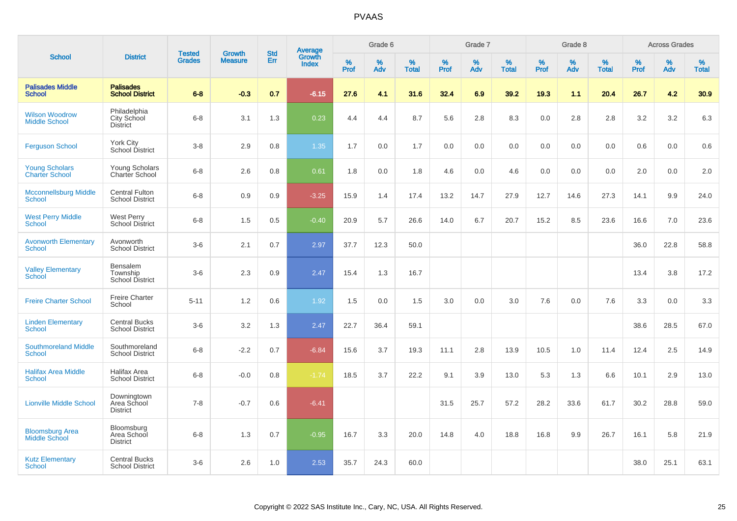| School | District | Tested Grades | Growth Measure | Std Err | Average Growth Index | Grade 6 | | | Grade 7 | | | Grade 8 | | | Across Grades | | |
|---|---|---|---|---|---|---|---|---|---|---|---|---|---|---|---|---|---|
| | | | | | | % Prof | % Adv | % Total | % Prof | % Adv | % Total | % Prof | % Adv | % Total | % Prof | % Adv | % Total |
| **Palisades Middle School** | **Palisades School District** | **6-8** | **-0.3** | **0.7** | **-6.15** | **27.6** | **4.1** | **31.6** | **32.4** | **6.9** | **39.2** | **19.3** | **1.1** | **20.4** | **26.7** | **4.2** | **30.9** |
| Wilson Woodrow Middle School | Philadelphia City School District | 6-8 | 3.1 | 1.3 | 0.23 | 4.4 | 4.4 | 8.7 | 5.6 | 2.8 | 8.3 | 0.0 | 2.8 | 2.8 | 3.2 | 3.2 | 6.3 |
| Ferguson School | York City School District | 3-8 | 2.9 | 0.8 | 1.35 | 1.7 | 0.0 | 1.7 | 0.0 | 0.0 | 0.0 | 0.0 | 0.0 | 0.0 | 0.6 | 0.0 | 0.6 |
| Young Scholars Charter School | Young Scholars Charter School | 6-8 | 2.6 | 0.8 | 0.61 | 1.8 | 0.0 | 1.8 | 4.6 | 0.0 | 4.6 | 0.0 | 0.0 | 0.0 | 2.0 | 0.0 | 2.0 |
| Mcconnellsburg Middle School | Central Fulton School District | 6-8 | 0.9 | 0.9 | -3.25 | 15.9 | 1.4 | 17.4 | 13.2 | 14.7 | 27.9 | 12.7 | 14.6 | 27.3 | 14.1 | 9.9 | 24.0 |
| West Perry Middle School | West Perry School District | 6-8 | 1.5 | 0.5 | -0.40 | 20.9 | 5.7 | 26.6 | 14.0 | 6.7 | 20.7 | 15.2 | 8.5 | 23.6 | 16.6 | 7.0 | 23.6 |
| Avonworth Elementary School | Avonworth School District | 3-6 | 2.1 | 0.7 | 2.97 | 37.7 | 12.3 | 50.0 | | | | | | | 36.0 | 22.8 | 58.8 |
| Valley Elementary School | Bensalem Township School District | 3-6 | 2.3 | 0.9 | 2.47 | 15.4 | 1.3 | 16.7 | | | | | | | 13.4 | 3.8 | 17.2 |
| Freire Charter School | Freire Charter School | 5-11 | 1.2 | 0.6 | 1.92 | 1.5 | 0.0 | 1.5 | 3.0 | 0.0 | 3.0 | 7.6 | 0.0 | 7.6 | 3.3 | 0.0 | 3.3 |
| Linden Elementary School | Central Bucks School District | 3-6 | 3.2 | 1.3 | 2.47 | 22.7 | 36.4 | 59.1 | | | | | | | 38.6 | 28.5 | 67.0 |
| Southmoreland Middle School | Southmoreland School District | 6-8 | -2.2 | 0.7 | -6.84 | 15.6 | 3.7 | 19.3 | 11.1 | 2.8 | 13.9 | 10.5 | 1.0 | 11.4 | 12.4 | 2.5 | 14.9 |
| Halifax Area Middle School | Halifax Area School District | 6-8 | -0.0 | 0.8 | -1.74 | 18.5 | 3.7 | 22.2 | 9.1 | 3.9 | 13.0 | 5.3 | 1.3 | 6.6 | 10.1 | 2.9 | 13.0 |
| Lionville Middle School | Downingtown Area School District | 7-8 | -0.7 | 0.6 | -6.41 | | | | 31.5 | 25.7 | 57.2 | 28.2 | 33.6 | 61.7 | 30.2 | 28.8 | 59.0 |
| Bloomsburg Area Middle School | Bloomsburg Area School District | 6-8 | 1.3 | 0.7 | -0.95 | 16.7 | 3.3 | 20.0 | 14.8 | 4.0 | 18.8 | 16.8 | 9.9 | 26.7 | 16.1 | 5.8 | 21.9 |
| Kutz Elementary School | Central Bucks School District | 3-6 | 2.6 | 1.0 | 2.53 | 35.7 | 24.3 | 60.0 | | | | | | | 38.0 | 25.1 | 63.1 |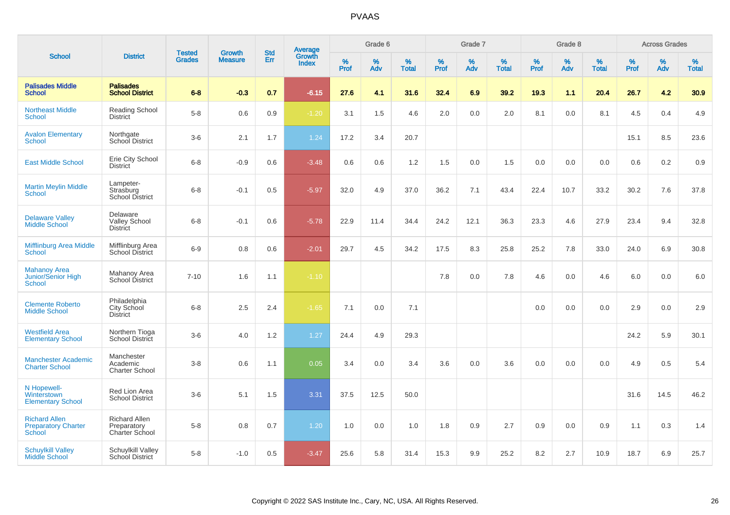# PVAAS

| School | District | Tested Grades | Growth Measure | Std Err | Average Growth Index | Grade 6 | | | Grade 7 | | | Grade 8 | | | Across Grades | | |
|---|---|---|---|---|---|---|---|---|---|---|---|---|---|---|---|---|---|
| | | | | | | % Prof | % Adv | % Total | % Prof | % Adv | % Total | % Prof | % Adv | % Total | % Prof | % Adv | % Total |
| **Palisades Middle School** | **Palisades School District** | **6-8** | **-0.3** | **0.7** | **-6.15** | **27.6** | **4.1** | **31.6** | **32.4** | **6.9** | **39.2** | **19.3** | **1.1** | **20.4** | **26.7** | **4.2** | **30.9** |
| Northeast Middle School | Reading School District | 5-8 | 0.6 | 0.9 | -1.20 | 3.1 | 1.5 | 4.6 | 2.0 | 0.0 | 2.0 | 8.1 | 0.0 | 8.1 | 4.5 | 0.4 | 4.9 |
| Avalon Elementary School | Northgate School District | 3-6 | 2.1 | 1.7 | 1.24 | 17.2 | 3.4 | 20.7 | | | | | | | 15.1 | 8.5 | 23.6 |
| East Middle School | Erie City School District | 6-8 | -0.9 | 0.6 | -3.48 | 0.6 | 0.6 | 1.2 | 1.5 | 0.0 | 1.5 | 0.0 | 0.0 | 0.0 | 0.6 | 0.2 | 0.9 |
| Martin Meylin Middle School | Lampeter-Strasburg School District | 6-8 | -0.1 | 0.5 | -5.97 | 32.0 | 4.9 | 37.0 | 36.2 | 7.1 | 43.4 | 22.4 | 10.7 | 33.2 | 30.2 | 7.6 | 37.8 |
| Delaware Valley Middle School | Delaware Valley School District | 6-8 | -0.1 | 0.6 | -5.78 | 22.9 | 11.4 | 34.4 | 24.2 | 12.1 | 36.3 | 23.3 | 4.6 | 27.9 | 23.4 | 9.4 | 32.8 |
| Mifflinburg Area Middle School | Mifflinburg Area School District | 6-9 | 0.8 | 0.6 | -2.01 | 29.7 | 4.5 | 34.2 | 17.5 | 8.3 | 25.8 | 25.2 | 7.8 | 33.0 | 24.0 | 6.9 | 30.8 |
| Mahanoy Area Junior/Senior High School | Mahanoy Area School District | 7-10 | 1.6 | 1.1 | -1.10 | | | | 7.8 | 0.0 | 7.8 | 4.6 | 0.0 | 4.6 | 6.0 | 0.0 | 6.0 |
| Clemente Roberto Middle School | Philadelphia City School District | 6-8 | 2.5 | 2.4 | -1.65 | 7.1 | 0.0 | 7.1 | | | | 0.0 | 0.0 | 0.0 | 2.9 | 0.0 | 2.9 |
| Westfield Area Elementary School | Northern Tioga School District | 3-6 | 4.0 | 1.2 | 1.27 | 24.4 | 4.9 | 29.3 | | | | | | | 24.2 | 5.9 | 30.1 |
| Manchester Academic Charter School | Manchester Academic Charter School | 3-8 | 0.6 | 1.1 | 0.05 | 3.4 | 0.0 | 3.4 | 3.6 | 0.0 | 3.6 | 0.0 | 0.0 | 0.0 | 4.9 | 0.5 | 5.4 |
| N Hopewell-Winterstown Elementary School | Red Lion Area School District | 3-6 | 5.1 | 1.5 | 3.31 | 37.5 | 12.5 | 50.0 | | | | | | | 31.6 | 14.5 | 46.2 |
| Richard Allen Preparatory Charter School | Richard Allen Preparatory Charter School | 5-8 | 0.8 | 0.7 | 1.20 | 1.0 | 0.0 | 1.0 | 1.8 | 0.9 | 2.7 | 0.9 | 0.0 | 0.9 | 1.1 | 0.3 | 1.4 |
| Schuylkill Valley Middle School | Schuylkill Valley School District | 5-8 | -1.0 | 0.5 | -3.47 | 25.6 | 5.8 | 31.4 | 15.3 | 9.9 | 25.2 | 8.2 | 2.7 | 10.9 | 18.7 | 6.9 | 25.7 |

Copyright © 2022 SAS Institute Inc., Cary, NC, USA. All Rights Reserved.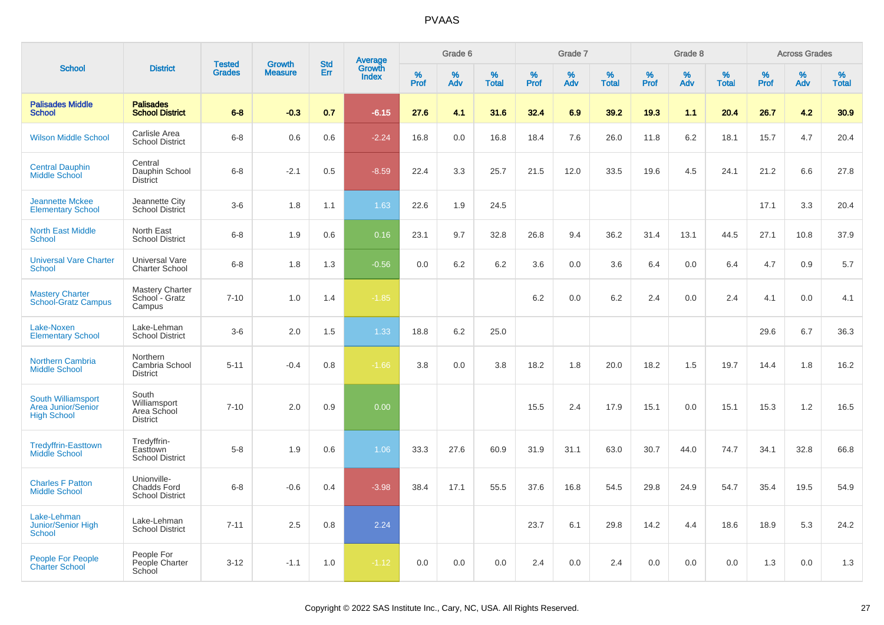# PVAAS

| School | District | Tested Grades | Growth Measure | Std Err | Average Growth Index | Grade 6 | | | Grade 7 | | | Grade 8 | | | Across Grades | | |
|---|---|---|---|---|---|---|---|---|---|---|---|---|---|---|---|---|---|
| | | | | | | % Prof | % Adv | % Total | % Prof | % Adv | % Total | % Prof | % Adv | % Total | % Prof | % Adv | % Total |
| **Palisades Middle School** | **Palisades School District** | **6-8** | **-0.3** | **0.7** | **-6.15** | **27.6** | **4.1** | **31.6** | **32.4** | **6.9** | **39.2** | **19.3** | **1.1** | **20.4** | **26.7** | **4.2** | **30.9** |
| Wilson Middle School | Carlisle Area School District | 6-8 | 0.6 | 0.6 | -2.24 | 16.8 | 0.0 | 16.8 | 18.4 | 7.6 | 26.0 | 11.8 | 6.2 | 18.1 | 15.7 | 4.7 | 20.4 |
| Central Dauphin Middle School | Central Dauphin School District | 6-8 | -2.1 | 0.5 | -8.59 | 22.4 | 3.3 | 25.7 | 21.5 | 12.0 | 33.5 | 19.6 | 4.5 | 24.1 | 21.2 | 6.6 | 27.8 |
| Jeannette Mckee Elementary School | Jeannette City School District | 3-6 | 1.8 | 1.1 | 1.63 | 22.6 | 1.9 | 24.5 | | | | | | | 17.1 | 3.3 | 20.4 |
| North East Middle School | North East School District | 6-8 | 1.9 | 0.6 | 0.16 | 23.1 | 9.7 | 32.8 | 26.8 | 9.4 | 36.2 | 31.4 | 13.1 | 44.5 | 27.1 | 10.8 | 37.9 |
| Universal Vare Charter School | Universal Vare Charter School | 6-8 | 1.8 | 1.3 | -0.56 | 0.0 | 6.2 | 6.2 | 3.6 | 0.0 | 3.6 | 6.4 | 0.0 | 6.4 | 4.7 | 0.9 | 5.7 |
| Mastery Charter School-Gratz Campus | Mastery Charter School - Gratz Campus | 7-10 | 1.0 | 1.4 | -1.85 | | | | 6.2 | 0.0 | 6.2 | 2.4 | 0.0 | 2.4 | 4.1 | 0.0 | 4.1 |
| Lake-Noxen Elementary School | Lake-Lehman School District | 3-6 | 2.0 | 1.5 | 1.33 | 18.8 | 6.2 | 25.0 | | | | | | | 29.6 | 6.7 | 36.3 |
| Northern Cambria Middle School | Northern Cambria School District | 5-11 | -0.4 | 0.8 | -1.66 | 3.8 | 0.0 | 3.8 | 18.2 | 1.8 | 20.0 | 18.2 | 1.5 | 19.7 | 14.4 | 1.8 | 16.2 |
| South Williamsport Area Junior/Senior High School | South Williamsport Area School District | 7-10 | 2.0 | 0.9 | 0.00 | | | | 15.5 | 2.4 | 17.9 | 15.1 | 0.0 | 15.1 | 15.3 | 1.2 | 16.5 |
| Tredyffrin-Easttown Middle School | Tredyffrin-Easttown School District | 5-8 | 1.9 | 0.6 | 1.06 | 33.3 | 27.6 | 60.9 | 31.9 | 31.1 | 63.0 | 30.7 | 44.0 | 74.7 | 34.1 | 32.8 | 66.8 |
| Charles F Patton Middle School | Unionville-Chadds Ford School District | 6-8 | -0.6 | 0.4 | -3.98 | 38.4 | 17.1 | 55.5 | 37.6 | 16.8 | 54.5 | 29.8 | 24.9 | 54.7 | 35.4 | 19.5 | 54.9 |
| Lake-Lehman Junior/Senior High School | Lake-Lehman School District | 7-11 | 2.5 | 0.8 | 2.24 | | | | 23.7 | 6.1 | 29.8 | 14.2 | 4.4 | 18.6 | 18.9 | 5.3 | 24.2 |
| People For People Charter School | People For People Charter School | 3-12 | -1.1 | 1.0 | -1.12 | 0.0 | 0.0 | 0.0 | 2.4 | 0.0 | 2.4 | 0.0 | 0.0 | 0.0 | 1.3 | 0.0 | 1.3 |

Copyright © 2022 SAS Institute Inc., Cary, NC, USA. All Rights Reserved.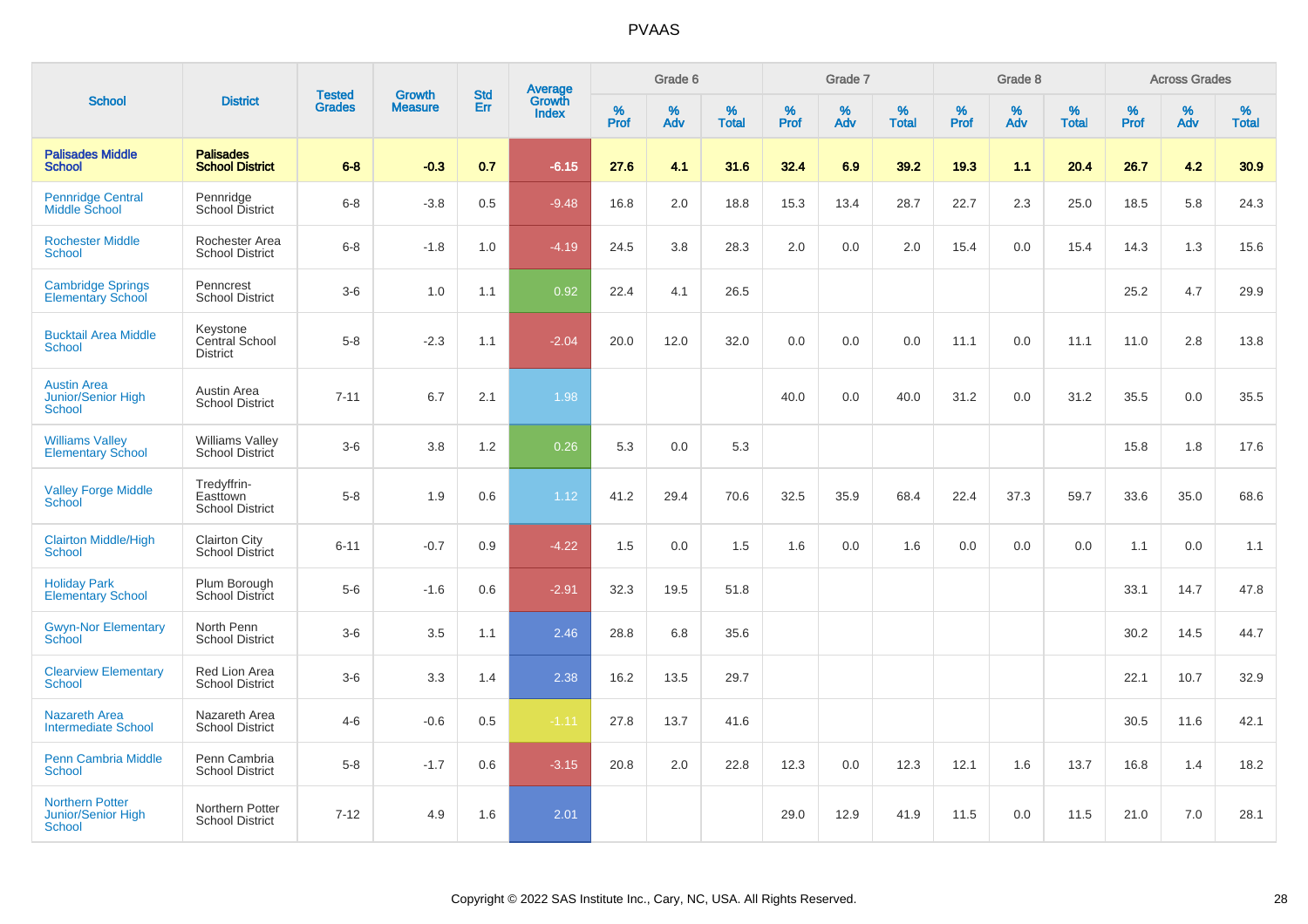# PVAAS

| School | District | Tested Grades | Growth Measure | Std Err | Average Growth Index | Grade 6 | | | Grade 7 | | | Grade 8 | | | Across Grades | | |
|---|---|---|---|---|---|---|---|---|---|---|---|---|---|---|---|---|---|
| | | | | | | % Prof | % Adv | % Total | % Prof | % Adv | % Total | % Prof | % Adv | % Total | % Prof | % Adv | % Total |
| **Palisades Middle School** | **Palisades School District** | **6-8** | **-0.3** | **0.7** | **-6.15** | **27.6** | **4.1** | **31.6** | **32.4** | **6.9** | **39.2** | **19.3** | **1.1** | **20.4** | **26.7** | **4.2** | **30.9** |
| Pennridge Central Middle School | Pennridge School District | 6-8 | -3.8 | 0.5 | -9.48 | 16.8 | 2.0 | 18.8 | 15.3 | 13.4 | 28.7 | 22.7 | 2.3 | 25.0 | 18.5 | 5.8 | 24.3 |
| Rochester Middle School | Rochester Area School District | 6-8 | -1.8 | 1.0 | -4.19 | 24.5 | 3.8 | 28.3 | 2.0 | 0.0 | 2.0 | 15.4 | 0.0 | 15.4 | 14.3 | 1.3 | 15.6 |
| Cambridge Springs Elementary School | Penncrest School District | 3-6 | 1.0 | 1.1 | 0.92 | 22.4 | 4.1 | 26.5 | | | | | | | 25.2 | 4.7 | 29.9 |
| Bucktail Area Middle School | Keystone Central School District | 5-8 | -2.3 | 1.1 | -2.04 | 20.0 | 12.0 | 32.0 | 0.0 | 0.0 | 0.0 | 11.1 | 0.0 | 11.1 | 11.0 | 2.8 | 13.8 |
| Austin Area Junior/Senior High School | Austin Area School District | 7-11 | 6.7 | 2.1 | 1.98 | | | | 40.0 | 0.0 | 40.0 | 31.2 | 0.0 | 31.2 | 35.5 | 0.0 | 35.5 |
| Williams Valley Elementary School | Williams Valley School District | 3-6 | 3.8 | 1.2 | 0.26 | 5.3 | 0.0 | 5.3 | | | | | | | 15.8 | 1.8 | 17.6 |
| Valley Forge Middle School | Tredyffrin-Easttown School District | 5-8 | 1.9 | 0.6 | 1.12 | 41.2 | 29.4 | 70.6 | 32.5 | 35.9 | 68.4 | 22.4 | 37.3 | 59.7 | 33.6 | 35.0 | 68.6 |
| Clairton Middle/High School | Clairton City School District | 6-11 | -0.7 | 0.9 | -4.22 | 1.5 | 0.0 | 1.5 | 1.6 | 0.0 | 1.6 | 0.0 | 0.0 | 0.0 | 1.1 | 0.0 | 1.1 |
| Holiday Park Elementary School | Plum Borough School District | 5-6 | -1.6 | 0.6 | -2.91 | 32.3 | 19.5 | 51.8 | | | | | | | 33.1 | 14.7 | 47.8 |
| Gwyn-Nor Elementary School | North Penn School District | 3-6 | 3.5 | 1.1 | 2.46 | 28.8 | 6.8 | 35.6 | | | | | | | 30.2 | 14.5 | 44.7 |
| Clearview Elementary School | Red Lion Area School District | 3-6 | 3.3 | 1.4 | 2.38 | 16.2 | 13.5 | 29.7 | | | | | | | 22.1 | 10.7 | 32.9 |
| Nazareth Area Intermediate School | Nazareth Area School District | 4-6 | -0.6 | 0.5 | -1.11 | 27.8 | 13.7 | 41.6 | | | | | | | 30.5 | 11.6 | 42.1 |
| Penn Cambria Middle School | Penn Cambria School District | 5-8 | -1.7 | 0.6 | -3.15 | 20.8 | 2.0 | 22.8 | 12.3 | 0.0 | 12.3 | 12.1 | 1.6 | 13.7 | 16.8 | 1.4 | 18.2 |
| Northern Potter Junior/Senior High School | Northern Potter School District | 7-12 | 4.9 | 1.6 | 2.01 | | | | 29.0 | 12.9 | 41.9 | 11.5 | 0.0 | 11.5 | 21.0 | 7.0 | 28.1 |

Copyright © 2022 SAS Institute Inc., Cary, NC, USA. All Rights Reserved.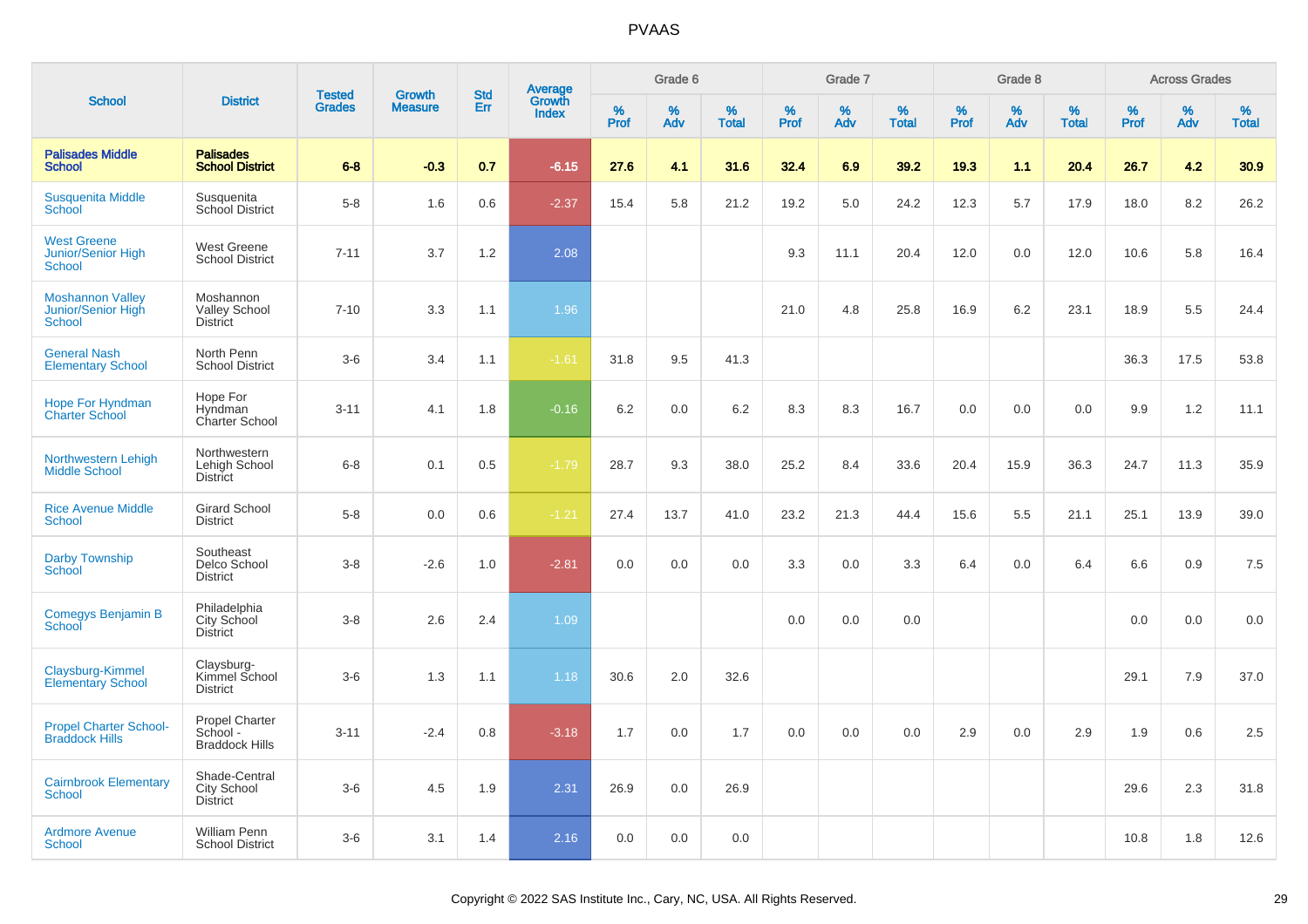# PVAAS

| School | District | Tested Grades | Growth Measure | Std Err | Average Growth Index | Grade 6 | | | Grade 7 | | | Grade 8 | | | Across Grades | | |
|---|---|---|---|---|---|---|---|---|---|---|---|---|---|---|---|---|---|
| | | | | | | % Prof | % Adv | % Total | % Prof | % Adv | % Total | % Prof | % Adv | % Total | % Prof | % Adv | % Total |
| **Palisades Middle School** | **Palisades School District** | **6-8** | **-0.3** | **0.7** | **-6.15** | **27.6** | **4.1** | **31.6** | **32.4** | **6.9** | **39.2** | **19.3** | **1.1** | **20.4** | **26.7** | **4.2** | **30.9** |
| Susquenita Middle School | Susquenita School District | 5-8 | 1.6 | 0.6 | -2.37 | 15.4 | 5.8 | 21.2 | 19.2 | 5.0 | 24.2 | 12.3 | 5.7 | 17.9 | 18.0 | 8.2 | 26.2 |
| West Greene Junior/Senior High School | West Greene School District | 7-11 | 3.7 | 1.2 | 2.08 | | | | 9.3 | 11.1 | 20.4 | 12.0 | 0.0 | 12.0 | 10.6 | 5.8 | 16.4 |
| Moshannon Valley Junior/Senior High School | Moshannon Valley School District | 7-10 | 3.3 | 1.1 | 1.96 | | | | 21.0 | 4.8 | 25.8 | 16.9 | 6.2 | 23.1 | 18.9 | 5.5 | 24.4 |
| General Nash Elementary School | North Penn School District | 3-6 | 3.4 | 1.1 | -1.61 | 31.8 | 9.5 | 41.3 | | | | | | | 36.3 | 17.5 | 53.8 |
| Hope For Hyndman Charter School | Hope For Hyndman Charter School | 3-11 | 4.1 | 1.8 | -0.16 | 6.2 | 0.0 | 6.2 | 8.3 | 8.3 | 16.7 | 0.0 | 0.0 | 0.0 | 9.9 | 1.2 | 11.1 |
| Northwestern Lehigh Middle School | Northwestern Lehigh School District | 6-8 | 0.1 | 0.5 | -1.79 | 28.7 | 9.3 | 38.0 | 25.2 | 8.4 | 33.6 | 20.4 | 15.9 | 36.3 | 24.7 | 11.3 | 35.9 |
| Rice Avenue Middle School | Girard School District | 5-8 | 0.0 | 0.6 | -1.21 | 27.4 | 13.7 | 41.0 | 23.2 | 21.3 | 44.4 | 15.6 | 5.5 | 21.1 | 25.1 | 13.9 | 39.0 |
| Darby Township School | Southeast Delco School District | 3-8 | -2.6 | 1.0 | -2.81 | 0.0 | 0.0 | 0.0 | 3.3 | 0.0 | 3.3 | 6.4 | 0.0 | 6.4 | 6.6 | 0.9 | 7.5 |
| Comegys Benjamin B School | Philadelphia City School District | 3-8 | 2.6 | 2.4 | 1.09 | | | | 0.0 | 0.0 | 0.0 | | | | 0.0 | 0.0 | 0.0 |
| Claysburg-Kimmel Elementary School | Claysburg-Kimmel School District | 3-6 | 1.3 | 1.1 | 1.18 | 30.6 | 2.0 | 32.6 | | | | | | | 29.1 | 7.9 | 37.0 |
| Propel Charter School-Braddock Hills | Propel Charter School - Braddock Hills | 3-11 | -2.4 | 0.8 | -3.18 | 1.7 | 0.0 | 1.7 | 0.0 | 0.0 | 0.0 | 2.9 | 0.0 | 2.9 | 1.9 | 0.6 | 2.5 |
| Cairnbrook Elementary School | Shade-Central City School District | 3-6 | 4.5 | 1.9 | 2.31 | 26.9 | 0.0 | 26.9 | | | | | | | 29.6 | 2.3 | 31.8 |
| Ardmore Avenue School | William Penn School District | 3-6 | 3.1 | 1.4 | 2.16 | 0.0 | 0.0 | 0.0 | | | | | | | 10.8 | 1.8 | 12.6 |

Copyright © 2022 SAS Institute Inc., Cary, NC, USA. All Rights Reserved.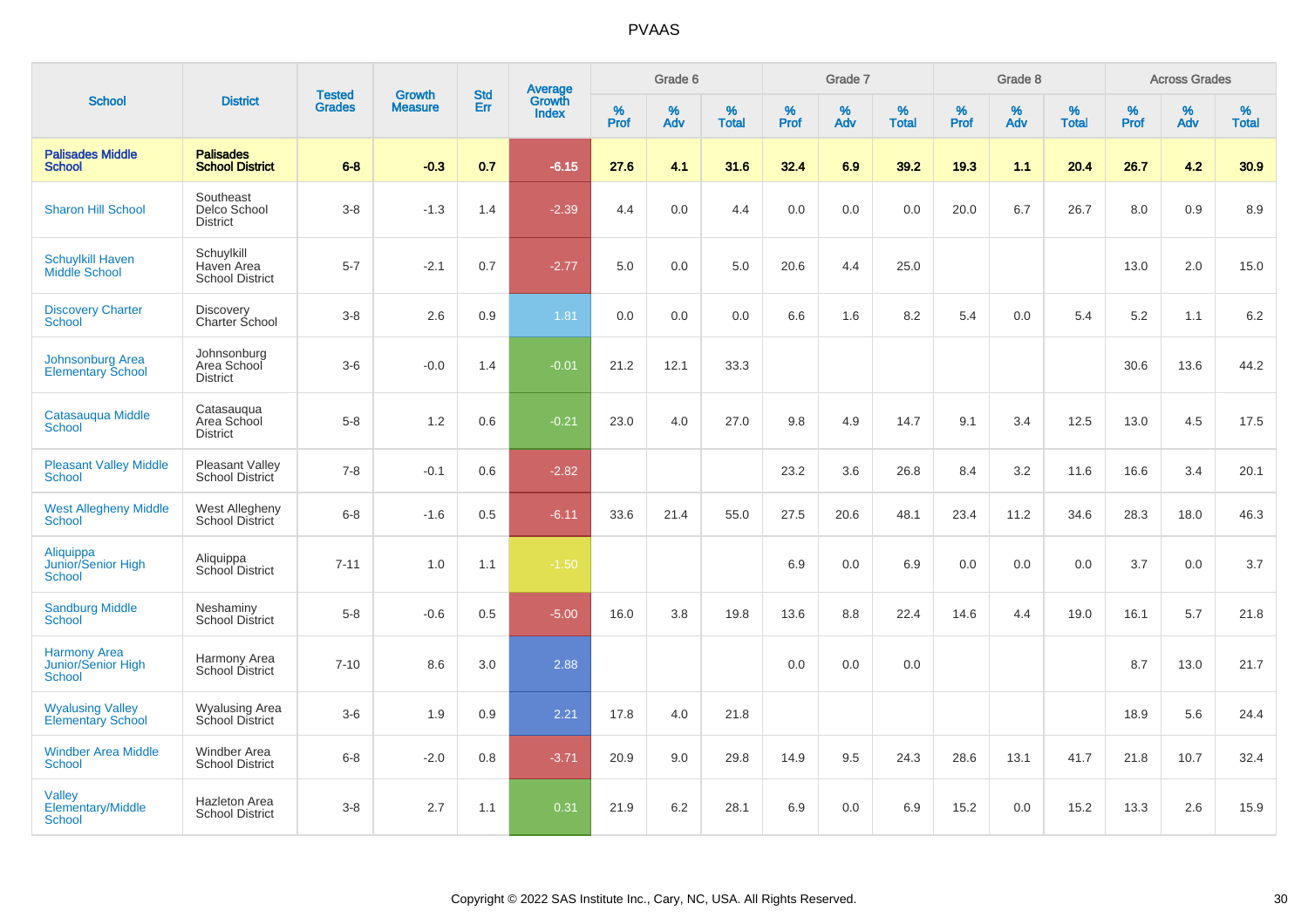# PVAAS

| School | District | Tested Grades | Growth Measure | Std Err | Average Growth Index | Grade 6 | | | Grade 7 | | | Grade 8 | | | Across Grades | | |
|---|---|---|---|---|---|---|---|---|---|---|---|---|---|---|---|---|---|
| | | | | | | % Prof | % Adv | % Total | % Prof | % Adv | % Total | % Prof | % Adv | % Total | % Prof | % Adv | % Total |
| **Palisades Middle School** | **Palisades School District** | **6-8** | **-0.3** | **0.7** | **-6.15** | **27.6** | **4.1** | **31.6** | **32.4** | **6.9** | **39.2** | **19.3** | **1.1** | **20.4** | **26.7** | **4.2** | **30.9** |
| Sharon Hill School | Southeast Delco School District | 3-8 | -1.3 | 1.4 | -2.39 | 4.4 | 0.0 | 4.4 | 0.0 | 0.0 | 0.0 | 20.0 | 6.7 | 26.7 | 8.0 | 0.9 | 8.9 |
| Schuylkill Haven Middle School | Schuylkill Haven Area School District | 5-7 | -2.1 | 0.7 | -2.77 | 5.0 | 0.0 | 5.0 | 20.6 | 4.4 | 25.0 | | | | 13.0 | 2.0 | 15.0 |
| Discovery Charter School | Discovery Charter School | 3-8 | 2.6 | 0.9 | 1.81 | 0.0 | 0.0 | 0.0 | 6.6 | 1.6 | 8.2 | 5.4 | 0.0 | 5.4 | 5.2 | 1.1 | 6.2 |
| Johnsonburg Area Elementary School | Johnsonburg Area School District | 3-6 | -0.0 | 1.4 | -0.01 | 21.2 | 12.1 | 33.3 | | | | | | | 30.6 | 13.6 | 44.2 |
| Catasauqua Middle School | Catasauqua Area School District | 5-8 | 1.2 | 0.6 | -0.21 | 23.0 | 4.0 | 27.0 | 9.8 | 4.9 | 14.7 | 9.1 | 3.4 | 12.5 | 13.0 | 4.5 | 17.5 |
| Pleasant Valley Middle School | Pleasant Valley School District | 7-8 | -0.1 | 0.6 | -2.82 | | | | 23.2 | 3.6 | 26.8 | 8.4 | 3.2 | 11.6 | 16.6 | 3.4 | 20.1 |
| West Allegheny Middle School | West Allegheny School District | 6-8 | -1.6 | 0.5 | -6.11 | 33.6 | 21.4 | 55.0 | 27.5 | 20.6 | 48.1 | 23.4 | 11.2 | 34.6 | 28.3 | 18.0 | 46.3 |
| Aliquippa Junior/Senior High School | Aliquippa School District | 7-11 | 1.0 | 1.1 | -1.50 | | | | 6.9 | 0.0 | 6.9 | 0.0 | 0.0 | 0.0 | 3.7 | 0.0 | 3.7 |
| Sandburg Middle School | Neshaminy School District | 5-8 | -0.6 | 0.5 | -5.00 | 16.0 | 3.8 | 19.8 | 13.6 | 8.8 | 22.4 | 14.6 | 4.4 | 19.0 | 16.1 | 5.7 | 21.8 |
| Harmony Area Junior/Senior High School | Harmony Area School District | 7-10 | 8.6 | 3.0 | 2.88 | | | | 0.0 | 0.0 | 0.0 | | | | 8.7 | 13.0 | 21.7 |
| Wyalusing Valley Elementary School | Wyalusing Area School District | 3-6 | 1.9 | 0.9 | 2.21 | 17.8 | 4.0 | 21.8 | | | | | | | 18.9 | 5.6 | 24.4 |
| Windber Area Middle School | Windber Area School District | 6-8 | -2.0 | 0.8 | -3.71 | 20.9 | 9.0 | 29.8 | 14.9 | 9.5 | 24.3 | 28.6 | 13.1 | 41.7 | 21.8 | 10.7 | 32.4 |
| Valley Elementary/Middle School | Hazleton Area School District | 3-8 | 2.7 | 1.1 | 0.31 | 21.9 | 6.2 | 28.1 | 6.9 | 0.0 | 6.9 | 15.2 | 0.0 | 15.2 | 13.3 | 2.6 | 15.9 |

Copyright © 2022 SAS Institute Inc., Cary, NC, USA. All Rights Reserved.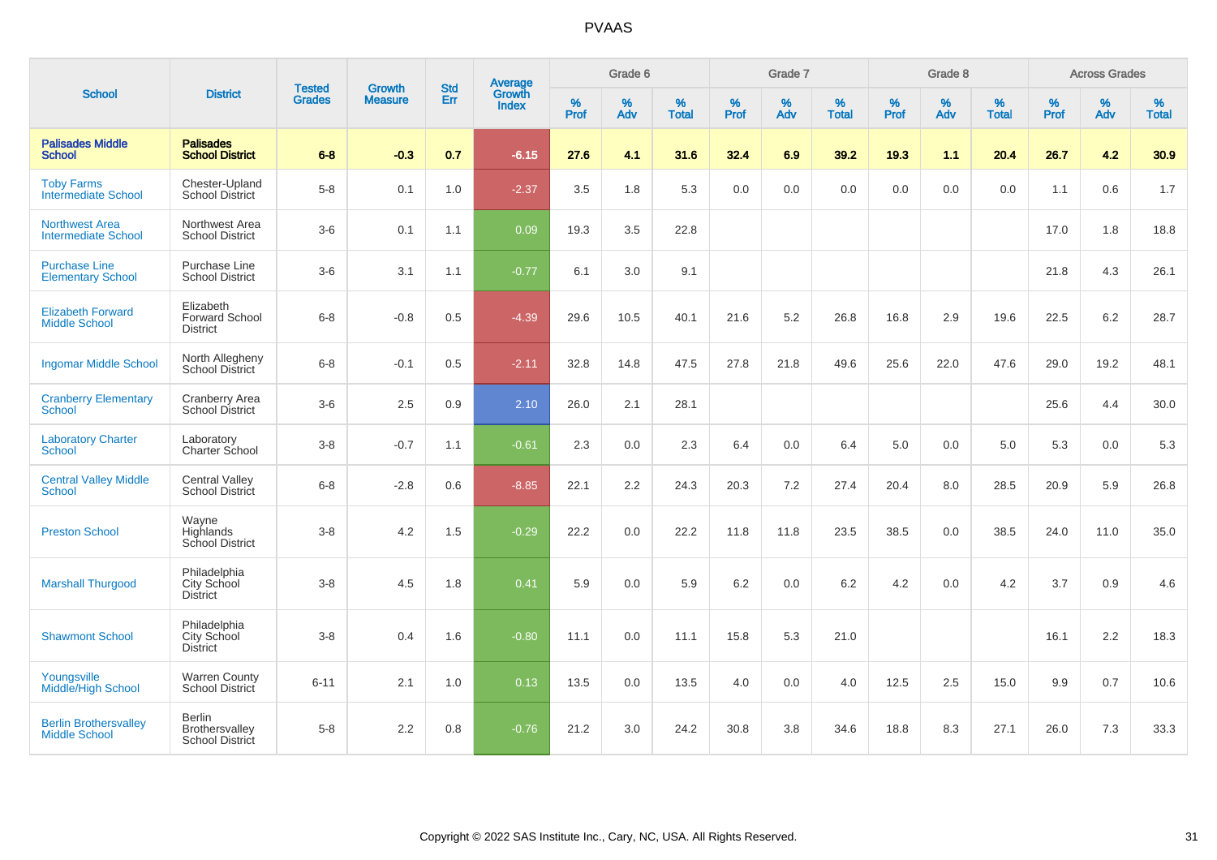# PVAAS

| School | District | Tested Grades | Growth Measure | Std Err | Average Growth Index | Grade 6 | | | Grade 7 | | | Grade 8 | | | Across Grades | | |
|---|---|---|---|---|---|---|---|---|---|---|---|---|---|---|---|---|---|
| | | | | | | % Prof | % Adv | % Total | % Prof | % Adv | % Total | % Prof | % Adv | % Total | % Prof | % Adv | % Total |
| **Palisades Middle School** | **Palisades School District** | **6-8** | **-0.3** | **0.7** | **-6.15** | **27.6** | **4.1** | **31.6** | **32.4** | **6.9** | **39.2** | **19.3** | **1.1** | **20.4** | **26.7** | **4.2** | **30.9** |
| Toby Farms Intermediate School | Chester-Upland School District | 5-8 | 0.1 | 1.0 | -2.37 | 3.5 | 1.8 | 5.3 | 0.0 | 0.0 | 0.0 | 0.0 | 0.0 | 0.0 | 1.1 | 0.6 | 1.7 |
| Northwest Area Intermediate School | Northwest Area School District | 3-6 | 0.1 | 1.1 | 0.09 | 19.3 | 3.5 | 22.8 | | | | | | | 17.0 | 1.8 | 18.8 |
| Purchase Line Elementary School | Purchase Line School District | 3-6 | 3.1 | 1.1 | -0.77 | 6.1 | 3.0 | 9.1 | | | | | | | 21.8 | 4.3 | 26.1 |
| Elizabeth Forward Middle School | Elizabeth Forward School District | 6-8 | -0.8 | 0.5 | -4.39 | 29.6 | 10.5 | 40.1 | 21.6 | 5.2 | 26.8 | 16.8 | 2.9 | 19.6 | 22.5 | 6.2 | 28.7 |
| Ingomar Middle School | North Allegheny School District | 6-8 | -0.1 | 0.5 | -2.11 | 32.8 | 14.8 | 47.5 | 27.8 | 21.8 | 49.6 | 25.6 | 22.0 | 47.6 | 29.0 | 19.2 | 48.1 |
| Cranberry Elementary School | Cranberry Area School District | 3-6 | 2.5 | 0.9 | 2.10 | 26.0 | 2.1 | 28.1 | | | | | | | 25.6 | 4.4 | 30.0 |
| Laboratory Charter School | Laboratory Charter School | 3-8 | -0.7 | 1.1 | -0.61 | 2.3 | 0.0 | 2.3 | 6.4 | 0.0 | 6.4 | 5.0 | 0.0 | 5.0 | 5.3 | 0.0 | 5.3 |
| Central Valley Middle School | Central Valley School District | 6-8 | -2.8 | 0.6 | -8.85 | 22.1 | 2.2 | 24.3 | 20.3 | 7.2 | 27.4 | 20.4 | 8.0 | 28.5 | 20.9 | 5.9 | 26.8 |
| Preston School | Wayne Highlands School District | 3-8 | 4.2 | 1.5 | -0.29 | 22.2 | 0.0 | 22.2 | 11.8 | 11.8 | 23.5 | 38.5 | 0.0 | 38.5 | 24.0 | 11.0 | 35.0 |
| Marshall Thurgood | Philadelphia City School District | 3-8 | 4.5 | 1.8 | 0.41 | 5.9 | 0.0 | 5.9 | 6.2 | 0.0 | 6.2 | 4.2 | 0.0 | 4.2 | 3.7 | 0.9 | 4.6 |
| Shawmont School | Philadelphia City School District | 3-8 | 0.4 | 1.6 | -0.80 | 11.1 | 0.0 | 11.1 | 15.8 | 5.3 | 21.0 | | | | 16.1 | 2.2 | 18.3 |
| Youngsville Middle/High School | Warren County School District | 6-11 | 2.1 | 1.0 | 0.13 | 13.5 | 0.0 | 13.5 | 4.0 | 0.0 | 4.0 | 12.5 | 2.5 | 15.0 | 9.9 | 0.7 | 10.6 |
| Berlin Brothersvalley Middle School | Berlin Brothersvalley School District | 5-8 | 2.2 | 0.8 | -0.76 | 21.2 | 3.0 | 24.2 | 30.8 | 3.8 | 34.6 | 18.8 | 8.3 | 27.1 | 26.0 | 7.3 | 33.3 |

Copyright © 2022 SAS Institute Inc., Cary, NC, USA. All Rights Reserved.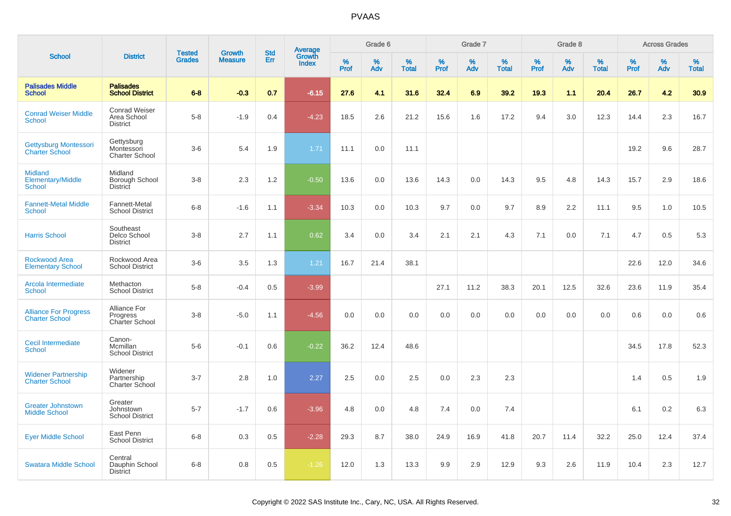# PVAAS

| School | District | Tested Grades | Growth Measure | Std Err | Average Growth Index | Grade 6 | | | Grade 7 | | | Grade 8 | | | Across Grades | | |
|---|---|---|---|---|---|---|---|---|---|---|---|---|---|---|---|---|---|
| | | | | | | % Prof | % Adv | % Total | % Prof | % Adv | % Total | % Prof | % Adv | % Total | % Prof | % Adv | % Total |
| **Palisades Middle School** | **Palisades School District** | **6-8** | **-0.3** | **0.7** | **-6.15** | **27.6** | **4.1** | **31.6** | **32.4** | **6.9** | **39.2** | **19.3** | **1.1** | **20.4** | **26.7** | **4.2** | **30.9** |
| Conrad Weiser Middle School | Conrad Weiser Area School District | 5-8 | -1.9 | 0.4 | -4.23 | 18.5 | 2.6 | 21.2 | 15.6 | 1.6 | 17.2 | 9.4 | 3.0 | 12.3 | 14.4 | 2.3 | 16.7 |
| Gettysburg Montessori Charter School | Gettysburg Montessori Charter School | 3-6 | 5.4 | 1.9 | 1.71 | 11.1 | 0.0 | 11.1 | | | | | | | 19.2 | 9.6 | 28.7 |
| Midland Elementary/Middle School | Midland Borough School District | 3-8 | 2.3 | 1.2 | -0.50 | 13.6 | 0.0 | 13.6 | 14.3 | 0.0 | 14.3 | 9.5 | 4.8 | 14.3 | 15.7 | 2.9 | 18.6 |
| Fannett-Metal Middle School | Fannett-Metal School District | 6-8 | -1.6 | 1.1 | -3.34 | 10.3 | 0.0 | 10.3 | 9.7 | 0.0 | 9.7 | 8.9 | 2.2 | 11.1 | 9.5 | 1.0 | 10.5 |
| Harris School | Southeast Delco School District | 3-8 | 2.7 | 1.1 | 0.62 | 3.4 | 0.0 | 3.4 | 2.1 | 2.1 | 4.3 | 7.1 | 0.0 | 7.1 | 4.7 | 0.5 | 5.3 |
| Rockwood Area Elementary School | Rockwood Area School District | 3-6 | 3.5 | 1.3 | 1.21 | 16.7 | 21.4 | 38.1 | | | | | | | 22.6 | 12.0 | 34.6 |
| Arcola Intermediate School | Methacton School District | 5-8 | -0.4 | 0.5 | -3.99 | | | | 27.1 | 11.2 | 38.3 | 20.1 | 12.5 | 32.6 | 23.6 | 11.9 | 35.4 |
| Alliance For Progress Charter School | Alliance For Progress Charter School | 3-8 | -5.0 | 1.1 | -4.56 | 0.0 | 0.0 | 0.0 | 0.0 | 0.0 | 0.0 | 0.0 | 0.0 | 0.0 | 0.6 | 0.0 | 0.6 |
| Cecil Intermediate School | Canon-Mcmillan School District | 5-6 | -0.1 | 0.6 | -0.22 | 36.2 | 12.4 | 48.6 | | | | | | | 34.5 | 17.8 | 52.3 |
| Widener Partnership Charter School | Widener Partnership Charter School | 3-7 | 2.8 | 1.0 | 2.27 | 2.5 | 0.0 | 2.5 | 0.0 | 2.3 | 2.3 | | | | 1.4 | 0.5 | 1.9 |
| Greater Johnstown Middle School | Greater Johnstown School District | 5-7 | -1.7 | 0.6 | -3.96 | 4.8 | 0.0 | 4.8 | 7.4 | 0.0 | 7.4 | | | | 6.1 | 0.2 | 6.3 |
| Eyer Middle School | East Penn School District | 6-8 | 0.3 | 0.5 | -2.28 | 29.3 | 8.7 | 38.0 | 24.9 | 16.9 | 41.8 | 20.7 | 11.4 | 32.2 | 25.0 | 12.4 | 37.4 |
| Swatara Middle School | Central Dauphin School District | 6-8 | 0.8 | 0.5 | -1.26 | 12.0 | 1.3 | 13.3 | 9.9 | 2.9 | 12.9 | 9.3 | 2.6 | 11.9 | 10.4 | 2.3 | 12.7 |

Copyright © 2022 SAS Institute Inc., Cary, NC, USA. All Rights Reserved.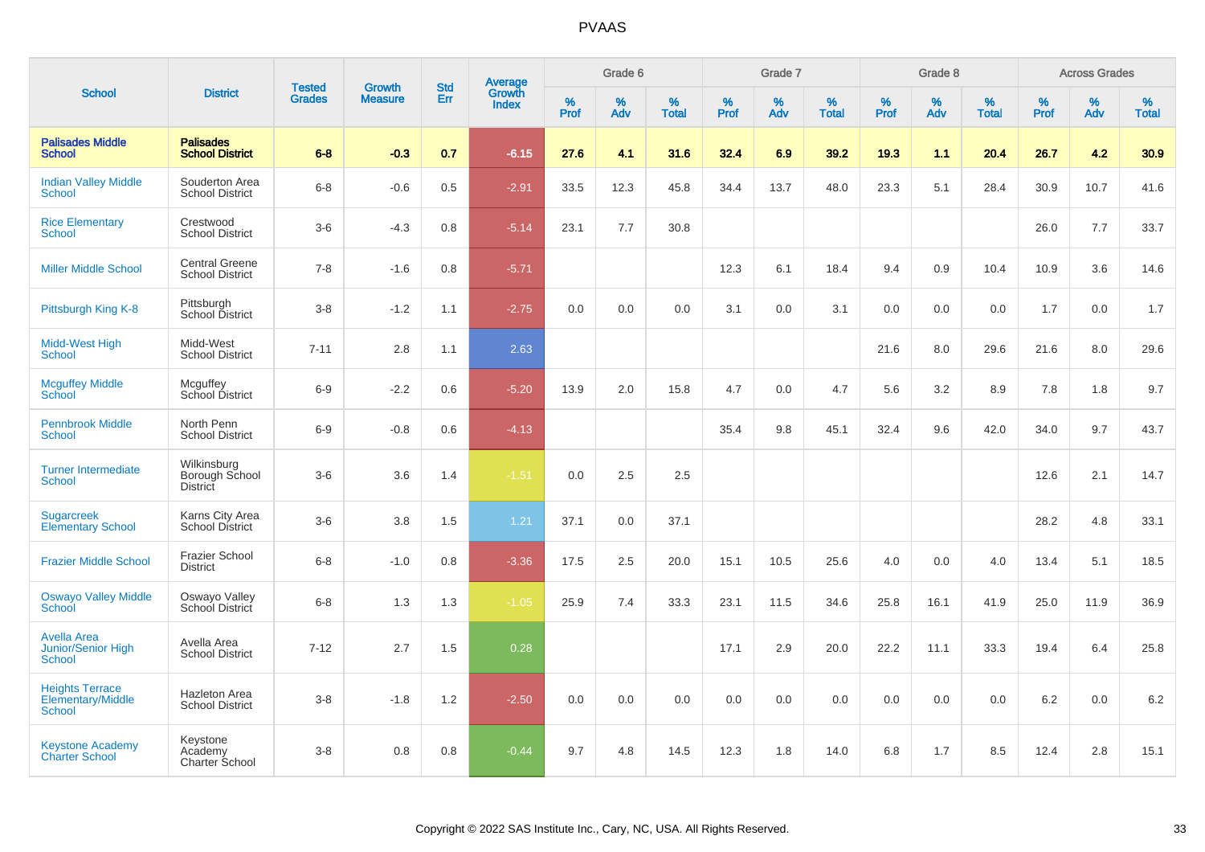# PVAAS

| School | District | Tested Grades | Growth Measure | Std Err | Average Growth Index | Grade 6 | | | Grade 7 | | | Grade 8 | | | Across Grades | | |
|---|---|---|---|---|---|---|---|---|---|---|---|---|---|---|---|---|---|
| | | | | | | % Prof | % Adv | % Total | % Prof | % Adv | % Total | % Prof | % Adv | % Total | % Prof | % Adv | % Total |
| **Palisades Middle School** | **Palisades School District** | **6-8** | **-0.3** | **0.7** | **-6.15** | **27.6** | **4.1** | **31.6** | **32.4** | **6.9** | **39.2** | **19.3** | **1.1** | **20.4** | **26.7** | **4.2** | **30.9** |
| Indian Valley Middle School | Souderton Area School District | 6-8 | -0.6 | 0.5 | -2.91 | 33.5 | 12.3 | 45.8 | 34.4 | 13.7 | 48.0 | 23.3 | 5.1 | 28.4 | 30.9 | 10.7 | 41.6 |
| Rice Elementary School | Crestwood School District | 3-6 | -4.3 | 0.8 | -5.14 | 23.1 | 7.7 | 30.8 | | | | | | | 26.0 | 7.7 | 33.7 |
| Miller Middle School | Central Greene School District | 7-8 | -1.6 | 0.8 | -5.71 | | | | 12.3 | 6.1 | 18.4 | 9.4 | 0.9 | 10.4 | 10.9 | 3.6 | 14.6 |
| Pittsburgh King K-8 | Pittsburgh School District | 3-8 | -1.2 | 1.1 | -2.75 | 0.0 | 0.0 | 0.0 | 3.1 | 0.0 | 3.1 | 0.0 | 0.0 | 0.0 | 1.7 | 0.0 | 1.7 |
| Midd-West High School | Midd-West School District | 7-11 | 2.8 | 1.1 | 2.63 | | | | | | | 21.6 | 8.0 | 29.6 | 21.6 | 8.0 | 29.6 |
| Mcguffey Middle School | Mcguffey School District | 6-9 | -2.2 | 0.6 | -5.20 | 13.9 | 2.0 | 15.8 | 4.7 | 0.0 | 4.7 | 5.6 | 3.2 | 8.9 | 7.8 | 1.8 | 9.7 |
| Pennbrook Middle School | North Penn School District | 6-9 | -0.8 | 0.6 | -4.13 | | | | 35.4 | 9.8 | 45.1 | 32.4 | 9.6 | 42.0 | 34.0 | 9.7 | 43.7 |
| Turner Intermediate School | Wilkinsburg Borough School District | 3-6 | 3.6 | 1.4 | -1.51 | 0.0 | 2.5 | 2.5 | | | | | | | 12.6 | 2.1 | 14.7 |
| Sugarcreek Elementary School | Karns City Area School District | 3-6 | 3.8 | 1.5 | 1.21 | 37.1 | 0.0 | 37.1 | | | | | | | 28.2 | 4.8 | 33.1 |
| Frazier Middle School | Frazier School District | 6-8 | -1.0 | 0.8 | -3.36 | 17.5 | 2.5 | 20.0 | 15.1 | 10.5 | 25.6 | 4.0 | 0.0 | 4.0 | 13.4 | 5.1 | 18.5 |
| Oswayo Valley Middle School | Oswayo Valley School District | 6-8 | 1.3 | 1.3 | -1.05 | 25.9 | 7.4 | 33.3 | 23.1 | 11.5 | 34.6 | 25.8 | 16.1 | 41.9 | 25.0 | 11.9 | 36.9 |
| Avella Area Junior/Senior High School | Avella Area School District | 7-12 | 2.7 | 1.5 | 0.28 | | | | 17.1 | 2.9 | 20.0 | 22.2 | 11.1 | 33.3 | 19.4 | 6.4 | 25.8 |
| Heights Terrace Elementary/Middle School | Hazleton Area School District | 3-8 | -1.8 | 1.2 | -2.50 | 0.0 | 0.0 | 0.0 | 0.0 | 0.0 | 0.0 | 0.0 | 0.0 | 0.0 | 6.2 | 0.0 | 6.2 |
| Keystone Academy Charter School | Keystone Academy Charter School | 3-8 | 0.8 | 0.8 | -0.44 | 9.7 | 4.8 | 14.5 | 12.3 | 1.8 | 14.0 | 6.8 | 1.7 | 8.5 | 12.4 | 2.8 | 15.1 |

Copyright © 2022 SAS Institute Inc., Cary, NC, USA. All Rights Reserved.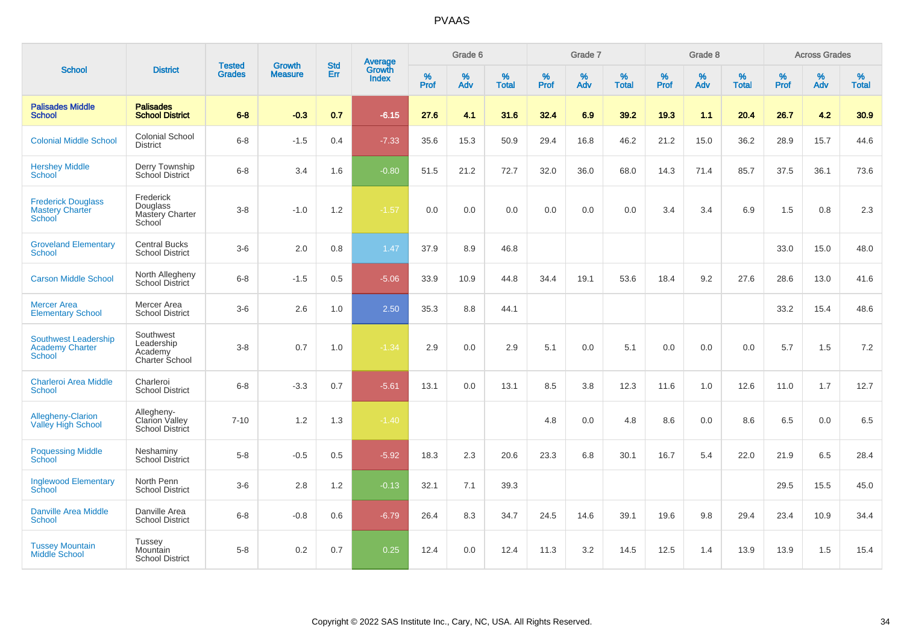# PVAAS

| School | District | Tested Grades | Growth Measure | Std Err | Average Growth Index | Grade 6 | | | Grade 7 | | | Grade 8 | | | Across Grades | | |
|---|---|---|---|---|---|---|---|---|---|---|---|---|---|---|---|---|---|
| | | | | | | % Prof | % Adv | % Total | % Prof | % Adv | % Total | % Prof | % Adv | % Total | % Prof | % Adv | % Total |
| **Palisades Middle School** | **Palisades School District** | **6-8** | **-0.3** | **0.7** | **-6.15** | **27.6** | **4.1** | **31.6** | **32.4** | **6.9** | **39.2** | **19.3** | **1.1** | **20.4** | **26.7** | **4.2** | **30.9** |
| Colonial Middle School | Colonial School District | 6-8 | -1.5 | 0.4 | -7.33 | 35.6 | 15.3 | 50.9 | 29.4 | 16.8 | 46.2 | 21.2 | 15.0 | 36.2 | 28.9 | 15.7 | 44.6 |
| Hershey Middle School | Derry Township School District | 6-8 | 3.4 | 1.6 | -0.80 | 51.5 | 21.2 | 72.7 | 32.0 | 36.0 | 68.0 | 14.3 | 71.4 | 85.7 | 37.5 | 36.1 | 73.6 |
| Frederick Douglass Mastery Charter School | Frederick Douglass Mastery Charter School | 3-8 | -1.0 | 1.2 | -1.57 | 0.0 | 0.0 | 0.0 | 0.0 | 0.0 | 0.0 | 3.4 | 3.4 | 6.9 | 1.5 | 0.8 | 2.3 |
| Groveland Elementary School | Central Bucks School District | 3-6 | 2.0 | 0.8 | 1.47 | 37.9 | 8.9 | 46.8 | | | | | | | 33.0 | 15.0 | 48.0 |
| Carson Middle School | North Allegheny School District | 6-8 | -1.5 | 0.5 | -5.06 | 33.9 | 10.9 | 44.8 | 34.4 | 19.1 | 53.6 | 18.4 | 9.2 | 27.6 | 28.6 | 13.0 | 41.6 |
| Mercer Area Elementary School | Mercer Area School District | 3-6 | 2.6 | 1.0 | 2.50 | 35.3 | 8.8 | 44.1 | | | | | | | 33.2 | 15.4 | 48.6 |
| Southwest Leadership Academy Charter School | Southwest Leadership Academy Charter School | 3-8 | 0.7 | 1.0 | -1.34 | 2.9 | 0.0 | 2.9 | 5.1 | 0.0 | 5.1 | 0.0 | 0.0 | 0.0 | 5.7 | 1.5 | 7.2 |
| Charleroi Area Middle School | Charleroi School District | 6-8 | -3.3 | 0.7 | -5.61 | 13.1 | 0.0 | 13.1 | 8.5 | 3.8 | 12.3 | 11.6 | 1.0 | 12.6 | 11.0 | 1.7 | 12.7 |
| Allegheny-Clarion Valley High School | Allegheny-Clarion Valley School District | 7-10 | 1.2 | 1.3 | -1.40 | | | | 4.8 | 0.0 | 4.8 | 8.6 | 0.0 | 8.6 | 6.5 | 0.0 | 6.5 |
| Poquessing Middle School | Neshaminy School District | 5-8 | -0.5 | 0.5 | -5.92 | 18.3 | 2.3 | 20.6 | 23.3 | 6.8 | 30.1 | 16.7 | 5.4 | 22.0 | 21.9 | 6.5 | 28.4 |
| Inglewood Elementary School | North Penn School District | 3-6 | 2.8 | 1.2 | -0.13 | 32.1 | 7.1 | 39.3 | | | | | | | 29.5 | 15.5 | 45.0 |
| Danville Area Middle School | Danville Area School District | 6-8 | -0.8 | 0.6 | -6.79 | 26.4 | 8.3 | 34.7 | 24.5 | 14.6 | 39.1 | 19.6 | 9.8 | 29.4 | 23.4 | 10.9 | 34.4 |
| Tussey Mountain Middle School | Tussey Mountain School District | 5-8 | 0.2 | 0.7 | 0.25 | 12.4 | 0.0 | 12.4 | 11.3 | 3.2 | 14.5 | 12.5 | 1.4 | 13.9 | 13.9 | 1.5 | 15.4 |

Copyright © 2022 SAS Institute Inc., Cary, NC, USA. All Rights Reserved.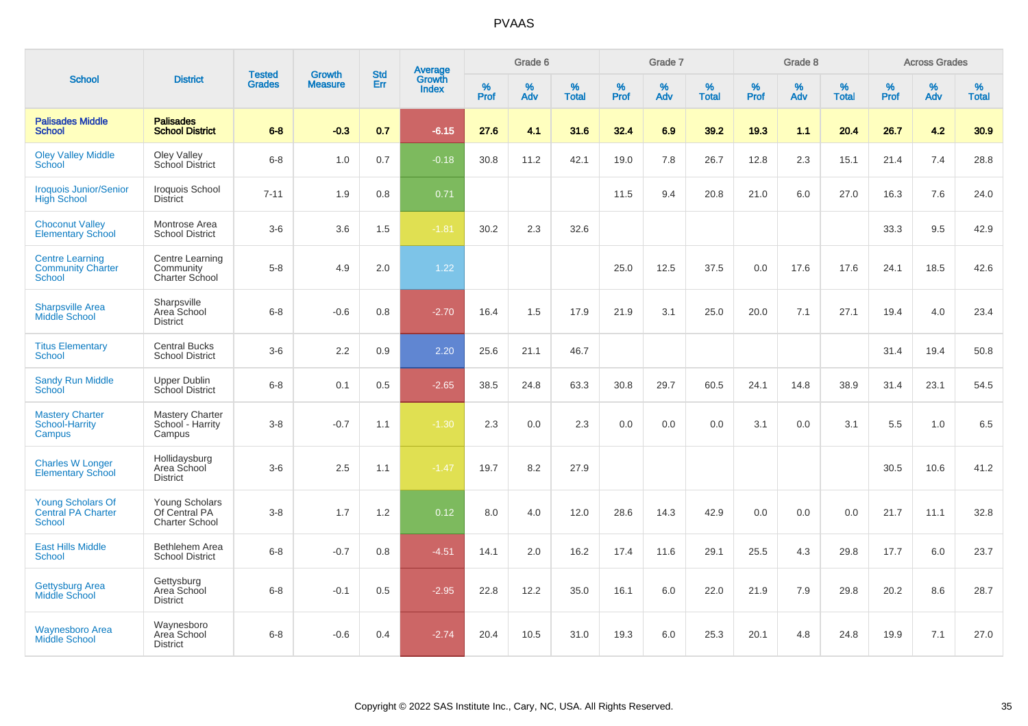# PVAAS

| School | District | Tested Grades | Growth Measure | Std Err | Average Growth Index | Grade 6 | | | Grade 7 | | | Grade 8 | | | Across Grades | | |
|---|---|---|---|---|---|---|---|---|---|---|---|---|---|---|---|---|---|
| | | | | | | % Prof | % Adv | % Total | % Prof | % Adv | % Total | % Prof | % Adv | % Total | % Prof | % Adv | % Total |
| **Palisades Middle School** | **Palisades School District** | **6-8** | **-0.3** | **0.7** | **-6.15** | **27.6** | **4.1** | **31.6** | **32.4** | **6.9** | **39.2** | **19.3** | **1.1** | **20.4** | **26.7** | **4.2** | **30.9** |
| Oley Valley Middle School | Oley Valley School District | 6-8 | 1.0 | 0.7 | -0.18 | 30.8 | 11.2 | 42.1 | 19.0 | 7.8 | 26.7 | 12.8 | 2.3 | 15.1 | 21.4 | 7.4 | 28.8 |
| Iroquois Junior/Senior High School | Iroquois School District | 7-11 | 1.9 | 0.8 | 0.71 | | | | 11.5 | 9.4 | 20.8 | 21.0 | 6.0 | 27.0 | 16.3 | 7.6 | 24.0 |
| Choconut Valley Elementary School | Montrose Area School District | 3-6 | 3.6 | 1.5 | -1.81 | 30.2 | 2.3 | 32.6 | | | | | | | 33.3 | 9.5 | 42.9 |
| Centre Learning Community Charter School | Centre Learning Community Charter School | 5-8 | 4.9 | 2.0 | 1.22 | | | | 25.0 | 12.5 | 37.5 | 0.0 | 17.6 | 17.6 | 24.1 | 18.5 | 42.6 |
| Sharpsville Area Middle School | Sharpsville Area School District | 6-8 | -0.6 | 0.8 | -2.70 | 16.4 | 1.5 | 17.9 | 21.9 | 3.1 | 25.0 | 20.0 | 7.1 | 27.1 | 19.4 | 4.0 | 23.4 |
| Titus Elementary School | Central Bucks School District | 3-6 | 2.2 | 0.9 | 2.20 | 25.6 | 21.1 | 46.7 | | | | | | | 31.4 | 19.4 | 50.8 |
| Sandy Run Middle School | Upper Dublin School District | 6-8 | 0.1 | 0.5 | -2.65 | 38.5 | 24.8 | 63.3 | 30.8 | 29.7 | 60.5 | 24.1 | 14.8 | 38.9 | 31.4 | 23.1 | 54.5 |
| Mastery Charter School-Harrity Campus | Mastery Charter School - Harrity Campus | 3-8 | -0.7 | 1.1 | -1.30 | 2.3 | 0.0 | 2.3 | 0.0 | 0.0 | 0.0 | 3.1 | 0.0 | 3.1 | 5.5 | 1.0 | 6.5 |
| Charles W Longer Elementary School | Hollidaysburg Area School District | 3-6 | 2.5 | 1.1 | -1.47 | 19.7 | 8.2 | 27.9 | | | | | | | 30.5 | 10.6 | 41.2 |
| Young Scholars Of Central PA Charter School | Young Scholars Of Central PA Charter School | 3-8 | 1.7 | 1.2 | 0.12 | 8.0 | 4.0 | 12.0 | 28.6 | 14.3 | 42.9 | 0.0 | 0.0 | 0.0 | 21.7 | 11.1 | 32.8 |
| East Hills Middle School | Bethlehem Area School District | 6-8 | -0.7 | 0.8 | -4.51 | 14.1 | 2.0 | 16.2 | 17.4 | 11.6 | 29.1 | 25.5 | 4.3 | 29.8 | 17.7 | 6.0 | 23.7 |
| Gettysburg Area Middle School | Gettysburg Area School District | 6-8 | -0.1 | 0.5 | -2.95 | 22.8 | 12.2 | 35.0 | 16.1 | 6.0 | 22.0 | 21.9 | 7.9 | 29.8 | 20.2 | 8.6 | 28.7 |
| Waynesboro Area Middle School | Waynesboro Area School District | 6-8 | -0.6 | 0.4 | -2.74 | 20.4 | 10.5 | 31.0 | 19.3 | 6.0 | 25.3 | 20.1 | 4.8 | 24.8 | 19.9 | 7.1 | 27.0 |

Copyright © 2022 SAS Institute Inc., Cary, NC, USA. All Rights Reserved.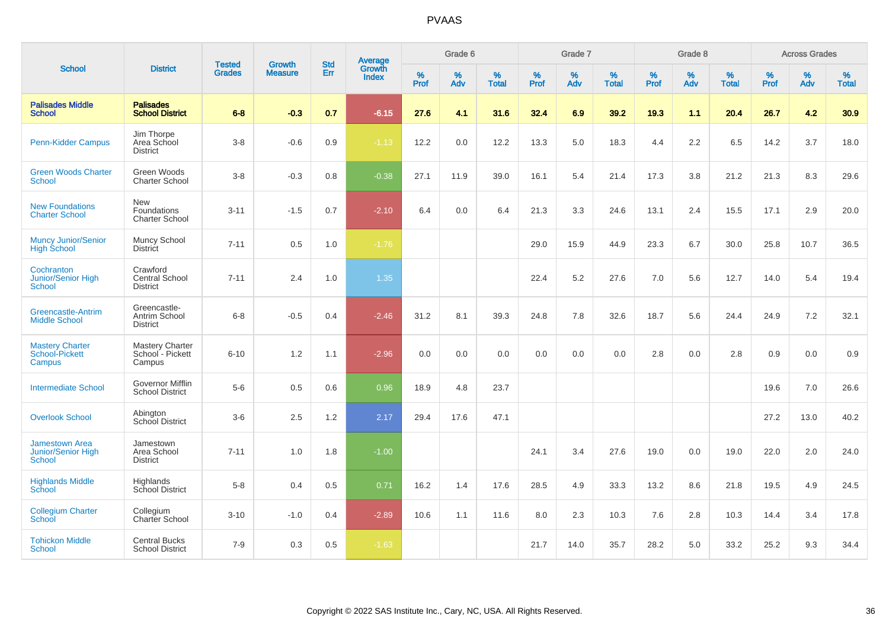# PVAAS

| School | District | Tested Grades | Growth Measure | Std Err | Average Growth Index | Grade 6 | | | Grade 7 | | | Grade 8 | | | Across Grades | | |
|---|---|---|---|---|---|---|---|---|---|---|---|---|---|---|---|---|---|
| | | | | | | % Prof | % Adv | % Total | % Prof | % Adv | % Total | % Prof | % Adv | % Total | % Prof | % Adv | % Total |
| **Palisades Middle School** | **Palisades School District** | **6-8** | **-0.3** | **0.7** | **-6.15** | **27.6** | **4.1** | **31.6** | **32.4** | **6.9** | **39.2** | **19.3** | **1.1** | **20.4** | **26.7** | **4.2** | **30.9** |
| Penn-Kidder Campus | Jim Thorpe Area School District | 3-8 | -0.6 | 0.9 | -1.13 | 12.2 | 0.0 | 12.2 | 13.3 | 5.0 | 18.3 | 4.4 | 2.2 | 6.5 | 14.2 | 3.7 | 18.0 |
| Green Woods Charter School | Green Woods Charter School | 3-8 | -0.3 | 0.8 | -0.38 | 27.1 | 11.9 | 39.0 | 16.1 | 5.4 | 21.4 | 17.3 | 3.8 | 21.2 | 21.3 | 8.3 | 29.6 |
| New Foundations Charter School | New Foundations Charter School | 3-11 | -1.5 | 0.7 | -2.10 | 6.4 | 0.0 | 6.4 | 21.3 | 3.3 | 24.6 | 13.1 | 2.4 | 15.5 | 17.1 | 2.9 | 20.0 |
| Muncy Junior/Senior High School | Muncy School District | 7-11 | 0.5 | 1.0 | -1.76 | | | | 29.0 | 15.9 | 44.9 | 23.3 | 6.7 | 30.0 | 25.8 | 10.7 | 36.5 |
| Cochranton Junior/Senior High School | Crawford Central School District | 7-11 | 2.4 | 1.0 | 1.35 | | | | 22.4 | 5.2 | 27.6 | 7.0 | 5.6 | 12.7 | 14.0 | 5.4 | 19.4 |
| Greencastle-Antrim Middle School | Greencastle-Antrim School District | 6-8 | -0.5 | 0.4 | -2.46 | 31.2 | 8.1 | 39.3 | 24.8 | 7.8 | 32.6 | 18.7 | 5.6 | 24.4 | 24.9 | 7.2 | 32.1 |
| Mastery Charter School-Pickett Campus | Mastery Charter School - Pickett Campus | 6-10 | 1.2 | 1.1 | -2.96 | 0.0 | 0.0 | 0.0 | 0.0 | 0.0 | 0.0 | 2.8 | 0.0 | 2.8 | 0.9 | 0.0 | 0.9 |
| Intermediate School | Governor Mifflin School District | 5-6 | 0.5 | 0.6 | 0.96 | 18.9 | 4.8 | 23.7 | | | | | | | 19.6 | 7.0 | 26.6 |
| Overlook School | Abington School District | 3-6 | 2.5 | 1.2 | 2.17 | 29.4 | 17.6 | 47.1 | | | | | | | 27.2 | 13.0 | 40.2 |
| Jamestown Area Junior/Senior High School | Jamestown Area School District | 7-11 | 1.0 | 1.8 | -1.00 | | | | 24.1 | 3.4 | 27.6 | 19.0 | 0.0 | 19.0 | 22.0 | 2.0 | 24.0 |
| Highlands Middle School | Highlands School District | 5-8 | 0.4 | 0.5 | 0.71 | 16.2 | 1.4 | 17.6 | 28.5 | 4.9 | 33.3 | 13.2 | 8.6 | 21.8 | 19.5 | 4.9 | 24.5 |
| Collegium Charter School | Collegium Charter School | 3-10 | -1.0 | 0.4 | -2.89 | 10.6 | 1.1 | 11.6 | 8.0 | 2.3 | 10.3 | 7.6 | 2.8 | 10.3 | 14.4 | 3.4 | 17.8 |
| Tohickon Middle School | Central Bucks School District | 7-9 | 0.3 | 0.5 | -1.63 | | | | 21.7 | 14.0 | 35.7 | 28.2 | 5.0 | 33.2 | 25.2 | 9.3 | 34.4 |

Copyright © 2022 SAS Institute Inc., Cary, NC, USA. All Rights Reserved.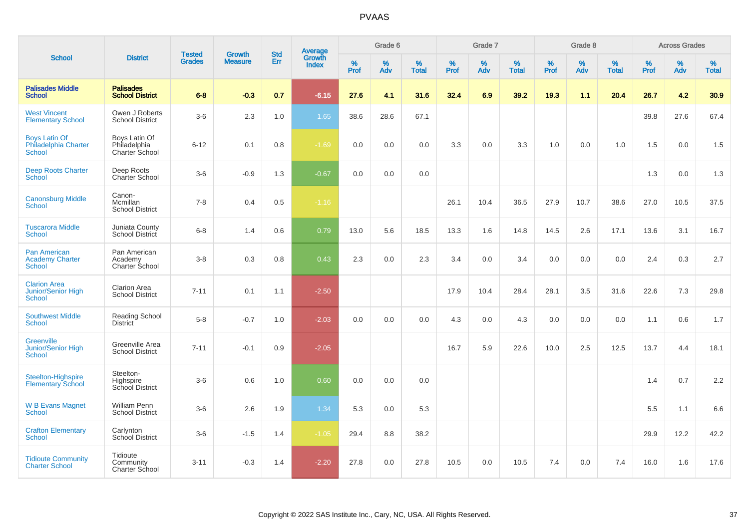# PVAAS

| School | District | Tested Grades | Growth Measure | Std Err | Average Growth Index | Grade 6 | | | Grade 7 | | | Grade 8 | | | Across Grades | | |
|---|---|---|---|---|---|---|---|---|---|---|---|---|---|---|---|---|---|
| | | | | | | % Prof | % Adv | % Total | % Prof | % Adv | % Total | % Prof | % Adv | % Total | % Prof | % Adv | % Total |
| **Palisades Middle School** | **Palisades School District** | **6-8** | **-0.3** | **0.7** | **-6.15** | **27.6** | **4.1** | **31.6** | **32.4** | **6.9** | **39.2** | **19.3** | **1.1** | **20.4** | **26.7** | **4.2** | **30.9** |
| West Vincent Elementary School | Owen J Roberts School District | 3-6 | 2.3 | 1.0 | 1.65 | 38.6 | 28.6 | 67.1 | | | | | | | 39.8 | 27.6 | 67.4 |
| Boys Latin Of Philadelphia Charter School | Boys Latin Of Philadelphia Charter School | 6-12 | 0.1 | 0.8 | -1.69 | 0.0 | 0.0 | 0.0 | 3.3 | 0.0 | 3.3 | 1.0 | 0.0 | 1.0 | 1.5 | 0.0 | 1.5 |
| Deep Roots Charter School | Deep Roots Charter School | 3-6 | -0.9 | 1.3 | -0.67 | 0.0 | 0.0 | 0.0 | | | | | | | 1.3 | 0.0 | 1.3 |
| Canonsburg Middle School | Canon-Mcmillan School District | 7-8 | 0.4 | 0.5 | -1.16 | | | | 26.1 | 10.4 | 36.5 | 27.9 | 10.7 | 38.6 | 27.0 | 10.5 | 37.5 |
| Tuscarora Middle School | Juniata County School District | 6-8 | 1.4 | 0.6 | 0.79 | 13.0 | 5.6 | 18.5 | 13.3 | 1.6 | 14.8 | 14.5 | 2.6 | 17.1 | 13.6 | 3.1 | 16.7 |
| Pan American Academy Charter School | Pan American Academy Charter School | 3-8 | 0.3 | 0.8 | 0.43 | 2.3 | 0.0 | 2.3 | 3.4 | 0.0 | 3.4 | 0.0 | 0.0 | 0.0 | 2.4 | 0.3 | 2.7 |
| Clarion Area Junior/Senior High School | Clarion Area School District | 7-11 | 0.1 | 1.1 | -2.50 | | | | 17.9 | 10.4 | 28.4 | 28.1 | 3.5 | 31.6 | 22.6 | 7.3 | 29.8 |
| Southwest Middle School | Reading School District | 5-8 | -0.7 | 1.0 | -2.03 | 0.0 | 0.0 | 0.0 | 4.3 | 0.0 | 4.3 | 0.0 | 0.0 | 0.0 | 1.1 | 0.6 | 1.7 |
| Greenville Junior/Senior High School | Greenville Area School District | 7-11 | -0.1 | 0.9 | -2.05 | | | | 16.7 | 5.9 | 22.6 | 10.0 | 2.5 | 12.5 | 13.7 | 4.4 | 18.1 |
| Steelton-Highspire Elementary School | Steelton-Highspire School District | 3-6 | 0.6 | 1.0 | 0.60 | 0.0 | 0.0 | 0.0 | | | | | | | 1.4 | 0.7 | 2.2 |
| W B Evans Magnet School | William Penn School District | 3-6 | 2.6 | 1.9 | 1.34 | 5.3 | 0.0 | 5.3 | | | | | | | 5.5 | 1.1 | 6.6 |
| Crafton Elementary School | Carlynton School District | 3-6 | -1.5 | 1.4 | -1.05 | 29.4 | 8.8 | 38.2 | | | | | | | 29.9 | 12.2 | 42.2 |
| Tidioute Community Charter School | Tidioute Community Charter School | 3-11 | -0.3 | 1.4 | -2.20 | 27.8 | 0.0 | 27.8 | 10.5 | 0.0 | 10.5 | 7.4 | 0.0 | 7.4 | 16.0 | 1.6 | 17.6 |

Copyright © 2022 SAS Institute Inc., Cary, NC, USA. All Rights Reserved.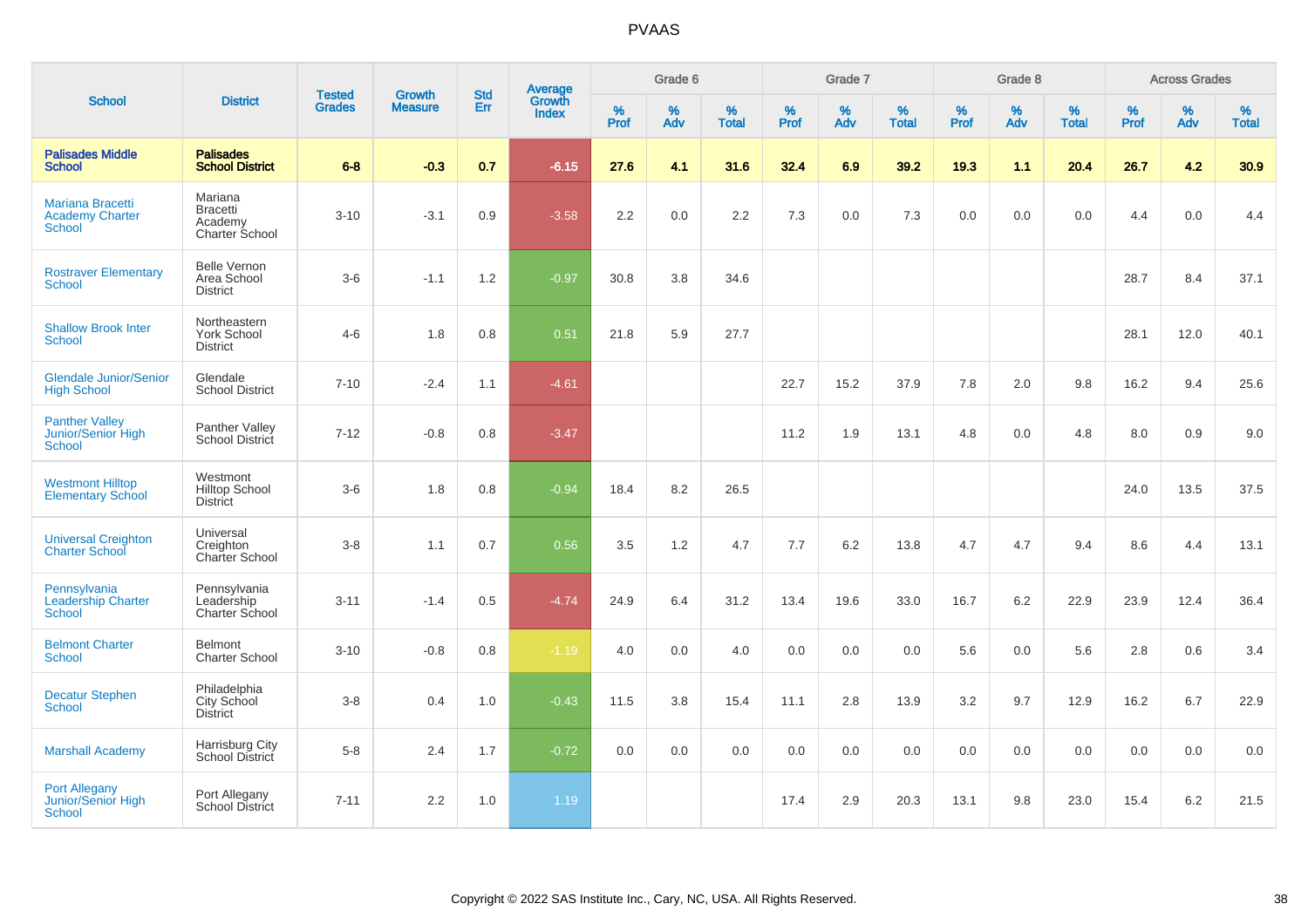# PVAAS

| School | District | Tested Grades | Growth Measure | Std Err | Average Growth Index | Grade 6 | | | Grade 7 | | | Grade 8 | | | Across Grades | | |
|---|---|---|---|---|---|---|---|---|---|---|---|---|---|---|---|---|---|
| | | | | | | % Prof | % Adv | % Total | % Prof | % Adv | % Total | % Prof | % Adv | % Total | % Prof | % Adv | % Total |
| **Palisades Middle School** | **Palisades School District** | **6-8** | **-0.3** | **0.7** | **-6.15** | **27.6** | **4.1** | **31.6** | **32.4** | **6.9** | **39.2** | **19.3** | **1.1** | **20.4** | **26.7** | **4.2** | **30.9** |
| Mariana Bracetti Academy Charter School | Mariana Bracetti Academy Charter School | 3-10 | -3.1 | 0.9 | -3.58 | 2.2 | 0.0 | 2.2 | 7.3 | 0.0 | 7.3 | 0.0 | 0.0 | 0.0 | 4.4 | 0.0 | 4.4 |
| Rostraver Elementary School | Belle Vernon Area School District | 3-6 | -1.1 | 1.2 | -0.97 | 30.8 | 3.8 | 34.6 | | | | | | | 28.7 | 8.4 | 37.1 |
| Shallow Brook Inter School | Northeastern York School District | 4-6 | 1.8 | 0.8 | 0.51 | 21.8 | 5.9 | 27.7 | | | | | | | 28.1 | 12.0 | 40.1 |
| Glendale Junior/Senior High School | Glendale School District | 7-10 | -2.4 | 1.1 | -4.61 | | | | 22.7 | 15.2 | 37.9 | 7.8 | 2.0 | 9.8 | 16.2 | 9.4 | 25.6 |
| Panther Valley Junior/Senior High School | Panther Valley School District | 7-12 | -0.8 | 0.8 | -3.47 | | | | 11.2 | 1.9 | 13.1 | 4.8 | 0.0 | 4.8 | 8.0 | 0.9 | 9.0 |
| Westmont Hilltop Elementary School | Westmont Hilltop School District | 3-6 | 1.8 | 0.8 | -0.94 | 18.4 | 8.2 | 26.5 | | | | | | | 24.0 | 13.5 | 37.5 |
| Universal Creighton Charter School | Universal Creighton Charter School | 3-8 | 1.1 | 0.7 | 0.56 | 3.5 | 1.2 | 4.7 | 7.7 | 6.2 | 13.8 | 4.7 | 4.7 | 9.4 | 8.6 | 4.4 | 13.1 |
| Pennsylvania Leadership Charter School | Pennsylvania Leadership Charter School | 3-11 | -1.4 | 0.5 | -4.74 | 24.9 | 6.4 | 31.2 | 13.4 | 19.6 | 33.0 | 16.7 | 6.2 | 22.9 | 23.9 | 12.4 | 36.4 |
| Belmont Charter School | Belmont Charter School | 3-10 | -0.8 | 0.8 | -1.19 | 4.0 | 0.0 | 4.0 | 0.0 | 0.0 | 0.0 | 5.6 | 0.0 | 5.6 | 2.8 | 0.6 | 3.4 |
| Decatur Stephen School | Philadelphia City School District | 3-8 | 0.4 | 1.0 | -0.43 | 11.5 | 3.8 | 15.4 | 11.1 | 2.8 | 13.9 | 3.2 | 9.7 | 12.9 | 16.2 | 6.7 | 22.9 |
| Marshall Academy | Harrisburg City School District | 5-8 | 2.4 | 1.7 | -0.72 | 0.0 | 0.0 | 0.0 | 0.0 | 0.0 | 0.0 | 0.0 | 0.0 | 0.0 | 0.0 | 0.0 | 0.0 |
| Port Allegany Junior/Senior High School | Port Allegany School District | 7-11 | 2.2 | 1.0 | 1.19 | | | | 17.4 | 2.9 | 20.3 | 13.1 | 9.8 | 23.0 | 15.4 | 6.2 | 21.5 |

Copyright © 2022 SAS Institute Inc., Cary, NC, USA. All Rights Reserved.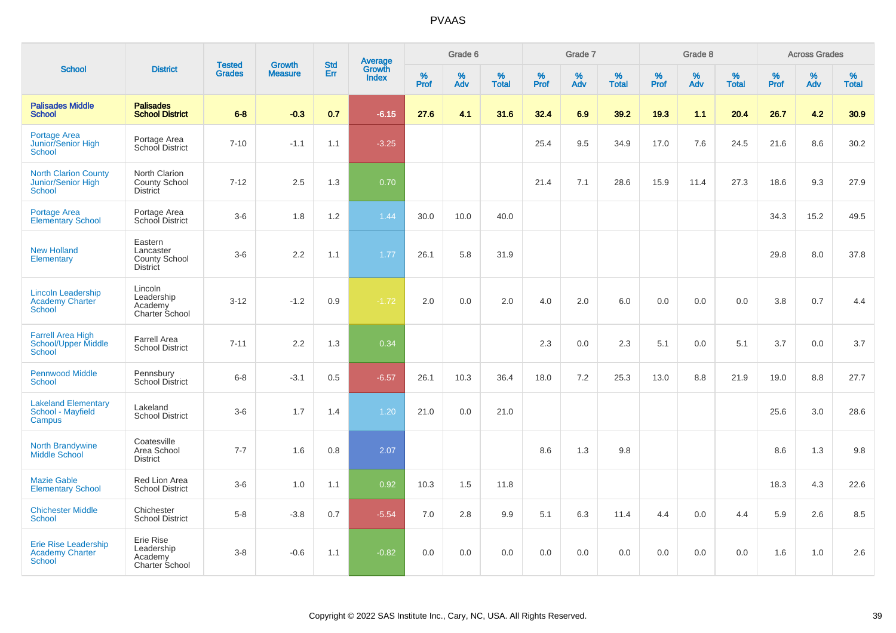PVAAS

| School | District | Tested Grades | Growth Measure | Std Err | Average Growth Index | Grade 6 | | | Grade 7 | | | Grade 8 | | | Across Grades | | |
|---|---|---|---|---|---|---|---|---|---|---|---|---|---|---|---|---|---|
| | | | | | | % Prof | % Adv | % Total | % Prof | % Adv | % Total | % Prof | % Adv | % Total | % Prof | % Adv | % Total |
| **Palisades Middle School** | **Palisades School District** | **6-8** | **-0.3** | **0.7** | **-6.15** | **27.6** | **4.1** | **31.6** | **32.4** | **6.9** | **39.2** | **19.3** | **1.1** | **20.4** | **26.7** | **4.2** | **30.9** |
| Portage Area Junior/Senior High School | Portage Area School District | 7-10 | -1.1 | 1.1 | -3.25 | | | | 25.4 | 9.5 | 34.9 | 17.0 | 7.6 | 24.5 | 21.6 | 8.6 | 30.2 |
| North Clarion County Junior/Senior High School | North Clarion County School District | 7-12 | 2.5 | 1.3 | 0.70 | | | | 21.4 | 7.1 | 28.6 | 15.9 | 11.4 | 27.3 | 18.6 | 9.3 | 27.9 |
| Portage Area Elementary School | Portage Area School District | 3-6 | 1.8 | 1.2 | 1.44 | 30.0 | 10.0 | 40.0 | | | | | | | 34.3 | 15.2 | 49.5 |
| New Holland Elementary | Eastern Lancaster County School District | 3-6 | 2.2 | 1.1 | 1.77 | 26.1 | 5.8 | 31.9 | | | | | | | 29.8 | 8.0 | 37.8 |
| Lincoln Leadership Academy Charter School | Lincoln Leadership Academy Charter School | 3-12 | -1.2 | 0.9 | -1.72 | 2.0 | 0.0 | 2.0 | 4.0 | 2.0 | 6.0 | 0.0 | 0.0 | 0.0 | 3.8 | 0.7 | 4.4 |
| Farrell Area High School/Upper Middle School | Farrell Area School District | 7-11 | 2.2 | 1.3 | 0.34 | | | | 2.3 | 0.0 | 2.3 | 5.1 | 0.0 | 5.1 | 3.7 | 0.0 | 3.7 |
| Pennwood Middle School | Pennsbury School District | 6-8 | -3.1 | 0.5 | -6.57 | 26.1 | 10.3 | 36.4 | 18.0 | 7.2 | 25.3 | 13.0 | 8.8 | 21.9 | 19.0 | 8.8 | 27.7 |
| Lakeland Elementary School - Mayfield Campus | Lakeland School District | 3-6 | 1.7 | 1.4 | 1.20 | 21.0 | 0.0 | 21.0 | | | | | | | 25.6 | 3.0 | 28.6 |
| North Brandywine Middle School | Coatesville Area School District | 7-7 | 1.6 | 0.8 | 2.07 | | | | 8.6 | 1.3 | 9.8 | | | | 8.6 | 1.3 | 9.8 |
| Mazie Gable Elementary School | Red Lion Area School District | 3-6 | 1.0 | 1.1 | 0.92 | 10.3 | 1.5 | 11.8 | | | | | | | 18.3 | 4.3 | 22.6 |
| Chichester Middle School | Chichester School District | 5-8 | -3.8 | 0.7 | -5.54 | 7.0 | 2.8 | 9.9 | 5.1 | 6.3 | 11.4 | 4.4 | 0.0 | 4.4 | 5.9 | 2.6 | 8.5 |
| Erie Rise Leadership Academy Charter School | Erie Rise Leadership Academy Charter School | 3-8 | -0.6 | 1.1 | -0.82 | 0.0 | 0.0 | 0.0 | 0.0 | 0.0 | 0.0 | 0.0 | 0.0 | 0.0 | 1.6 | 1.0 | 2.6 |

Copyright © 2022 SAS Institute Inc., Cary, NC, USA. All Rights Reserved.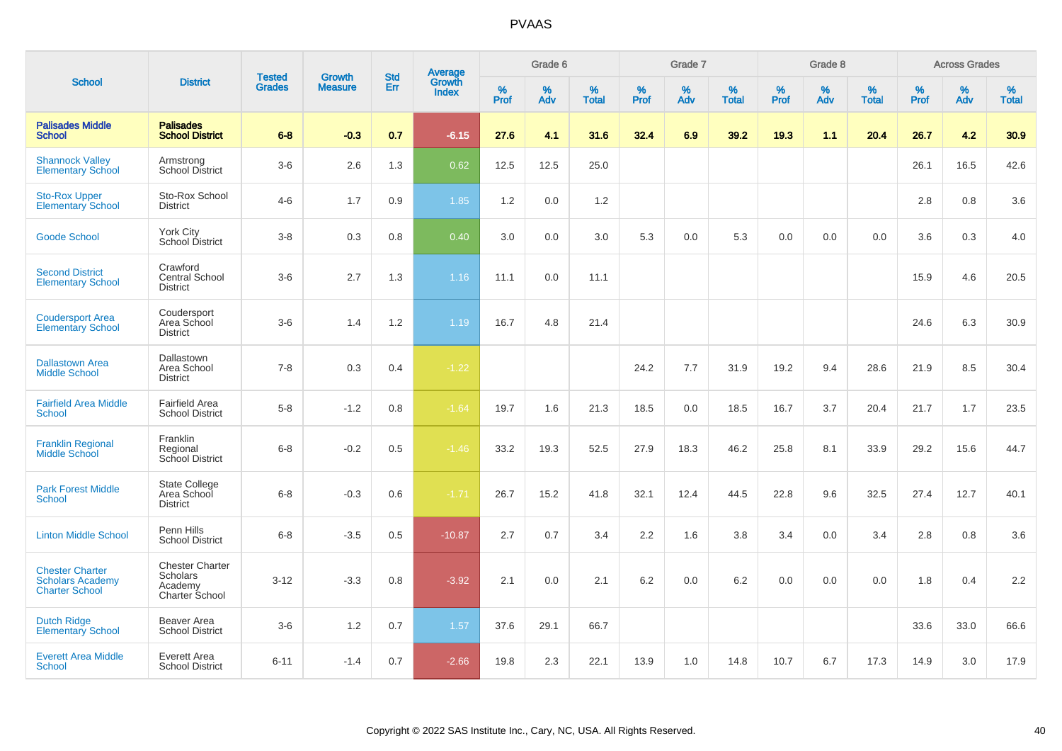# PVAAS

| School | District | Tested Grades | Growth Measure | Std Err | Average Growth Index | Grade 6 | | | Grade 7 | | | Grade 8 | | | Across Grades | | |
|---|---|---|---|---|---|---|---|---|---|---|---|---|---|---|---|---|---|
| | | | | | | % Prof | % Adv | % Total | % Prof | % Adv | % Total | % Prof | % Adv | % Total | % Prof | % Adv | % Total |
| **Palisades Middle School** | **Palisades School District** | **6-8** | **-0.3** | **0.7** | **-6.15** | **27.6** | **4.1** | **31.6** | **32.4** | **6.9** | **39.2** | **19.3** | **1.1** | **20.4** | **26.7** | **4.2** | **30.9** |
| Shannock Valley Elementary School | Armstrong School District | 3-6 | 2.6 | 1.3 | 0.62 | 12.5 | 12.5 | 25.0 | | | | | | | 26.1 | 16.5 | 42.6 |
| Sto-Rox Upper Elementary School | Sto-Rox School District | 4-6 | 1.7 | 0.9 | 1.85 | 1.2 | 0.0 | 1.2 | | | | | | | 2.8 | 0.8 | 3.6 |
| Goode School | York City School District | 3-8 | 0.3 | 0.8 | 0.40 | 3.0 | 0.0 | 3.0 | 5.3 | 0.0 | 5.3 | 0.0 | 0.0 | 0.0 | 3.6 | 0.3 | 4.0 |
| Second District Elementary School | Crawford Central School District | 3-6 | 2.7 | 1.3 | 1.16 | 11.1 | 0.0 | 11.1 | | | | | | | 15.9 | 4.6 | 20.5 |
| Coudersport Area Elementary School | Coudersport Area School District | 3-6 | 1.4 | 1.2 | 1.19 | 16.7 | 4.8 | 21.4 | | | | | | | 24.6 | 6.3 | 30.9 |
| Dallastown Area Middle School | Dallastown Area School District | 7-8 | 0.3 | 0.4 | -1.22 | | | | 24.2 | 7.7 | 31.9 | 19.2 | 9.4 | 28.6 | 21.9 | 8.5 | 30.4 |
| Fairfield Area Middle School | Fairfield Area School District | 5-8 | -1.2 | 0.8 | -1.64 | 19.7 | 1.6 | 21.3 | 18.5 | 0.0 | 18.5 | 16.7 | 3.7 | 20.4 | 21.7 | 1.7 | 23.5 |
| Franklin Regional Middle School | Franklin Regional School District | 6-8 | -0.2 | 0.5 | -1.46 | 33.2 | 19.3 | 52.5 | 27.9 | 18.3 | 46.2 | 25.8 | 8.1 | 33.9 | 29.2 | 15.6 | 44.7 |
| Park Forest Middle School | State College Area School District | 6-8 | -0.3 | 0.6 | -1.71 | 26.7 | 15.2 | 41.8 | 32.1 | 12.4 | 44.5 | 22.8 | 9.6 | 32.5 | 27.4 | 12.7 | 40.1 |
| Linton Middle School | Penn Hills School District | 6-8 | -3.5 | 0.5 | -10.87 | 2.7 | 0.7 | 3.4 | 2.2 | 1.6 | 3.8 | 3.4 | 0.0 | 3.4 | 2.8 | 0.8 | 3.6 |
| Chester Charter Scholars Academy Charter School | Chester Charter Scholars Academy Charter School | 3-12 | -3.3 | 0.8 | -3.92 | 2.1 | 0.0 | 2.1 | 6.2 | 0.0 | 6.2 | 0.0 | 0.0 | 0.0 | 1.8 | 0.4 | 2.2 |
| Dutch Ridge Elementary School | Beaver Area School District | 3-6 | 1.2 | 0.7 | 1.57 | 37.6 | 29.1 | 66.7 | | | | | | | 33.6 | 33.0 | 66.6 |
| Everett Area Middle School | Everett Area School District | 6-11 | -1.4 | 0.7 | -2.66 | 19.8 | 2.3 | 22.1 | 13.9 | 1.0 | 14.8 | 10.7 | 6.7 | 17.3 | 14.9 | 3.0 | 17.9 |

Copyright © 2022 SAS Institute Inc., Cary, NC, USA. All Rights Reserved.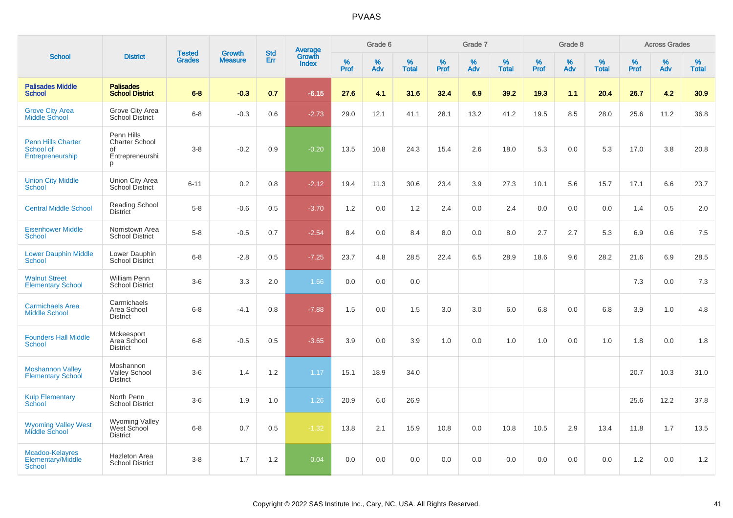# PVAAS

| School | District | Tested Grades | Growth Measure | Std Err | Average Growth Index | Grade 6 | | | Grade 7 | | | Grade 8 | | | Across Grades | | |
|---|---|---|---|---|---|---|---|---|---|---|---|---|---|---|---|---|---|
| | | | | | | % Prof | % Adv | % Total | % Prof | % Adv | % Total | % Prof | % Adv | % Total | % Prof | % Adv | % Total |
| **Palisades Middle School** | **Palisades School District** | **6-8** | **-0.3** | **0.7** | **-6.15** | **27.6** | **4.1** | **31.6** | **32.4** | **6.9** | **39.2** | **19.3** | **1.1** | **20.4** | **26.7** | **4.2** | **30.9** |
| Grove City Area Middle School | Grove City Area School District | 6-8 | -0.3 | 0.6 | -2.73 | 29.0 | 12.1 | 41.1 | 28.1 | 13.2 | 41.2 | 19.5 | 8.5 | 28.0 | 25.6 | 11.2 | 36.8 |
| Penn Hills Charter School of Entrepreneurship | Penn Hills Charter School of Entrepreneurship | 3-8 | -0.2 | 0.9 | -0.20 | 13.5 | 10.8 | 24.3 | 15.4 | 2.6 | 18.0 | 5.3 | 0.0 | 5.3 | 17.0 | 3.8 | 20.8 |
| Union City Middle School | Union City Area School District | 6-11 | 0.2 | 0.8 | -2.12 | 19.4 | 11.3 | 30.6 | 23.4 | 3.9 | 27.3 | 10.1 | 5.6 | 15.7 | 17.1 | 6.6 | 23.7 |
| Central Middle School | Reading School District | 5-8 | -0.6 | 0.5 | -3.70 | 1.2 | 0.0 | 1.2 | 2.4 | 0.0 | 2.4 | 0.0 | 0.0 | 0.0 | 1.4 | 0.5 | 2.0 |
| Eisenhower Middle School | Norristown Area School District | 5-8 | -0.5 | 0.7 | -2.54 | 8.4 | 0.0 | 8.4 | 8.0 | 0.0 | 8.0 | 2.7 | 2.7 | 5.3 | 6.9 | 0.6 | 7.5 |
| Lower Dauphin Middle School | Lower Dauphin School District | 6-8 | -2.8 | 0.5 | -7.25 | 23.7 | 4.8 | 28.5 | 22.4 | 6.5 | 28.9 | 18.6 | 9.6 | 28.2 | 21.6 | 6.9 | 28.5 |
| Walnut Street Elementary School | William Penn School District | 3-6 | 3.3 | 2.0 | 1.66 | 0.0 | 0.0 | 0.0 | | | | | | | 7.3 | 0.0 | 7.3 |
| Carmichaels Area Middle School | Carmichaels Area School District | 6-8 | -4.1 | 0.8 | -7.88 | 1.5 | 0.0 | 1.5 | 3.0 | 3.0 | 6.0 | 6.8 | 0.0 | 6.8 | 3.9 | 1.0 | 4.8 |
| Founders Hall Middle School | Mckeesport Area School District | 6-8 | -0.5 | 0.5 | -3.65 | 3.9 | 0.0 | 3.9 | 1.0 | 0.0 | 1.0 | 1.0 | 0.0 | 1.0 | 1.8 | 0.0 | 1.8 |
| Moshannon Valley Elementary School | Moshannon Valley School District | 3-6 | 1.4 | 1.2 | 1.17 | 15.1 | 18.9 | 34.0 | | | | | | | 20.7 | 10.3 | 31.0 |
| Kulp Elementary School | North Penn School District | 3-6 | 1.9 | 1.0 | 1.26 | 20.9 | 6.0 | 26.9 | | | | | | | 25.6 | 12.2 | 37.8 |
| Wyoming Valley West Middle School | Wyoming Valley West School District | 6-8 | 0.7 | 0.5 | -1.32 | 13.8 | 2.1 | 15.9 | 10.8 | 0.0 | 10.8 | 10.5 | 2.9 | 13.4 | 11.8 | 1.7 | 13.5 |
| Mcadoo-Kelayres Elementary/Middle School | Hazleton Area School District | 3-8 | 1.7 | 1.2 | 0.04 | 0.0 | 0.0 | 0.0 | 0.0 | 0.0 | 0.0 | 0.0 | 0.0 | 0.0 | 1.2 | 0.0 | 1.2 |

Copyright © 2022 SAS Institute Inc., Cary, NC, USA. All Rights Reserved.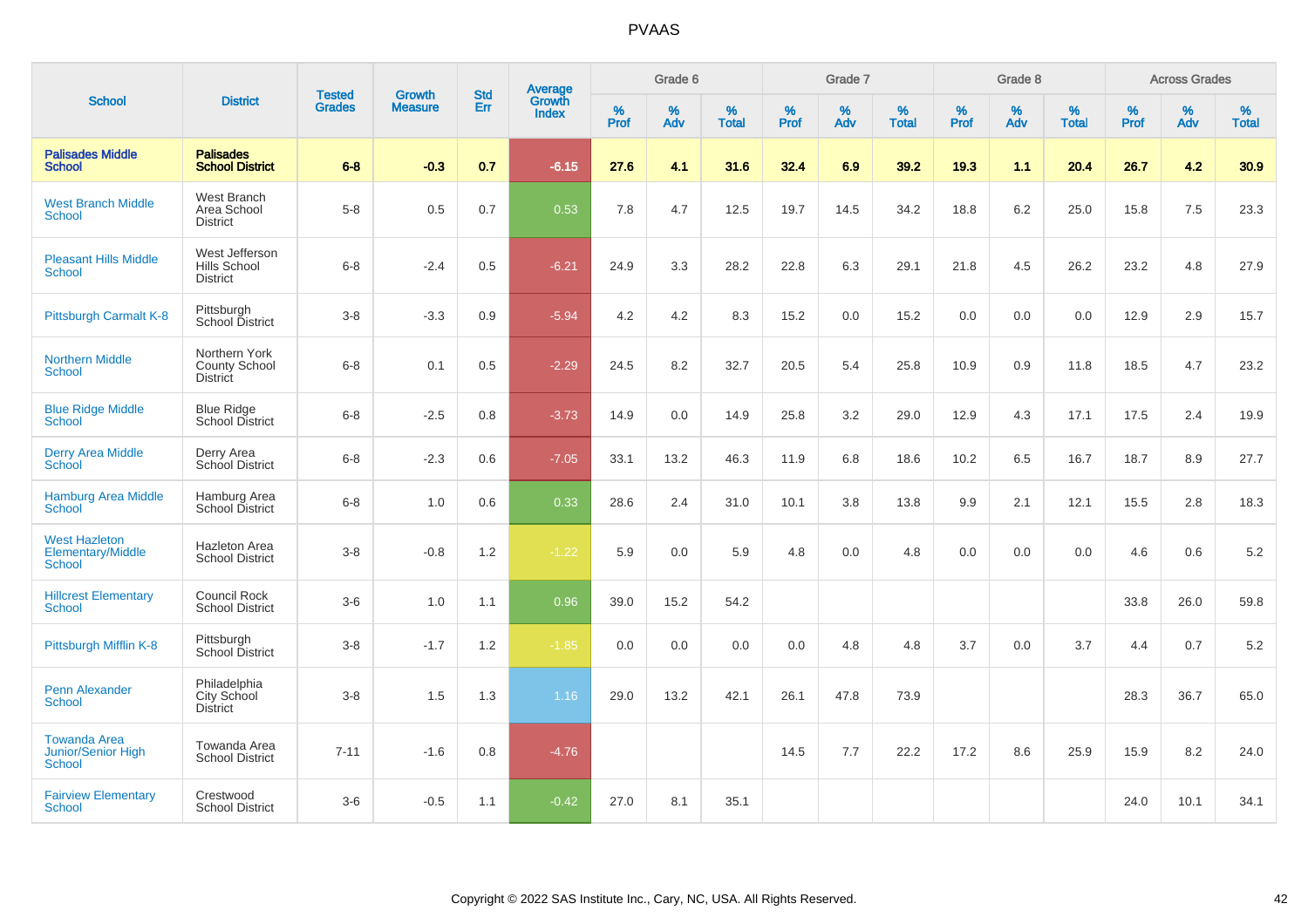| School | District | Tested Grades | Growth Measure | Std Err | Average Growth Index | Grade 6 | | | Grade 7 | | | Grade 8 | | | Across Grades | | |
|---|---|---|---|---|---|---|---|---|---|---|---|---|---|---|---|---|---|
| | | | | | | % Prof | % Adv | % Total | % Prof | % Adv | % Total | % Prof | % Adv | % Total | % Prof | % Adv | % Total |
| **Palisades Middle School** | **Palisades School District** | **6-8** | **-0.3** | **0.7** | **-6.15** | **27.6** | **4.1** | **31.6** | **32.4** | **6.9** | **39.2** | **19.3** | **1.1** | **20.4** | **26.7** | **4.2** | **30.9** |
| West Branch Middle School | West Branch Area School District | 5-8 | 0.5 | 0.7 | 0.53 | 7.8 | 4.7 | 12.5 | 19.7 | 14.5 | 34.2 | 18.8 | 6.2 | 25.0 | 15.8 | 7.5 | 23.3 |
| Pleasant Hills Middle School | West Jefferson Hills School District | 6-8 | -2.4 | 0.5 | -6.21 | 24.9 | 3.3 | 28.2 | 22.8 | 6.3 | 29.1 | 21.8 | 4.5 | 26.2 | 23.2 | 4.8 | 27.9 |
| Pittsburgh Carmalt K-8 | Pittsburgh School District | 3-8 | -3.3 | 0.9 | -5.94 | 4.2 | 4.2 | 8.3 | 15.2 | 0.0 | 15.2 | 0.0 | 0.0 | 0.0 | 12.9 | 2.9 | 15.7 |
| Northern Middle School | Northern York County School District | 6-8 | 0.1 | 0.5 | -2.29 | 24.5 | 8.2 | 32.7 | 20.5 | 5.4 | 25.8 | 10.9 | 0.9 | 11.8 | 18.5 | 4.7 | 23.2 |
| Blue Ridge Middle School | Blue Ridge School District | 6-8 | -2.5 | 0.8 | -3.73 | 14.9 | 0.0 | 14.9 | 25.8 | 3.2 | 29.0 | 12.9 | 4.3 | 17.1 | 17.5 | 2.4 | 19.9 |
| Derry Area Middle School | Derry Area School District | 6-8 | -2.3 | 0.6 | -7.05 | 33.1 | 13.2 | 46.3 | 11.9 | 6.8 | 18.6 | 10.2 | 6.5 | 16.7 | 18.7 | 8.9 | 27.7 |
| Hamburg Area Middle School | Hamburg Area School District | 6-8 | 1.0 | 0.6 | 0.33 | 28.6 | 2.4 | 31.0 | 10.1 | 3.8 | 13.8 | 9.9 | 2.1 | 12.1 | 15.5 | 2.8 | 18.3 |
| West Hazleton Elementary/Middle School | Hazleton Area School District | 3-8 | -0.8 | 1.2 | -1.22 | 5.9 | 0.0 | 5.9 | 4.8 | 0.0 | 4.8 | 0.0 | 0.0 | 0.0 | 4.6 | 0.6 | 5.2 |
| Hillcrest Elementary School | Council Rock School District | 3-6 | 1.0 | 1.1 | 0.96 | 39.0 | 15.2 | 54.2 | | | | | | | 33.8 | 26.0 | 59.8 |
| Pittsburgh Mifflin K-8 | Pittsburgh School District | 3-8 | -1.7 | 1.2 | -1.85 | 0.0 | 0.0 | 0.0 | 0.0 | 4.8 | 4.8 | 3.7 | 0.0 | 3.7 | 4.4 | 0.7 | 5.2 |
| Penn Alexander School | Philadelphia City School District | 3-8 | 1.5 | 1.3 | 1.16 | 29.0 | 13.2 | 42.1 | 26.1 | 47.8 | 73.9 | | | | 28.3 | 36.7 | 65.0 |
| Towanda Area Junior/Senior High School | Towanda Area School District | 7-11 | -1.6 | 0.8 | -4.76 | | | | 14.5 | 7.7 | 22.2 | 17.2 | 8.6 | 25.9 | 15.9 | 8.2 | 24.0 |
| Fairview Elementary School | Crestwood School District | 3-6 | -0.5 | 1.1 | -0.42 | 27.0 | 8.1 | 35.1 | | | | | | | 24.0 | 10.1 | 34.1 |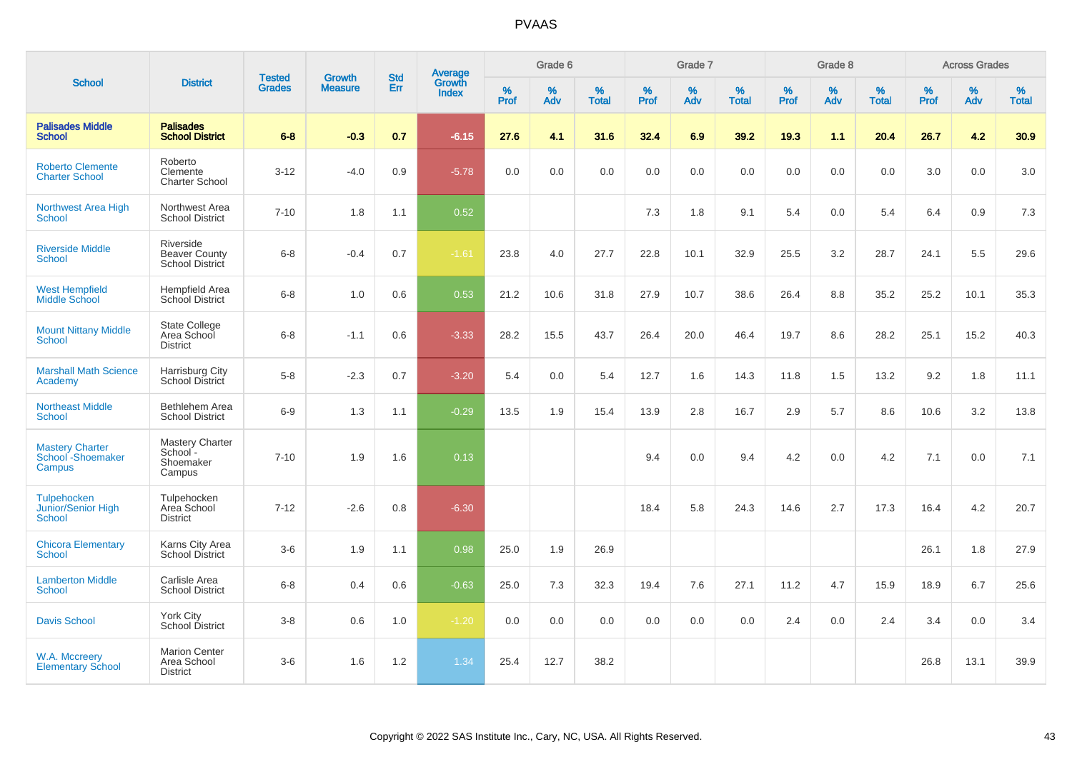# PVAAS

| School | District | Tested Grades | Growth Measure | Std Err | Average Growth Index | Grade 6 | | | Grade 7 | | | Grade 8 | | | Across Grades | | |
|---|---|---|---|---|---|---|---|---|---|---|---|---|---|---|---|---|---|
| | | | | | | % Prof | % Adv | % Total | % Prof | % Adv | % Total | % Prof | % Adv | % Total | % Prof | % Adv | % Total |
| **Palisades Middle School** | **Palisades School District** | **6-8** | **-0.3** | **0.7** | **-6.15** | **27.6** | **4.1** | **31.6** | **32.4** | **6.9** | **39.2** | **19.3** | **1.1** | **20.4** | **26.7** | **4.2** | **30.9** |
| Roberto Clemente Charter School | Roberto Clemente Charter School | 3-12 | -4.0 | 0.9 | -5.78 | 0.0 | 0.0 | 0.0 | 0.0 | 0.0 | 0.0 | 0.0 | 0.0 | 0.0 | 3.0 | 0.0 | 3.0 |
| Northwest Area High School | Northwest Area School District | 7-10 | 1.8 | 1.1 | 0.52 | | | | 7.3 | 1.8 | 9.1 | 5.4 | 0.0 | 5.4 | 6.4 | 0.9 | 7.3 |
| Riverside Middle School | Riverside Beaver County School District | 6-8 | -0.4 | 0.7 | -1.61 | 23.8 | 4.0 | 27.7 | 22.8 | 10.1 | 32.9 | 25.5 | 3.2 | 28.7 | 24.1 | 5.5 | 29.6 |
| West Hempfield Middle School | Hempfield Area School District | 6-8 | 1.0 | 0.6 | 0.53 | 21.2 | 10.6 | 31.8 | 27.9 | 10.7 | 38.6 | 26.4 | 8.8 | 35.2 | 25.2 | 10.1 | 35.3 |
| Mount Nittany Middle School | State College Area School District | 6-8 | -1.1 | 0.6 | -3.33 | 28.2 | 15.5 | 43.7 | 26.4 | 20.0 | 46.4 | 19.7 | 8.6 | 28.2 | 25.1 | 15.2 | 40.3 |
| Marshall Math Science Academy | Harrisburg City School District | 5-8 | -2.3 | 0.7 | -3.20 | 5.4 | 0.0 | 5.4 | 12.7 | 1.6 | 14.3 | 11.8 | 1.5 | 13.2 | 9.2 | 1.8 | 11.1 |
| Northeast Middle School | Bethlehem Area School District | 6-9 | 1.3 | 1.1 | -0.29 | 13.5 | 1.9 | 15.4 | 13.9 | 2.8 | 16.7 | 2.9 | 5.7 | 8.6 | 10.6 | 3.2 | 13.8 |
| Mastery Charter School -Shoemaker Campus | Mastery Charter School - Shoemaker Campus | 7-10 | 1.9 | 1.6 | 0.13 | | | | 9.4 | 0.0 | 9.4 | 4.2 | 0.0 | 4.2 | 7.1 | 0.0 | 7.1 |
| Tulpehocken Junior/Senior High School | Tulpehocken Area School District | 7-12 | -2.6 | 0.8 | -6.30 | | | | 18.4 | 5.8 | 24.3 | 14.6 | 2.7 | 17.3 | 16.4 | 4.2 | 20.7 |
| Chicora Elementary School | Karns City Area School District | 3-6 | 1.9 | 1.1 | 0.98 | 25.0 | 1.9 | 26.9 | | | | | | | 26.1 | 1.8 | 27.9 |
| Lamberton Middle School | Carlisle Area School District | 6-8 | 0.4 | 0.6 | -0.63 | 25.0 | 7.3 | 32.3 | 19.4 | 7.6 | 27.1 | 11.2 | 4.7 | 15.9 | 18.9 | 6.7 | 25.6 |
| Davis School | York City School District | 3-8 | 0.6 | 1.0 | -1.20 | 0.0 | 0.0 | 0.0 | 0.0 | 0.0 | 0.0 | 2.4 | 0.0 | 2.4 | 3.4 | 0.0 | 3.4 |
| W.A. Mccreery Elementary School | Marion Center Area School District | 3-6 | 1.6 | 1.2 | 1.34 | 25.4 | 12.7 | 38.2 | | | | | | | 26.8 | 13.1 | 39.9 |

Copyright © 2022 SAS Institute Inc., Cary, NC, USA. All Rights Reserved.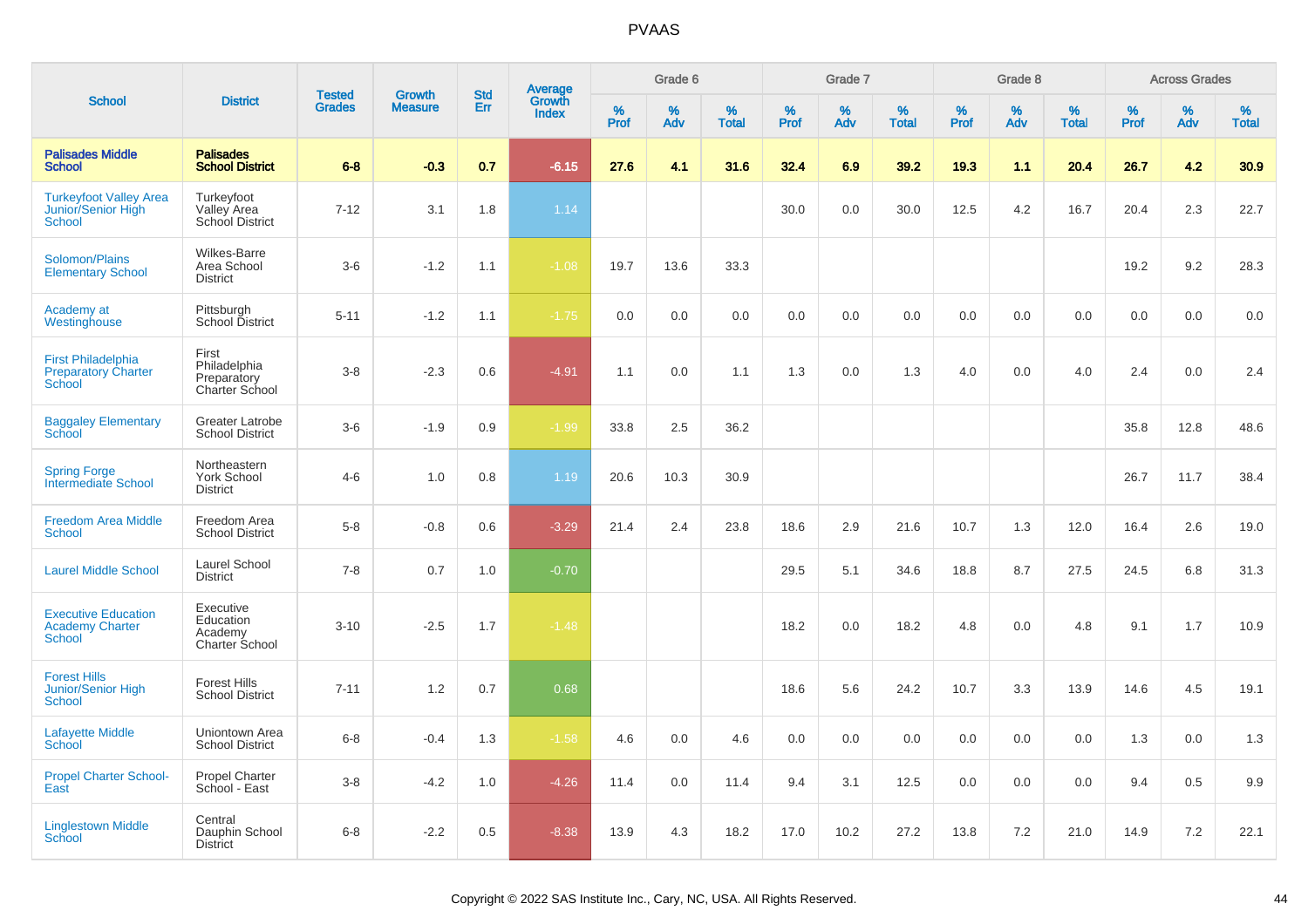# PVAAS

| School | District | Tested Grades | Growth Measure | Std Err | Average Growth Index | Grade 6 | | | Grade 7 | | | Grade 8 | | | Across Grades | | |
|---|---|---|---|---|---|---|---|---|---|---|---|---|---|---|---|---|---|
| | | | | | | % Prof | % Adv | % Total | % Prof | % Adv | % Total | % Prof | % Adv | % Total | % Prof | % Adv | % Total |
| **Palisades Middle School** | **Palisades School District** | **6-8** | **-0.3** | **0.7** | **-6.15** | **27.6** | **4.1** | **31.6** | **32.4** | **6.9** | **39.2** | **19.3** | **1.1** | **20.4** | **26.7** | **4.2** | **30.9** |
| Turkeyfoot Valley Area Junior/Senior High School | Turkeyfoot Valley Area School District | 7-12 | 3.1 | 1.8 | 1.14 | | | | 30.0 | 0.0 | 30.0 | 12.5 | 4.2 | 16.7 | 20.4 | 2.3 | 22.7 |
| Solomon/Plains Elementary School | Wilkes-Barre Area School District | 3-6 | -1.2 | 1.1 | -1.08 | 19.7 | 13.6 | 33.3 | | | | | | | 19.2 | 9.2 | 28.3 |
| Academy at Westinghouse | Pittsburgh School District | 5-11 | -1.2 | 1.1 | -1.75 | 0.0 | 0.0 | 0.0 | 0.0 | 0.0 | 0.0 | 0.0 | 0.0 | 0.0 | 0.0 | 0.0 | 0.0 |
| First Philadelphia Preparatory Charter School | First Philadelphia Preparatory Charter School | 3-8 | -2.3 | 0.6 | -4.91 | 1.1 | 0.0 | 1.1 | 1.3 | 0.0 | 1.3 | 4.0 | 0.0 | 4.0 | 2.4 | 0.0 | 2.4 |
| Baggaley Elementary School | Greater Latrobe School District | 3-6 | -1.9 | 0.9 | -1.99 | 33.8 | 2.5 | 36.2 | | | | | | | 35.8 | 12.8 | 48.6 |
| Spring Forge Intermediate School | Northeastern York School District | 4-6 | 1.0 | 0.8 | 1.19 | 20.6 | 10.3 | 30.9 | | | | | | | 26.7 | 11.7 | 38.4 |
| Freedom Area Middle School | Freedom Area School District | 5-8 | -0.8 | 0.6 | -3.29 | 21.4 | 2.4 | 23.8 | 18.6 | 2.9 | 21.6 | 10.7 | 1.3 | 12.0 | 16.4 | 2.6 | 19.0 |
| Laurel Middle School | Laurel School District | 7-8 | 0.7 | 1.0 | -0.70 | | | | 29.5 | 5.1 | 34.6 | 18.8 | 8.7 | 27.5 | 24.5 | 6.8 | 31.3 |
| Executive Education Academy Charter School | Executive Education Academy Charter School | 3-10 | -2.5 | 1.7 | -1.48 | | | | 18.2 | 0.0 | 18.2 | 4.8 | 0.0 | 4.8 | 9.1 | 1.7 | 10.9 |
| Forest Hills Junior/Senior High School | Forest Hills School District | 7-11 | 1.2 | 0.7 | 0.68 | | | | 18.6 | 5.6 | 24.2 | 10.7 | 3.3 | 13.9 | 14.6 | 4.5 | 19.1 |
| Lafayette Middle School | Uniontown Area School District | 6-8 | -0.4 | 1.3 | -1.58 | 4.6 | 0.0 | 4.6 | 0.0 | 0.0 | 0.0 | 0.0 | 0.0 | 0.0 | 1.3 | 0.0 | 1.3 |
| Propel Charter School-East | Propel Charter School - East | 3-8 | -4.2 | 1.0 | -4.26 | 11.4 | 0.0 | 11.4 | 9.4 | 3.1 | 12.5 | 0.0 | 0.0 | 0.0 | 9.4 | 0.5 | 9.9 |
| Linglestown Middle School | Central Dauphin School District | 6-8 | -2.2 | 0.5 | -8.38 | 13.9 | 4.3 | 18.2 | 17.0 | 10.2 | 27.2 | 13.8 | 7.2 | 21.0 | 14.9 | 7.2 | 22.1 |

Copyright © 2022 SAS Institute Inc., Cary, NC, USA. All Rights Reserved.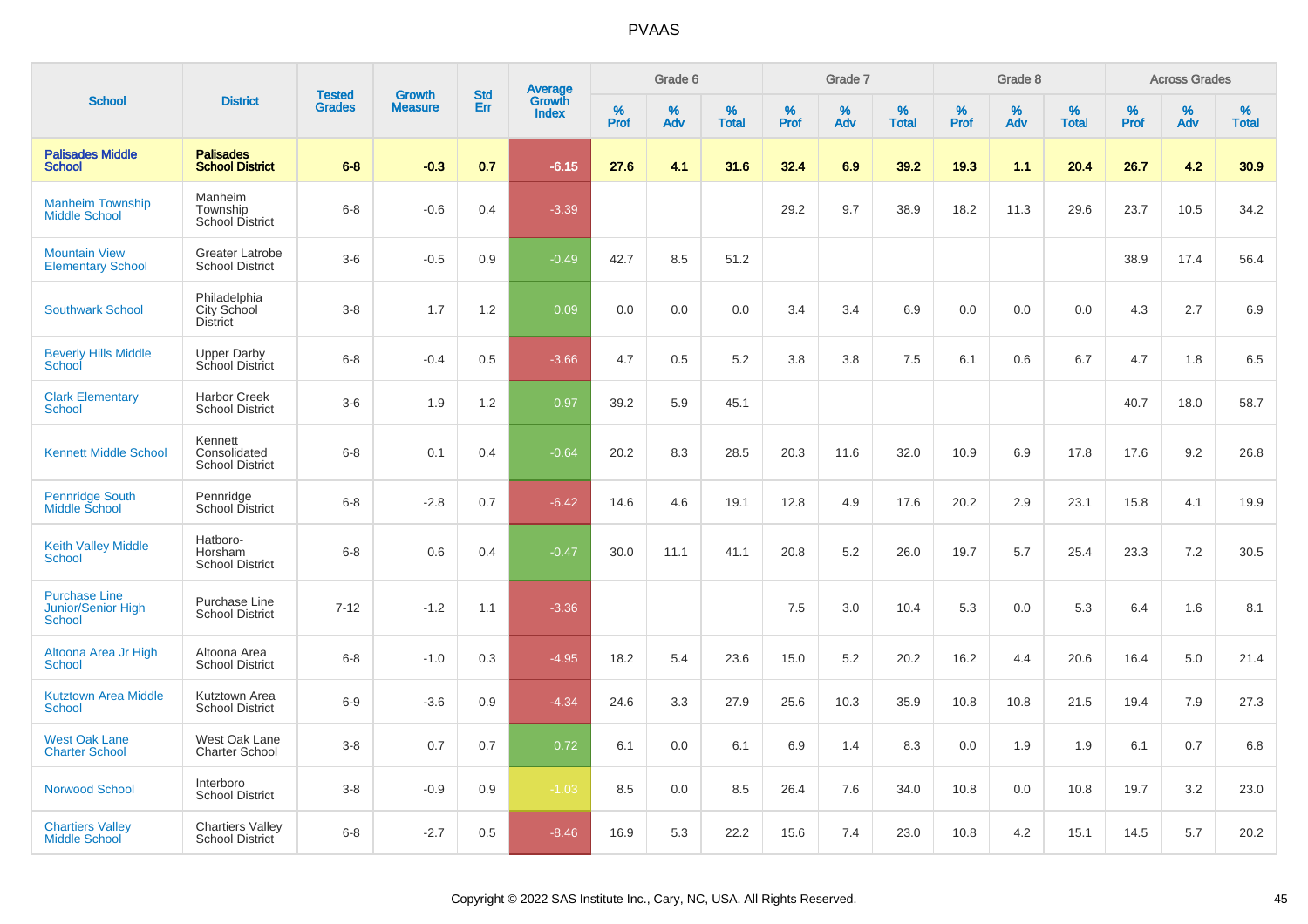# PVAAS

| School | District | Tested Grades | Growth Measure | Std Err | Average Growth Index | Grade 6 | | | Grade 7 | | | Grade 8 | | | Across Grades | | |
|---|---|---|---|---|---|---|---|---|---|---|---|---|---|---|---|---|---|
| | | | | | | % Prof | % Adv | % Total | % Prof | % Adv | % Total | % Prof | % Adv | % Total | % Prof | % Adv | % Total |
| **Palisades Middle School** | **Palisades School District** | **6-8** | **-0.3** | **0.7** | **-6.15** | **27.6** | **4.1** | **31.6** | **32.4** | **6.9** | **39.2** | **19.3** | **1.1** | **20.4** | **26.7** | **4.2** | **30.9** |
| Manheim Township Middle School | Manheim Township School District | 6-8 | -0.6 | 0.4 | -3.39 | | | | 29.2 | 9.7 | 38.9 | 18.2 | 11.3 | 29.6 | 23.7 | 10.5 | 34.2 |
| Mountain View Elementary School | Greater Latrobe School District | 3-6 | -0.5 | 0.9 | -0.49 | 42.7 | 8.5 | 51.2 | | | | | | | 38.9 | 17.4 | 56.4 |
| Southwark School | Philadelphia City School District | 3-8 | 1.7 | 1.2 | 0.09 | 0.0 | 0.0 | 0.0 | 3.4 | 3.4 | 6.9 | 0.0 | 0.0 | 0.0 | 4.3 | 2.7 | 6.9 |
| Beverly Hills Middle School | Upper Darby School District | 6-8 | -0.4 | 0.5 | -3.66 | 4.7 | 0.5 | 5.2 | 3.8 | 3.8 | 7.5 | 6.1 | 0.6 | 6.7 | 4.7 | 1.8 | 6.5 |
| Clark Elementary School | Harbor Creek School District | 3-6 | 1.9 | 1.2 | 0.97 | 39.2 | 5.9 | 45.1 | | | | | | | 40.7 | 18.0 | 58.7 |
| Kennett Middle School | Kennett Consolidated School District | 6-8 | 0.1 | 0.4 | -0.64 | 20.2 | 8.3 | 28.5 | 20.3 | 11.6 | 32.0 | 10.9 | 6.9 | 17.8 | 17.6 | 9.2 | 26.8 |
| Pennridge South Middle School | Pennridge School District | 6-8 | -2.8 | 0.7 | -6.42 | 14.6 | 4.6 | 19.1 | 12.8 | 4.9 | 17.6 | 20.2 | 2.9 | 23.1 | 15.8 | 4.1 | 19.9 |
| Keith Valley Middle School | Hatboro-Horsham School District | 6-8 | 0.6 | 0.4 | -0.47 | 30.0 | 11.1 | 41.1 | 20.8 | 5.2 | 26.0 | 19.7 | 5.7 | 25.4 | 23.3 | 7.2 | 30.5 |
| Purchase Line Junior/Senior High School | Purchase Line School District | 7-12 | -1.2 | 1.1 | -3.36 | | | | 7.5 | 3.0 | 10.4 | 5.3 | 0.0 | 5.3 | 6.4 | 1.6 | 8.1 |
| Altoona Area Jr High School | Altoona Area School District | 6-8 | -1.0 | 0.3 | -4.95 | 18.2 | 5.4 | 23.6 | 15.0 | 5.2 | 20.2 | 16.2 | 4.4 | 20.6 | 16.4 | 5.0 | 21.4 |
| Kutztown Area Middle School | Kutztown Area School District | 6-9 | -3.6 | 0.9 | -4.34 | 24.6 | 3.3 | 27.9 | 25.6 | 10.3 | 35.9 | 10.8 | 10.8 | 21.5 | 19.4 | 7.9 | 27.3 |
| West Oak Lane Charter School | West Oak Lane Charter School | 3-8 | 0.7 | 0.7 | 0.72 | 6.1 | 0.0 | 6.1 | 6.9 | 1.4 | 8.3 | 0.0 | 1.9 | 1.9 | 6.1 | 0.7 | 6.8 |
| Norwood School | Interboro School District | 3-8 | -0.9 | 0.9 | -1.03 | 8.5 | 0.0 | 8.5 | 26.4 | 7.6 | 34.0 | 10.8 | 0.0 | 10.8 | 19.7 | 3.2 | 23.0 |
| Chartiers Valley Middle School | Chartiers Valley School District | 6-8 | -2.7 | 0.5 | -8.46 | 16.9 | 5.3 | 22.2 | 15.6 | 7.4 | 23.0 | 10.8 | 4.2 | 15.1 | 14.5 | 5.7 | 20.2 |

Copyright © 2022 SAS Institute Inc., Cary, NC, USA. All Rights Reserved.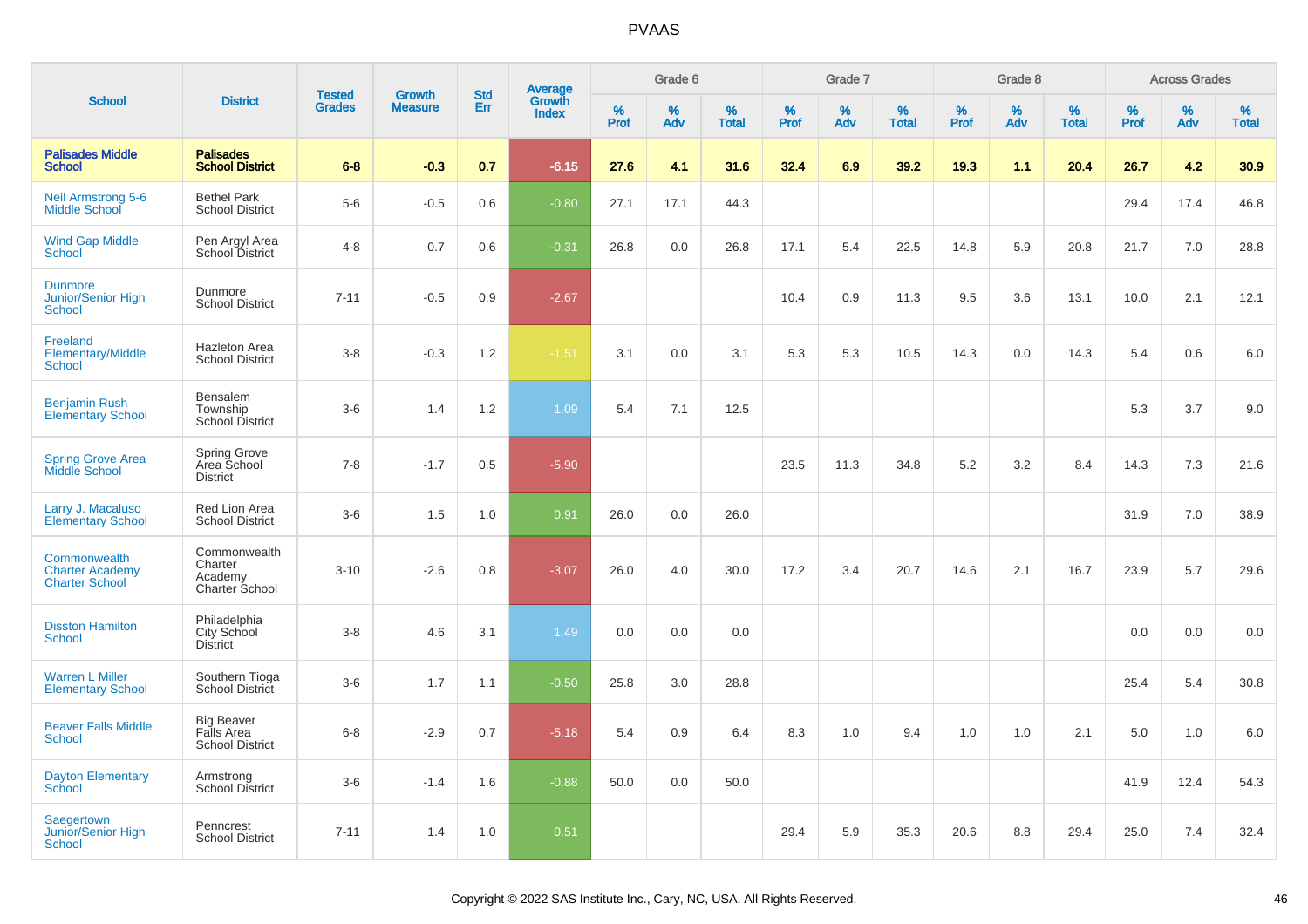# PVAAS

| School | District | Tested Grades | Growth Measure | Std Err | Average Growth Index | Grade 6 | | | Grade 7 | | | Grade 8 | | | Across Grades | | |
|---|---|---|---|---|---|---|---|---|---|---|---|---|---|---|---|---|---|
| | | | | | | % Prof | % Adv | % Total | % Prof | % Adv | % Total | % Prof | % Adv | % Total | % Prof | % Adv | % Total |
| **Palisades Middle School** | **Palisades School District** | **6-8** | **-0.3** | **0.7** | **-6.15** | **27.6** | **4.1** | **31.6** | **32.4** | **6.9** | **39.2** | **19.3** | **1.1** | **20.4** | **26.7** | **4.2** | **30.9** |
| Neil Armstrong 5-6 Middle School | Bethel Park School District | 5-6 | -0.5 | 0.6 | -0.80 | 27.1 | 17.1 | 44.3 | | | | | | | 29.4 | 17.4 | 46.8 |
| Wind Gap Middle School | Pen Argyl Area School District | 4-8 | 0.7 | 0.6 | -0.31 | 26.8 | 0.0 | 26.8 | 17.1 | 5.4 | 22.5 | 14.8 | 5.9 | 20.8 | 21.7 | 7.0 | 28.8 |
| Dunmore Junior/Senior High School | Dunmore School District | 7-11 | -0.5 | 0.9 | -2.67 | | | | 10.4 | 0.9 | 11.3 | 9.5 | 3.6 | 13.1 | 10.0 | 2.1 | 12.1 |
| Freeland Elementary/Middle School | Hazleton Area School District | 3-8 | -0.3 | 1.2 | -1.51 | 3.1 | 0.0 | 3.1 | 5.3 | 5.3 | 10.5 | 14.3 | 0.0 | 14.3 | 5.4 | 0.6 | 6.0 |
| Benjamin Rush Elementary School | Bensalem Township School District | 3-6 | 1.4 | 1.2 | 1.09 | 5.4 | 7.1 | 12.5 | | | | | | | 5.3 | 3.7 | 9.0 |
| Spring Grove Area Middle School | Spring Grove Area School District | 7-8 | -1.7 | 0.5 | -5.90 | | | | 23.5 | 11.3 | 34.8 | 5.2 | 3.2 | 8.4 | 14.3 | 7.3 | 21.6 |
| Larry J. Macaluso Elementary School | Red Lion Area School District | 3-6 | 1.5 | 1.0 | 0.91 | 26.0 | 0.0 | 26.0 | | | | | | | 31.9 | 7.0 | 38.9 |
| Commonwealth Charter Academy Charter School | Commonwealth Charter Academy Charter School | 3-10 | -2.6 | 0.8 | -3.07 | 26.0 | 4.0 | 30.0 | 17.2 | 3.4 | 20.7 | 14.6 | 2.1 | 16.7 | 23.9 | 5.7 | 29.6 |
| Disston Hamilton School | Philadelphia City School District | 3-8 | 4.6 | 3.1 | 1.49 | 0.0 | 0.0 | 0.0 | | | | | | | 0.0 | 0.0 | 0.0 |
| Warren L Miller Elementary School | Southern Tioga School District | 3-6 | 1.7 | 1.1 | -0.50 | 25.8 | 3.0 | 28.8 | | | | | | | 25.4 | 5.4 | 30.8 |
| Beaver Falls Middle School | Big Beaver Falls Area School District | 6-8 | -2.9 | 0.7 | -5.18 | 5.4 | 0.9 | 6.4 | 8.3 | 1.0 | 9.4 | 1.0 | 1.0 | 2.1 | 5.0 | 1.0 | 6.0 |
| Dayton Elementary School | Armstrong School District | 3-6 | -1.4 | 1.6 | -0.88 | 50.0 | 0.0 | 50.0 | | | | | | | 41.9 | 12.4 | 54.3 |
| Saegertown Junior/Senior High School | Penncrest School District | 7-11 | 1.4 | 1.0 | 0.51 | | | | 29.4 | 5.9 | 35.3 | 20.6 | 8.8 | 29.4 | 25.0 | 7.4 | 32.4 |

Copyright © 2022 SAS Institute Inc., Cary, NC, USA. All Rights Reserved.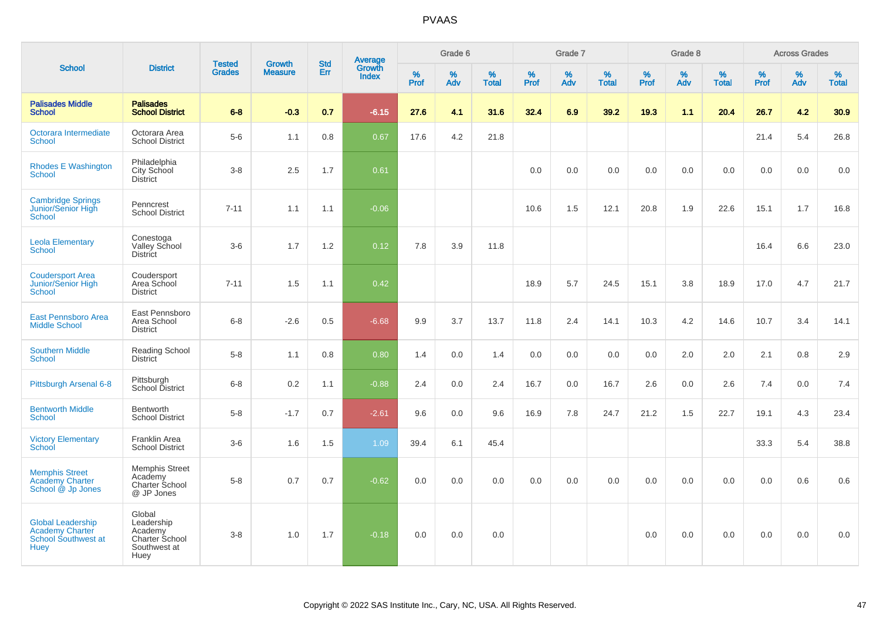# PVAAS

| School | District | Tested Grades | Growth Measure | Std Err | Average Growth Index | Grade 6 | | | Grade 7 | | | Grade 8 | | | Across Grades | | |
|---|---|---|---|---|---|---|---|---|---|---|---|---|---|---|---|---|---|
| | | | | | | % Prof | % Adv | % Total | % Prof | % Adv | % Total | % Prof | % Adv | % Total | % Prof | % Adv | % Total |
| **Palisades Middle School** | **Palisades School District** | **6-8** | **-0.3** | **0.7** | **-6.15** | **27.6** | **4.1** | **31.6** | **32.4** | **6.9** | **39.2** | **19.3** | **1.1** | **20.4** | **26.7** | **4.2** | **30.9** |
| Octorara Intermediate School | Octorara Area School District | 5-6 | 1.1 | 0.8 | 0.67 | 17.6 | 4.2 | 21.8 | | | | | | | 21.4 | 5.4 | 26.8 |
| Rhodes E Washington School | Philadelphia City School District | 3-8 | 2.5 | 1.7 | 0.61 | | | | 0.0 | 0.0 | 0.0 | 0.0 | 0.0 | 0.0 | 0.0 | 0.0 | 0.0 |
| Cambridge Springs Junior/Senior High School | Penncrest School District | 7-11 | 1.1 | 1.1 | -0.06 | | | | 10.6 | 1.5 | 12.1 | 20.8 | 1.9 | 22.6 | 15.1 | 1.7 | 16.8 |
| Leola Elementary School | Conestoga Valley School District | 3-6 | 1.7 | 1.2 | 0.12 | 7.8 | 3.9 | 11.8 | | | | | | | 16.4 | 6.6 | 23.0 |
| Coudersport Area Junior/Senior High School | Coudersport Area School District | 7-11 | 1.5 | 1.1 | 0.42 | | | | 18.9 | 5.7 | 24.5 | 15.1 | 3.8 | 18.9 | 17.0 | 4.7 | 21.7 |
| East Pennsboro Area Middle School | East Pennsboro Area School District | 6-8 | -2.6 | 0.5 | -6.68 | 9.9 | 3.7 | 13.7 | 11.8 | 2.4 | 14.1 | 10.3 | 4.2 | 14.6 | 10.7 | 3.4 | 14.1 |
| Southern Middle School | Reading School District | 5-8 | 1.1 | 0.8 | 0.80 | 1.4 | 0.0 | 1.4 | 0.0 | 0.0 | 0.0 | 0.0 | 2.0 | 2.0 | 2.1 | 0.8 | 2.9 |
| Pittsburgh Arsenal 6-8 | Pittsburgh School District | 6-8 | 0.2 | 1.1 | -0.88 | 2.4 | 0.0 | 2.4 | 16.7 | 0.0 | 16.7 | 2.6 | 0.0 | 2.6 | 7.4 | 0.0 | 7.4 |
| Bentworth Middle School | Bentworth School District | 5-8 | -1.7 | 0.7 | -2.61 | 9.6 | 0.0 | 9.6 | 16.9 | 7.8 | 24.7 | 21.2 | 1.5 | 22.7 | 19.1 | 4.3 | 23.4 |
| Victory Elementary School | Franklin Area School District | 3-6 | 1.6 | 1.5 | 1.09 | 39.4 | 6.1 | 45.4 | | | | | | | 33.3 | 5.4 | 38.8 |
| Memphis Street Academy Charter School @ Jp Jones | Memphis Street Academy Charter School @ JP Jones | 5-8 | 0.7 | 0.7 | -0.62 | 0.0 | 0.0 | 0.0 | 0.0 | 0.0 | 0.0 | 0.0 | 0.0 | 0.0 | 0.0 | 0.6 | 0.6 |
| Global Leadership Academy Charter School Southwest at Huey | Global Leadership Academy Charter School Southwest at Huey | 3-8 | 1.0 | 1.7 | -0.18 | 0.0 | 0.0 | 0.0 | | | | 0.0 | 0.0 | 0.0 | 0.0 | 0.0 | 0.0 |

Copyright © 2022 SAS Institute Inc., Cary, NC, USA. All Rights Reserved.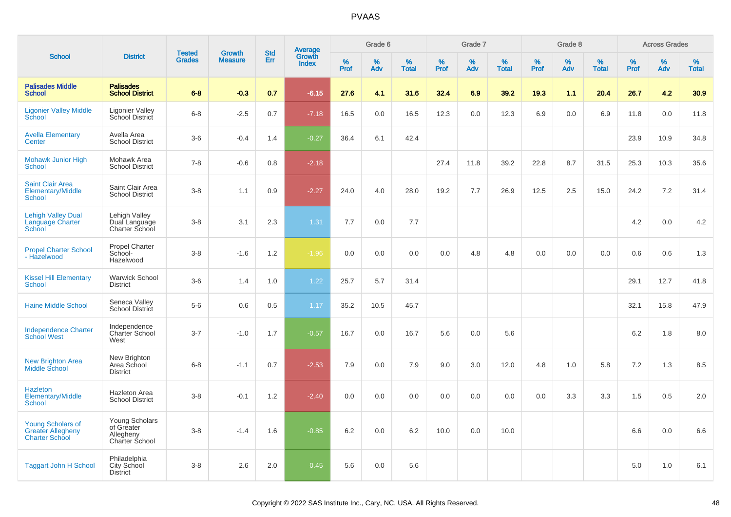# PVAAS

| School | District | Tested Grades | Growth Measure | Std Err | Average Growth Index | Grade 6 | | | Grade 7 | | | Grade 8 | | | Across Grades | | |
|---|---|---|---|---|---|---|---|---|---|---|---|---|---|---|---|---|---|
| | | | | | | % Prof | % Adv | % Total | % Prof | % Adv | % Total | % Prof | % Adv | % Total | % Prof | % Adv | % Total |
| **Palisades Middle School** | **Palisades School District** | **6-8** | **-0.3** | **0.7** | **-6.15** | **27.6** | **4.1** | **31.6** | **32.4** | **6.9** | **39.2** | **19.3** | **1.1** | **20.4** | **26.7** | **4.2** | **30.9** |
| Ligonier Valley Middle School | Ligonier Valley School District | 6-8 | -2.5 | 0.7 | -7.18 | 16.5 | 0.0 | 16.5 | 12.3 | 0.0 | 12.3 | 6.9 | 0.0 | 6.9 | 11.8 | 0.0 | 11.8 |
| Avella Elementary Center | Avella Area School District | 3-6 | -0.4 | 1.4 | -0.27 | 36.4 | 6.1 | 42.4 | | | | | | | 23.9 | 10.9 | 34.8 |
| Mohawk Junior High School | Mohawk Area School District | 7-8 | -0.6 | 0.8 | -2.18 | | | | 27.4 | 11.8 | 39.2 | 22.8 | 8.7 | 31.5 | 25.3 | 10.3 | 35.6 |
| Saint Clair Area Elementary/Middle School | Saint Clair Area School District | 3-8 | 1.1 | 0.9 | -2.27 | 24.0 | 4.0 | 28.0 | 19.2 | 7.7 | 26.9 | 12.5 | 2.5 | 15.0 | 24.2 | 7.2 | 31.4 |
| Lehigh Valley Dual Language Charter School | Lehigh Valley Dual Language Charter School | 3-8 | 3.1 | 2.3 | 1.31 | 7.7 | 0.0 | 7.7 | | | | | | | 4.2 | 0.0 | 4.2 |
| Propel Charter School - Hazelwood | Propel Charter School-Hazelwood | 3-8 | -1.6 | 1.2 | -1.96 | 0.0 | 0.0 | 0.0 | 0.0 | 4.8 | 4.8 | 0.0 | 0.0 | 0.0 | 0.6 | 0.6 | 1.3 |
| Kissel Hill Elementary School | Warwick School District | 3-6 | 1.4 | 1.0 | 1.22 | 25.7 | 5.7 | 31.4 | | | | | | | 29.1 | 12.7 | 41.8 |
| Haine Middle School | Seneca Valley School District | 5-6 | 0.6 | 0.5 | 1.17 | 35.2 | 10.5 | 45.7 | | | | | | | 32.1 | 15.8 | 47.9 |
| Independence Charter School West | Independence Charter School West | 3-7 | -1.0 | 1.7 | -0.57 | 16.7 | 0.0 | 16.7 | 5.6 | 0.0 | 5.6 | | | | 6.2 | 1.8 | 8.0 |
| New Brighton Area Middle School | New Brighton Area School District | 6-8 | -1.1 | 0.7 | -2.53 | 7.9 | 0.0 | 7.9 | 9.0 | 3.0 | 12.0 | 4.8 | 1.0 | 5.8 | 7.2 | 1.3 | 8.5 |
| Hazleton Elementary/Middle School | Hazleton Area School District | 3-8 | -0.1 | 1.2 | -2.40 | 0.0 | 0.0 | 0.0 | 0.0 | 0.0 | 0.0 | 0.0 | 3.3 | 3.3 | 1.5 | 0.5 | 2.0 |
| Young Scholars of Greater Allegheny Charter School | Young Scholars of Greater Allegheny Charter School | 3-8 | -1.4 | 1.6 | -0.85 | 6.2 | 0.0 | 6.2 | 10.0 | 0.0 | 10.0 | | | | 6.6 | 0.0 | 6.6 |
| Taggart John H School | Philadelphia City School District | 3-8 | 2.6 | 2.0 | 0.45 | 5.6 | 0.0 | 5.6 | | | | | | | 5.0 | 1.0 | 6.1 |

Copyright © 2022 SAS Institute Inc., Cary, NC, USA. All Rights Reserved.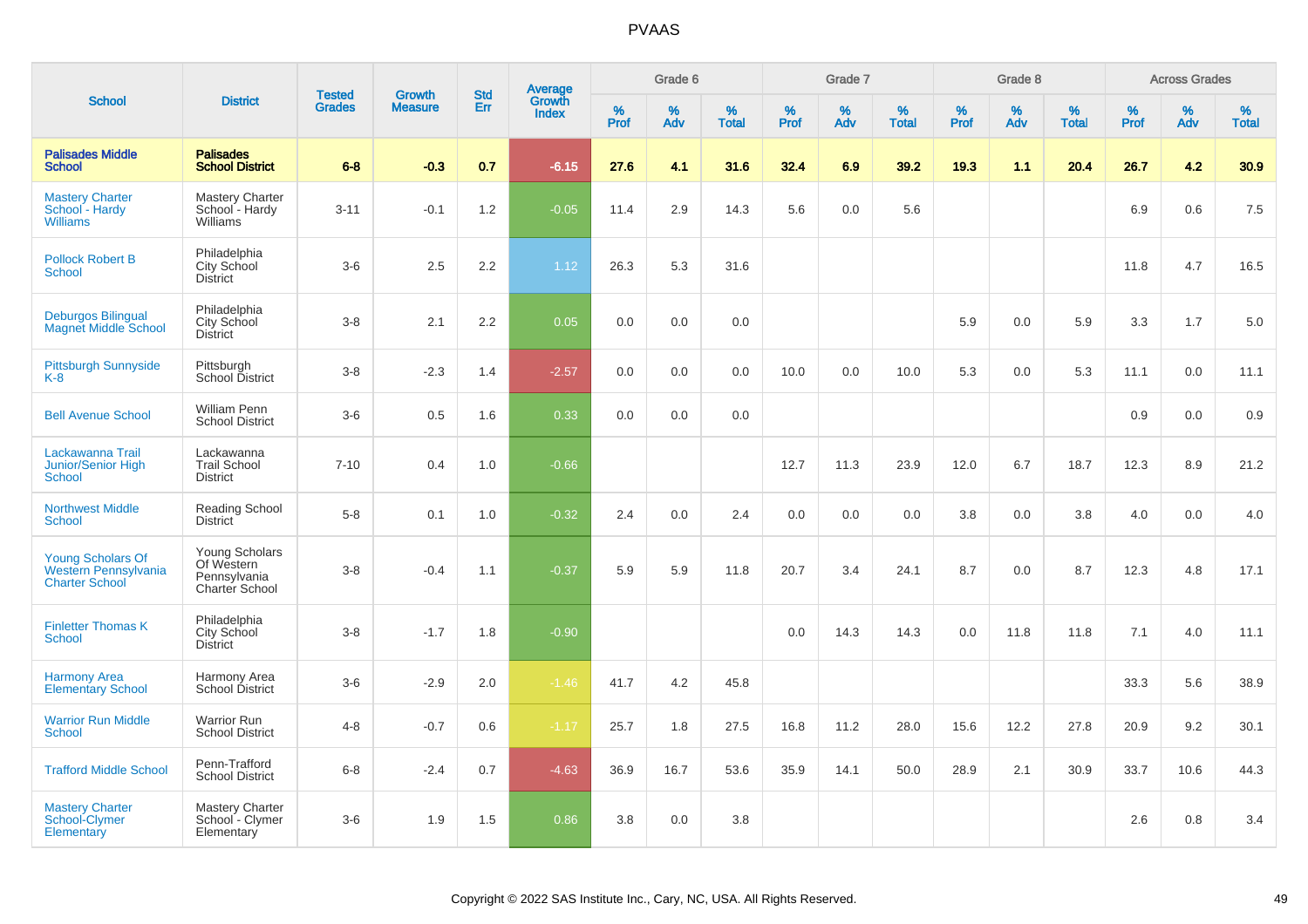# PVAAS

| School | District | Tested Grades | Growth Measure | Std Err | Average Growth Index | Grade 6 | | | Grade 7 | | | Grade 8 | | | Across Grades | | |
|---|---|---|---|---|---|---|---|---|---|---|---|---|---|---|---|---|---|
| | | | | | | % Prof | % Adv | % Total | % Prof | % Adv | % Total | % Prof | % Adv | % Total | % Prof | % Adv | % Total |
| **Palisades Middle School** | **Palisades School District** | **6-8** | **-0.3** | **0.7** | **-6.15** | **27.6** | **4.1** | **31.6** | **32.4** | **6.9** | **39.2** | **19.3** | **1.1** | **20.4** | **26.7** | **4.2** | **30.9** |
| Mastery Charter School - Hardy Williams | Mastery Charter School - Hardy Williams | 3-11 | -0.1 | 1.2 | -0.05 | 11.4 | 2.9 | 14.3 | 5.6 | 0.0 | 5.6 | | | | 6.9 | 0.6 | 7.5 |
| Pollock Robert B School | Philadelphia City School District | 3-6 | 2.5 | 2.2 | 1.12 | 26.3 | 5.3 | 31.6 | | | | | | | 11.8 | 4.7 | 16.5 |
| Deburgos Bilingual Magnet Middle School | Philadelphia City School District | 3-8 | 2.1 | 2.2 | 0.05 | 0.0 | 0.0 | 0.0 | | | | 5.9 | 0.0 | 5.9 | 3.3 | 1.7 | 5.0 |
| Pittsburgh Sunnyside K-8 | Pittsburgh School District | 3-8 | -2.3 | 1.4 | -2.57 | 0.0 | 0.0 | 0.0 | 10.0 | 0.0 | 10.0 | 5.3 | 0.0 | 5.3 | 11.1 | 0.0 | 11.1 |
| Bell Avenue School | William Penn School District | 3-6 | 0.5 | 1.6 | 0.33 | 0.0 | 0.0 | 0.0 | | | | | | | 0.9 | 0.0 | 0.9 |
| Lackawanna Trail Junior/Senior High School | Lackawanna Trail School District | 7-10 | 0.4 | 1.0 | -0.66 | | | | 12.7 | 11.3 | 23.9 | 12.0 | 6.7 | 18.7 | 12.3 | 8.9 | 21.2 |
| Northwest Middle School | Reading School District | 5-8 | 0.1 | 1.0 | -0.32 | 2.4 | 0.0 | 2.4 | 0.0 | 0.0 | 0.0 | 3.8 | 0.0 | 3.8 | 4.0 | 0.0 | 4.0 |
| Young Scholars Of Western Pennsylvania Charter School | Young Scholars Of Western Pennsylvania Charter School | 3-8 | -0.4 | 1.1 | -0.37 | 5.9 | 5.9 | 11.8 | 20.7 | 3.4 | 24.1 | 8.7 | 0.0 | 8.7 | 12.3 | 4.8 | 17.1 |
| Finletter Thomas K School | Philadelphia City School District | 3-8 | -1.7 | 1.8 | -0.90 | | | | 0.0 | 14.3 | 14.3 | 0.0 | 11.8 | 11.8 | 7.1 | 4.0 | 11.1 |
| Harmony Area Elementary School | Harmony Area School District | 3-6 | -2.9 | 2.0 | -1.46 | 41.7 | 4.2 | 45.8 | | | | | | | 33.3 | 5.6 | 38.9 |
| Warrior Run Middle School | Warrior Run School District | 4-8 | -0.7 | 0.6 | -1.17 | 25.7 | 1.8 | 27.5 | 16.8 | 11.2 | 28.0 | 15.6 | 12.2 | 27.8 | 20.9 | 9.2 | 30.1 |
| Trafford Middle School | Penn-Trafford School District | 6-8 | -2.4 | 0.7 | -4.63 | 36.9 | 16.7 | 53.6 | 35.9 | 14.1 | 50.0 | 28.9 | 2.1 | 30.9 | 33.7 | 10.6 | 44.3 |
| Mastery Charter School-Clymer Elementary | Mastery Charter School - Clymer Elementary | 3-6 | 1.9 | 1.5 | 0.86 | 3.8 | 0.0 | 3.8 | | | | | | | 2.6 | 0.8 | 3.4 |

Copyright © 2022 SAS Institute Inc., Cary, NC, USA. All Rights Reserved.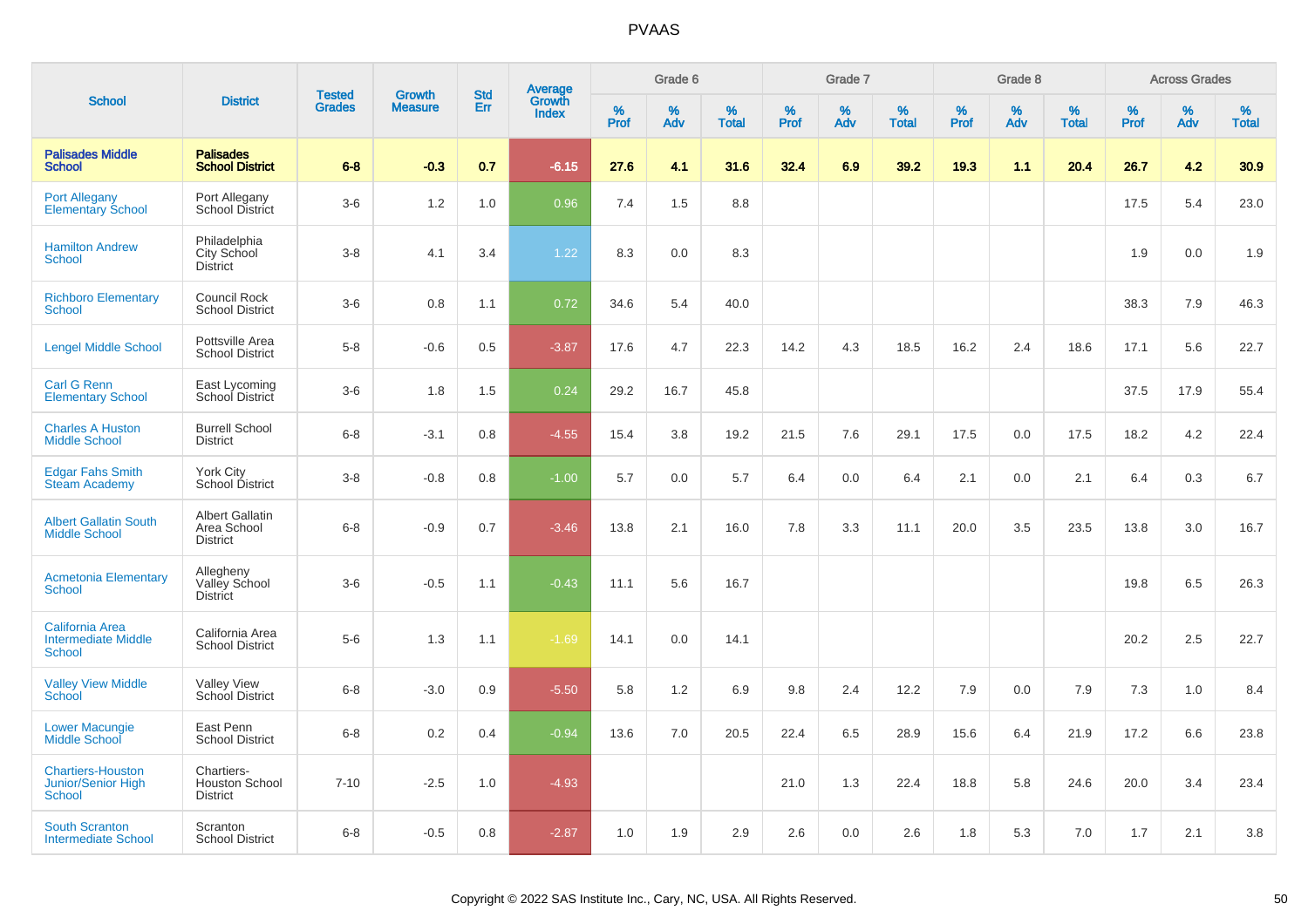# PVAAS

| School | District | Tested Grades | Growth Measure | Std Err | Average Growth Index | Grade 6 | | | Grade 7 | | | Grade 8 | | | Across Grades | | |
|---|---|---|---|---|---|---|---|---|---|---|---|---|---|---|---|---|---|
| | | | | | | % Prof | % Adv | % Total | % Prof | % Adv | % Total | % Prof | % Adv | % Total | % Prof | % Adv | % Total |
| **Palisades Middle School** | **Palisades School District** | **6-8** | **-0.3** | **0.7** | **-6.15** | **27.6** | **4.1** | **31.6** | **32.4** | **6.9** | **39.2** | **19.3** | **1.1** | **20.4** | **26.7** | **4.2** | **30.9** |
| Port Allegany Elementary School | Port Allegany School District | 3-6 | 1.2 | 1.0 | 0.96 | 7.4 | 1.5 | 8.8 | | | | | | | 17.5 | 5.4 | 23.0 |
| Hamilton Andrew School | Philadelphia City School District | 3-8 | 4.1 | 3.4 | 1.22 | 8.3 | 0.0 | 8.3 | | | | | | | 1.9 | 0.0 | 1.9 |
| Richboro Elementary School | Council Rock School District | 3-6 | 0.8 | 1.1 | 0.72 | 34.6 | 5.4 | 40.0 | | | | | | | 38.3 | 7.9 | 46.3 |
| Lengel Middle School | Pottsville Area School District | 5-8 | -0.6 | 0.5 | -3.87 | 17.6 | 4.7 | 22.3 | 14.2 | 4.3 | 18.5 | 16.2 | 2.4 | 18.6 | 17.1 | 5.6 | 22.7 |
| Carl G Renn Elementary School | East Lycoming School District | 3-6 | 1.8 | 1.5 | 0.24 | 29.2 | 16.7 | 45.8 | | | | | | | 37.5 | 17.9 | 55.4 |
| Charles A Huston Middle School | Burrell School District | 6-8 | -3.1 | 0.8 | -4.55 | 15.4 | 3.8 | 19.2 | 21.5 | 7.6 | 29.1 | 17.5 | 0.0 | 17.5 | 18.2 | 4.2 | 22.4 |
| Edgar Fahs Smith Steam Academy | York City School District | 3-8 | -0.8 | 0.8 | -1.00 | 5.7 | 0.0 | 5.7 | 6.4 | 0.0 | 6.4 | 2.1 | 0.0 | 2.1 | 6.4 | 0.3 | 6.7 |
| Albert Gallatin South Middle School | Albert Gallatin Area School District | 6-8 | -0.9 | 0.7 | -3.46 | 13.8 | 2.1 | 16.0 | 7.8 | 3.3 | 11.1 | 20.0 | 3.5 | 23.5 | 13.8 | 3.0 | 16.7 |
| Acmetonia Elementary School | Allegheny Valley School District | 3-6 | -0.5 | 1.1 | -0.43 | 11.1 | 5.6 | 16.7 | | | | | | | 19.8 | 6.5 | 26.3 |
| California Area Intermediate Middle School | California Area School District | 5-6 | 1.3 | 1.1 | -1.69 | 14.1 | 0.0 | 14.1 | | | | | | | 20.2 | 2.5 | 22.7 |
| Valley View Middle School | Valley View School District | 6-8 | -3.0 | 0.9 | -5.50 | 5.8 | 1.2 | 6.9 | 9.8 | 2.4 | 12.2 | 7.9 | 0.0 | 7.9 | 7.3 | 1.0 | 8.4 |
| Lower Macungie Middle School | East Penn School District | 6-8 | 0.2 | 0.4 | -0.94 | 13.6 | 7.0 | 20.5 | 22.4 | 6.5 | 28.9 | 15.6 | 6.4 | 21.9 | 17.2 | 6.6 | 23.8 |
| Chartiers-Houston Junior/Senior High School | Chartiers-Houston School District | 7-10 | -2.5 | 1.0 | -4.93 | | | | 21.0 | 1.3 | 22.4 | 18.8 | 5.8 | 24.6 | 20.0 | 3.4 | 23.4 |
| South Scranton Intermediate School | Scranton School District | 6-8 | -0.5 | 0.8 | -2.87 | 1.0 | 1.9 | 2.9 | 2.6 | 0.0 | 2.6 | 1.8 | 5.3 | 7.0 | 1.7 | 2.1 | 3.8 |

Copyright © 2022 SAS Institute Inc., Cary, NC, USA. All Rights Reserved.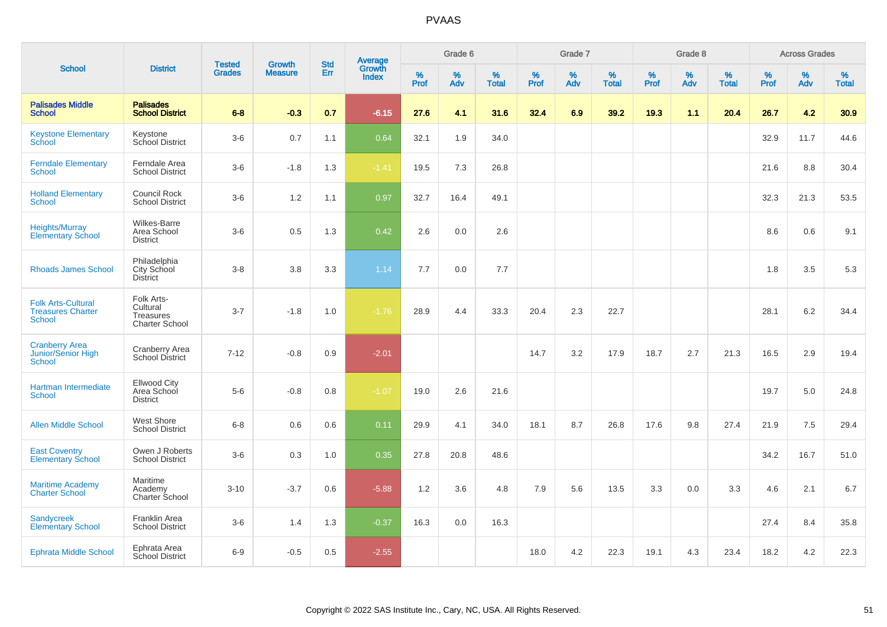# PVAAS

| School | District | Tested Grades | Growth Measure | Std Err | Average Growth Index | Grade 6 | | | Grade 7 | | | Grade 8 | | | Across Grades | | |
|---|---|---|---|---|---|---|---|---|---|---|---|---|---|---|---|---|---|
| | | | | | | % Prof | % Adv | % Total | % Prof | % Adv | % Total | % Prof | % Adv | % Total | % Prof | % Adv | % Total |
| **Palisades Middle School** | **Palisades School District** | **6-8** | **-0.3** | **0.7** | **-6.15** | **27.6** | **4.1** | **31.6** | **32.4** | **6.9** | **39.2** | **19.3** | **1.1** | **20.4** | **26.7** | **4.2** | **30.9** |
| Keystone Elementary School | Keystone School District | 3-6 | 0.7 | 1.1 | 0.64 | 32.1 | 1.9 | 34.0 | | | | | | | 32.9 | 11.7 | 44.6 |
| Ferndale Elementary School | Ferndale Area School District | 3-6 | -1.8 | 1.3 | -1.41 | 19.5 | 7.3 | 26.8 | | | | | | | 21.6 | 8.8 | 30.4 |
| Holland Elementary School | Council Rock School District | 3-6 | 1.2 | 1.1 | 0.97 | 32.7 | 16.4 | 49.1 | | | | | | | 32.3 | 21.3 | 53.5 |
| Heights/Murray Elementary School | Wilkes-Barre Area School District | 3-6 | 0.5 | 1.3 | 0.42 | 2.6 | 0.0 | 2.6 | | | | | | | 8.6 | 0.6 | 9.1 |
| Rhoads James School | Philadelphia City School District | 3-8 | 3.8 | 3.3 | 1.14 | 7.7 | 0.0 | 7.7 | | | | | | | 1.8 | 3.5 | 5.3 |
| Folk Arts-Cultural Treasures Charter School | Folk Arts-Cultural Treasures Charter School | 3-7 | -1.8 | 1.0 | -1.76 | 28.9 | 4.4 | 33.3 | 20.4 | 2.3 | 22.7 | | | | 28.1 | 6.2 | 34.4 |
| Cranberry Area Junior/Senior High School | Cranberry Area School District | 7-12 | -0.8 | 0.9 | -2.01 | | | | 14.7 | 3.2 | 17.9 | 18.7 | 2.7 | 21.3 | 16.5 | 2.9 | 19.4 |
| Hartman Intermediate School | Ellwood City Area School District | 5-6 | -0.8 | 0.8 | -1.07 | 19.0 | 2.6 | 21.6 | | | | | | | 19.7 | 5.0 | 24.8 |
| Allen Middle School | West Shore School District | 6-8 | 0.6 | 0.6 | 0.11 | 29.9 | 4.1 | 34.0 | 18.1 | 8.7 | 26.8 | 17.6 | 9.8 | 27.4 | 21.9 | 7.5 | 29.4 |
| East Coventry Elementary School | Owen J Roberts School District | 3-6 | 0.3 | 1.0 | 0.35 | 27.8 | 20.8 | 48.6 | | | | | | | 34.2 | 16.7 | 51.0 |
| Maritime Academy Charter School | Maritime Academy Charter School | 3-10 | -3.7 | 0.6 | -5.88 | 1.2 | 3.6 | 4.8 | 7.9 | 5.6 | 13.5 | 3.3 | 0.0 | 3.3 | 4.6 | 2.1 | 6.7 |
| Sandycreek Elementary School | Franklin Area School District | 3-6 | 1.4 | 1.3 | -0.37 | 16.3 | 0.0 | 16.3 | | | | | | | 27.4 | 8.4 | 35.8 |
| Ephrata Middle School | Ephrata Area School District | 6-9 | -0.5 | 0.5 | -2.55 | | | | 18.0 | 4.2 | 22.3 | 19.1 | 4.3 | 23.4 | 18.2 | 4.2 | 22.3 |

Copyright © 2022 SAS Institute Inc., Cary, NC, USA. All Rights Reserved.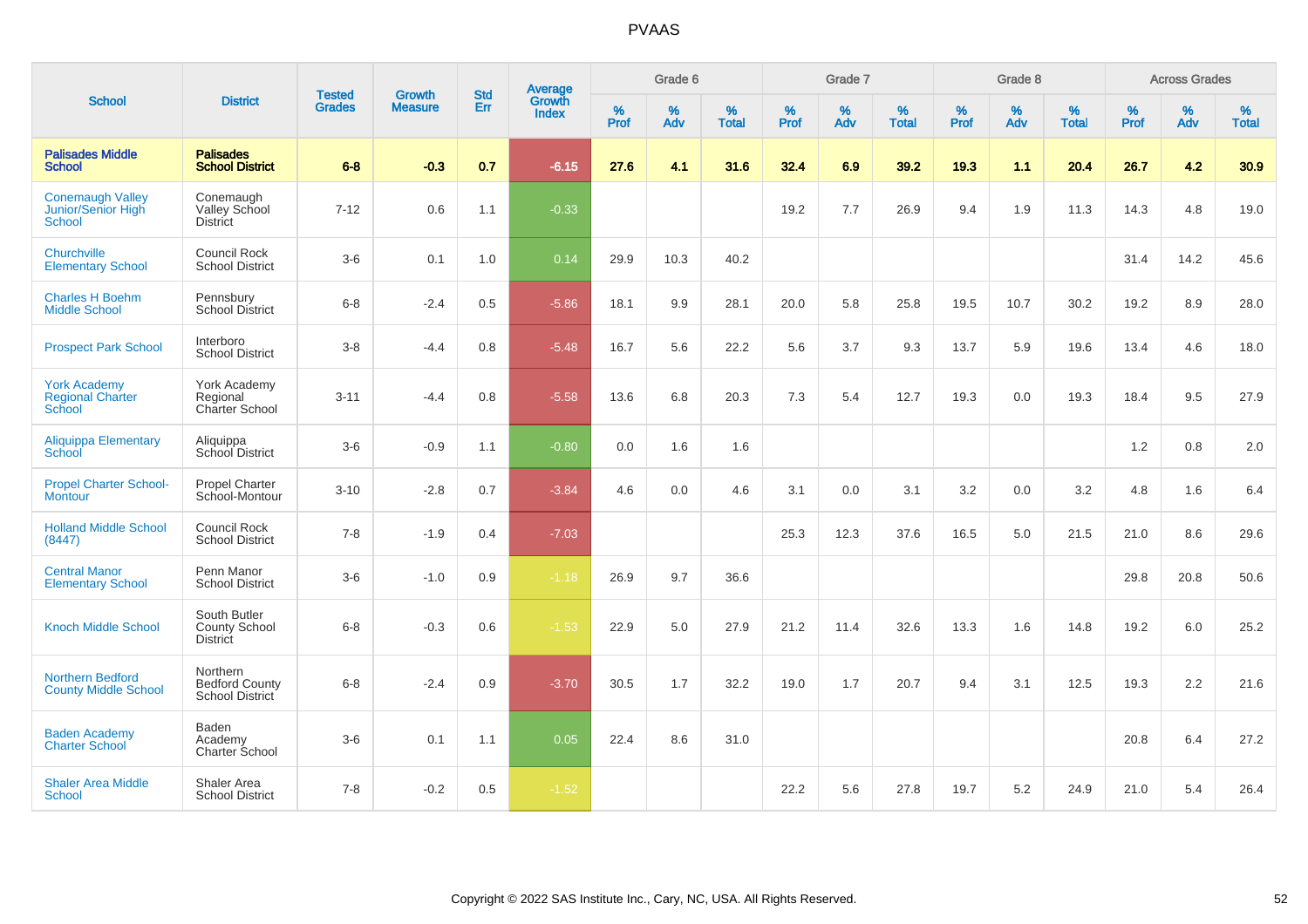# PVAAS

| School | District | Tested Grades | Growth Measure | Std Err | Average Growth Index | Grade 6 | | | Grade 7 | | | Grade 8 | | | Across Grades | | |
|---|---|---|---|---|---|---|---|---|---|---|---|---|---|---|---|---|---|
| | | | | | | % Prof | % Adv | % Total | % Prof | % Adv | % Total | % Prof | % Adv | % Total | % Prof | % Adv | % Total |
| **Palisades Middle School** | **Palisades School District** | **6-8** | **-0.3** | **0.7** | **-6.15** | **27.6** | **4.1** | **31.6** | **32.4** | **6.9** | **39.2** | **19.3** | **1.1** | **20.4** | **26.7** | **4.2** | **30.9** |
| Conemaugh Valley Junior/Senior High School | Conemaugh Valley School District | 7-12 | 0.6 | 1.1 | -0.33 | | | | 19.2 | 7.7 | 26.9 | 9.4 | 1.9 | 11.3 | 14.3 | 4.8 | 19.0 |
| Churchville Elementary School | Council Rock School District | 3-6 | 0.1 | 1.0 | 0.14 | 29.9 | 10.3 | 40.2 | | | | | | | 31.4 | 14.2 | 45.6 |
| Charles H Boehm Middle School | Pennsbury School District | 6-8 | -2.4 | 0.5 | -5.86 | 18.1 | 9.9 | 28.1 | 20.0 | 5.8 | 25.8 | 19.5 | 10.7 | 30.2 | 19.2 | 8.9 | 28.0 |
| Prospect Park School | Interboro School District | 3-8 | -4.4 | 0.8 | -5.48 | 16.7 | 5.6 | 22.2 | 5.6 | 3.7 | 9.3 | 13.7 | 5.9 | 19.6 | 13.4 | 4.6 | 18.0 |
| York Academy Regional Charter School | York Academy Regional Charter School | 3-11 | -4.4 | 0.8 | -5.58 | 13.6 | 6.8 | 20.3 | 7.3 | 5.4 | 12.7 | 19.3 | 0.0 | 19.3 | 18.4 | 9.5 | 27.9 |
| Aliquippa Elementary School | Aliquippa School District | 3-6 | -0.9 | 1.1 | -0.80 | 0.0 | 1.6 | 1.6 | | | | | | | 1.2 | 0.8 | 2.0 |
| Propel Charter School-Montour | Propel Charter School-Montour | 3-10 | -2.8 | 0.7 | -3.84 | 4.6 | 0.0 | 4.6 | 3.1 | 0.0 | 3.1 | 3.2 | 0.0 | 3.2 | 4.8 | 1.6 | 6.4 |
| Holland Middle School (8447) | Council Rock School District | 7-8 | -1.9 | 0.4 | -7.03 | | | | 25.3 | 12.3 | 37.6 | 16.5 | 5.0 | 21.5 | 21.0 | 8.6 | 29.6 |
| Central Manor Elementary School | Penn Manor School District | 3-6 | -1.0 | 0.9 | -1.18 | 26.9 | 9.7 | 36.6 | | | | | | | 29.8 | 20.8 | 50.6 |
| Knoch Middle School | South Butler County School District | 6-8 | -0.3 | 0.6 | -1.53 | 22.9 | 5.0 | 27.9 | 21.2 | 11.4 | 32.6 | 13.3 | 1.6 | 14.8 | 19.2 | 6.0 | 25.2 |
| Northern Bedford County Middle School | Northern Bedford County School District | 6-8 | -2.4 | 0.9 | -3.70 | 30.5 | 1.7 | 32.2 | 19.0 | 1.7 | 20.7 | 9.4 | 3.1 | 12.5 | 19.3 | 2.2 | 21.6 |
| Baden Academy Charter School | Baden Academy Charter School | 3-6 | 0.1 | 1.1 | 0.05 | 22.4 | 8.6 | 31.0 | | | | | | | 20.8 | 6.4 | 27.2 |
| Shaler Area Middle School | Shaler Area School District | 7-8 | -0.2 | 0.5 | -1.52 | | | | 22.2 | 5.6 | 27.8 | 19.7 | 5.2 | 24.9 | 21.0 | 5.4 | 26.4 |

Copyright © 2022 SAS Institute Inc., Cary, NC, USA. All Rights Reserved.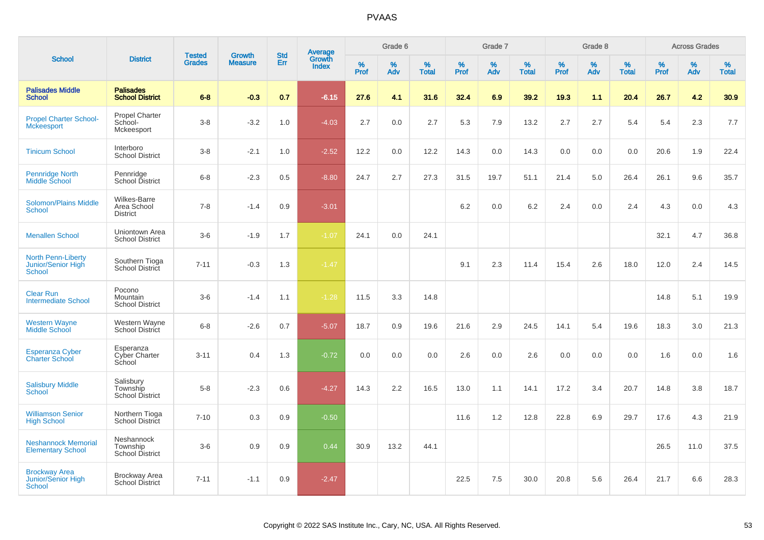# PVAAS

| School | District | Tested Grades | Growth Measure | Std Err | Average Growth Index | Grade 6 | | | Grade 7 | | | Grade 8 | | | Across Grades | | |
|---|---|---|---|---|---|---|---|---|---|---|---|---|---|---|---|---|---|
| | | | | | | % Prof | % Adv | % Total | % Prof | % Adv | % Total | % Prof | % Adv | % Total | % Prof | % Adv | % Total |
| **Palisades Middle School** | **Palisades School District** | **6-8** | **-0.3** | **0.7** | **-6.15** | **27.6** | **4.1** | **31.6** | **32.4** | **6.9** | **39.2** | **19.3** | **1.1** | **20.4** | **26.7** | **4.2** | **30.9** |
| Propel Charter School-Mckeesport | Propel Charter School-Mckeesport | 3-8 | -3.2 | 1.0 | -4.03 | 2.7 | 0.0 | 2.7 | 5.3 | 7.9 | 13.2 | 2.7 | 2.7 | 5.4 | 5.4 | 2.3 | 7.7 |
| Tinicum School | Interboro School District | 3-8 | -2.1 | 1.0 | -2.52 | 12.2 | 0.0 | 12.2 | 14.3 | 0.0 | 14.3 | 0.0 | 0.0 | 0.0 | 20.6 | 1.9 | 22.4 |
| Pennridge North Middle School | Pennridge School District | 6-8 | -2.3 | 0.5 | -8.80 | 24.7 | 2.7 | 27.3 | 31.5 | 19.7 | 51.1 | 21.4 | 5.0 | 26.4 | 26.1 | 9.6 | 35.7 |
| Solomon/Plains Middle School | Wilkes-Barre Area School District | 7-8 | -1.4 | 0.9 | -3.01 | | | | 6.2 | 0.0 | 6.2 | 2.4 | 0.0 | 2.4 | 4.3 | 0.0 | 4.3 |
| Menallen School | Uniontown Area School District | 3-6 | -1.9 | 1.7 | -1.07 | 24.1 | 0.0 | 24.1 | | | | | | | 32.1 | 4.7 | 36.8 |
| North Penn-Liberty Junior/Senior High School | Southern Tioga School District | 7-11 | -0.3 | 1.3 | -1.47 | | | | 9.1 | 2.3 | 11.4 | 15.4 | 2.6 | 18.0 | 12.0 | 2.4 | 14.5 |
| Clear Run Intermediate School | Pocono Mountain School District | 3-6 | -1.4 | 1.1 | -1.28 | 11.5 | 3.3 | 14.8 | | | | | | | 14.8 | 5.1 | 19.9 |
| Western Wayne Middle School | Western Wayne School District | 6-8 | -2.6 | 0.7 | -5.07 | 18.7 | 0.9 | 19.6 | 21.6 | 2.9 | 24.5 | 14.1 | 5.4 | 19.6 | 18.3 | 3.0 | 21.3 |
| Esperanza Cyber Charter School | Esperanza Cyber Charter School | 3-11 | 0.4 | 1.3 | -0.72 | 0.0 | 0.0 | 0.0 | 2.6 | 0.0 | 2.6 | 0.0 | 0.0 | 0.0 | 1.6 | 0.0 | 1.6 |
| Salisbury Middle School | Salisbury Township School District | 5-8 | -2.3 | 0.6 | -4.27 | 14.3 | 2.2 | 16.5 | 13.0 | 1.1 | 14.1 | 17.2 | 3.4 | 20.7 | 14.8 | 3.8 | 18.7 |
| Williamson Senior High School | Northern Tioga School District | 7-10 | 0.3 | 0.9 | -0.50 | | | | 11.6 | 1.2 | 12.8 | 22.8 | 6.9 | 29.7 | 17.6 | 4.3 | 21.9 |
| Neshannock Memorial Elementary School | Neshannock Township School District | 3-6 | 0.9 | 0.9 | 0.44 | 30.9 | 13.2 | 44.1 | | | | | | | 26.5 | 11.0 | 37.5 |
| Brockway Area Junior/Senior High School | Brockway Area School District | 7-11 | -1.1 | 0.9 | -2.47 | | | | 22.5 | 7.5 | 30.0 | 20.8 | 5.6 | 26.4 | 21.7 | 6.6 | 28.3 |

Copyright © 2022 SAS Institute Inc., Cary, NC, USA. All Rights Reserved.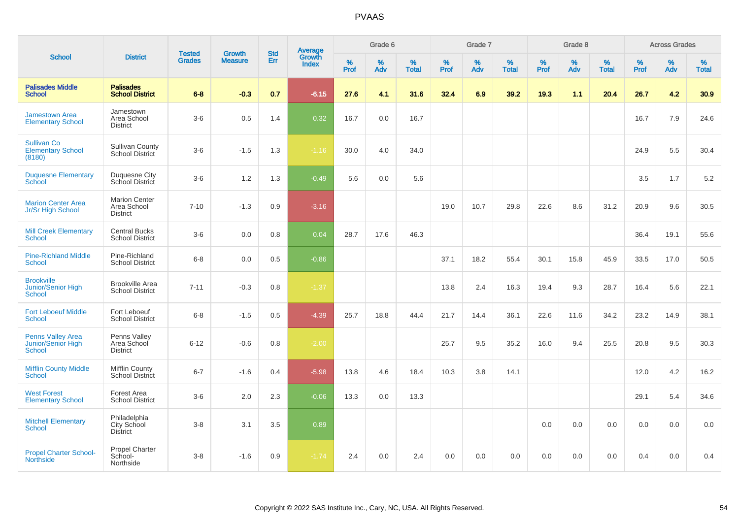# PVAAS

| School | District | Tested Grades | Growth Measure | Std Err | Average Growth Index | Grade 6 | | | Grade 7 | | | Grade 8 | | | Across Grades | | |
|---|---|---|---|---|---|---|---|---|---|---|---|---|---|---|---|---|---|
| | | | | | | % Prof | % Adv | % Total | % Prof | % Adv | % Total | % Prof | % Adv | % Total | % Prof | % Adv | % Total |
| **Palisades Middle School** | **Palisades School District** | **6-8** | **-0.3** | **0.7** | **-6.15** | **27.6** | **4.1** | **31.6** | **32.4** | **6.9** | **39.2** | **19.3** | **1.1** | **20.4** | **26.7** | **4.2** | **30.9** |
| Jamestown Area Elementary School | Jamestown Area School District | 3-6 | 0.5 | 1.4 | 0.32 | 16.7 | 0.0 | 16.7 | | | | | | | 16.7 | 7.9 | 24.6 |
| Sullivan Co Elementary School (8180) | Sullivan County School District | 3-6 | -1.5 | 1.3 | -1.16 | 30.0 | 4.0 | 34.0 | | | | | | | 24.9 | 5.5 | 30.4 |
| Duquesne Elementary School | Duquesne City School District | 3-6 | 1.2 | 1.3 | -0.49 | 5.6 | 0.0 | 5.6 | | | | | | | 3.5 | 1.7 | 5.2 |
| Marion Center Area Jr/Sr High School | Marion Center Area School District | 7-10 | -1.3 | 0.9 | -3.16 | | | | 19.0 | 10.7 | 29.8 | 22.6 | 8.6 | 31.2 | 20.9 | 9.6 | 30.5 |
| Mill Creek Elementary School | Central Bucks School District | 3-6 | 0.0 | 0.8 | 0.04 | 28.7 | 17.6 | 46.3 | | | | | | | 36.4 | 19.1 | 55.6 |
| Pine-Richland Middle School | Pine-Richland School District | 6-8 | 0.0 | 0.5 | -0.86 | | | | 37.1 | 18.2 | 55.4 | 30.1 | 15.8 | 45.9 | 33.5 | 17.0 | 50.5 |
| Brookville Junior/Senior High School | Brookville Area School District | 7-11 | -0.3 | 0.8 | -1.37 | | | | 13.8 | 2.4 | 16.3 | 19.4 | 9.3 | 28.7 | 16.4 | 5.6 | 22.1 |
| Fort Leboeuf Middle School | Fort Leboeuf School District | 6-8 | -1.5 | 0.5 | -4.39 | 25.7 | 18.8 | 44.4 | 21.7 | 14.4 | 36.1 | 22.6 | 11.6 | 34.2 | 23.2 | 14.9 | 38.1 |
| Penns Valley Area Junior/Senior High School | Penns Valley Area School District | 6-12 | -0.6 | 0.8 | -2.00 | | | | 25.7 | 9.5 | 35.2 | 16.0 | 9.4 | 25.5 | 20.8 | 9.5 | 30.3 |
| Mifflin County Middle School | Mifflin County School District | 6-7 | -1.6 | 0.4 | -5.98 | 13.8 | 4.6 | 18.4 | 10.3 | 3.8 | 14.1 | | | | 12.0 | 4.2 | 16.2 |
| West Forest Elementary School | Forest Area School District | 3-6 | 2.0 | 2.3 | -0.06 | 13.3 | 0.0 | 13.3 | | | | | | | 29.1 | 5.4 | 34.6 |
| Mitchell Elementary School | Philadelphia City School District | 3-8 | 3.1 | 3.5 | 0.89 | | | | | | | 0.0 | 0.0 | 0.0 | 0.0 | 0.0 | 0.0 |
| Propel Charter School-Northside | Propel Charter School-Northside | 3-8 | -1.6 | 0.9 | -1.74 | 2.4 | 0.0 | 2.4 | 0.0 | 0.0 | 0.0 | 0.0 | 0.0 | 0.0 | 0.4 | 0.0 | 0.4 |

Copyright © 2022 SAS Institute Inc., Cary, NC, USA. All Rights Reserved.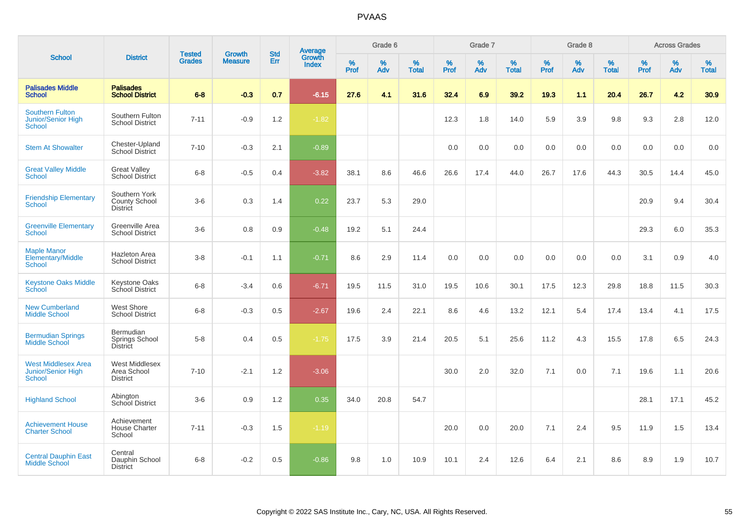# PVAAS

| School | District | Tested Grades | Growth Measure | Std Err | Average Growth Index | Grade 6 | | | Grade 7 | | | Grade 8 | | | Across Grades | | |
|---|---|---|---|---|---|---|---|---|---|---|---|---|---|---|---|---|---|
| | | | | | | % Prof | % Adv | % Total | % Prof | % Adv | % Total | % Prof | % Adv | % Total | % Prof | % Adv | % Total |
| **Palisades Middle School** | **Palisades School District** | **6-8** | **-0.3** | **0.7** | **-6.15** | **27.6** | **4.1** | **31.6** | **32.4** | **6.9** | **39.2** | **19.3** | **1.1** | **20.4** | **26.7** | **4.2** | **30.9** |
| Southern Fulton Junior/Senior High School | Southern Fulton School District | 7-11 | -0.9 | 1.2 | -1.82 | | | | 12.3 | 1.8 | 14.0 | 5.9 | 3.9 | 9.8 | 9.3 | 2.8 | 12.0 |
| Stem At Showalter | Chester-Upland School District | 7-10 | -0.3 | 2.1 | -0.89 | | | | 0.0 | 0.0 | 0.0 | 0.0 | 0.0 | 0.0 | 0.0 | 0.0 | 0.0 |
| Great Valley Middle School | Great Valley School District | 6-8 | -0.5 | 0.4 | -3.82 | 38.1 | 8.6 | 46.6 | 26.6 | 17.4 | 44.0 | 26.7 | 17.6 | 44.3 | 30.5 | 14.4 | 45.0 |
| Friendship Elementary School | Southern York County School District | 3-6 | 0.3 | 1.4 | 0.22 | 23.7 | 5.3 | 29.0 | | | | | | | 20.9 | 9.4 | 30.4 |
| Greenville Elementary School | Greenville Area School District | 3-6 | 0.8 | 0.9 | -0.48 | 19.2 | 5.1 | 24.4 | | | | | | | 29.3 | 6.0 | 35.3 |
| Maple Manor Elementary/Middle School | Hazleton Area School District | 3-8 | -0.1 | 1.1 | -0.71 | 8.6 | 2.9 | 11.4 | 0.0 | 0.0 | 0.0 | 0.0 | 0.0 | 0.0 | 3.1 | 0.9 | 4.0 |
| Keystone Oaks Middle School | Keystone Oaks School District | 6-8 | -3.4 | 0.6 | -6.71 | 19.5 | 11.5 | 31.0 | 19.5 | 10.6 | 30.1 | 17.5 | 12.3 | 29.8 | 18.8 | 11.5 | 30.3 |
| New Cumberland Middle School | West Shore School District | 6-8 | -0.3 | 0.5 | -2.67 | 19.6 | 2.4 | 22.1 | 8.6 | 4.6 | 13.2 | 12.1 | 5.4 | 17.4 | 13.4 | 4.1 | 17.5 |
| Bermudian Springs Middle School | Bermudian Springs School District | 5-8 | 0.4 | 0.5 | -1.75 | 17.5 | 3.9 | 21.4 | 20.5 | 5.1 | 25.6 | 11.2 | 4.3 | 15.5 | 17.8 | 6.5 | 24.3 |
| West Middlesex Area Junior/Senior High School | West Middlesex Area School District | 7-10 | -2.1 | 1.2 | -3.06 | | | | 30.0 | 2.0 | 32.0 | 7.1 | 0.0 | 7.1 | 19.6 | 1.1 | 20.6 |
| Highland School | Abington School District | 3-6 | 0.9 | 1.2 | 0.35 | 34.0 | 20.8 | 54.7 | | | | | | | 28.1 | 17.1 | 45.2 |
| Achievement House Charter School | Achievement House Charter School | 7-11 | -0.3 | 1.5 | -1.19 | | | | 20.0 | 0.0 | 20.0 | 7.1 | 2.4 | 9.5 | 11.9 | 1.5 | 13.4 |
| Central Dauphin East Middle School | Central Dauphin School District | 6-8 | -0.2 | 0.5 | -0.86 | 9.8 | 1.0 | 10.9 | 10.1 | 2.4 | 12.6 | 6.4 | 2.1 | 8.6 | 8.9 | 1.9 | 10.7 |

Copyright © 2022 SAS Institute Inc., Cary, NC, USA. All Rights Reserved.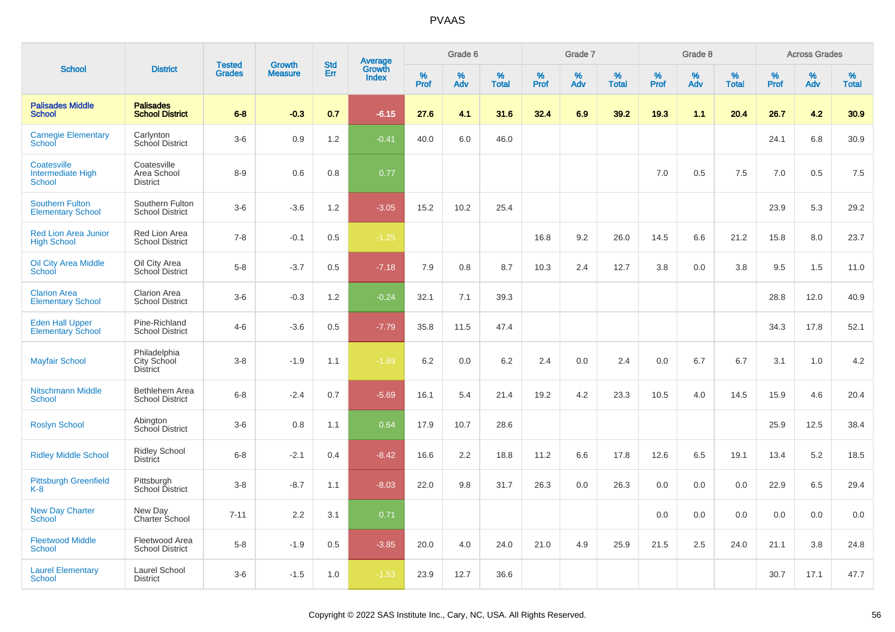# PVAAS

| School | District | Tested Grades | Growth Measure | Std Err | Average Growth Index | Grade 6 | | | Grade 7 | | | Grade 8 | | | Across Grades | | |
|---|---|---|---|---|---|---|---|---|---|---|---|---|---|---|---|---|---|
| | | | | | | % Prof | % Adv | % Total | % Prof | % Adv | % Total | % Prof | % Adv | % Total | % Prof | % Adv | % Total |
| **Palisades Middle School** | **Palisades School District** | **6-8** | **-0.3** | **0.7** | **-6.15** | **27.6** | **4.1** | **31.6** | **32.4** | **6.9** | **39.2** | **19.3** | **1.1** | **20.4** | **26.7** | **4.2** | **30.9** |
| Carnegie Elementary School | Carlynton School District | 3-6 | 0.9 | 1.2 | -0.41 | 40.0 | 6.0 | 46.0 | | | | | | | 24.1 | 6.8 | 30.9 |
| Coatesville Intermediate High School | Coatesville Area School District | 8-9 | 0.6 | 0.8 | 0.77 | | | | | | | 7.0 | 0.5 | 7.5 | 7.0 | 0.5 | 7.5 |
| Southern Fulton Elementary School | Southern Fulton School District | 3-6 | -3.6 | 1.2 | -3.05 | 15.2 | 10.2 | 25.4 | | | | | | | 23.9 | 5.3 | 29.2 |
| Red Lion Area Junior High School | Red Lion Area School District | 7-8 | -0.1 | 0.5 | -1.25 | | | | 16.8 | 9.2 | 26.0 | 14.5 | 6.6 | 21.2 | 15.8 | 8.0 | 23.7 |
| Oil City Area Middle School | Oil City Area School District | 5-8 | -3.7 | 0.5 | -7.18 | 7.9 | 0.8 | 8.7 | 10.3 | 2.4 | 12.7 | 3.8 | 0.0 | 3.8 | 9.5 | 1.5 | 11.0 |
| Clarion Area Elementary School | Clarion Area School District | 3-6 | -0.3 | 1.2 | -0.24 | 32.1 | 7.1 | 39.3 | | | | | | | 28.8 | 12.0 | 40.9 |
| Eden Hall Upper Elementary School | Pine-Richland School District | 4-6 | -3.6 | 0.5 | -7.79 | 35.8 | 11.5 | 47.4 | | | | | | | 34.3 | 17.8 | 52.1 |
| Mayfair School | Philadelphia City School District | 3-8 | -1.9 | 1.1 | -1.69 | 6.2 | 0.0 | 6.2 | 2.4 | 0.0 | 2.4 | 0.0 | 6.7 | 6.7 | 3.1 | 1.0 | 4.2 |
| Nitschmann Middle School | Bethlehem Area School District | 6-8 | -2.4 | 0.7 | -5.69 | 16.1 | 5.4 | 21.4 | 19.2 | 4.2 | 23.3 | 10.5 | 4.0 | 14.5 | 15.9 | 4.6 | 20.4 |
| Roslyn School | Abington School District | 3-6 | 0.8 | 1.1 | 0.64 | 17.9 | 10.7 | 28.6 | | | | | | | 25.9 | 12.5 | 38.4 |
| Ridley Middle School | Ridley School District | 6-8 | -2.1 | 0.4 | -8.42 | 16.6 | 2.2 | 18.8 | 11.2 | 6.6 | 17.8 | 12.6 | 6.5 | 19.1 | 13.4 | 5.2 | 18.5 |
| Pittsburgh Greenfield K-8 | Pittsburgh School District | 3-8 | -8.7 | 1.1 | -8.03 | 22.0 | 9.8 | 31.7 | 26.3 | 0.0 | 26.3 | 0.0 | 0.0 | 0.0 | 22.9 | 6.5 | 29.4 |
| New Day Charter School | New Day Charter School | 7-11 | 2.2 | 3.1 | 0.71 | | | | | | | 0.0 | 0.0 | 0.0 | 0.0 | 0.0 | 0.0 |
| Fleetwood Middle School | Fleetwood Area School District | 5-8 | -1.9 | 0.5 | -3.85 | 20.0 | 4.0 | 24.0 | 21.0 | 4.9 | 25.9 | 21.5 | 2.5 | 24.0 | 21.1 | 3.8 | 24.8 |
| Laurel Elementary School | Laurel School District | 3-6 | -1.5 | 1.0 | -1.53 | 23.9 | 12.7 | 36.6 | | | | | | | 30.7 | 17.1 | 47.7 |

Copyright © 2022 SAS Institute Inc., Cary, NC, USA. All Rights Reserved.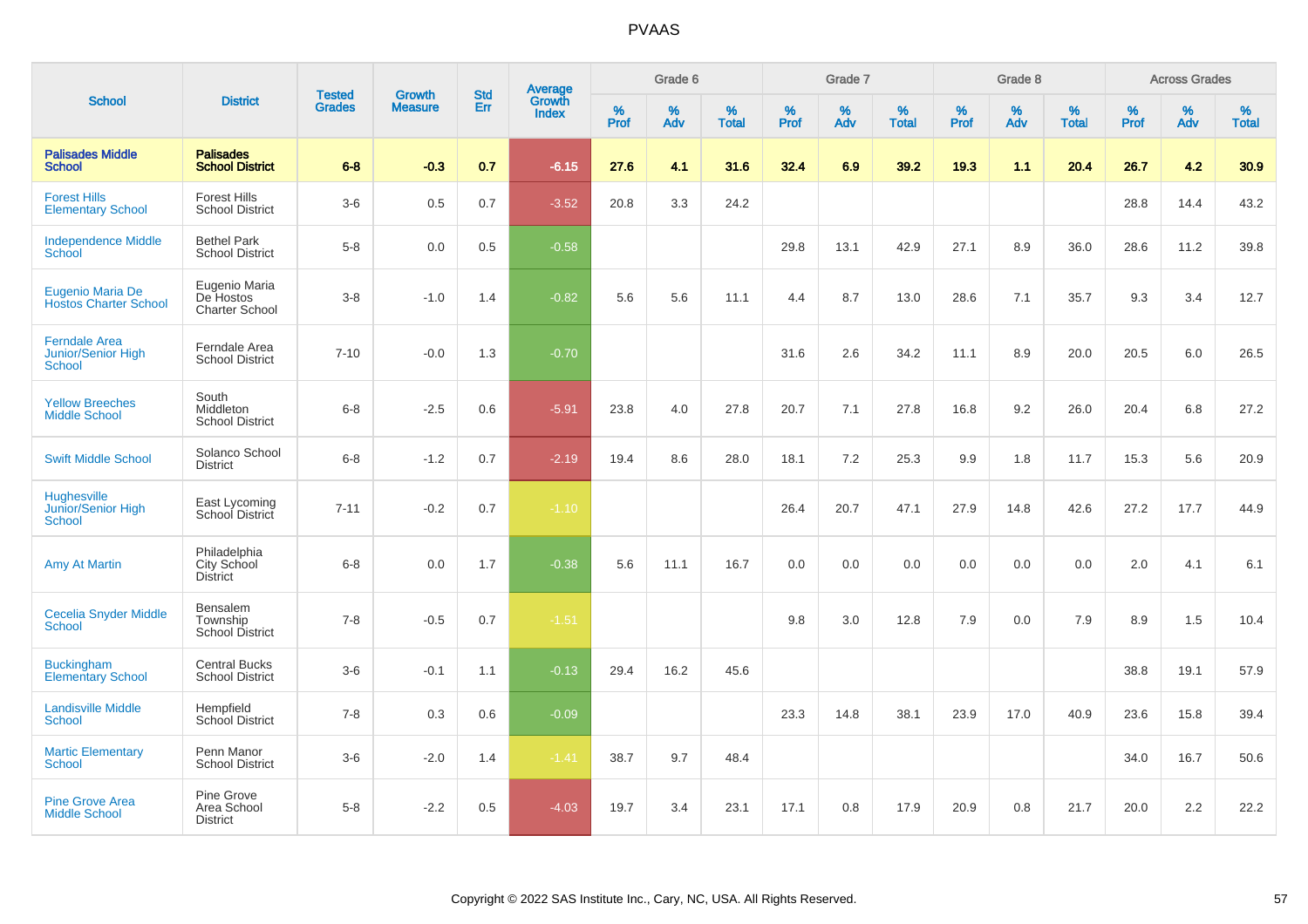PVAAS

| School | District | Tested Grades | Growth Measure | Std Err | Average Growth Index | Grade 6 | | | Grade 7 | | | Grade 8 | | | Across Grades | | |
|---|---|---|---|---|---|---|---|---|---|---|---|---|---|---|---|---|---|
| | | | | | | % Prof | % Adv | % Total | % Prof | % Adv | % Total | % Prof | % Adv | % Total | % Prof | % Adv | % Total |
| **Palisades Middle School** | **Palisades School District** | **6-8** | **-0.3** | **0.7** | **-6.15** | **27.6** | **4.1** | **31.6** | **32.4** | **6.9** | **39.2** | **19.3** | **1.1** | **20.4** | **26.7** | **4.2** | **30.9** |
| Forest Hills Elementary School | Forest Hills School District | 3-6 | 0.5 | 0.7 | -3.52 | 20.8 | 3.3 | 24.2 | | | | | | | 28.8 | 14.4 | 43.2 |
| Independence Middle School | Bethel Park School District | 5-8 | 0.0 | 0.5 | -0.58 | | | | 29.8 | 13.1 | 42.9 | 27.1 | 8.9 | 36.0 | 28.6 | 11.2 | 39.8 |
| Eugenio Maria De Hostos Charter School | Eugenio Maria De Hostos Charter School | 3-8 | -1.0 | 1.4 | -0.82 | 5.6 | 5.6 | 11.1 | 4.4 | 8.7 | 13.0 | 28.6 | 7.1 | 35.7 | 9.3 | 3.4 | 12.7 |
| Ferndale Area Junior/Senior High School | Ferndale Area School District | 7-10 | -0.0 | 1.3 | -0.70 | | | | 31.6 | 2.6 | 34.2 | 11.1 | 8.9 | 20.0 | 20.5 | 6.0 | 26.5 |
| Yellow Breeches Middle School | South Middleton School District | 6-8 | -2.5 | 0.6 | -5.91 | 23.8 | 4.0 | 27.8 | 20.7 | 7.1 | 27.8 | 16.8 | 9.2 | 26.0 | 20.4 | 6.8 | 27.2 |
| Swift Middle School | Solanco School District | 6-8 | -1.2 | 0.7 | -2.19 | 19.4 | 8.6 | 28.0 | 18.1 | 7.2 | 25.3 | 9.9 | 1.8 | 11.7 | 15.3 | 5.6 | 20.9 |
| Hughesville Junior/Senior High School | East Lycoming School District | 7-11 | -0.2 | 0.7 | -1.10 | | | | 26.4 | 20.7 | 47.1 | 27.9 | 14.8 | 42.6 | 27.2 | 17.7 | 44.9 |
| Amy At Martin | Philadelphia City School District | 6-8 | 0.0 | 1.7 | -0.38 | 5.6 | 11.1 | 16.7 | 0.0 | 0.0 | 0.0 | 0.0 | 0.0 | 0.0 | 2.0 | 4.1 | 6.1 |
| Cecelia Snyder Middle School | Bensalem Township School District | 7-8 | -0.5 | 0.7 | -1.51 | | | | 9.8 | 3.0 | 12.8 | 7.9 | 0.0 | 7.9 | 8.9 | 1.5 | 10.4 |
| Buckingham Elementary School | Central Bucks School District | 3-6 | -0.1 | 1.1 | -0.13 | 29.4 | 16.2 | 45.6 | | | | | | | 38.8 | 19.1 | 57.9 |
| Landisville Middle School | Hempfield School District | 7-8 | 0.3 | 0.6 | -0.09 | | | | 23.3 | 14.8 | 38.1 | 23.9 | 17.0 | 40.9 | 23.6 | 15.8 | 39.4 |
| Martic Elementary School | Penn Manor School District | 3-6 | -2.0 | 1.4 | -1.41 | 38.7 | 9.7 | 48.4 | | | | | | | 34.0 | 16.7 | 50.6 |
| Pine Grove Area Middle School | Pine Grove Area School District | 5-8 | -2.2 | 0.5 | -4.03 | 19.7 | 3.4 | 23.1 | 17.1 | 0.8 | 17.9 | 20.9 | 0.8 | 21.7 | 20.0 | 2.2 | 22.2 |

Copyright © 2022 SAS Institute Inc., Cary, NC, USA. All Rights Reserved.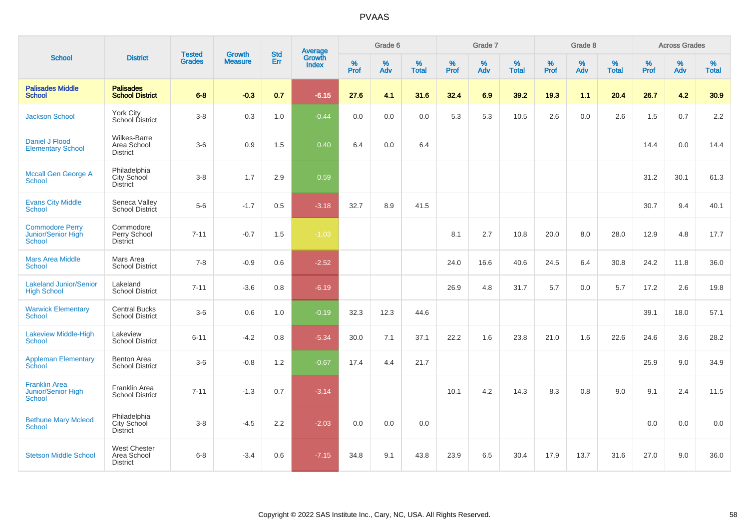# PVAAS

| School | District | Tested Grades | Growth Measure | Std Err | Average Growth Index | Grade 6 | | | Grade 7 | | | Grade 8 | | | Across Grades | | |
|---|---|---|---|---|---|---|---|---|---|---|---|---|---|---|---|---|---|
| | | | | | | % Prof | % Adv | % Total | % Prof | % Adv | % Total | % Prof | % Adv | % Total | % Prof | % Adv | % Total |
| **Palisades Middle School** | **Palisades School District** | **6-8** | **-0.3** | **0.7** | **-6.15** | **27.6** | **4.1** | **31.6** | **32.4** | **6.9** | **39.2** | **19.3** | **1.1** | **20.4** | **26.7** | **4.2** | **30.9** |
| Jackson School | York City School District | 3-8 | 0.3 | 1.0 | -0.44 | 0.0 | 0.0 | 0.0 | 5.3 | 5.3 | 10.5 | 2.6 | 0.0 | 2.6 | 1.5 | 0.7 | 2.2 |
| Daniel J Flood Elementary School | Wilkes-Barre Area School District | 3-6 | 0.9 | 1.5 | 0.40 | 6.4 | 0.0 | 6.4 | | | | | | | 14.4 | 0.0 | 14.4 |
| Mccall Gen George A School | Philadelphia City School District | 3-8 | 1.7 | 2.9 | 0.59 | | | | | | | | | | 31.2 | 30.1 | 61.3 |
| Evans City Middle School | Seneca Valley School District | 5-6 | -1.7 | 0.5 | -3.18 | 32.7 | 8.9 | 41.5 | | | | | | | 30.7 | 9.4 | 40.1 |
| Commodore Perry Junior/Senior High School | Commodore Perry School District | 7-11 | -0.7 | 1.5 | -1.03 | | | | 8.1 | 2.7 | 10.8 | 20.0 | 8.0 | 28.0 | 12.9 | 4.8 | 17.7 |
| Mars Area Middle School | Mars Area School District | 7-8 | -0.9 | 0.6 | -2.52 | | | | 24.0 | 16.6 | 40.6 | 24.5 | 6.4 | 30.8 | 24.2 | 11.8 | 36.0 |
| Lakeland Junior/Senior High School | Lakeland School District | 7-11 | -3.6 | 0.8 | -6.19 | | | | 26.9 | 4.8 | 31.7 | 5.7 | 0.0 | 5.7 | 17.2 | 2.6 | 19.8 |
| Warwick Elementary School | Central Bucks School District | 3-6 | 0.6 | 1.0 | -0.19 | 32.3 | 12.3 | 44.6 | | | | | | | 39.1 | 18.0 | 57.1 |
| Lakeview Middle-High School | Lakeview School District | 6-11 | -4.2 | 0.8 | -5.34 | 30.0 | 7.1 | 37.1 | 22.2 | 1.6 | 23.8 | 21.0 | 1.6 | 22.6 | 24.6 | 3.6 | 28.2 |
| Appleman Elementary School | Benton Area School District | 3-6 | -0.8 | 1.2 | -0.67 | 17.4 | 4.4 | 21.7 | | | | | | | 25.9 | 9.0 | 34.9 |
| Franklin Area Junior/Senior High School | Franklin Area School District | 7-11 | -1.3 | 0.7 | -3.14 | | | | 10.1 | 4.2 | 14.3 | 8.3 | 0.8 | 9.0 | 9.1 | 2.4 | 11.5 |
| Bethune Mary Mcleod School | Philadelphia City School District | 3-8 | -4.5 | 2.2 | -2.03 | 0.0 | 0.0 | 0.0 | | | | | | | 0.0 | 0.0 | 0.0 |
| Stetson Middle School | West Chester Area School District | 6-8 | -3.4 | 0.6 | -7.15 | 34.8 | 9.1 | 43.8 | 23.9 | 6.5 | 30.4 | 17.9 | 13.7 | 31.6 | 27.0 | 9.0 | 36.0 |

Copyright © 2022 SAS Institute Inc., Cary, NC, USA. All Rights Reserved.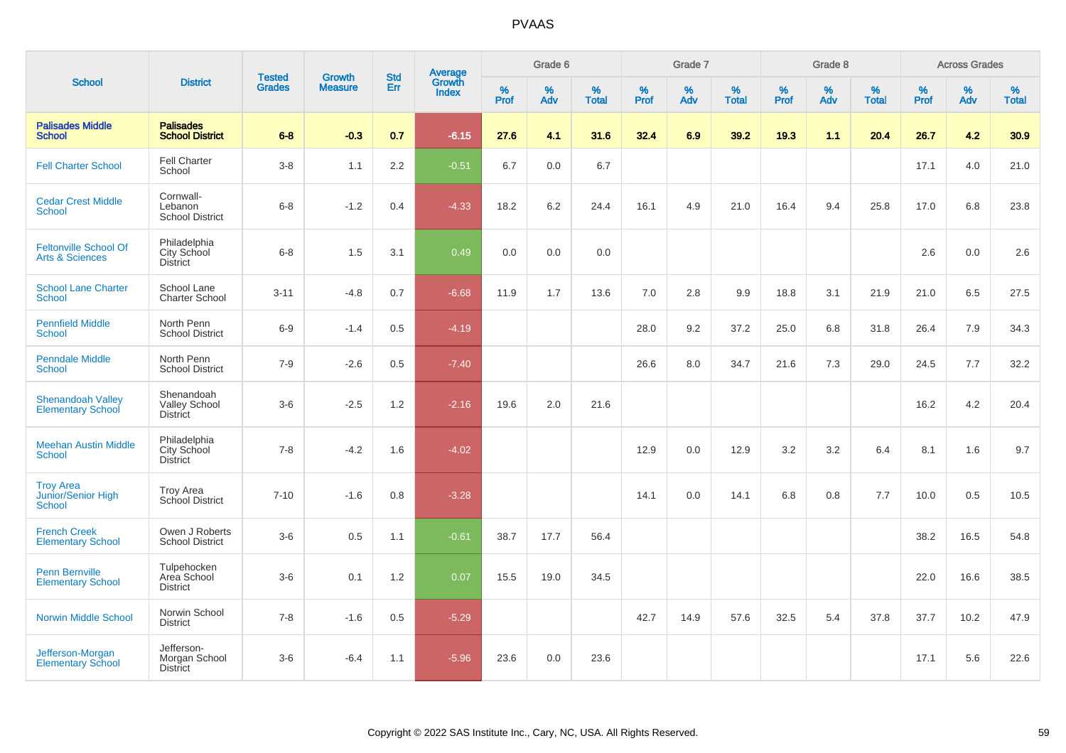PVAAS

| School | District | Tested Grades | Growth Measure | Std Err | Average Growth Index | Grade 6 | | | Grade 7 | | | Grade 8 | | | Across Grades | | |
|---|---|---|---|---|---|---|---|---|---|---|---|---|---|---|---|---|---|
| | | | | | | % Prof | % Adv | % Total | % Prof | % Adv | % Total | % Prof | % Adv | % Total | % Prof | % Adv | % Total |
| **Palisades Middle School** | **Palisades School District** | **6-8** | **-0.3** | **0.7** | **-6.15** | **27.6** | **4.1** | **31.6** | **32.4** | **6.9** | **39.2** | **19.3** | **1.1** | **20.4** | **26.7** | **4.2** | **30.9** |
| Fell Charter School | Fell Charter School | 3-8 | 1.1 | 2.2 | -0.51 | 6.7 | 0.0 | 6.7 | | | | | | | 17.1 | 4.0 | 21.0 |
| Cedar Crest Middle School | Cornwall-Lebanon School District | 6-8 | -1.2 | 0.4 | -4.33 | 18.2 | 6.2 | 24.4 | 16.1 | 4.9 | 21.0 | 16.4 | 9.4 | 25.8 | 17.0 | 6.8 | 23.8 |
| Feltonville School Of Arts & Sciences | Philadelphia City School District | 6-8 | 1.5 | 3.1 | 0.49 | 0.0 | 0.0 | 0.0 | | | | | | | 2.6 | 0.0 | 2.6 |
| School Lane Charter School | School Lane Charter School | 3-11 | -4.8 | 0.7 | -6.68 | 11.9 | 1.7 | 13.6 | 7.0 | 2.8 | 9.9 | 18.8 | 3.1 | 21.9 | 21.0 | 6.5 | 27.5 |
| Pennfield Middle School | North Penn School District | 6-9 | -1.4 | 0.5 | -4.19 | | | | 28.0 | 9.2 | 37.2 | 25.0 | 6.8 | 31.8 | 26.4 | 7.9 | 34.3 |
| Penndale Middle School | North Penn School District | 7-9 | -2.6 | 0.5 | -7.40 | | | | 26.6 | 8.0 | 34.7 | 21.6 | 7.3 | 29.0 | 24.5 | 7.7 | 32.2 |
| Shenandoah Valley Elementary School | Shenandoah Valley School District | 3-6 | -2.5 | 1.2 | -2.16 | 19.6 | 2.0 | 21.6 | | | | | | | 16.2 | 4.2 | 20.4 |
| Meehan Austin Middle School | Philadelphia City School District | 7-8 | -4.2 | 1.6 | -4.02 | | | | 12.9 | 0.0 | 12.9 | 3.2 | 3.2 | 6.4 | 8.1 | 1.6 | 9.7 |
| Troy Area Junior/Senior High School | Troy Area School District | 7-10 | -1.6 | 0.8 | -3.28 | | | | 14.1 | 0.0 | 14.1 | 6.8 | 0.8 | 7.7 | 10.0 | 0.5 | 10.5 |
| French Creek Elementary School | Owen J Roberts School District | 3-6 | 0.5 | 1.1 | -0.61 | 38.7 | 17.7 | 56.4 | | | | | | | 38.2 | 16.5 | 54.8 |
| Penn Bernville Elementary School | Tulpehocken Area School District | 3-6 | 0.1 | 1.2 | 0.07 | 15.5 | 19.0 | 34.5 | | | | | | | 22.0 | 16.6 | 38.5 |
| Norwin Middle School | Norwin School District | 7-8 | -1.6 | 0.5 | -5.29 | | | | 42.7 | 14.9 | 57.6 | 32.5 | 5.4 | 37.8 | 37.7 | 10.2 | 47.9 |
| Jefferson-Morgan Elementary School | Jefferson-Morgan School District | 3-6 | -6.4 | 1.1 | -5.96 | 23.6 | 0.0 | 23.6 | | | | | | | 17.1 | 5.6 | 22.6 |

Copyright © 2022 SAS Institute Inc., Cary, NC, USA. All Rights Reserved.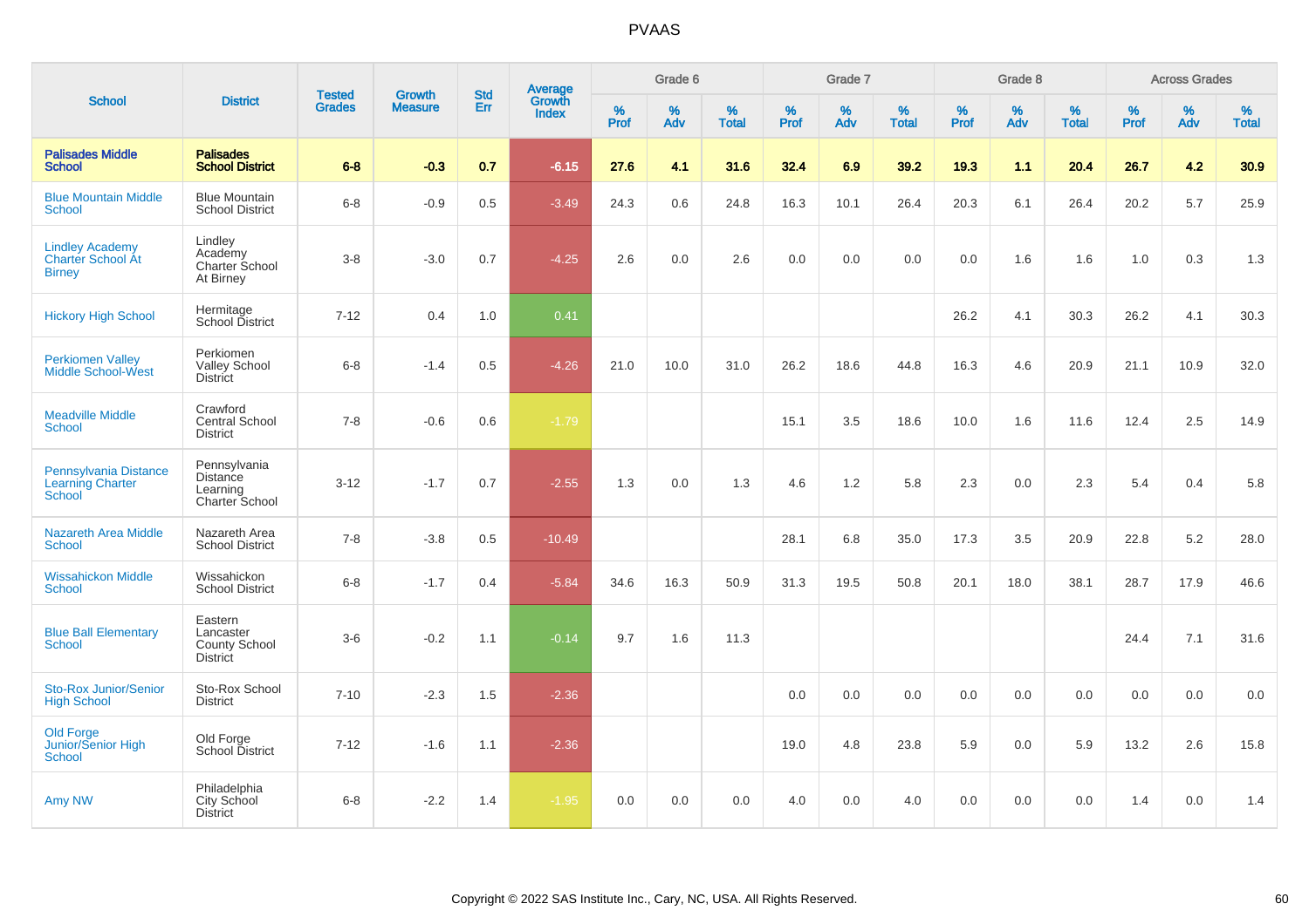# PVAAS

| School | District | Tested Grades | Growth Measure | Std Err | Average Growth Index | Grade 6 | | | Grade 7 | | | Grade 8 | | | Across Grades | | |
|---|---|---|---|---|---|---|---|---|---|---|---|---|---|---|---|---|---|
| | | | | | | % Prof | % Adv | % Total | % Prof | % Adv | % Total | % Prof | % Adv | % Total | % Prof | % Adv | % Total |
| **Palisades Middle School** | **Palisades School District** | **6-8** | **-0.3** | **0.7** | **-6.15** | **27.6** | **4.1** | **31.6** | **32.4** | **6.9** | **39.2** | **19.3** | **1.1** | **20.4** | **26.7** | **4.2** | **30.9** |
| Blue Mountain Middle School | Blue Mountain School District | 6-8 | -0.9 | 0.5 | -3.49 | 24.3 | 0.6 | 24.8 | 16.3 | 10.1 | 26.4 | 20.3 | 6.1 | 26.4 | 20.2 | 5.7 | 25.9 |
| Lindley Academy Charter School At Birney | Lindley Academy Charter School At Birney | 3-8 | -3.0 | 0.7 | -4.25 | 2.6 | 0.0 | 2.6 | 0.0 | 0.0 | 0.0 | 0.0 | 1.6 | 1.6 | 1.0 | 0.3 | 1.3 |
| Hickory High School | Hermitage School District | 7-12 | 0.4 | 1.0 | 0.41 | | | | | | | 26.2 | 4.1 | 30.3 | 26.2 | 4.1 | 30.3 |
| Perkiomen Valley Middle School-West | Perkiomen Valley School District | 6-8 | -1.4 | 0.5 | -4.26 | 21.0 | 10.0 | 31.0 | 26.2 | 18.6 | 44.8 | 16.3 | 4.6 | 20.9 | 21.1 | 10.9 | 32.0 |
| Meadville Middle School | Crawford Central School District | 7-8 | -0.6 | 0.6 | -1.79 | | | | 15.1 | 3.5 | 18.6 | 10.0 | 1.6 | 11.6 | 12.4 | 2.5 | 14.9 |
| Pennsylvania Distance Learning Charter School | Pennsylvania Distance Learning Charter School | 3-12 | -1.7 | 0.7 | -2.55 | 1.3 | 0.0 | 1.3 | 4.6 | 1.2 | 5.8 | 2.3 | 0.0 | 2.3 | 5.4 | 0.4 | 5.8 |
| Nazareth Area Middle School | Nazareth Area School District | 7-8 | -3.8 | 0.5 | -10.49 | | | | 28.1 | 6.8 | 35.0 | 17.3 | 3.5 | 20.9 | 22.8 | 5.2 | 28.0 |
| Wissahickon Middle School | Wissahickon School District | 6-8 | -1.7 | 0.4 | -5.84 | 34.6 | 16.3 | 50.9 | 31.3 | 19.5 | 50.8 | 20.1 | 18.0 | 38.1 | 28.7 | 17.9 | 46.6 |
| Blue Ball Elementary School | Eastern Lancaster County School District | 3-6 | -0.2 | 1.1 | -0.14 | 9.7 | 1.6 | 11.3 | | | | | | | 24.4 | 7.1 | 31.6 |
| Sto-Rox Junior/Senior High School | Sto-Rox School District | 7-10 | -2.3 | 1.5 | -2.36 | | | | 0.0 | 0.0 | 0.0 | 0.0 | 0.0 | 0.0 | 0.0 | 0.0 | 0.0 |
| Old Forge Junior/Senior High School | Old Forge School District | 7-12 | -1.6 | 1.1 | -2.36 | | | | 19.0 | 4.8 | 23.8 | 5.9 | 0.0 | 5.9 | 13.2 | 2.6 | 15.8 |
| Amy NW | Philadelphia City School District | 6-8 | -2.2 | 1.4 | -1.95 | 0.0 | 0.0 | 0.0 | 4.0 | 0.0 | 4.0 | 0.0 | 0.0 | 0.0 | 1.4 | 0.0 | 1.4 |

Copyright © 2022 SAS Institute Inc., Cary, NC, USA. All Rights Reserved.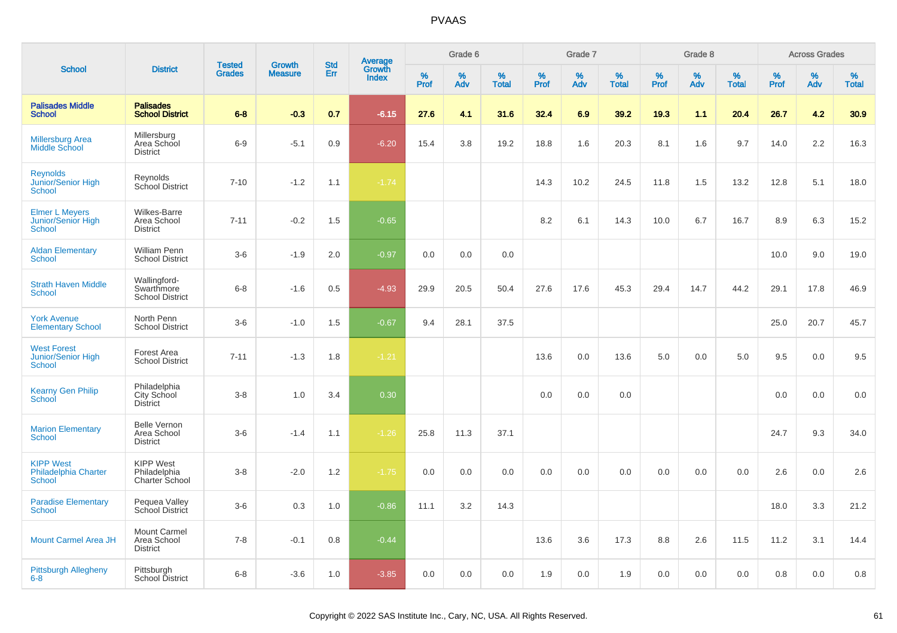# PVAAS

| School | District | Tested Grades | Growth Measure | Std Err | Average Growth Index | Grade 6 | | | Grade 7 | | | Grade 8 | | | Across Grades | | |
|---|---|---|---|---|---|---|---|---|---|---|---|---|---|---|---|---|---|
| | | | | | | % Prof | % Adv | % Total | % Prof | % Adv | % Total | % Prof | % Adv | % Total | % Prof | % Adv | % Total |
| **Palisades Middle School** | **Palisades School District** | **6-8** | **-0.3** | **0.7** | **-6.15** | **27.6** | **4.1** | **31.6** | **32.4** | **6.9** | **39.2** | **19.3** | **1.1** | **20.4** | **26.7** | **4.2** | **30.9** |
| Millersburg Area Middle School | Millersburg Area School District | 6-9 | -5.1 | 0.9 | -6.20 | 15.4 | 3.8 | 19.2 | 18.8 | 1.6 | 20.3 | 8.1 | 1.6 | 9.7 | 14.0 | 2.2 | 16.3 |
| Reynolds Junior/Senior High School | Reynolds School District | 7-10 | -1.2 | 1.1 | -1.74 | | | | 14.3 | 10.2 | 24.5 | 11.8 | 1.5 | 13.2 | 12.8 | 5.1 | 18.0 |
| Elmer L Meyers Junior/Senior High School | Wilkes-Barre Area School District | 7-11 | -0.2 | 1.5 | -0.65 | | | | 8.2 | 6.1 | 14.3 | 10.0 | 6.7 | 16.7 | 8.9 | 6.3 | 15.2 |
| Aldan Elementary School | William Penn School District | 3-6 | -1.9 | 2.0 | -0.97 | 0.0 | 0.0 | 0.0 | | | | | | | 10.0 | 9.0 | 19.0 |
| Strath Haven Middle School | Wallingford-Swarthmore School District | 6-8 | -1.6 | 0.5 | -4.93 | 29.9 | 20.5 | 50.4 | 27.6 | 17.6 | 45.3 | 29.4 | 14.7 | 44.2 | 29.1 | 17.8 | 46.9 |
| York Avenue Elementary School | North Penn School District | 3-6 | -1.0 | 1.5 | -0.67 | 9.4 | 28.1 | 37.5 | | | | | | | 25.0 | 20.7 | 45.7 |
| West Forest Junior/Senior High School | Forest Area School District | 7-11 | -1.3 | 1.8 | -1.21 | | | | 13.6 | 0.0 | 13.6 | 5.0 | 0.0 | 5.0 | 9.5 | 0.0 | 9.5 |
| Kearny Gen Philip School | Philadelphia City School District | 3-8 | 1.0 | 3.4 | 0.30 | | | | 0.0 | 0.0 | 0.0 | | | | 0.0 | 0.0 | 0.0 |
| Marion Elementary School | Belle Vernon Area School District | 3-6 | -1.4 | 1.1 | -1.26 | 25.8 | 11.3 | 37.1 | | | | | | | 24.7 | 9.3 | 34.0 |
| KIPP West Philadelphia Charter School | KIPP West Philadelphia Charter School | 3-8 | -2.0 | 1.2 | -1.75 | 0.0 | 0.0 | 0.0 | 0.0 | 0.0 | 0.0 | 0.0 | 0.0 | 0.0 | 2.6 | 0.0 | 2.6 |
| Paradise Elementary School | Pequea Valley School District | 3-6 | 0.3 | 1.0 | -0.86 | 11.1 | 3.2 | 14.3 | | | | | | | 18.0 | 3.3 | 21.2 |
| Mount Carmel Area JH | Mount Carmel Area School District | 7-8 | -0.1 | 0.8 | -0.44 | | | | 13.6 | 3.6 | 17.3 | 8.8 | 2.6 | 11.5 | 11.2 | 3.1 | 14.4 |
| Pittsburgh Allegheny 6-8 | Pittsburgh School District | 6-8 | -3.6 | 1.0 | -3.85 | 0.0 | 0.0 | 0.0 | 1.9 | 0.0 | 1.9 | 0.0 | 0.0 | 0.0 | 0.8 | 0.0 | 0.8 |

Copyright © 2022 SAS Institute Inc., Cary, NC, USA. All Rights Reserved.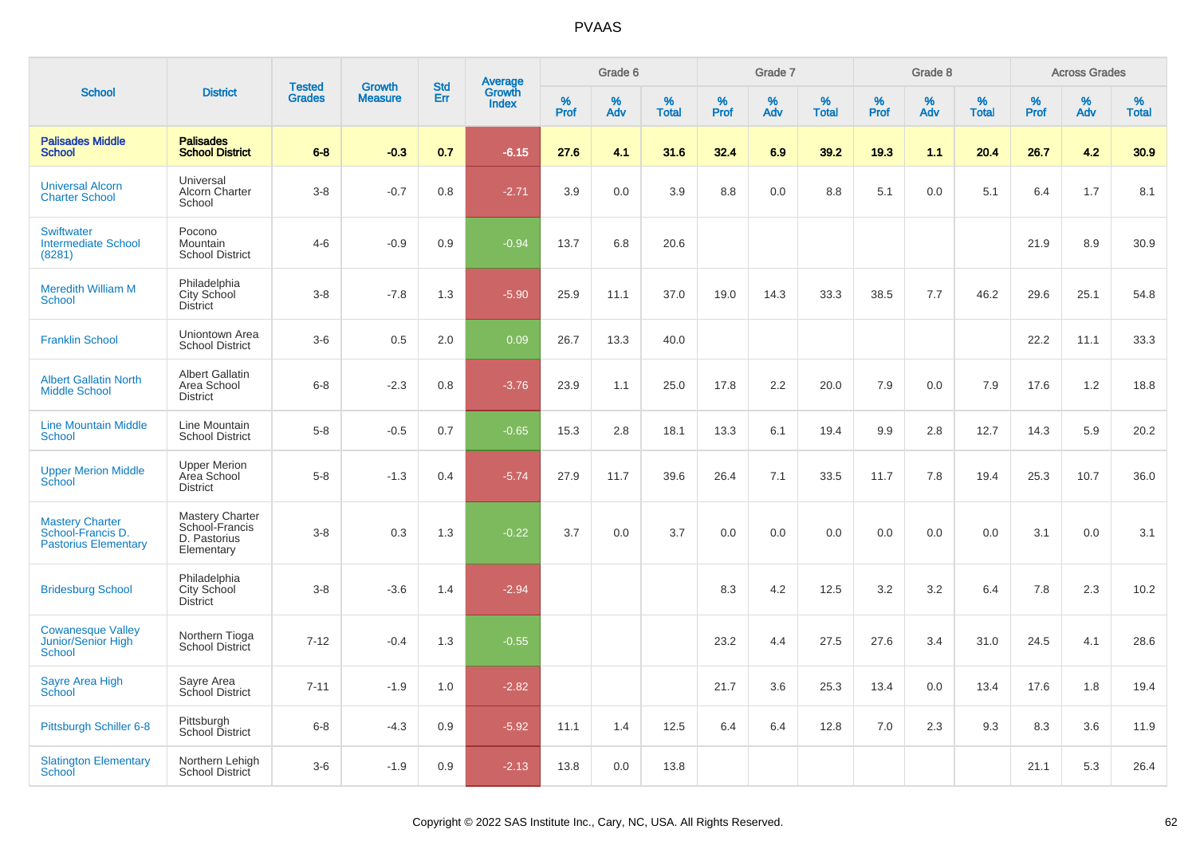# PVAAS

| School | District | Tested Grades | Growth Measure | Std Err | Average Growth Index | Grade 6 | | | Grade 7 | | | Grade 8 | | | Across Grades | | |
|---|---|---|---|---|---|---|---|---|---|---|---|---|---|---|---|---|---|
| | | | | | | % Prof | % Adv | % Total | % Prof | % Adv | % Total | % Prof | % Adv | % Total | % Prof | % Adv | % Total |
| **Palisades Middle School** | **Palisades School District** | **6-8** | **-0.3** | **0.7** | **-6.15** | **27.6** | **4.1** | **31.6** | **32.4** | **6.9** | **39.2** | **19.3** | **1.1** | **20.4** | **26.7** | **4.2** | **30.9** |
| Universal Alcorn Charter School | Universal Alcorn Charter School | 3-8 | -0.7 | 0.8 | -2.71 | 3.9 | 0.0 | 3.9 | 8.8 | 0.0 | 8.8 | 5.1 | 0.0 | 5.1 | 6.4 | 1.7 | 8.1 |
| Swiftwater Intermediate School (8281) | Pocono Mountain School District | 4-6 | -0.9 | 0.9 | -0.94 | 13.7 | 6.8 | 20.6 | | | | | | | 21.9 | 8.9 | 30.9 |
| Meredith William M School | Philadelphia City School District | 3-8 | -7.8 | 1.3 | -5.90 | 25.9 | 11.1 | 37.0 | 19.0 | 14.3 | 33.3 | 38.5 | 7.7 | 46.2 | 29.6 | 25.1 | 54.8 |
| Franklin School | Uniontown Area School District | 3-6 | 0.5 | 2.0 | 0.09 | 26.7 | 13.3 | 40.0 | | | | | | | 22.2 | 11.1 | 33.3 |
| Albert Gallatin North Middle School | Albert Gallatin Area School District | 6-8 | -2.3 | 0.8 | -3.76 | 23.9 | 1.1 | 25.0 | 17.8 | 2.2 | 20.0 | 7.9 | 0.0 | 7.9 | 17.6 | 1.2 | 18.8 |
| Line Mountain Middle School | Line Mountain School District | 5-8 | -0.5 | 0.7 | -0.65 | 15.3 | 2.8 | 18.1 | 13.3 | 6.1 | 19.4 | 9.9 | 2.8 | 12.7 | 14.3 | 5.9 | 20.2 |
| Upper Merion Middle School | Upper Merion Area School District | 5-8 | -1.3 | 0.4 | -5.74 | 27.9 | 11.7 | 39.6 | 26.4 | 7.1 | 33.5 | 11.7 | 7.8 | 19.4 | 25.3 | 10.7 | 36.0 |
| Mastery Charter School-Francis D. Pastorius Elementary | Mastery Charter School-Francis D. Pastorius Elementary | 3-8 | 0.3 | 1.3 | -0.22 | 3.7 | 0.0 | 3.7 | 0.0 | 0.0 | 0.0 | 0.0 | 0.0 | 0.0 | 3.1 | 0.0 | 3.1 |
| Bridesburg School | Philadelphia City School District | 3-8 | -3.6 | 1.4 | -2.94 | | | | 8.3 | 4.2 | 12.5 | 3.2 | 3.2 | 6.4 | 7.8 | 2.3 | 10.2 |
| Cowanesque Valley Junior/Senior High School | Northern Tioga School District | 7-12 | -0.4 | 1.3 | -0.55 | | | | 23.2 | 4.4 | 27.5 | 27.6 | 3.4 | 31.0 | 24.5 | 4.1 | 28.6 |
| Sayre Area High School | Sayre Area School District | 7-11 | -1.9 | 1.0 | -2.82 | | | | 21.7 | 3.6 | 25.3 | 13.4 | 0.0 | 13.4 | 17.6 | 1.8 | 19.4 |
| Pittsburgh Schiller 6-8 | Pittsburgh School District | 6-8 | -4.3 | 0.9 | -5.92 | 11.1 | 1.4 | 12.5 | 6.4 | 6.4 | 12.8 | 7.0 | 2.3 | 9.3 | 8.3 | 3.6 | 11.9 |
| Slatington Elementary School | Northern Lehigh School District | 3-6 | -1.9 | 0.9 | -2.13 | 13.8 | 0.0 | 13.8 | | | | | | | 21.1 | 5.3 | 26.4 |

Copyright © 2022 SAS Institute Inc., Cary, NC, USA. All Rights Reserved.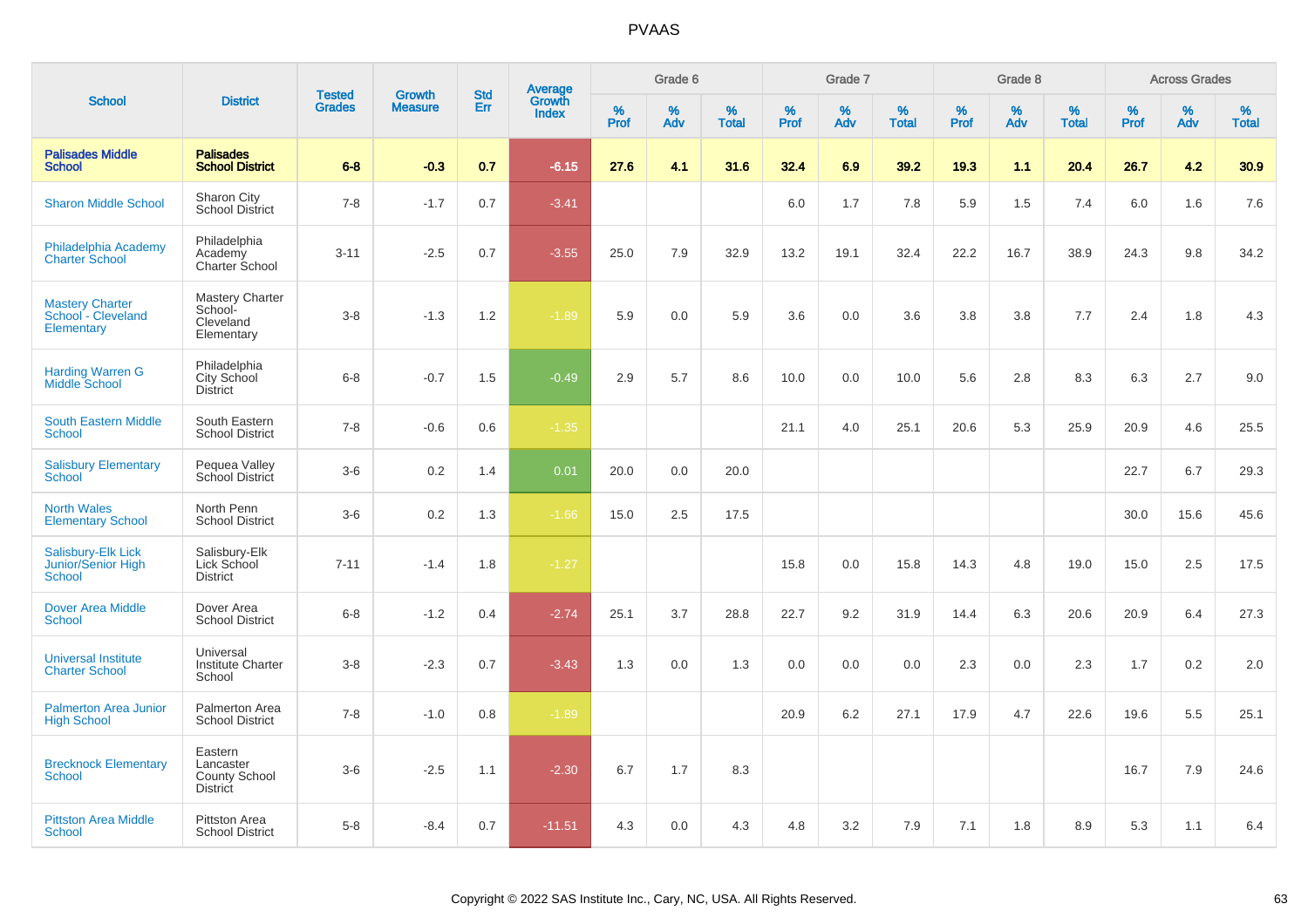# PVAAS

| School | District | Tested Grades | Growth Measure | Std Err | Average Growth Index | Grade 6 | | | Grade 7 | | | Grade 8 | | | Across Grades | | |
|---|---|---|---|---|---|---|---|---|---|---|---|---|---|---|---|---|---|
| | | | | | | % Prof | % Adv | % Total | % Prof | % Adv | % Total | % Prof | % Adv | % Total | % Prof | % Adv | % Total |
| **Palisades Middle School** | **Palisades School District** | **6-8** | **-0.3** | **0.7** | **-6.15** | **27.6** | **4.1** | **31.6** | **32.4** | **6.9** | **39.2** | **19.3** | **1.1** | **20.4** | **26.7** | **4.2** | **30.9** |
| Sharon Middle School | Sharon City School District | 7-8 | -1.7 | 0.7 | -3.41 | | | | 6.0 | 1.7 | 7.8 | 5.9 | 1.5 | 7.4 | 6.0 | 1.6 | 7.6 |
| Philadelphia Academy Charter School | Philadelphia Academy Charter School | 3-11 | -2.5 | 0.7 | -3.55 | 25.0 | 7.9 | 32.9 | 13.2 | 19.1 | 32.4 | 22.2 | 16.7 | 38.9 | 24.3 | 9.8 | 34.2 |
| Mastery Charter School - Cleveland Elementary | Mastery Charter School-Cleveland Elementary | 3-8 | -1.3 | 1.2 | -1.89 | 5.9 | 0.0 | 5.9 | 3.6 | 0.0 | 3.6 | 3.8 | 3.8 | 7.7 | 2.4 | 1.8 | 4.3 |
| Harding Warren G Middle School | Philadelphia City School District | 6-8 | -0.7 | 1.5 | -0.49 | 2.9 | 5.7 | 8.6 | 10.0 | 0.0 | 10.0 | 5.6 | 2.8 | 8.3 | 6.3 | 2.7 | 9.0 |
| South Eastern Middle School | South Eastern School District | 7-8 | -0.6 | 0.6 | -1.35 | | | | 21.1 | 4.0 | 25.1 | 20.6 | 5.3 | 25.9 | 20.9 | 4.6 | 25.5 |
| Salisbury Elementary School | Pequea Valley School District | 3-6 | 0.2 | 1.4 | 0.01 | 20.0 | 0.0 | 20.0 | | | | | | | 22.7 | 6.7 | 29.3 |
| North Wales Elementary School | North Penn School District | 3-6 | 0.2 | 1.3 | -1.66 | 15.0 | 2.5 | 17.5 | | | | | | | 30.0 | 15.6 | 45.6 |
| Salisbury-Elk Lick Junior/Senior High School | Salisbury-Elk Lick School District | 7-11 | -1.4 | 1.8 | -1.27 | | | | 15.8 | 0.0 | 15.8 | 14.3 | 4.8 | 19.0 | 15.0 | 2.5 | 17.5 |
| Dover Area Middle School | Dover Area School District | 6-8 | -1.2 | 0.4 | -2.74 | 25.1 | 3.7 | 28.8 | 22.7 | 9.2 | 31.9 | 14.4 | 6.3 | 20.6 | 20.9 | 6.4 | 27.3 |
| Universal Institute Charter School | Universal Institute Charter School | 3-8 | -2.3 | 0.7 | -3.43 | 1.3 | 0.0 | 1.3 | 0.0 | 0.0 | 0.0 | 2.3 | 0.0 | 2.3 | 1.7 | 0.2 | 2.0 |
| Palmerton Area Junior High School | Palmerton Area School District | 7-8 | -1.0 | 0.8 | -1.89 | | | | 20.9 | 6.2 | 27.1 | 17.9 | 4.7 | 22.6 | 19.6 | 5.5 | 25.1 |
| Brecknock Elementary School | Eastern Lancaster County School District | 3-6 | -2.5 | 1.1 | -2.30 | 6.7 | 1.7 | 8.3 | | | | | | | 16.7 | 7.9 | 24.6 |
| Pittston Area Middle School | Pittston Area School District | 5-8 | -8.4 | 0.7 | -11.51 | 4.3 | 0.0 | 4.3 | 4.8 | 3.2 | 7.9 | 7.1 | 1.8 | 8.9 | 5.3 | 1.1 | 6.4 |

Copyright © 2022 SAS Institute Inc., Cary, NC, USA. All Rights Reserved.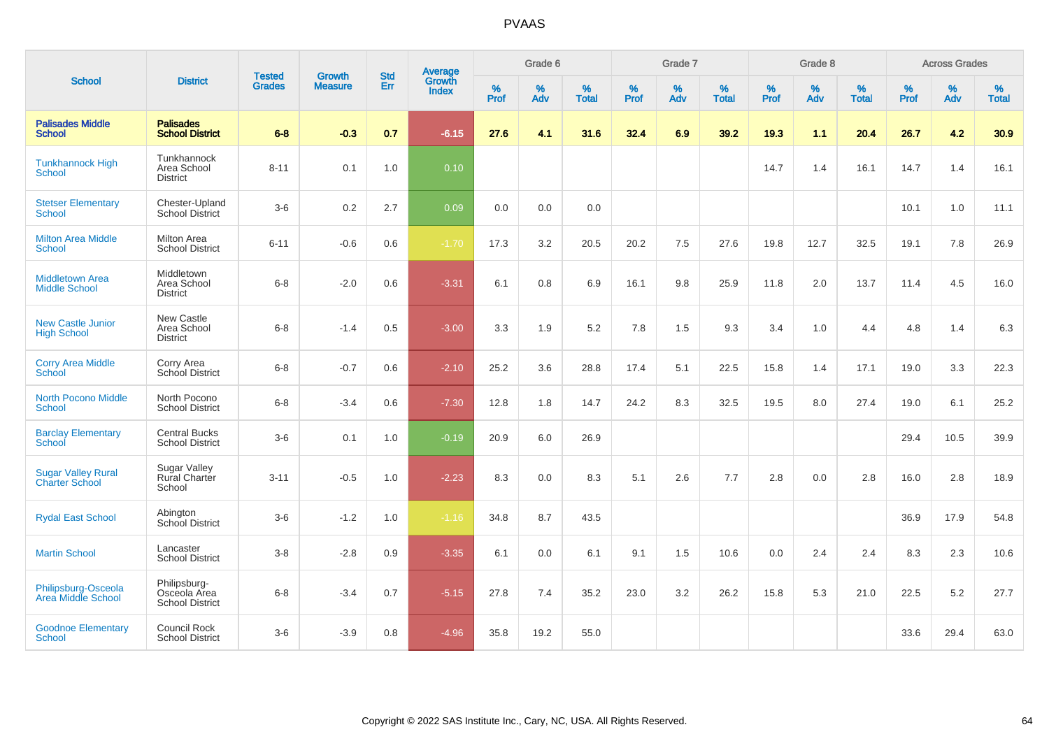# PVAAS

| School | District | Tested Grades | Growth Measure | Std Err | Average Growth Index | Grade 6 | | | Grade 7 | | | Grade 8 | | | Across Grades | | |
|---|---|---|---|---|---|---|---|---|---|---|---|---|---|---|---|---|---|
| | | | | | | % Prof | % Adv | % Total | % Prof | % Adv | % Total | % Prof | % Adv | % Total | % Prof | % Adv | % Total |
| **Palisades Middle School** | **Palisades School District** | **6-8** | **-0.3** | **0.7** | **-6.15** | **27.6** | **4.1** | **31.6** | **32.4** | **6.9** | **39.2** | **19.3** | **1.1** | **20.4** | **26.7** | **4.2** | **30.9** |
| Tunkhannock High School | Tunkhannock Area School District | 8-11 | 0.1 | 1.0 | 0.10 | | | | | | | 14.7 | 1.4 | 16.1 | 14.7 | 1.4 | 16.1 |
| Stetser Elementary School | Chester-Upland School District | 3-6 | 0.2 | 2.7 | 0.09 | 0.0 | 0.0 | 0.0 | | | | | | | 10.1 | 1.0 | 11.1 |
| Milton Area Middle School | Milton Area School District | 6-11 | -0.6 | 0.6 | -1.70 | 17.3 | 3.2 | 20.5 | 20.2 | 7.5 | 27.6 | 19.8 | 12.7 | 32.5 | 19.1 | 7.8 | 26.9 |
| Middletown Area Middle School | Middletown Area School District | 6-8 | -2.0 | 0.6 | -3.31 | 6.1 | 0.8 | 6.9 | 16.1 | 9.8 | 25.9 | 11.8 | 2.0 | 13.7 | 11.4 | 4.5 | 16.0 |
| New Castle Junior High School | New Castle Area School District | 6-8 | -1.4 | 0.5 | -3.00 | 3.3 | 1.9 | 5.2 | 7.8 | 1.5 | 9.3 | 3.4 | 1.0 | 4.4 | 4.8 | 1.4 | 6.3 |
| Corry Area Middle School | Corry Area School District | 6-8 | -0.7 | 0.6 | -2.10 | 25.2 | 3.6 | 28.8 | 17.4 | 5.1 | 22.5 | 15.8 | 1.4 | 17.1 | 19.0 | 3.3 | 22.3 |
| North Pocono Middle School | North Pocono School District | 6-8 | -3.4 | 0.6 | -7.30 | 12.8 | 1.8 | 14.7 | 24.2 | 8.3 | 32.5 | 19.5 | 8.0 | 27.4 | 19.0 | 6.1 | 25.2 |
| Barclay Elementary School | Central Bucks School District | 3-6 | 0.1 | 1.0 | -0.19 | 20.9 | 6.0 | 26.9 | | | | | | | 29.4 | 10.5 | 39.9 |
| Sugar Valley Rural Charter School | Sugar Valley Rural Charter School | 3-11 | -0.5 | 1.0 | -2.23 | 8.3 | 0.0 | 8.3 | 5.1 | 2.6 | 7.7 | 2.8 | 0.0 | 2.8 | 16.0 | 2.8 | 18.9 |
| Rydal East School | Abington School District | 3-6 | -1.2 | 1.0 | -1.16 | 34.8 | 8.7 | 43.5 | | | | | | | 36.9 | 17.9 | 54.8 |
| Martin School | Lancaster School District | 3-8 | -2.8 | 0.9 | -3.35 | 6.1 | 0.0 | 6.1 | 9.1 | 1.5 | 10.6 | 0.0 | 2.4 | 2.4 | 8.3 | 2.3 | 10.6 |
| Philipsburg-Osceola Area Middle School | Philipsburg-Osceola Area School District | 6-8 | -3.4 | 0.7 | -5.15 | 27.8 | 7.4 | 35.2 | 23.0 | 3.2 | 26.2 | 15.8 | 5.3 | 21.0 | 22.5 | 5.2 | 27.7 |
| Goodnoe Elementary School | Council Rock School District | 3-6 | -3.9 | 0.8 | -4.96 | 35.8 | 19.2 | 55.0 | | | | | | | 33.6 | 29.4 | 63.0 |

Copyright © 2022 SAS Institute Inc., Cary, NC, USA. All Rights Reserved.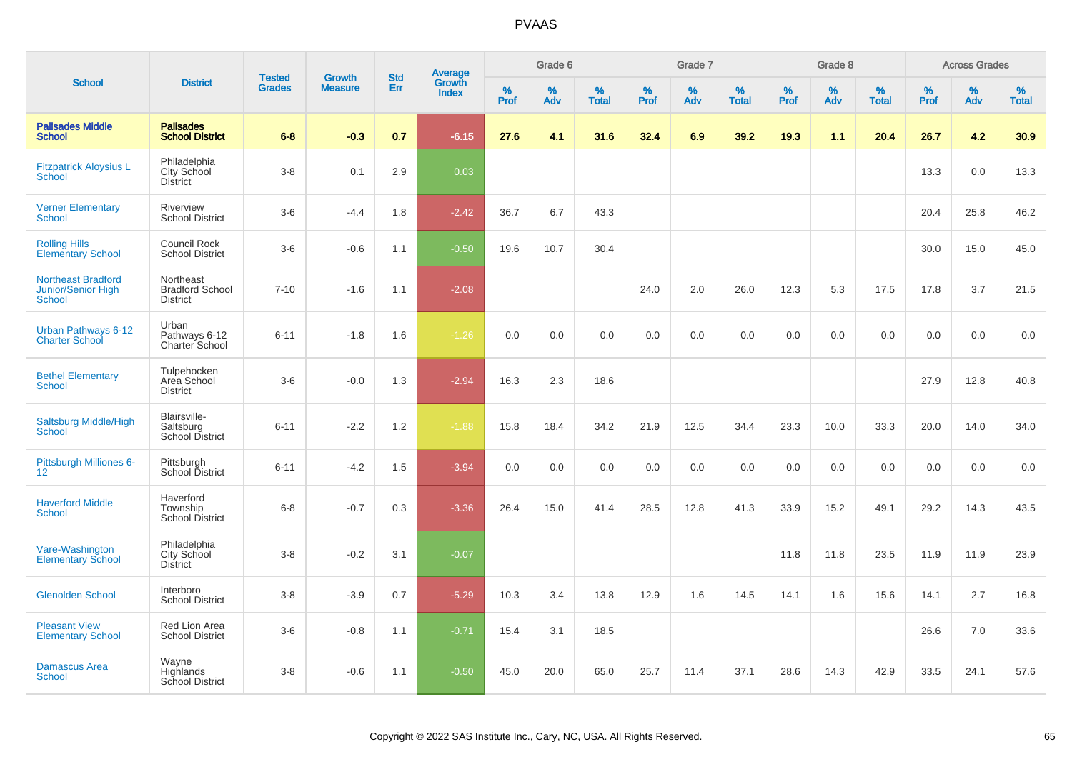# PVAAS

| School | District | Tested Grades | Growth Measure | Std Err | Average Growth Index | Grade 6 | | | Grade 7 | | | Grade 8 | | | Across Grades | | |
|---|---|---|---|---|---|---|---|---|---|---|---|---|---|---|---|---|---|
| | | | | | | % Prof | % Adv | % Total | % Prof | % Adv | % Total | % Prof | % Adv | % Total | % Prof | % Adv | % Total |
| **Palisades Middle School** | **Palisades School District** | **6-8** | **-0.3** | **0.7** | **-6.15** | **27.6** | **4.1** | **31.6** | **32.4** | **6.9** | **39.2** | **19.3** | **1.1** | **20.4** | **26.7** | **4.2** | **30.9** |
| Fitzpatrick Aloysius L School | Philadelphia City School District | 3-8 | 0.1 | 2.9 | 0.03 | | | | | | | | | | 13.3 | 0.0 | 13.3 |
| Verner Elementary School | Riverview School District | 3-6 | -4.4 | 1.8 | -2.42 | 36.7 | 6.7 | 43.3 | | | | | | | 20.4 | 25.8 | 46.2 |
| Rolling Hills Elementary School | Council Rock School District | 3-6 | -0.6 | 1.1 | -0.50 | 19.6 | 10.7 | 30.4 | | | | | | | 30.0 | 15.0 | 45.0 |
| Northeast Bradford Junior/Senior High School | Northeast Bradford School District | 7-10 | -1.6 | 1.1 | -2.08 | | | | 24.0 | 2.0 | 26.0 | 12.3 | 5.3 | 17.5 | 17.8 | 3.7 | 21.5 |
| Urban Pathways 6-12 Charter School | Urban Pathways 6-12 Charter School | 6-11 | -1.8 | 1.6 | -1.26 | 0.0 | 0.0 | 0.0 | 0.0 | 0.0 | 0.0 | 0.0 | 0.0 | 0.0 | 0.0 | 0.0 | 0.0 |
| Bethel Elementary School | Tulpehocken Area School District | 3-6 | -0.0 | 1.3 | -2.94 | 16.3 | 2.3 | 18.6 | | | | | | | 27.9 | 12.8 | 40.8 |
| Saltsburg Middle/High School | Blairsville-Saltsburg School District | 6-11 | -2.2 | 1.2 | -1.88 | 15.8 | 18.4 | 34.2 | 21.9 | 12.5 | 34.4 | 23.3 | 10.0 | 33.3 | 20.0 | 14.0 | 34.0 |
| Pittsburgh Milliones 6-12 | Pittsburgh School District | 6-11 | -4.2 | 1.5 | -3.94 | 0.0 | 0.0 | 0.0 | 0.0 | 0.0 | 0.0 | 0.0 | 0.0 | 0.0 | 0.0 | 0.0 | 0.0 |
| Haverford Middle School | Haverford Township School District | 6-8 | -0.7 | 0.3 | -3.36 | 26.4 | 15.0 | 41.4 | 28.5 | 12.8 | 41.3 | 33.9 | 15.2 | 49.1 | 29.2 | 14.3 | 43.5 |
| Vare-Washington Elementary School | Philadelphia City School District | 3-8 | -0.2 | 3.1 | -0.07 | | | | | | | 11.8 | 11.8 | 23.5 | 11.9 | 11.9 | 23.9 |
| Glenolden School | Interboro School District | 3-8 | -3.9 | 0.7 | -5.29 | 10.3 | 3.4 | 13.8 | 12.9 | 1.6 | 14.5 | 14.1 | 1.6 | 15.6 | 14.1 | 2.7 | 16.8 |
| Pleasant View Elementary School | Red Lion Area School District | 3-6 | -0.8 | 1.1 | -0.71 | 15.4 | 3.1 | 18.5 | | | | | | | 26.6 | 7.0 | 33.6 |
| Damascus Area School | Wayne Highlands School District | 3-8 | -0.6 | 1.1 | -0.50 | 45.0 | 20.0 | 65.0 | 25.7 | 11.4 | 37.1 | 28.6 | 14.3 | 42.9 | 33.5 | 24.1 | 57.6 |

Copyright © 2022 SAS Institute Inc., Cary, NC, USA. All Rights Reserved.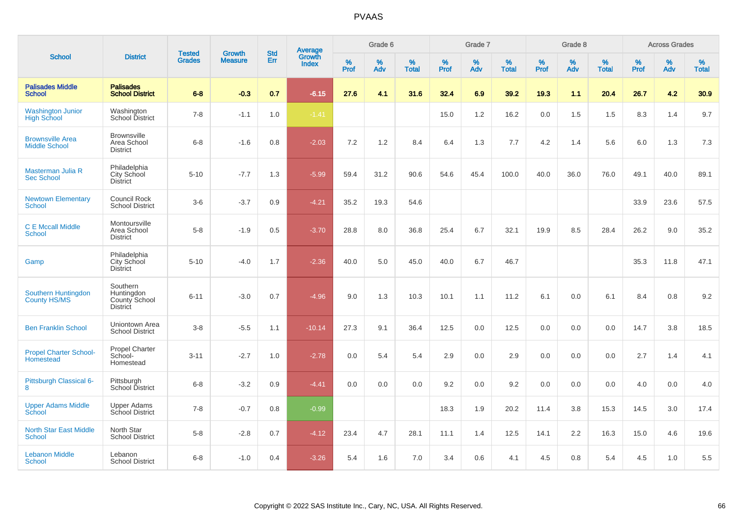# PVAAS

| School | District | Tested Grades | Growth Measure | Std Err | Average Growth Index | Grade 6 | | | Grade 7 | | | Grade 8 | | | Across Grades | | |
|---|---|---|---|---|---|---|---|---|---|---|---|---|---|---|---|---|---|
| | | | | | | % Prof | % Adv | % Total | % Prof | % Adv | % Total | % Prof | % Adv | % Total | % Prof | % Adv | % Total |
| **Palisades Middle School** | **Palisades School District** | **6-8** | **-0.3** | **0.7** | **-6.15** | **27.6** | **4.1** | **31.6** | **32.4** | **6.9** | **39.2** | **19.3** | **1.1** | **20.4** | **26.7** | **4.2** | **30.9** |
| Washington Junior High School | Washington School District | 7-8 | -1.1 | 1.0 | -1.41 | | | | 15.0 | 1.2 | 16.2 | 0.0 | 1.5 | 1.5 | 8.3 | 1.4 | 9.7 |
| Brownsville Area Middle School | Brownsville Area School District | 6-8 | -1.6 | 0.8 | -2.03 | 7.2 | 1.2 | 8.4 | 6.4 | 1.3 | 7.7 | 4.2 | 1.4 | 5.6 | 6.0 | 1.3 | 7.3 |
| Masterman Julia R Sec School | Philadelphia City School District | 5-10 | -7.7 | 1.3 | -5.99 | 59.4 | 31.2 | 90.6 | 54.6 | 45.4 | 100.0 | 40.0 | 36.0 | 76.0 | 49.1 | 40.0 | 89.1 |
| Newtown Elementary School | Council Rock School District | 3-6 | -3.7 | 0.9 | -4.21 | 35.2 | 19.3 | 54.6 | | | | | | | 33.9 | 23.6 | 57.5 |
| C E Mccall Middle School | Montoursville Area School District | 5-8 | -1.9 | 0.5 | -3.70 | 28.8 | 8.0 | 36.8 | 25.4 | 6.7 | 32.1 | 19.9 | 8.5 | 28.4 | 26.2 | 9.0 | 35.2 |
| Gamp | Philadelphia City School District | 5-10 | -4.0 | 1.7 | -2.36 | 40.0 | 5.0 | 45.0 | 40.0 | 6.7 | 46.7 | | | | 35.3 | 11.8 | 47.1 |
| Southern Huntingdon County HS/MS | Southern Huntingdon County School District | 6-11 | -3.0 | 0.7 | -4.96 | 9.0 | 1.3 | 10.3 | 10.1 | 1.1 | 11.2 | 6.1 | 0.0 | 6.1 | 8.4 | 0.8 | 9.2 |
| Ben Franklin School | Uniontown Area School District | 3-8 | -5.5 | 1.1 | -10.14 | 27.3 | 9.1 | 36.4 | 12.5 | 0.0 | 12.5 | 0.0 | 0.0 | 0.0 | 14.7 | 3.8 | 18.5 |
| Propel Charter School-Homestead | Propel Charter School-Homestead | 3-11 | -2.7 | 1.0 | -2.78 | 0.0 | 5.4 | 5.4 | 2.9 | 0.0 | 2.9 | 0.0 | 0.0 | 0.0 | 2.7 | 1.4 | 4.1 |
| Pittsburgh Classical 6-8 | Pittsburgh School District | 6-8 | -3.2 | 0.9 | -4.41 | 0.0 | 0.0 | 0.0 | 9.2 | 0.0 | 9.2 | 0.0 | 0.0 | 0.0 | 4.0 | 0.0 | 4.0 |
| Upper Adams Middle School | Upper Adams School District | 7-8 | -0.7 | 0.8 | -0.99 | | | | 18.3 | 1.9 | 20.2 | 11.4 | 3.8 | 15.3 | 14.5 | 3.0 | 17.4 |
| North Star East Middle School | North Star School District | 5-8 | -2.8 | 0.7 | -4.12 | 23.4 | 4.7 | 28.1 | 11.1 | 1.4 | 12.5 | 14.1 | 2.2 | 16.3 | 15.0 | 4.6 | 19.6 |
| Lebanon Middle School | Lebanon School District | 6-8 | -1.0 | 0.4 | -3.26 | 5.4 | 1.6 | 7.0 | 3.4 | 0.6 | 4.1 | 4.5 | 0.8 | 5.4 | 4.5 | 1.0 | 5.5 |

Copyright © 2022 SAS Institute Inc., Cary, NC, USA. All Rights Reserved.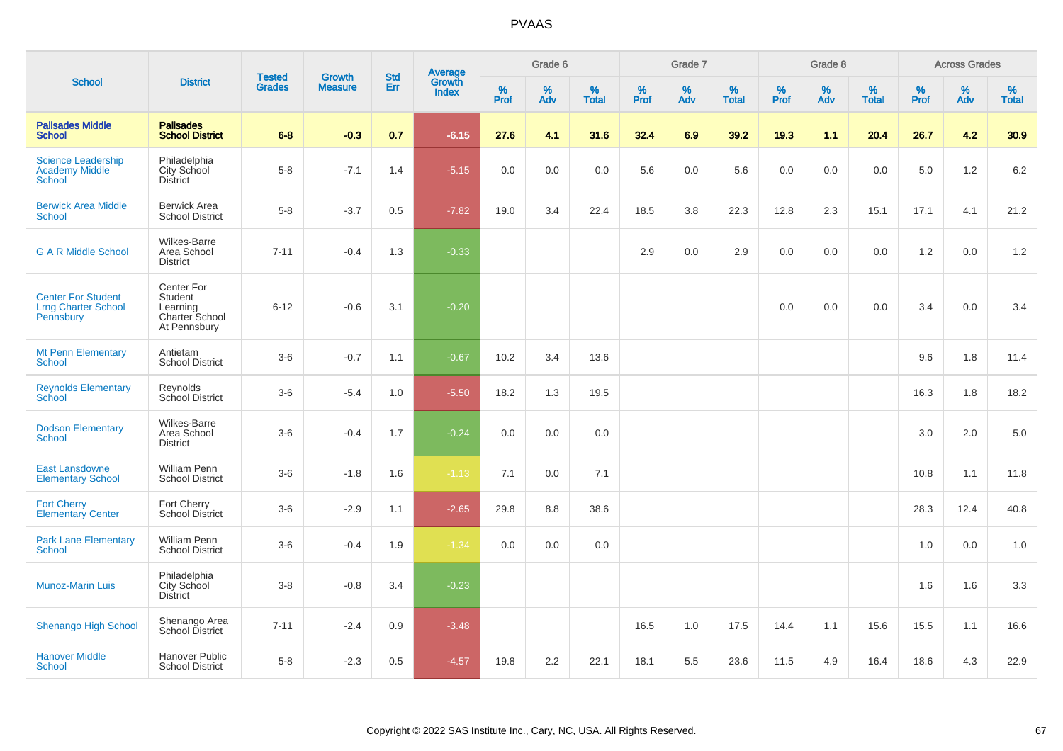# PVAAS

| School | District | Tested Grades | Growth Measure | Std Err | Average Growth Index | Grade 6 | | | Grade 7 | | | Grade 8 | | | Across Grades | | |
|---|---|---|---|---|---|---|---|---|---|---|---|---|---|---|---|---|---|
| | | | | | | % Prof | % Adv | % Total | % Prof | % Adv | % Total | % Prof | % Adv | % Total | % Prof | % Adv | % Total |
| **Palisades Middle School** | **Palisades School District** | **6-8** | **-0.3** | **0.7** | **-6.15** | **27.6** | **4.1** | **31.6** | **32.4** | **6.9** | **39.2** | **19.3** | **1.1** | **20.4** | **26.7** | **4.2** | **30.9** |
| Science Leadership Academy Middle School | Philadelphia City School District | 5-8 | -7.1 | 1.4 | -5.15 | 0.0 | 0.0 | 0.0 | 5.6 | 0.0 | 5.6 | 0.0 | 0.0 | 0.0 | 5.0 | 1.2 | 6.2 |
| Berwick Area Middle School | Berwick Area School District | 5-8 | -3.7 | 0.5 | -7.82 | 19.0 | 3.4 | 22.4 | 18.5 | 3.8 | 22.3 | 12.8 | 2.3 | 15.1 | 17.1 | 4.1 | 21.2 |
| G A R Middle School | Wilkes-Barre Area School District | 7-11 | -0.4 | 1.3 | -0.33 | | | | 2.9 | 0.0 | 2.9 | 0.0 | 0.0 | 0.0 | 1.2 | 0.0 | 1.2 |
| Center For Student Lrng Charter School Pennsbury | Center For Student Learning Charter School At Pennsbury | 6-12 | -0.6 | 3.1 | -0.20 | | | | | | | 0.0 | 0.0 | 0.0 | 3.4 | 0.0 | 3.4 |
| Mt Penn Elementary School | Antietam School District | 3-6 | -0.7 | 1.1 | -0.67 | 10.2 | 3.4 | 13.6 | | | | | | | 9.6 | 1.8 | 11.4 |
| Reynolds Elementary School | Reynolds School District | 3-6 | -5.4 | 1.0 | -5.50 | 18.2 | 1.3 | 19.5 | | | | | | | 16.3 | 1.8 | 18.2 |
| Dodson Elementary School | Wilkes-Barre Area School District | 3-6 | -0.4 | 1.7 | -0.24 | 0.0 | 0.0 | 0.0 | | | | | | | 3.0 | 2.0 | 5.0 |
| East Lansdowne Elementary School | William Penn School District | 3-6 | -1.8 | 1.6 | -1.13 | 7.1 | 0.0 | 7.1 | | | | | | | 10.8 | 1.1 | 11.8 |
| Fort Cherry Elementary Center | Fort Cherry School District | 3-6 | -2.9 | 1.1 | -2.65 | 29.8 | 8.8 | 38.6 | | | | | | | 28.3 | 12.4 | 40.8 |
| Park Lane Elementary School | William Penn School District | 3-6 | -0.4 | 1.9 | -1.34 | 0.0 | 0.0 | 0.0 | | | | | | | 1.0 | 0.0 | 1.0 |
| Munoz-Marin Luis | Philadelphia City School District | 3-8 | -0.8 | 3.4 | -0.23 | | | | | | | | | | 1.6 | 1.6 | 3.3 |
| Shenango High School | Shenango Area School District | 7-11 | -2.4 | 0.9 | -3.48 | | | | 16.5 | 1.0 | 17.5 | 14.4 | 1.1 | 15.6 | 15.5 | 1.1 | 16.6 |
| Hanover Middle School | Hanover Public School District | 5-8 | -2.3 | 0.5 | -4.57 | 19.8 | 2.2 | 22.1 | 18.1 | 5.5 | 23.6 | 11.5 | 4.9 | 16.4 | 18.6 | 4.3 | 22.9 |

Copyright © 2022 SAS Institute Inc., Cary, NC, USA. All Rights Reserved.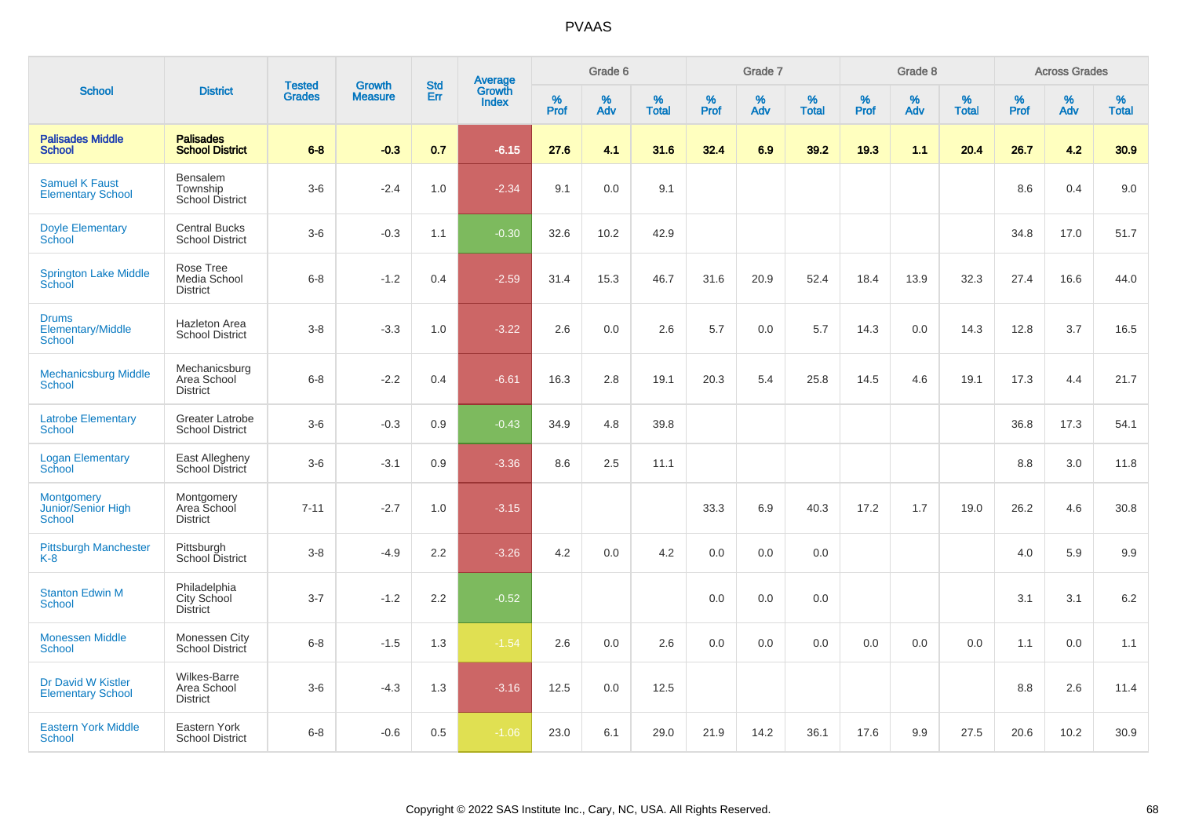# PVAAS

| School | District | Tested Grades | Growth Measure | Std Err | Average Growth Index | Grade 6 | | | Grade 7 | | | Grade 8 | | | Across Grades | | |
|---|---|---|---|---|---|---|---|---|---|---|---|---|---|---|---|---|---|
| | | | | | | % Prof | % Adv | % Total | % Prof | % Adv | % Total | % Prof | % Adv | % Total | % Prof | % Adv | % Total |
| **Palisades Middle School** | **Palisades School District** | **6-8** | **-0.3** | **0.7** | **-6.15** | **27.6** | **4.1** | **31.6** | **32.4** | **6.9** | **39.2** | **19.3** | **1.1** | **20.4** | **26.7** | **4.2** | **30.9** |
| Samuel K Faust Elementary School | Bensalem Township School District | 3-6 | -2.4 | 1.0 | -2.34 | 9.1 | 0.0 | 9.1 | | | | | | | 8.6 | 0.4 | 9.0 |
| Doyle Elementary School | Central Bucks School District | 3-6 | -0.3 | 1.1 | -0.30 | 32.6 | 10.2 | 42.9 | | | | | | | 34.8 | 17.0 | 51.7 |
| Springton Lake Middle School | Rose Tree Media School District | 6-8 | -1.2 | 0.4 | -2.59 | 31.4 | 15.3 | 46.7 | 31.6 | 20.9 | 52.4 | 18.4 | 13.9 | 32.3 | 27.4 | 16.6 | 44.0 |
| Drums Elementary/Middle School | Hazleton Area School District | 3-8 | -3.3 | 1.0 | -3.22 | 2.6 | 0.0 | 2.6 | 5.7 | 0.0 | 5.7 | 14.3 | 0.0 | 14.3 | 12.8 | 3.7 | 16.5 |
| Mechanicsburg Middle School | Mechanicsburg Area School District | 6-8 | -2.2 | 0.4 | -6.61 | 16.3 | 2.8 | 19.1 | 20.3 | 5.4 | 25.8 | 14.5 | 4.6 | 19.1 | 17.3 | 4.4 | 21.7 |
| Latrobe Elementary School | Greater Latrobe School District | 3-6 | -0.3 | 0.9 | -0.43 | 34.9 | 4.8 | 39.8 | | | | | | | 36.8 | 17.3 | 54.1 |
| Logan Elementary School | East Allegheny School District | 3-6 | -3.1 | 0.9 | -3.36 | 8.6 | 2.5 | 11.1 | | | | | | | 8.8 | 3.0 | 11.8 |
| Montgomery Junior/Senior High School | Montgomery Area School District | 7-11 | -2.7 | 1.0 | -3.15 | | | | 33.3 | 6.9 | 40.3 | 17.2 | 1.7 | 19.0 | 26.2 | 4.6 | 30.8 |
| Pittsburgh Manchester K-8 | Pittsburgh School District | 3-8 | -4.9 | 2.2 | -3.26 | 4.2 | 0.0 | 4.2 | 0.0 | 0.0 | 0.0 | | | | 4.0 | 5.9 | 9.9 |
| Stanton Edwin M School | Philadelphia City School District | 3-7 | -1.2 | 2.2 | -0.52 | | | | 0.0 | 0.0 | 0.0 | | | | 3.1 | 3.1 | 6.2 |
| Monessen Middle School | Monessen City School District | 6-8 | -1.5 | 1.3 | -1.54 | 2.6 | 0.0 | 2.6 | 0.0 | 0.0 | 0.0 | 0.0 | 0.0 | 0.0 | 1.1 | 0.0 | 1.1 |
| Dr David W Kistler Elementary School | Wilkes-Barre Area School District | 3-6 | -4.3 | 1.3 | -3.16 | 12.5 | 0.0 | 12.5 | | | | | | | 8.8 | 2.6 | 11.4 |
| Eastern York Middle School | Eastern York School District | 6-8 | -0.6 | 0.5 | -1.06 | 23.0 | 6.1 | 29.0 | 21.9 | 14.2 | 36.1 | 17.6 | 9.9 | 27.5 | 20.6 | 10.2 | 30.9 |

Copyright © 2022 SAS Institute Inc., Cary, NC, USA. All Rights Reserved.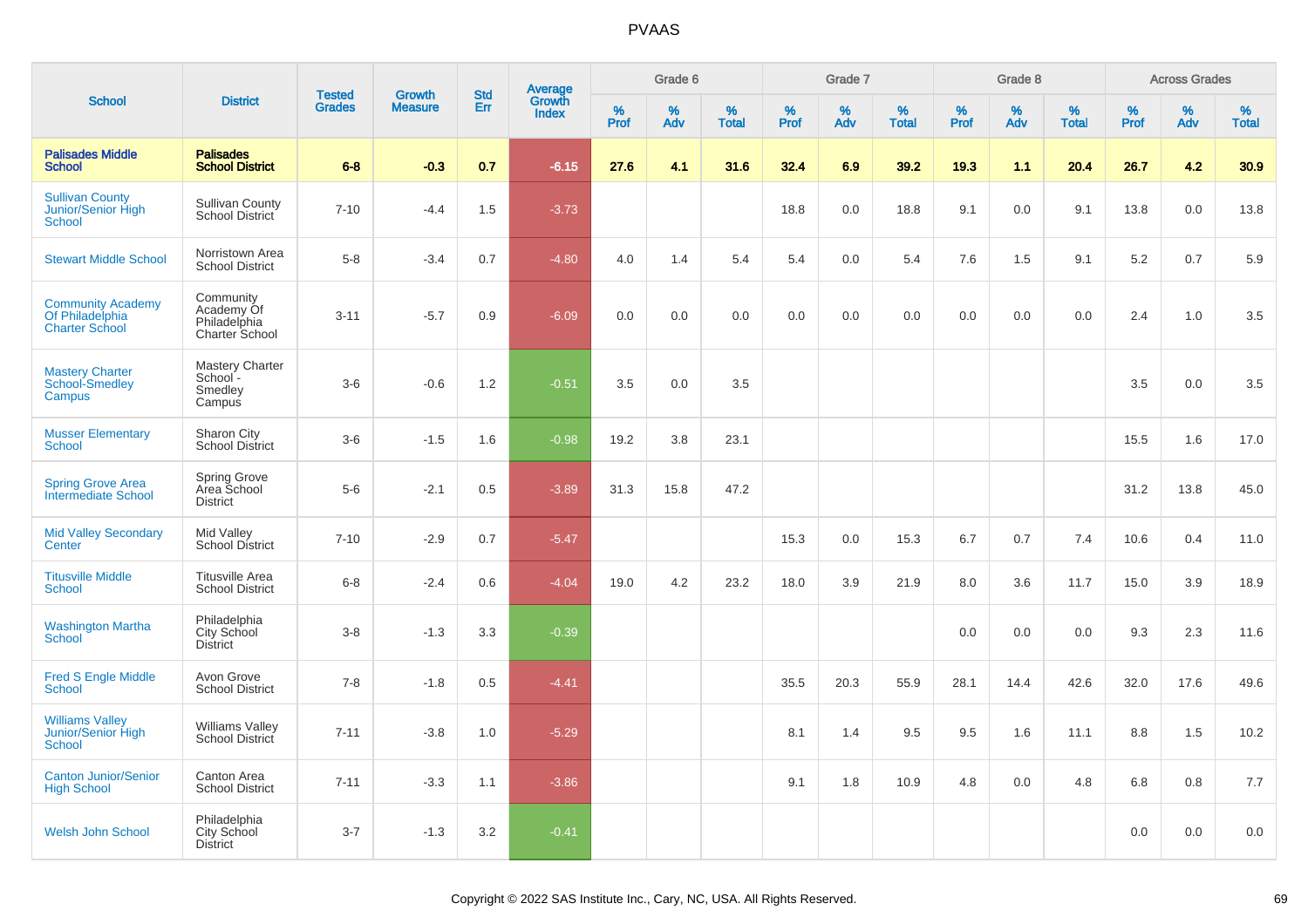# PVAAS

| School | District | Tested Grades | Growth Measure | Std Err | Average Growth Index | Grade 6 | | | Grade 7 | | | Grade 8 | | | Across Grades | | |
|---|---|---|---|---|---|---|---|---|---|---|---|---|---|---|---|---|---|
| | | | | | | % Prof | % Adv | % Total | % Prof | % Adv | % Total | % Prof | % Adv | % Total | % Prof | % Adv | % Total |
| **Palisades Middle School** | **Palisades School District** | **6-8** | **-0.3** | **0.7** | **-6.15** | **27.6** | **4.1** | **31.6** | **32.4** | **6.9** | **39.2** | **19.3** | **1.1** | **20.4** | **26.7** | **4.2** | **30.9** |
| Sullivan County Junior/Senior High School | Sullivan County School District | 7-10 | -4.4 | 1.5 | -3.73 | | | | 18.8 | 0.0 | 18.8 | 9.1 | 0.0 | 9.1 | 13.8 | 0.0 | 13.8 |
| Stewart Middle School | Norristown Area School District | 5-8 | -3.4 | 0.7 | -4.80 | 4.0 | 1.4 | 5.4 | 5.4 | 0.0 | 5.4 | 7.6 | 1.5 | 9.1 | 5.2 | 0.7 | 5.9 |
| Community Academy Of Philadelphia Charter School | Community Academy Of Philadelphia Charter School | 3-11 | -5.7 | 0.9 | -6.09 | 0.0 | 0.0 | 0.0 | 0.0 | 0.0 | 0.0 | 0.0 | 0.0 | 0.0 | 2.4 | 1.0 | 3.5 |
| Mastery Charter School-Smedley Campus | Mastery Charter School - Smedley Campus | 3-6 | -0.6 | 1.2 | -0.51 | 3.5 | 0.0 | 3.5 | | | | | | | 3.5 | 0.0 | 3.5 |
| Musser Elementary School | Sharon City School District | 3-6 | -1.5 | 1.6 | -0.98 | 19.2 | 3.8 | 23.1 | | | | | | | 15.5 | 1.6 | 17.0 |
| Spring Grove Area Intermediate School | Spring Grove Area School District | 5-6 | -2.1 | 0.5 | -3.89 | 31.3 | 15.8 | 47.2 | | | | | | | 31.2 | 13.8 | 45.0 |
| Mid Valley Secondary Center | Mid Valley School District | 7-10 | -2.9 | 0.7 | -5.47 | | | | 15.3 | 0.0 | 15.3 | 6.7 | 0.7 | 7.4 | 10.6 | 0.4 | 11.0 |
| Titusville Middle School | Titusville Area School District | 6-8 | -2.4 | 0.6 | -4.04 | 19.0 | 4.2 | 23.2 | 18.0 | 3.9 | 21.9 | 8.0 | 3.6 | 11.7 | 15.0 | 3.9 | 18.9 |
| Washington Martha School | Philadelphia City School District | 3-8 | -1.3 | 3.3 | -0.39 | | | | | | | 0.0 | 0.0 | 0.0 | 9.3 | 2.3 | 11.6 |
| Fred S Engle Middle School | Avon Grove School District | 7-8 | -1.8 | 0.5 | -4.41 | | | | 35.5 | 20.3 | 55.9 | 28.1 | 14.4 | 42.6 | 32.0 | 17.6 | 49.6 |
| Williams Valley Junior/Senior High School | Williams Valley School District | 7-11 | -3.8 | 1.0 | -5.29 | | | | 8.1 | 1.4 | 9.5 | 9.5 | 1.6 | 11.1 | 8.8 | 1.5 | 10.2 |
| Canton Junior/Senior High School | Canton Area School District | 7-11 | -3.3 | 1.1 | -3.86 | | | | 9.1 | 1.8 | 10.9 | 4.8 | 0.0 | 4.8 | 6.8 | 0.8 | 7.7 |
| Welsh John School | Philadelphia City School District | 3-7 | -1.3 | 3.2 | -0.41 | | | | | | | | | | 0.0 | 0.0 | 0.0 |

Copyright © 2022 SAS Institute Inc., Cary, NC, USA. All Rights Reserved.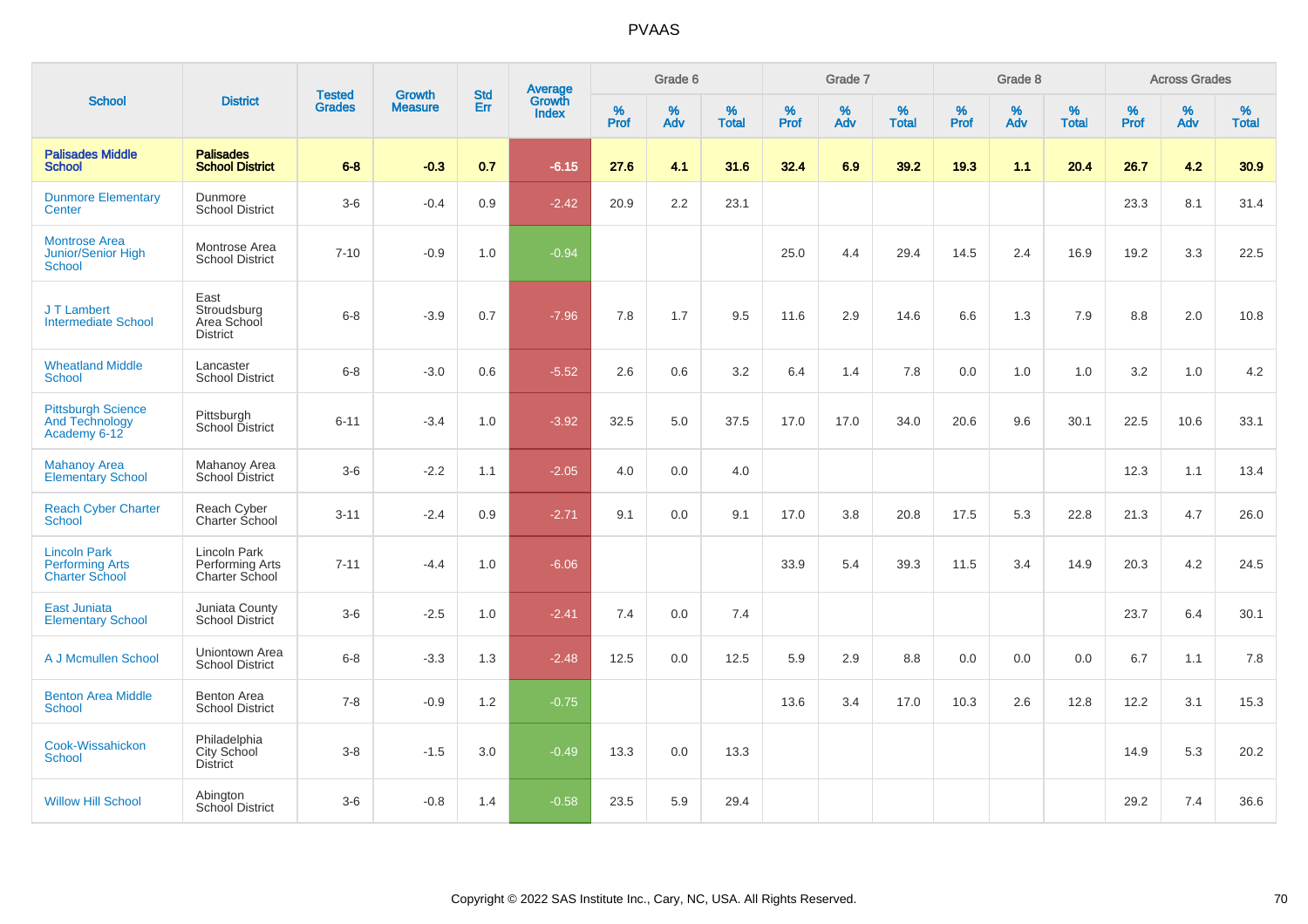| School | District | Tested Grades | Growth Measure | Std Err | Average Growth Index | Grade 6 | | | Grade 7 | | | Grade 8 | | | Across Grades | | |
|---|---|---|---|---|---|---|---|---|---|---|---|---|---|---|---|---|---|
| | | | | | | % Prof | % Adv | % Total | % Prof | % Adv | % Total | % Prof | % Adv | % Total | % Prof | % Adv | % Total |
| **Palisades Middle School** | **Palisades School District** | **6-8** | **-0.3** | **0.7** | **-6.15** | **27.6** | **4.1** | **31.6** | **32.4** | **6.9** | **39.2** | **19.3** | **1.1** | **20.4** | **26.7** | **4.2** | **30.9** |
| Dunmore Elementary Center | Dunmore School District | 3-6 | -0.4 | 0.9 | -2.42 | 20.9 | 2.2 | 23.1 | | | | | | | 23.3 | 8.1 | 31.4 |
| Montrose Area Junior/Senior High School | Montrose Area School District | 7-10 | -0.9 | 1.0 | -0.94 | | | | 25.0 | 4.4 | 29.4 | 14.5 | 2.4 | 16.9 | 19.2 | 3.3 | 22.5 |
| J T Lambert Intermediate School | East Stroudsburg Area School District | 6-8 | -3.9 | 0.7 | -7.96 | 7.8 | 1.7 | 9.5 | 11.6 | 2.9 | 14.6 | 6.6 | 1.3 | 7.9 | 8.8 | 2.0 | 10.8 |
| Wheatland Middle School | Lancaster School District | 6-8 | -3.0 | 0.6 | -5.52 | 2.6 | 0.6 | 3.2 | 6.4 | 1.4 | 7.8 | 0.0 | 1.0 | 1.0 | 3.2 | 1.0 | 4.2 |
| Pittsburgh Science And Technology Academy 6-12 | Pittsburgh School District | 6-11 | -3.4 | 1.0 | -3.92 | 32.5 | 5.0 | 37.5 | 17.0 | 17.0 | 34.0 | 20.6 | 9.6 | 30.1 | 22.5 | 10.6 | 33.1 |
| Mahanoy Area Elementary School | Mahanoy Area School District | 3-6 | -2.2 | 1.1 | -2.05 | 4.0 | 0.0 | 4.0 | | | | | | | 12.3 | 1.1 | 13.4 |
| Reach Cyber Charter School | Reach Cyber Charter School | 3-11 | -2.4 | 0.9 | -2.71 | 9.1 | 0.0 | 9.1 | 17.0 | 3.8 | 20.8 | 17.5 | 5.3 | 22.8 | 21.3 | 4.7 | 26.0 |
| Lincoln Park Performing Arts Charter School | Lincoln Park Performing Arts Charter School | 7-11 | -4.4 | 1.0 | -6.06 | | | | 33.9 | 5.4 | 39.3 | 11.5 | 3.4 | 14.9 | 20.3 | 4.2 | 24.5 |
| East Juniata Elementary School | Juniata County School District | 3-6 | -2.5 | 1.0 | -2.41 | 7.4 | 0.0 | 7.4 | | | | | | | 23.7 | 6.4 | 30.1 |
| A J Mcmullen School | Uniontown Area School District | 6-8 | -3.3 | 1.3 | -2.48 | 12.5 | 0.0 | 12.5 | 5.9 | 2.9 | 8.8 | 0.0 | 0.0 | 0.0 | 6.7 | 1.1 | 7.8 |
| Benton Area Middle School | Benton Area School District | 7-8 | -0.9 | 1.2 | -0.75 | | | | 13.6 | 3.4 | 17.0 | 10.3 | 2.6 | 12.8 | 12.2 | 3.1 | 15.3 |
| Cook-Wissahickon School | Philadelphia City School District | 3-8 | -1.5 | 3.0 | -0.49 | 13.3 | 0.0 | 13.3 | | | | | | | 14.9 | 5.3 | 20.2 |
| Willow Hill School | Abington School District | 3-6 | -0.8 | 1.4 | -0.58 | 23.5 | 5.9 | 29.4 | | | | | | | 29.2 | 7.4 | 36.6 |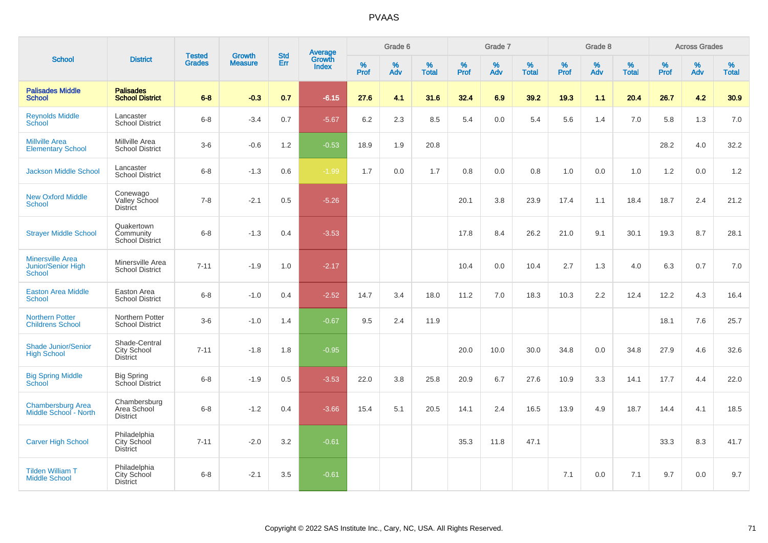# PVAAS

| School | District | Tested Grades | Growth Measure | Std Err | Average Growth Index | Grade 6 | | | Grade 7 | | | Grade 8 | | | Across Grades | | |
|---|---|---|---|---|---|---|---|---|---|---|---|---|---|---|---|---|---|
| | | | | | | % Prof | % Adv | % Total | % Prof | % Adv | % Total | % Prof | % Adv | % Total | % Prof | % Adv | % Total |
| **Palisades Middle School** | **Palisades School District** | **6-8** | **-0.3** | **0.7** | **-6.15** | **27.6** | **4.1** | **31.6** | **32.4** | **6.9** | **39.2** | **19.3** | **1.1** | **20.4** | **26.7** | **4.2** | **30.9** |
| Reynolds Middle School | Lancaster School District | 6-8 | -3.4 | 0.7 | -5.67 | 6.2 | 2.3 | 8.5 | 5.4 | 0.0 | 5.4 | 5.6 | 1.4 | 7.0 | 5.8 | 1.3 | 7.0 |
| Millville Area Elementary School | Millville Area School District | 3-6 | -0.6 | 1.2 | -0.53 | 18.9 | 1.9 | 20.8 | | | | | | | 28.2 | 4.0 | 32.2 |
| Jackson Middle School | Lancaster School District | 6-8 | -1.3 | 0.6 | -1.99 | 1.7 | 0.0 | 1.7 | 0.8 | 0.0 | 0.8 | 1.0 | 0.0 | 1.0 | 1.2 | 0.0 | 1.2 |
| New Oxford Middle School | Conewago Valley School District | 7-8 | -2.1 | 0.5 | -5.26 | | | | 20.1 | 3.8 | 23.9 | 17.4 | 1.1 | 18.4 | 18.7 | 2.4 | 21.2 |
| Strayer Middle School | Quakertown Community School District | 6-8 | -1.3 | 0.4 | -3.53 | | | | 17.8 | 8.4 | 26.2 | 21.0 | 9.1 | 30.1 | 19.3 | 8.7 | 28.1 |
| Minersville Area Junior/Senior High School | Minersville Area School District | 7-11 | -1.9 | 1.0 | -2.17 | | | | 10.4 | 0.0 | 10.4 | 2.7 | 1.3 | 4.0 | 6.3 | 0.7 | 7.0 |
| Easton Area Middle School | Easton Area School District | 6-8 | -1.0 | 0.4 | -2.52 | 14.7 | 3.4 | 18.0 | 11.2 | 7.0 | 18.3 | 10.3 | 2.2 | 12.4 | 12.2 | 4.3 | 16.4 |
| Northern Potter Childrens School | Northern Potter School District | 3-6 | -1.0 | 1.4 | -0.67 | 9.5 | 2.4 | 11.9 | | | | | | | 18.1 | 7.6 | 25.7 |
| Shade Junior/Senior High School | Shade-Central City School District | 7-11 | -1.8 | 1.8 | -0.95 | | | | 20.0 | 10.0 | 30.0 | 34.8 | 0.0 | 34.8 | 27.9 | 4.6 | 32.6 |
| Big Spring Middle School | Big Spring School District | 6-8 | -1.9 | 0.5 | -3.53 | 22.0 | 3.8 | 25.8 | 20.9 | 6.7 | 27.6 | 10.9 | 3.3 | 14.1 | 17.7 | 4.4 | 22.0 |
| Chambersburg Area Middle School - North | Chambersburg Area School District | 6-8 | -1.2 | 0.4 | -3.66 | 15.4 | 5.1 | 20.5 | 14.1 | 2.4 | 16.5 | 13.9 | 4.9 | 18.7 | 14.4 | 4.1 | 18.5 |
| Carver High School | Philadelphia City School District | 7-11 | -2.0 | 3.2 | -0.61 | | | | 35.3 | 11.8 | 47.1 | | | | 33.3 | 8.3 | 41.7 |
| Tilden William T Middle School | Philadelphia City School District | 6-8 | -2.1 | 3.5 | -0.61 | | | | | | | 7.1 | 0.0 | 7.1 | 9.7 | 0.0 | 9.7 |

Copyright © 2022 SAS Institute Inc., Cary, NC, USA. All Rights Reserved.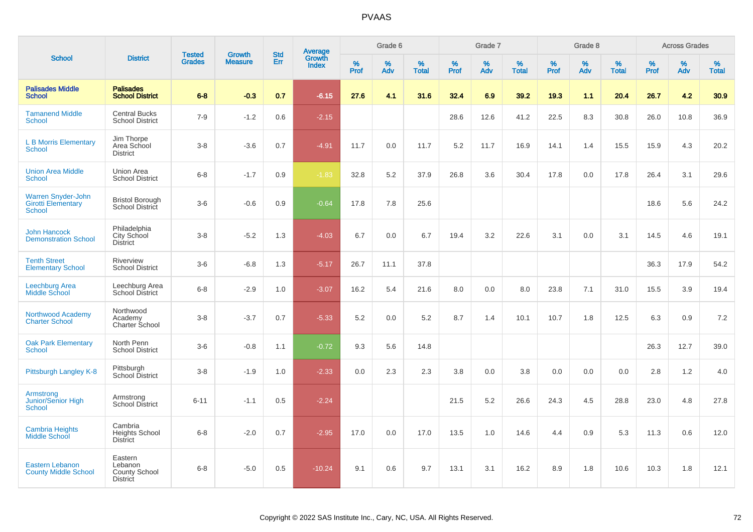# PVAAS

| School | District | Tested Grades | Growth Measure | Std Err | Average Growth Index | Grade 6 | | | Grade 7 | | | Grade 8 | | | Across Grades | | |
|---|---|---|---|---|---|---|---|---|---|---|---|---|---|---|---|---|---|
| | | | | | | % Prof | % Adv | % Total | % Prof | % Adv | % Total | % Prof | % Adv | % Total | % Prof | % Adv | % Total |
| **Palisades Middle School** | **Palisades School District** | **6-8** | **-0.3** | **0.7** | **-6.15** | **27.6** | **4.1** | **31.6** | **32.4** | **6.9** | **39.2** | **19.3** | **1.1** | **20.4** | **26.7** | **4.2** | **30.9** |
| Tamanend Middle School | Central Bucks School District | 7-9 | -1.2 | 0.6 | -2.15 | | | | 28.6 | 12.6 | 41.2 | 22.5 | 8.3 | 30.8 | 26.0 | 10.8 | 36.9 |
| L B Morris Elementary School | Jim Thorpe Area School District | 3-8 | -3.6 | 0.7 | -4.91 | 11.7 | 0.0 | 11.7 | 5.2 | 11.7 | 16.9 | 14.1 | 1.4 | 15.5 | 15.9 | 4.3 | 20.2 |
| Union Area Middle School | Union Area School District | 6-8 | -1.7 | 0.9 | -1.83 | 32.8 | 5.2 | 37.9 | 26.8 | 3.6 | 30.4 | 17.8 | 0.0 | 17.8 | 26.4 | 3.1 | 29.6 |
| Warren Snyder-John Girotti Elementary School | Bristol Borough School District | 3-6 | -0.6 | 0.9 | -0.64 | 17.8 | 7.8 | 25.6 | | | | | | | 18.6 | 5.6 | 24.2 |
| John Hancock Demonstration School | Philadelphia City School District | 3-8 | -5.2 | 1.3 | -4.03 | 6.7 | 0.0 | 6.7 | 19.4 | 3.2 | 22.6 | 3.1 | 0.0 | 3.1 | 14.5 | 4.6 | 19.1 |
| Tenth Street Elementary School | Riverview School District | 3-6 | -6.8 | 1.3 | -5.17 | 26.7 | 11.1 | 37.8 | | | | | | | 36.3 | 17.9 | 54.2 |
| Leechburg Area Middle School | Leechburg Area School District | 6-8 | -2.9 | 1.0 | -3.07 | 16.2 | 5.4 | 21.6 | 8.0 | 0.0 | 8.0 | 23.8 | 7.1 | 31.0 | 15.5 | 3.9 | 19.4 |
| Northwood Academy Charter School | Northwood Academy Charter School | 3-8 | -3.7 | 0.7 | -5.33 | 5.2 | 0.0 | 5.2 | 8.7 | 1.4 | 10.1 | 10.7 | 1.8 | 12.5 | 6.3 | 0.9 | 7.2 |
| Oak Park Elementary School | North Penn School District | 3-6 | -0.8 | 1.1 | -0.72 | 9.3 | 5.6 | 14.8 | | | | | | | 26.3 | 12.7 | 39.0 |
| Pittsburgh Langley K-8 | Pittsburgh School District | 3-8 | -1.9 | 1.0 | -2.33 | 0.0 | 2.3 | 2.3 | 3.8 | 0.0 | 3.8 | 0.0 | 0.0 | 0.0 | 2.8 | 1.2 | 4.0 |
| Armstrong Junior/Senior High School | Armstrong School District | 6-11 | -1.1 | 0.5 | -2.24 | | | | 21.5 | 5.2 | 26.6 | 24.3 | 4.5 | 28.8 | 23.0 | 4.8 | 27.8 |
| Cambria Heights Middle School | Cambria Heights School District | 6-8 | -2.0 | 0.7 | -2.95 | 17.0 | 0.0 | 17.0 | 13.5 | 1.0 | 14.6 | 4.4 | 0.9 | 5.3 | 11.3 | 0.6 | 12.0 |
| Eastern Lebanon County Middle School | Eastern Lebanon County School District | 6-8 | -5.0 | 0.5 | -10.24 | 9.1 | 0.6 | 9.7 | 13.1 | 3.1 | 16.2 | 8.9 | 1.8 | 10.6 | 10.3 | 1.8 | 12.1 |

Copyright © 2022 SAS Institute Inc., Cary, NC, USA. All Rights Reserved.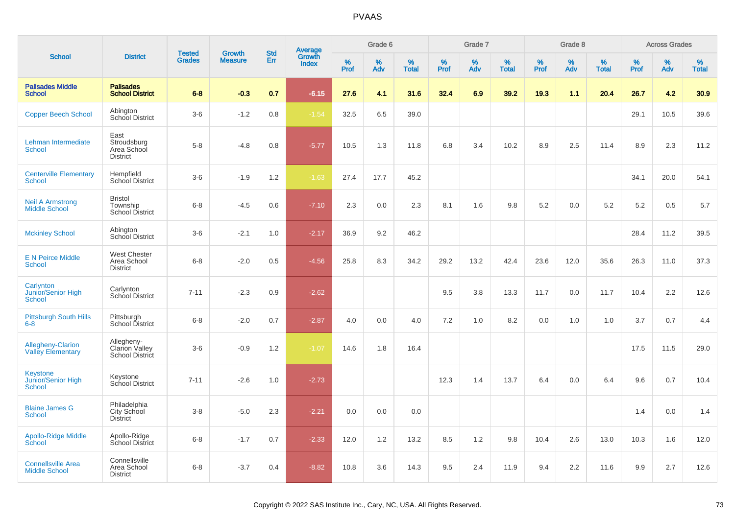# PVAAS

| School | District | Tested Grades | Growth Measure | Std Err | Average Growth Index | Grade 6 | | | Grade 7 | | | Grade 8 | | | Across Grades | | |
|---|---|---|---|---|---|---|---|---|---|---|---|---|---|---|---|---|---|
| | | | | | | % Prof | % Adv | % Total | % Prof | % Adv | % Total | % Prof | % Adv | % Total | % Prof | % Adv | % Total |
| **Palisades Middle School** | **Palisades School District** | **6-8** | **-0.3** | **0.7** | **-6.15** | **27.6** | **4.1** | **31.6** | **32.4** | **6.9** | **39.2** | **19.3** | **1.1** | **20.4** | **26.7** | **4.2** | **30.9** |
| Copper Beech School | Abington School District | 3-6 | -1.2 | 0.8 | -1.54 | 32.5 | 6.5 | 39.0 | | | | | | | 29.1 | 10.5 | 39.6 |
| Lehman Intermediate School | East Stroudsburg Area School District | 5-8 | -4.8 | 0.8 | -5.77 | 10.5 | 1.3 | 11.8 | 6.8 | 3.4 | 10.2 | 8.9 | 2.5 | 11.4 | 8.9 | 2.3 | 11.2 |
| Centerville Elementary School | Hempfield School District | 3-6 | -1.9 | 1.2 | -1.63 | 27.4 | 17.7 | 45.2 | | | | | | | 34.1 | 20.0 | 54.1 |
| Neil A Armstrong Middle School | Bristol Township School District | 6-8 | -4.5 | 0.6 | -7.10 | 2.3 | 0.0 | 2.3 | 8.1 | 1.6 | 9.8 | 5.2 | 0.0 | 5.2 | 5.2 | 0.5 | 5.7 |
| Mckinley School | Abington School District | 3-6 | -2.1 | 1.0 | -2.17 | 36.9 | 9.2 | 46.2 | | | | | | | 28.4 | 11.2 | 39.5 |
| E N Peirce Middle School | West Chester Area School District | 6-8 | -2.0 | 0.5 | -4.56 | 25.8 | 8.3 | 34.2 | 29.2 | 13.2 | 42.4 | 23.6 | 12.0 | 35.6 | 26.3 | 11.0 | 37.3 |
| Carlynton Junior/Senior High School | Carlynton School District | 7-11 | -2.3 | 0.9 | -2.62 | | | | 9.5 | 3.8 | 13.3 | 11.7 | 0.0 | 11.7 | 10.4 | 2.2 | 12.6 |
| Pittsburgh South Hills 6-8 | Pittsburgh School District | 6-8 | -2.0 | 0.7 | -2.87 | 4.0 | 0.0 | 4.0 | 7.2 | 1.0 | 8.2 | 0.0 | 1.0 | 1.0 | 3.7 | 0.7 | 4.4 |
| Allegheny-Clarion Valley Elementary | Allegheny-Clarion Valley School District | 3-6 | -0.9 | 1.2 | -1.07 | 14.6 | 1.8 | 16.4 | | | | | | | 17.5 | 11.5 | 29.0 |
| Keystone Junior/Senior High School | Keystone School District | 7-11 | -2.6 | 1.0 | -2.73 | | | | 12.3 | 1.4 | 13.7 | 6.4 | 0.0 | 6.4 | 9.6 | 0.7 | 10.4 |
| Blaine James G School | Philadelphia City School District | 3-8 | -5.0 | 2.3 | -2.21 | 0.0 | 0.0 | 0.0 | | | | | | | 1.4 | 0.0 | 1.4 |
| Apollo-Ridge Middle School | Apollo-Ridge School District | 6-8 | -1.7 | 0.7 | -2.33 | 12.0 | 1.2 | 13.2 | 8.5 | 1.2 | 9.8 | 10.4 | 2.6 | 13.0 | 10.3 | 1.6 | 12.0 |
| Connellsville Area Middle School | Connellsville Area School District | 6-8 | -3.7 | 0.4 | -8.82 | 10.8 | 3.6 | 14.3 | 9.5 | 2.4 | 11.9 | 9.4 | 2.2 | 11.6 | 9.9 | 2.7 | 12.6 |

Copyright © 2022 SAS Institute Inc., Cary, NC, USA. All Rights Reserved.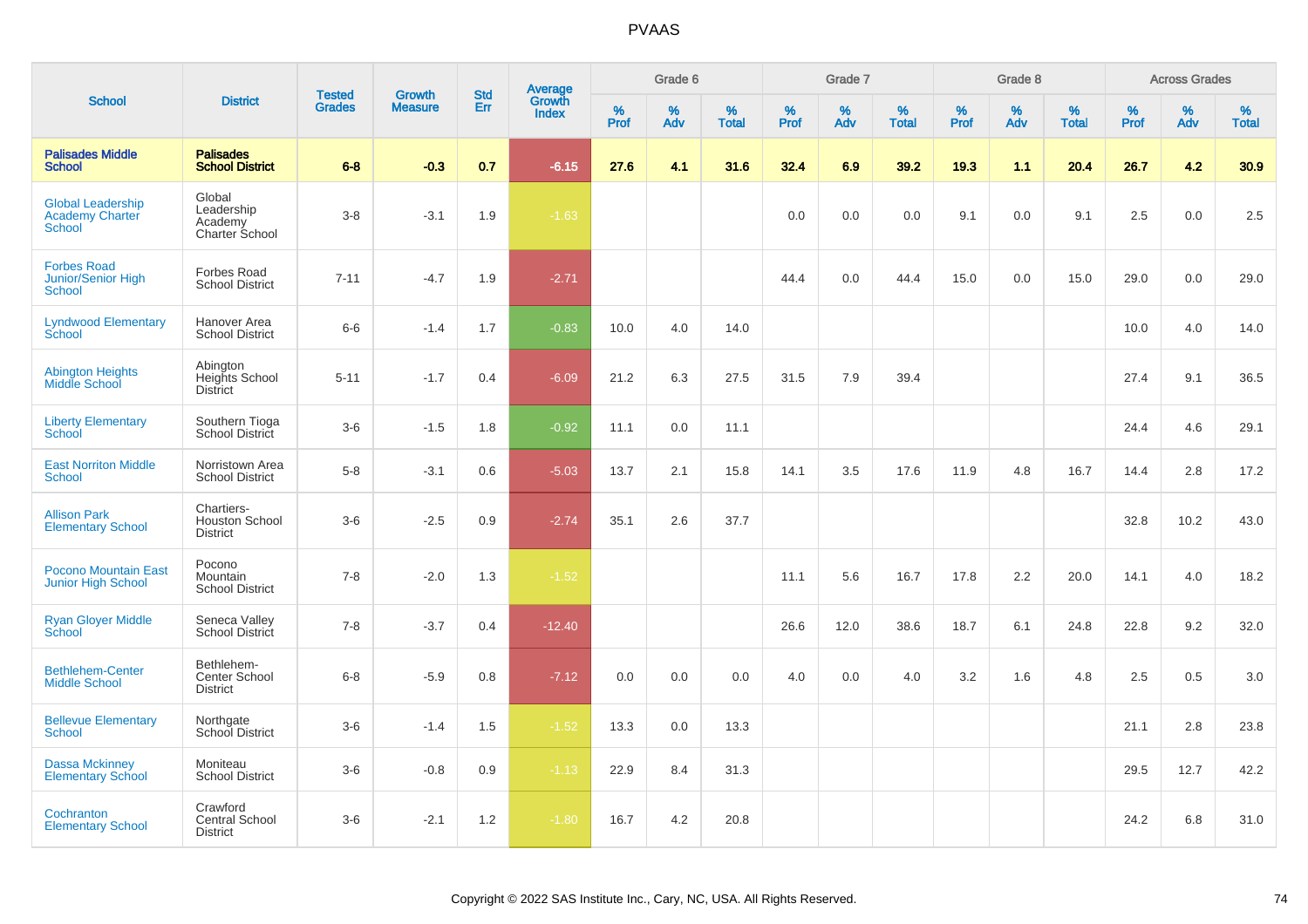# PVAAS

| School | District | Tested Grades | Growth Measure | Std Err | Average Growth Index | Grade 6 | | | Grade 7 | | | Grade 8 | | | Across Grades | | |
|---|---|---|---|---|---|---|---|---|---|---|---|---|---|---|---|---|---|
| | | | | | | % Prof | % Adv | % Total | % Prof | % Adv | % Total | % Prof | % Adv | % Total | % Prof | % Adv | % Total |
| **Palisades Middle School** | **Palisades School District** | **6-8** | **-0.3** | **0.7** | **-6.15** | **27.6** | **4.1** | **31.6** | **32.4** | **6.9** | **39.2** | **19.3** | **1.1** | **20.4** | **26.7** | **4.2** | **30.9** |
| Global Leadership Academy Charter School | Global Leadership Academy Charter School | 3-8 | -3.1 | 1.9 | -1.63 | | | | 0.0 | 0.0 | 0.0 | 9.1 | 0.0 | 9.1 | 2.5 | 0.0 | 2.5 |
| Forbes Road Junior/Senior High School | Forbes Road School District | 7-11 | -4.7 | 1.9 | -2.71 | | | | 44.4 | 0.0 | 44.4 | 15.0 | 0.0 | 15.0 | 29.0 | 0.0 | 29.0 |
| Lyndwood Elementary School | Hanover Area School District | 6-6 | -1.4 | 1.7 | -0.83 | 10.0 | 4.0 | 14.0 | | | | | | | 10.0 | 4.0 | 14.0 |
| Abington Heights Middle School | Abington Heights School District | 5-11 | -1.7 | 0.4 | -6.09 | 21.2 | 6.3 | 27.5 | 31.5 | 7.9 | 39.4 | | | | 27.4 | 9.1 | 36.5 |
| Liberty Elementary School | Southern Tioga School District | 3-6 | -1.5 | 1.8 | -0.92 | 11.1 | 0.0 | 11.1 | | | | | | | 24.4 | 4.6 | 29.1 |
| East Norriton Middle School | Norristown Area School District | 5-8 | -3.1 | 0.6 | -5.03 | 13.7 | 2.1 | 15.8 | 14.1 | 3.5 | 17.6 | 11.9 | 4.8 | 16.7 | 14.4 | 2.8 | 17.2 |
| Allison Park Elementary School | Chartiers-Houston School District | 3-6 | -2.5 | 0.9 | -2.74 | 35.1 | 2.6 | 37.7 | | | | | | | 32.8 | 10.2 | 43.0 |
| Pocono Mountain East Junior High School | Pocono Mountain School District | 7-8 | -2.0 | 1.3 | -1.52 | | | | 11.1 | 5.6 | 16.7 | 17.8 | 2.2 | 20.0 | 14.1 | 4.0 | 18.2 |
| Ryan Gloyer Middle School | Seneca Valley School District | 7-8 | -3.7 | 0.4 | -12.40 | | | | 26.6 | 12.0 | 38.6 | 18.7 | 6.1 | 24.8 | 22.8 | 9.2 | 32.0 |
| Bethlehem-Center Middle School | Bethlehem-Center School District | 6-8 | -5.9 | 0.8 | -7.12 | 0.0 | 0.0 | 0.0 | 4.0 | 0.0 | 4.0 | 3.2 | 1.6 | 4.8 | 2.5 | 0.5 | 3.0 |
| Bellevue Elementary School | Northgate School District | 3-6 | -1.4 | 1.5 | -1.52 | 13.3 | 0.0 | 13.3 | | | | | | | 21.1 | 2.8 | 23.8 |
| Dassa Mckinney Elementary School | Moniteau School District | 3-6 | -0.8 | 0.9 | -1.13 | 22.9 | 8.4 | 31.3 | | | | | | | 29.5 | 12.7 | 42.2 |
| Cochranton Elementary School | Crawford Central School District | 3-6 | -2.1 | 1.2 | -1.80 | 16.7 | 4.2 | 20.8 | | | | | | | 24.2 | 6.8 | 31.0 |

Copyright © 2022 SAS Institute Inc., Cary, NC, USA. All Rights Reserved.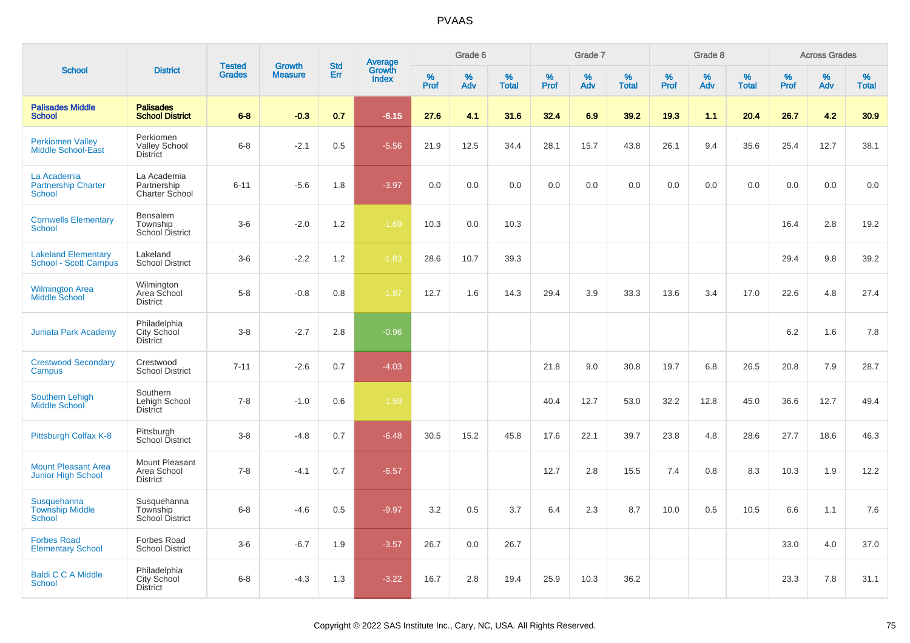# PVAAS

| School | District | Tested Grades | Growth Measure | Std Err | Average Growth Index | Grade 6 | | | Grade 7 | | | Grade 8 | | | Across Grades | | |
|---|---|---|---|---|---|---|---|---|---|---|---|---|---|---|---|---|---|
| | | | | | | % Prof | % Adv | % Total | % Prof | % Adv | % Total | % Prof | % Adv | % Total | % Prof | % Adv | % Total |
| **Palisades Middle School** | **Palisades School District** | **6-8** | **-0.3** | **0.7** | **-6.15** | **27.6** | **4.1** | **31.6** | **32.4** | **6.9** | **39.2** | **19.3** | **1.1** | **20.4** | **26.7** | **4.2** | **30.9** |
| Perkiomen Valley Middle School-East | Perkiomen Valley School District | 6-8 | -2.1 | 0.5 | -5.56 | 21.9 | 12.5 | 34.4 | 28.1 | 15.7 | 43.8 | 26.1 | 9.4 | 35.6 | 25.4 | 12.7 | 38.1 |
| La Academia Partnership Charter School | La Academia Partnership Charter School | 6-11 | -5.6 | 1.8 | -3.97 | 0.0 | 0.0 | 0.0 | 0.0 | 0.0 | 0.0 | 0.0 | 0.0 | 0.0 | 0.0 | 0.0 | 0.0 |
| Cornwells Elementary School | Bensalem Township School District | 3-6 | -2.0 | 1.2 | -1.69 | 10.3 | 0.0 | 10.3 | | | | | | | 16.4 | 2.8 | 19.2 |
| Lakeland Elementary School - Scott Campus | Lakeland School District | 3-6 | -2.2 | 1.2 | -1.83 | 28.6 | 10.7 | 39.3 | | | | | | | 29.4 | 9.8 | 39.2 |
| Wilmington Area Middle School | Wilmington Area School District | 5-8 | -0.8 | 0.8 | -1.87 | 12.7 | 1.6 | 14.3 | 29.4 | 3.9 | 33.3 | 13.6 | 3.4 | 17.0 | 22.6 | 4.8 | 27.4 |
| Juniata Park Academy | Philadelphia City School District | 3-8 | -2.7 | 2.8 | -0.96 | | | | | | | | | | 6.2 | 1.6 | 7.8 |
| Crestwood Secondary Campus | Crestwood School District | 7-11 | -2.6 | 0.7 | -4.03 | | | | 21.8 | 9.0 | 30.8 | 19.7 | 6.8 | 26.5 | 20.8 | 7.9 | 28.7 |
| Southern Lehigh Middle School | Southern Lehigh School District | 7-8 | -1.0 | 0.6 | -1.59 | | | | 40.4 | 12.7 | 53.0 | 32.2 | 12.8 | 45.0 | 36.6 | 12.7 | 49.4 |
| Pittsburgh Colfax K-8 | Pittsburgh School District | 3-8 | -4.8 | 0.7 | -6.48 | 30.5 | 15.2 | 45.8 | 17.6 | 22.1 | 39.7 | 23.8 | 4.8 | 28.6 | 27.7 | 18.6 | 46.3 |
| Mount Pleasant Area Junior High School | Mount Pleasant Area School District | 7-8 | -4.1 | 0.7 | -6.57 | | | | 12.7 | 2.8 | 15.5 | 7.4 | 0.8 | 8.3 | 10.3 | 1.9 | 12.2 |
| Susquehanna Township Middle School | Susquehanna Township School District | 6-8 | -4.6 | 0.5 | -9.97 | 3.2 | 0.5 | 3.7 | 6.4 | 2.3 | 8.7 | 10.0 | 0.5 | 10.5 | 6.6 | 1.1 | 7.6 |
| Forbes Road Elementary School | Forbes Road School District | 3-6 | -6.7 | 1.9 | -3.57 | 26.7 | 0.0 | 26.7 | | | | | | | 33.0 | 4.0 | 37.0 |
| Baldi C C A Middle School | Philadelphia City School District | 6-8 | -4.3 | 1.3 | -3.22 | 16.7 | 2.8 | 19.4 | 25.9 | 10.3 | 36.2 | | | | 23.3 | 7.8 | 31.1 |

Copyright © 2022 SAS Institute Inc., Cary, NC, USA. All Rights Reserved.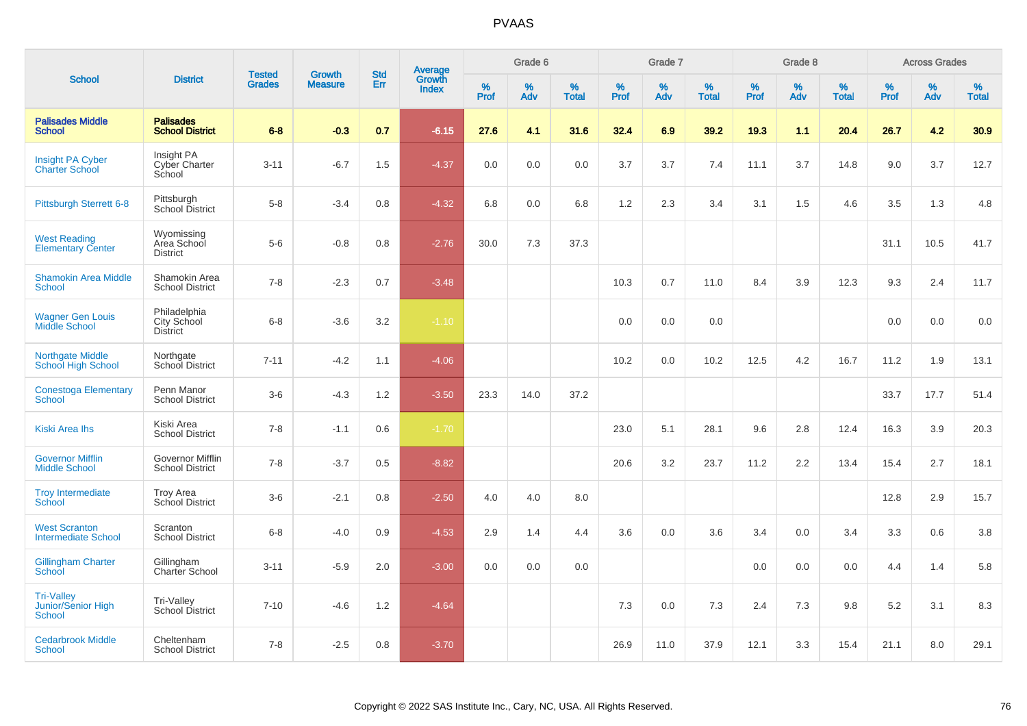# PVAAS

| School | District | Tested Grades | Growth Measure | Std Err | Average Growth Index | Grade 6 | | | Grade 7 | | | Grade 8 | | | Across Grades | | |
|---|---|---|---|---|---|---|---|---|---|---|---|---|---|---|---|---|---|
| | | | | | | % Prof | % Adv | % Total | % Prof | % Adv | % Total | % Prof | % Adv | % Total | % Prof | % Adv | % Total |
| **Palisades Middle School** | **Palisades School District** | **6-8** | **-0.3** | **0.7** | **-6.15** | **27.6** | **4.1** | **31.6** | **32.4** | **6.9** | **39.2** | **19.3** | **1.1** | **20.4** | **26.7** | **4.2** | **30.9** |
| Insight PA Cyber Charter School | Insight PA Cyber Charter School | 3-11 | -6.7 | 1.5 | -4.37 | 0.0 | 0.0 | 0.0 | 3.7 | 3.7 | 7.4 | 11.1 | 3.7 | 14.8 | 9.0 | 3.7 | 12.7 |
| Pittsburgh Sterrett 6-8 | Pittsburgh School District | 5-8 | -3.4 | 0.8 | -4.32 | 6.8 | 0.0 | 6.8 | 1.2 | 2.3 | 3.4 | 3.1 | 1.5 | 4.6 | 3.5 | 1.3 | 4.8 |
| West Reading Elementary Center | Wyomissing Area School District | 5-6 | -0.8 | 0.8 | -2.76 | 30.0 | 7.3 | 37.3 | | | | | | | 31.1 | 10.5 | 41.7 |
| Shamokin Area Middle School | Shamokin Area School District | 7-8 | -2.3 | 0.7 | -3.48 | | | | 10.3 | 0.7 | 11.0 | 8.4 | 3.9 | 12.3 | 9.3 | 2.4 | 11.7 |
| Wagner Gen Louis Middle School | Philadelphia City School District | 6-8 | -3.6 | 3.2 | -1.10 | | | | 0.0 | 0.0 | 0.0 | | | | 0.0 | 0.0 | 0.0 |
| Northgate Middle School High School | Northgate School District | 7-11 | -4.2 | 1.1 | -4.06 | | | | 10.2 | 0.0 | 10.2 | 12.5 | 4.2 | 16.7 | 11.2 | 1.9 | 13.1 |
| Conestoga Elementary School | Penn Manor School District | 3-6 | -4.3 | 1.2 | -3.50 | 23.3 | 14.0 | 37.2 | | | | | | | 33.7 | 17.7 | 51.4 |
| Kiski Area Ihs | Kiski Area School District | 7-8 | -1.1 | 0.6 | -1.70 | | | | 23.0 | 5.1 | 28.1 | 9.6 | 2.8 | 12.4 | 16.3 | 3.9 | 20.3 |
| Governor Mifflin Middle School | Governor Mifflin School District | 7-8 | -3.7 | 0.5 | -8.82 | | | | 20.6 | 3.2 | 23.7 | 11.2 | 2.2 | 13.4 | 15.4 | 2.7 | 18.1 |
| Troy Intermediate School | Troy Area School District | 3-6 | -2.1 | 0.8 | -2.50 | 4.0 | 4.0 | 8.0 | | | | | | | 12.8 | 2.9 | 15.7 |
| West Scranton Intermediate School | Scranton School District | 6-8 | -4.0 | 0.9 | -4.53 | 2.9 | 1.4 | 4.4 | 3.6 | 0.0 | 3.6 | 3.4 | 0.0 | 3.4 | 3.3 | 0.6 | 3.8 |
| Gillingham Charter School | Gillingham Charter School | 3-11 | -5.9 | 2.0 | -3.00 | 0.0 | 0.0 | 0.0 | | | | 0.0 | 0.0 | 0.0 | 4.4 | 1.4 | 5.8 |
| Tri-Valley Junior/Senior High School | Tri-Valley School District | 7-10 | -4.6 | 1.2 | -4.64 | | | | 7.3 | 0.0 | 7.3 | 2.4 | 7.3 | 9.8 | 5.2 | 3.1 | 8.3 |
| Cedarbrook Middle School | Cheltenham School District | 7-8 | -2.5 | 0.8 | -3.70 | | | | 26.9 | 11.0 | 37.9 | 12.1 | 3.3 | 15.4 | 21.1 | 8.0 | 29.1 |

Copyright © 2022 SAS Institute Inc., Cary, NC, USA. All Rights Reserved.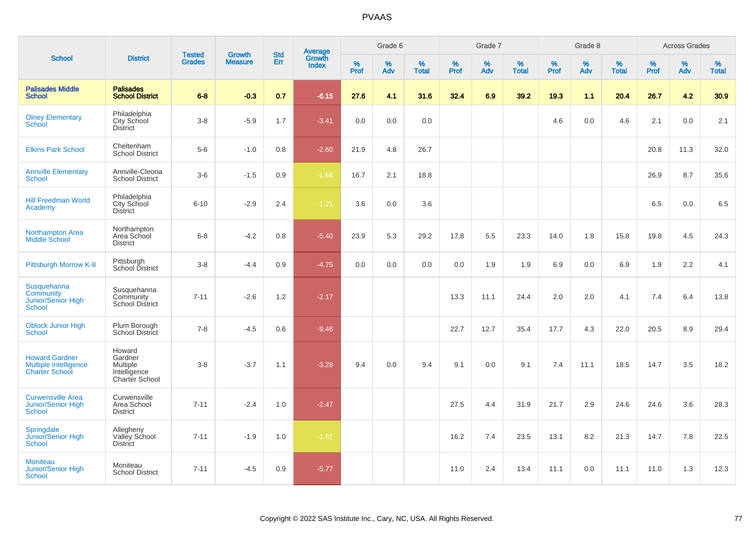# PVAAS

| School | District | Tested Grades | Growth Measure | Std Err | Average Growth Index | Grade 6 | | | Grade 7 | | | Grade 8 | | | Across Grades | | |
|---|---|---|---|---|---|---|---|---|---|---|---|---|---|---|---|---|---|
| | | | | | | % Prof | % Adv | % Total | % Prof | % Adv | % Total | % Prof | % Adv | % Total | % Prof | % Adv | % Total |
| **Palisades Middle School** | **Palisades School District** | **6-8** | **-0.3** | **0.7** | **-6.15** | **27.6** | **4.1** | **31.6** | **32.4** | **6.9** | **39.2** | **19.3** | **1.1** | **20.4** | **26.7** | **4.2** | **30.9** |
| Olney Elementary School | Philadelphia City School District | 3-8 | -5.9 | 1.7 | -3.41 | 0.0 | 0.0 | 0.0 | | | | 4.6 | 0.0 | 4.6 | 2.1 | 0.0 | 2.1 |
| Elkins Park School | Cheltenham School District | 5-6 | -1.0 | 0.8 | -2.60 | 21.9 | 4.8 | 26.7 | | | | | | | 20.8 | 11.3 | 32.0 |
| Annville Elementary School | Annville-Cleona School District | 3-6 | -1.5 | 0.9 | -1.66 | 16.7 | 2.1 | 18.8 | | | | | | | 26.9 | 8.7 | 35.6 |
| Hill Freedman World Academy | Philadelphia City School District | 6-10 | -2.9 | 2.4 | -1.21 | 3.6 | 0.0 | 3.6 | | | | | | | 6.5 | 0.0 | 6.5 |
| Northampton Area Middle School | Northampton Area School District | 6-8 | -4.2 | 0.8 | -5.40 | 23.9 | 5.3 | 29.2 | 17.8 | 5.5 | 23.3 | 14.0 | 1.8 | 15.8 | 19.8 | 4.5 | 24.3 |
| Pittsburgh Morrow K-8 | Pittsburgh School District | 3-8 | -4.4 | 0.9 | -4.75 | 0.0 | 0.0 | 0.0 | 0.0 | 1.9 | 1.9 | 6.9 | 0.0 | 6.9 | 1.9 | 2.2 | 4.1 |
| Susquehanna Community Junior/Senior High School | Susquehanna Community School District | 7-11 | -2.6 | 1.2 | -2.17 | | | | 13.3 | 11.1 | 24.4 | 2.0 | 2.0 | 4.1 | 7.4 | 6.4 | 13.8 |
| Oblock Junior High School | Plum Borough School District | 7-8 | -4.5 | 0.6 | -9.46 | | | | 22.7 | 12.7 | 35.4 | 17.7 | 4.3 | 22.0 | 20.5 | 8.9 | 29.4 |
| Howard Gardner Multiple Intelligence Charter School | Howard Gardner Multiple Intelligence Charter School | 3-8 | -3.7 | 1.1 | -3.28 | 9.4 | 0.0 | 9.4 | 9.1 | 0.0 | 9.1 | 7.4 | 11.1 | 18.5 | 14.7 | 3.5 | 18.2 |
| Curwensville Area Junior/Senior High School | Curwensville Area School District | 7-11 | -2.4 | 1.0 | -2.47 | | | | 27.5 | 4.4 | 31.9 | 21.7 | 2.9 | 24.6 | 24.6 | 3.6 | 28.3 |
| Springdale Junior/Senior High School | Allegheny Valley School District | 7-11 | -1.9 | 1.0 | -1.82 | | | | 16.2 | 7.4 | 23.5 | 13.1 | 8.2 | 21.3 | 14.7 | 7.8 | 22.5 |
| Moniteau Junior/Senior High School | Moniteau School District | 7-11 | -4.5 | 0.9 | -5.77 | | | | 11.0 | 2.4 | 13.4 | 11.1 | 0.0 | 11.1 | 11.0 | 1.3 | 12.3 |

Copyright © 2022 SAS Institute Inc., Cary, NC, USA. All Rights Reserved.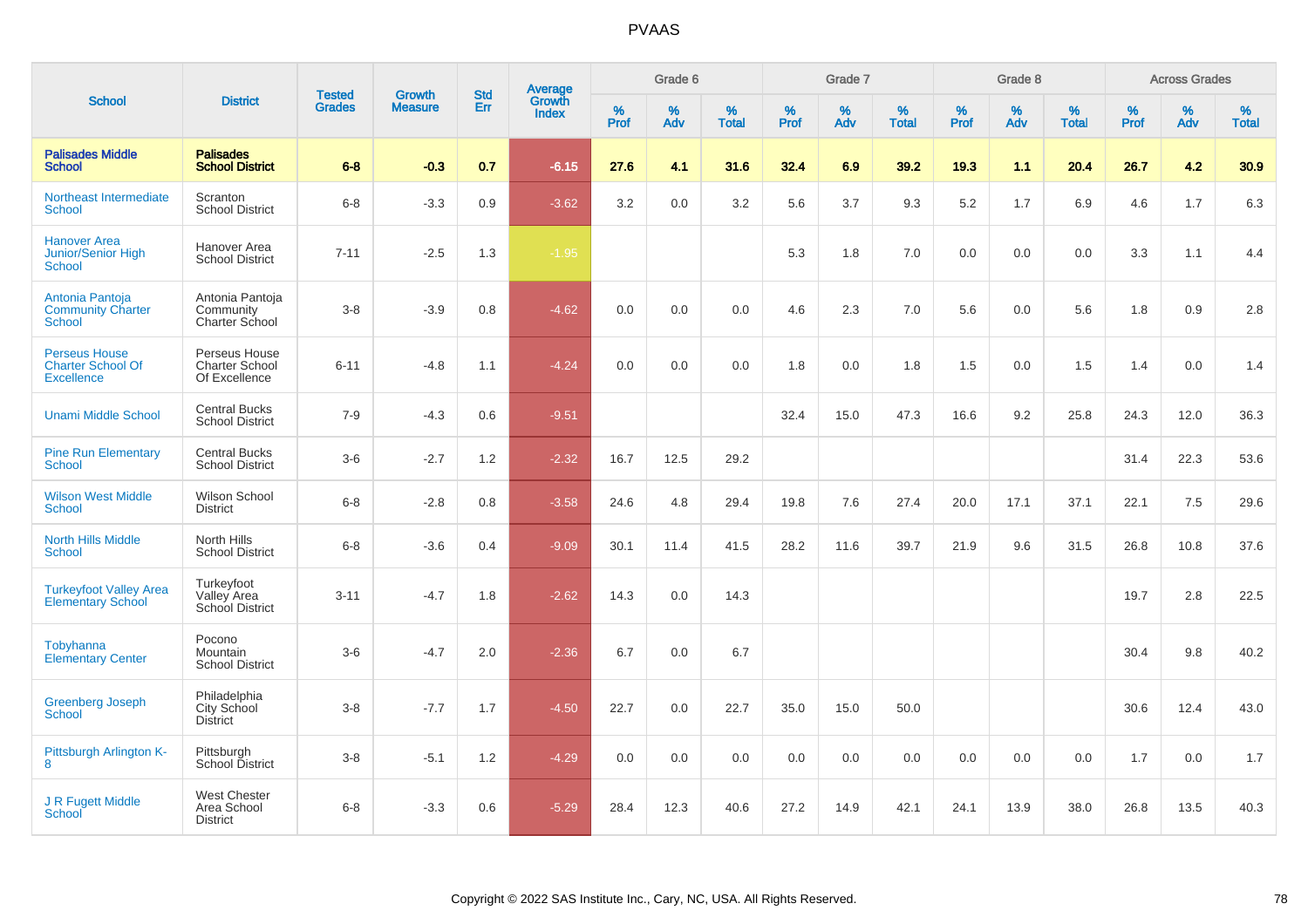| School | District | Tested Grades | Growth Measure | Std Err | Average Growth Index | Grade 6 | | | Grade 7 | | | Grade 8 | | | Across Grades | | |
|---|---|---|---|---|---|---|---|---|---|---|---|---|---|---|---|---|---|
| | | | | | | % Prof | % Adv | % Total | % Prof | % Adv | % Total | % Prof | % Adv | % Total | % Prof | % Adv | % Total |
| **Palisades Middle School** | **Palisades School District** | **6-8** | **-0.3** | **0.7** | **-6.15** | **27.6** | **4.1** | **31.6** | **32.4** | **6.9** | **39.2** | **19.3** | **1.1** | **20.4** | **26.7** | **4.2** | **30.9** |
| Northeast Intermediate School | Scranton School District | 6-8 | -3.3 | 0.9 | -3.62 | 3.2 | 0.0 | 3.2 | 5.6 | 3.7 | 9.3 | 5.2 | 1.7 | 6.9 | 4.6 | 1.7 | 6.3 |
| Hanover Area Junior/Senior High School | Hanover Area School District | 7-11 | -2.5 | 1.3 | -1.95 | | | | 5.3 | 1.8 | 7.0 | 0.0 | 0.0 | 0.0 | 3.3 | 1.1 | 4.4 |
| Antonia Pantoja Community Charter School | Antonia Pantoja Community Charter School | 3-8 | -3.9 | 0.8 | -4.62 | 0.0 | 0.0 | 0.0 | 4.6 | 2.3 | 7.0 | 5.6 | 0.0 | 5.6 | 1.8 | 0.9 | 2.8 |
| Perseus House Charter School Of Excellence | Perseus House Charter School Of Excellence | 6-11 | -4.8 | 1.1 | -4.24 | 0.0 | 0.0 | 0.0 | 1.8 | 0.0 | 1.8 | 1.5 | 0.0 | 1.5 | 1.4 | 0.0 | 1.4 |
| Unami Middle School | Central Bucks School District | 7-9 | -4.3 | 0.6 | -9.51 | | | | 32.4 | 15.0 | 47.3 | 16.6 | 9.2 | 25.8 | 24.3 | 12.0 | 36.3 |
| Pine Run Elementary School | Central Bucks School District | 3-6 | -2.7 | 1.2 | -2.32 | 16.7 | 12.5 | 29.2 | | | | | | | 31.4 | 22.3 | 53.6 |
| Wilson West Middle School | Wilson School District | 6-8 | -2.8 | 0.8 | -3.58 | 24.6 | 4.8 | 29.4 | 19.8 | 7.6 | 27.4 | 20.0 | 17.1 | 37.1 | 22.1 | 7.5 | 29.6 |
| North Hills Middle School | North Hills School District | 6-8 | -3.6 | 0.4 | -9.09 | 30.1 | 11.4 | 41.5 | 28.2 | 11.6 | 39.7 | 21.9 | 9.6 | 31.5 | 26.8 | 10.8 | 37.6 |
| Turkeyfoot Valley Area Elementary School | Turkeyfoot Valley Area School District | 3-11 | -4.7 | 1.8 | -2.62 | 14.3 | 0.0 | 14.3 | | | | | | | 19.7 | 2.8 | 22.5 |
| Tobyhanna Elementary Center | Pocono Mountain School District | 3-6 | -4.7 | 2.0 | -2.36 | 6.7 | 0.0 | 6.7 | | | | | | | 30.4 | 9.8 | 40.2 |
| Greenberg Joseph School | Philadelphia City School District | 3-8 | -7.7 | 1.7 | -4.50 | 22.7 | 0.0 | 22.7 | 35.0 | 15.0 | 50.0 | | | | 30.6 | 12.4 | 43.0 |
| Pittsburgh Arlington K-8 | Pittsburgh School District | 3-8 | -5.1 | 1.2 | -4.29 | 0.0 | 0.0 | 0.0 | 0.0 | 0.0 | 0.0 | 0.0 | 0.0 | 0.0 | 1.7 | 0.0 | 1.7 |
| J R Fugett Middle School | West Chester Area School District | 6-8 | -3.3 | 0.6 | -5.29 | 28.4 | 12.3 | 40.6 | 27.2 | 14.9 | 42.1 | 24.1 | 13.9 | 38.0 | 26.8 | 13.5 | 40.3 |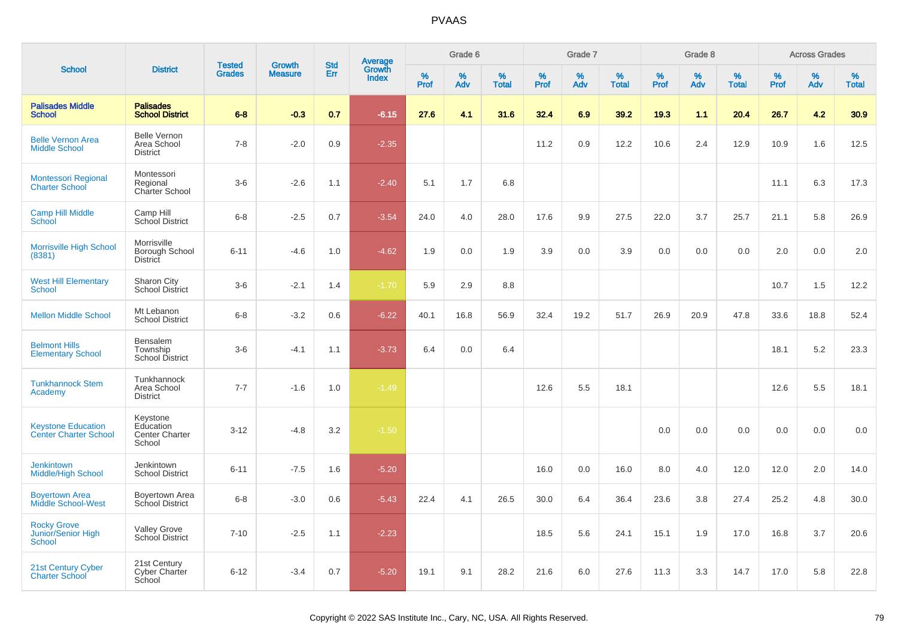# PVAAS

| School | District | Tested Grades | Growth Measure | Std Err | Average Growth Index | Grade 6 | | | Grade 7 | | | Grade 8 | | | Across Grades | | |
|---|---|---|---|---|---|---|---|---|---|---|---|---|---|---|---|---|---|
| | | | | | | % Prof | % Adv | % Total | % Prof | % Adv | % Total | % Prof | % Adv | % Total | % Prof | % Adv | % Total |
| **Palisades Middle School** | **Palisades School District** | **6-8** | **-0.3** | **0.7** | **-6.15** | **27.6** | **4.1** | **31.6** | **32.4** | **6.9** | **39.2** | **19.3** | **1.1** | **20.4** | **26.7** | **4.2** | **30.9** |
| Belle Vernon Area Middle School | Belle Vernon Area School District | 7-8 | -2.0 | 0.9 | -2.35 | | | | 11.2 | 0.9 | 12.2 | 10.6 | 2.4 | 12.9 | 10.9 | 1.6 | 12.5 |
| Montessori Regional Charter School | Montessori Regional Charter School | 3-6 | -2.6 | 1.1 | -2.40 | 5.1 | 1.7 | 6.8 | | | | | | | 11.1 | 6.3 | 17.3 |
| Camp Hill Middle School | Camp Hill School District | 6-8 | -2.5 | 0.7 | -3.54 | 24.0 | 4.0 | 28.0 | 17.6 | 9.9 | 27.5 | 22.0 | 3.7 | 25.7 | 21.1 | 5.8 | 26.9 |
| Morrisville High School (8381) | Morrisville Borough School District | 6-11 | -4.6 | 1.0 | -4.62 | 1.9 | 0.0 | 1.9 | 3.9 | 0.0 | 3.9 | 0.0 | 0.0 | 0.0 | 2.0 | 0.0 | 2.0 |
| West Hill Elementary School | Sharon City School District | 3-6 | -2.1 | 1.4 | -1.70 | 5.9 | 2.9 | 8.8 | | | | | | | 10.7 | 1.5 | 12.2 |
| Mellon Middle School | Mt Lebanon School District | 6-8 | -3.2 | 0.6 | -6.22 | 40.1 | 16.8 | 56.9 | 32.4 | 19.2 | 51.7 | 26.9 | 20.9 | 47.8 | 33.6 | 18.8 | 52.4 |
| Belmont Hills Elementary School | Bensalem Township School District | 3-6 | -4.1 | 1.1 | -3.73 | 6.4 | 0.0 | 6.4 | | | | | | | 18.1 | 5.2 | 23.3 |
| Tunkhannock Stem Academy | Tunkhannock Area School District | 7-7 | -1.6 | 1.0 | -1.49 | | | | 12.6 | 5.5 | 18.1 | | | | 12.6 | 5.5 | 18.1 |
| Keystone Education Center Charter School | Keystone Education Center Charter School | 3-12 | -4.8 | 3.2 | -1.50 | | | | | | | 0.0 | 0.0 | 0.0 | 0.0 | 0.0 | 0.0 |
| Jenkintown Middle/High School | Jenkintown School District | 6-11 | -7.5 | 1.6 | -5.20 | | | | 16.0 | 0.0 | 16.0 | 8.0 | 4.0 | 12.0 | 12.0 | 2.0 | 14.0 |
| Boyertown Area Middle School-West | Boyertown Area School District | 6-8 | -3.0 | 0.6 | -5.43 | 22.4 | 4.1 | 26.5 | 30.0 | 6.4 | 36.4 | 23.6 | 3.8 | 27.4 | 25.2 | 4.8 | 30.0 |
| Rocky Grove Junior/Senior High School | Valley Grove School District | 7-10 | -2.5 | 1.1 | -2.23 | | | | 18.5 | 5.6 | 24.1 | 15.1 | 1.9 | 17.0 | 16.8 | 3.7 | 20.6 |
| 21st Century Cyber Charter School | 21st Century Cyber Charter School | 6-12 | -3.4 | 0.7 | -5.20 | 19.1 | 9.1 | 28.2 | 21.6 | 6.0 | 27.6 | 11.3 | 3.3 | 14.7 | 17.0 | 5.8 | 22.8 |

Copyright © 2022 SAS Institute Inc., Cary, NC, USA. All Rights Reserved.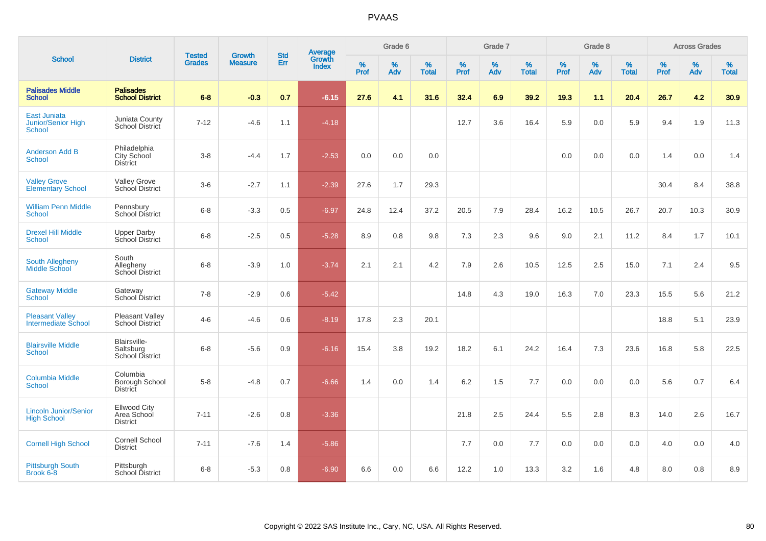# PVAAS

| School | District | Tested Grades | Growth Measure | Std Err | Average Growth Index | Grade 6 | | | Grade 7 | | | Grade 8 | | | Across Grades | | |
|---|---|---|---|---|---|---|---|---|---|---|---|---|---|---|---|---|---|
| | | | | | | % Prof | % Adv | % Total | % Prof | % Adv | % Total | % Prof | % Adv | % Total | % Prof | % Adv | % Total |
| **Palisades Middle School** | **Palisades School District** | **6-8** | **-0.3** | **0.7** | **-6.15** | **27.6** | **4.1** | **31.6** | **32.4** | **6.9** | **39.2** | **19.3** | **1.1** | **20.4** | **26.7** | **4.2** | **30.9** |
| East Juniata Junior/Senior High School | Juniata County School District | 7-12 | -4.6 | 1.1 | -4.18 | | | | 12.7 | 3.6 | 16.4 | 5.9 | 0.0 | 5.9 | 9.4 | 1.9 | 11.3 |
| Anderson Add B School | Philadelphia City School District | 3-8 | -4.4 | 1.7 | -2.53 | 0.0 | 0.0 | 0.0 | | | | 0.0 | 0.0 | 0.0 | 1.4 | 0.0 | 1.4 |
| Valley Grove Elementary School | Valley Grove School District | 3-6 | -2.7 | 1.1 | -2.39 | 27.6 | 1.7 | 29.3 | | | | | | | 30.4 | 8.4 | 38.8 |
| William Penn Middle School | Pennsbury School District | 6-8 | -3.3 | 0.5 | -6.97 | 24.8 | 12.4 | 37.2 | 20.5 | 7.9 | 28.4 | 16.2 | 10.5 | 26.7 | 20.7 | 10.3 | 30.9 |
| Drexel Hill Middle School | Upper Darby School District | 6-8 | -2.5 | 0.5 | -5.28 | 8.9 | 0.8 | 9.8 | 7.3 | 2.3 | 9.6 | 9.0 | 2.1 | 11.2 | 8.4 | 1.7 | 10.1 |
| South Allegheny Middle School | South Allegheny School District | 6-8 | -3.9 | 1.0 | -3.74 | 2.1 | 2.1 | 4.2 | 7.9 | 2.6 | 10.5 | 12.5 | 2.5 | 15.0 | 7.1 | 2.4 | 9.5 |
| Gateway Middle School | Gateway School District | 7-8 | -2.9 | 0.6 | -5.42 | | | | 14.8 | 4.3 | 19.0 | 16.3 | 7.0 | 23.3 | 15.5 | 5.6 | 21.2 |
| Pleasant Valley Intermediate School | Pleasant Valley School District | 4-6 | -4.6 | 0.6 | -8.19 | 17.8 | 2.3 | 20.1 | | | | | | | 18.8 | 5.1 | 23.9 |
| Blairsville Middle School | Blairsville-Saltsburg School District | 6-8 | -5.6 | 0.9 | -6.16 | 15.4 | 3.8 | 19.2 | 18.2 | 6.1 | 24.2 | 16.4 | 7.3 | 23.6 | 16.8 | 5.8 | 22.5 |
| Columbia Middle School | Columbia Borough School District | 5-8 | -4.8 | 0.7 | -6.66 | 1.4 | 0.0 | 1.4 | 6.2 | 1.5 | 7.7 | 0.0 | 0.0 | 0.0 | 5.6 | 0.7 | 6.4 |
| Lincoln Junior/Senior High School | Ellwood City Area School District | 7-11 | -2.6 | 0.8 | -3.36 | | | | 21.8 | 2.5 | 24.4 | 5.5 | 2.8 | 8.3 | 14.0 | 2.6 | 16.7 |
| Cornell High School | Cornell School District | 7-11 | -7.6 | 1.4 | -5.86 | | | | 7.7 | 0.0 | 7.7 | 0.0 | 0.0 | 0.0 | 4.0 | 0.0 | 4.0 |
| Pittsburgh South Brook 6-8 | Pittsburgh School District | 6-8 | -5.3 | 0.8 | -6.90 | 6.6 | 0.0 | 6.6 | 12.2 | 1.0 | 13.3 | 3.2 | 1.6 | 4.8 | 8.0 | 0.8 | 8.9 |

Copyright © 2022 SAS Institute Inc., Cary, NC, USA. All Rights Reserved.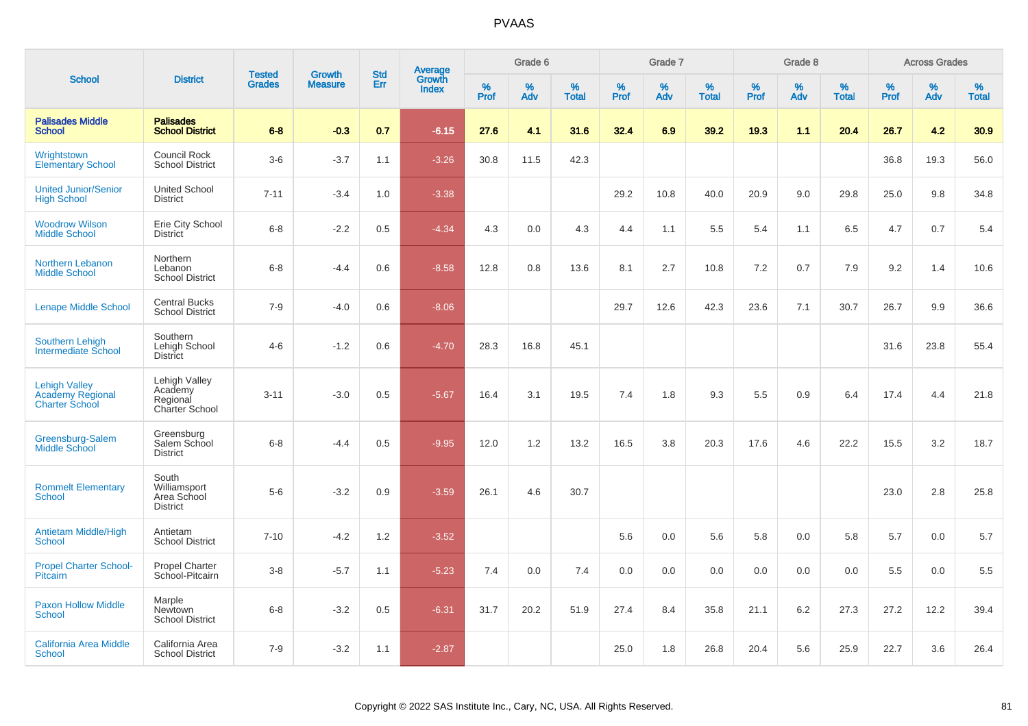# PVAAS

| School | District | Tested Grades | Growth Measure | Std Err | Average Growth Index | Grade 6 | | | Grade 7 | | | Grade 8 | | | Across Grades | | |
|---|---|---|---|---|---|---|---|---|---|---|---|---|---|---|---|---|---|
| | | | | | | % Prof | % Adv | % Total | % Prof | % Adv | % Total | % Prof | % Adv | % Total | % Prof | % Adv | % Total |
| **Palisades Middle School** | **Palisades School District** | **6-8** | **-0.3** | **0.7** | **-6.15** | **27.6** | **4.1** | **31.6** | **32.4** | **6.9** | **39.2** | **19.3** | **1.1** | **20.4** | **26.7** | **4.2** | **30.9** |
| Wrightstown Elementary School | Council Rock School District | 3-6 | -3.7 | 1.1 | -3.26 | 30.8 | 11.5 | 42.3 | | | | | | | 36.8 | 19.3 | 56.0 |
| United Junior/Senior High School | United School District | 7-11 | -3.4 | 1.0 | -3.38 | | | | 29.2 | 10.8 | 40.0 | 20.9 | 9.0 | 29.8 | 25.0 | 9.8 | 34.8 |
| Woodrow Wilson Middle School | Erie City School District | 6-8 | -2.2 | 0.5 | -4.34 | 4.3 | 0.0 | 4.3 | 4.4 | 1.1 | 5.5 | 5.4 | 1.1 | 6.5 | 4.7 | 0.7 | 5.4 |
| Northern Lebanon Middle School | Northern Lebanon School District | 6-8 | -4.4 | 0.6 | -8.58 | 12.8 | 0.8 | 13.6 | 8.1 | 2.7 | 10.8 | 7.2 | 0.7 | 7.9 | 9.2 | 1.4 | 10.6 |
| Lenape Middle School | Central Bucks School District | 7-9 | -4.0 | 0.6 | -8.06 | | | | 29.7 | 12.6 | 42.3 | 23.6 | 7.1 | 30.7 | 26.7 | 9.9 | 36.6 |
| Southern Lehigh Intermediate School | Southern Lehigh School District | 4-6 | -1.2 | 0.6 | -4.70 | 28.3 | 16.8 | 45.1 | | | | | | | 31.6 | 23.8 | 55.4 |
| Lehigh Valley Academy Regional Charter School | Lehigh Valley Academy Regional Charter School | 3-11 | -3.0 | 0.5 | -5.67 | 16.4 | 3.1 | 19.5 | 7.4 | 1.8 | 9.3 | 5.5 | 0.9 | 6.4 | 17.4 | 4.4 | 21.8 |
| Greensburg-Salem Middle School | Greensburg Salem School District | 6-8 | -4.4 | 0.5 | -9.95 | 12.0 | 1.2 | 13.2 | 16.5 | 3.8 | 20.3 | 17.6 | 4.6 | 22.2 | 15.5 | 3.2 | 18.7 |
| Rommelt Elementary School | South Williamsport Area School District | 5-6 | -3.2 | 0.9 | -3.59 | 26.1 | 4.6 | 30.7 | | | | | | | 23.0 | 2.8 | 25.8 |
| Antietam Middle/High School | Antietam School District | 7-10 | -4.2 | 1.2 | -3.52 | | | | 5.6 | 0.0 | 5.6 | 5.8 | 0.0 | 5.8 | 5.7 | 0.0 | 5.7 |
| Propel Charter School-Pitcairn | Propel Charter School-Pitcairn | 3-8 | -5.7 | 1.1 | -5.23 | 7.4 | 0.0 | 7.4 | 0.0 | 0.0 | 0.0 | 0.0 | 0.0 | 0.0 | 5.5 | 0.0 | 5.5 |
| Paxon Hollow Middle School | Marple Newtown School District | 6-8 | -3.2 | 0.5 | -6.31 | 31.7 | 20.2 | 51.9 | 27.4 | 8.4 | 35.8 | 21.1 | 6.2 | 27.3 | 27.2 | 12.2 | 39.4 |
| California Area Middle School | California Area School District | 7-9 | -3.2 | 1.1 | -2.87 | | | | 25.0 | 1.8 | 26.8 | 20.4 | 5.6 | 25.9 | 22.7 | 3.6 | 26.4 |

Copyright © 2022 SAS Institute Inc., Cary, NC, USA. All Rights Reserved.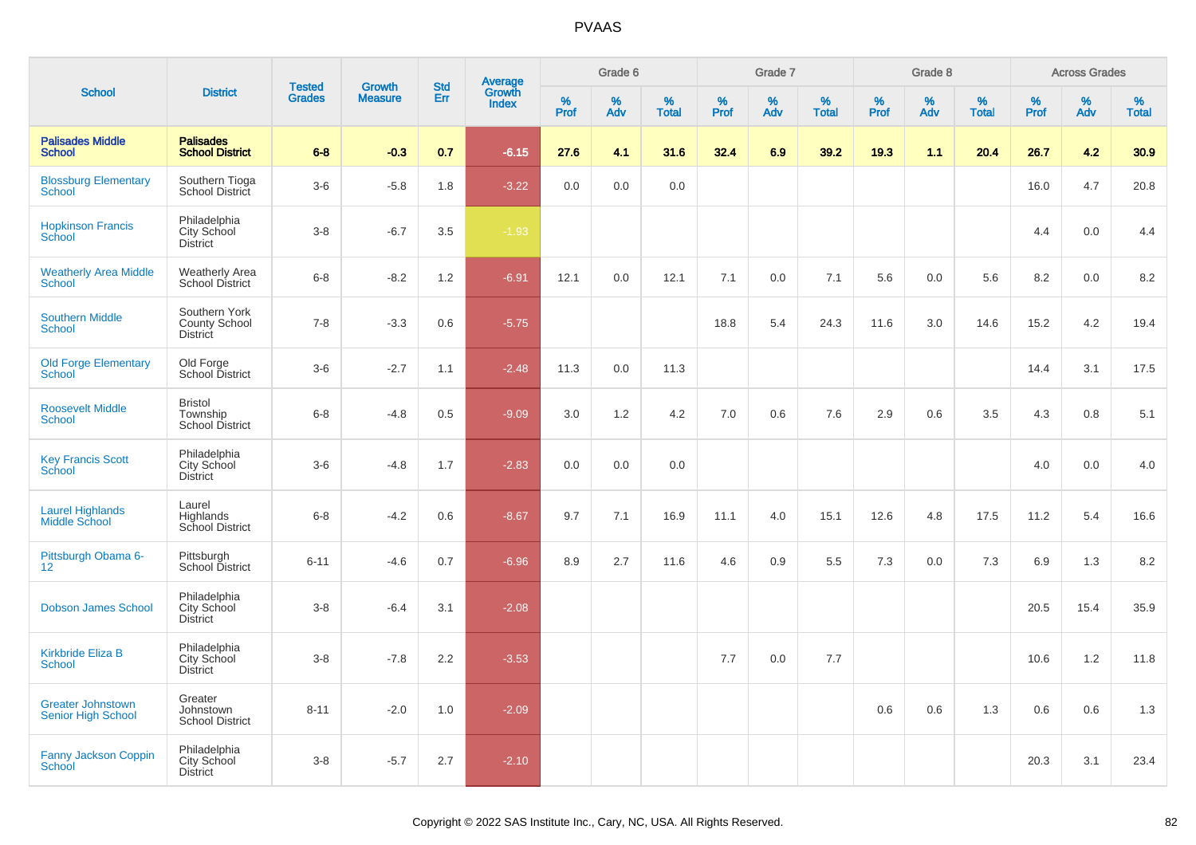# PVAAS

| School | District | Tested Grades | Growth Measure | Std Err | Average Growth Index | Grade 6 | | | Grade 7 | | | Grade 8 | | | Across Grades | | |
|---|---|---|---|---|---|---|---|---|---|---|---|---|---|---|---|---|---|
| | | | | | | % Prof | % Adv | % Total | % Prof | % Adv | % Total | % Prof | % Adv | % Total | % Prof | % Adv | % Total |
| **Palisades Middle School** | **Palisades School District** | **6-8** | **-0.3** | **0.7** | **-6.15** | **27.6** | **4.1** | **31.6** | **32.4** | **6.9** | **39.2** | **19.3** | **1.1** | **20.4** | **26.7** | **4.2** | **30.9** |
| Blossburg Elementary School | Southern Tioga School District | 3-6 | -5.8 | 1.8 | -3.22 | 0.0 | 0.0 | 0.0 | | | | | | | 16.0 | 4.7 | 20.8 |
| Hopkinson Francis School | Philadelphia City School District | 3-8 | -6.7 | 3.5 | -1.93 | | | | | | | | | | 4.4 | 0.0 | 4.4 |
| Weatherly Area Middle School | Weatherly Area School District | 6-8 | -8.2 | 1.2 | -6.91 | 12.1 | 0.0 | 12.1 | 7.1 | 0.0 | 7.1 | 5.6 | 0.0 | 5.6 | 8.2 | 0.0 | 8.2 |
| Southern Middle School | Southern York County School District | 7-8 | -3.3 | 0.6 | -5.75 | | | | 18.8 | 5.4 | 24.3 | 11.6 | 3.0 | 14.6 | 15.2 | 4.2 | 19.4 |
| Old Forge Elementary School | Old Forge School District | 3-6 | -2.7 | 1.1 | -2.48 | 11.3 | 0.0 | 11.3 | | | | | | | 14.4 | 3.1 | 17.5 |
| Roosevelt Middle School | Bristol Township School District | 6-8 | -4.8 | 0.5 | -9.09 | 3.0 | 1.2 | 4.2 | 7.0 | 0.6 | 7.6 | 2.9 | 0.6 | 3.5 | 4.3 | 0.8 | 5.1 |
| Key Francis Scott School | Philadelphia City School District | 3-6 | -4.8 | 1.7 | -2.83 | 0.0 | 0.0 | 0.0 | | | | | | | 4.0 | 0.0 | 4.0 |
| Laurel Highlands Middle School | Laurel Highlands School District | 6-8 | -4.2 | 0.6 | -8.67 | 9.7 | 7.1 | 16.9 | 11.1 | 4.0 | 15.1 | 12.6 | 4.8 | 17.5 | 11.2 | 5.4 | 16.6 |
| Pittsburgh Obama 6-12 | Pittsburgh School District | 6-11 | -4.6 | 0.7 | -6.96 | 8.9 | 2.7 | 11.6 | 4.6 | 0.9 | 5.5 | 7.3 | 0.0 | 7.3 | 6.9 | 1.3 | 8.2 |
| Dobson James School | Philadelphia City School District | 3-8 | -6.4 | 3.1 | -2.08 | | | | | | | | | | 20.5 | 15.4 | 35.9 |
| Kirkbride Eliza B School | Philadelphia City School District | 3-8 | -7.8 | 2.2 | -3.53 | | | | 7.7 | 0.0 | 7.7 | | | | 10.6 | 1.2 | 11.8 |
| Greater Johnstown Senior High School | Greater Johnstown School District | 8-11 | -2.0 | 1.0 | -2.09 | | | | | | | 0.6 | 0.6 | 1.3 | 0.6 | 0.6 | 1.3 |
| Fanny Jackson Coppin School | Philadelphia City School District | 3-8 | -5.7 | 2.7 | -2.10 | | | | | | | | | | 20.3 | 3.1 | 23.4 |

Copyright © 2022 SAS Institute Inc., Cary, NC, USA. All Rights Reserved.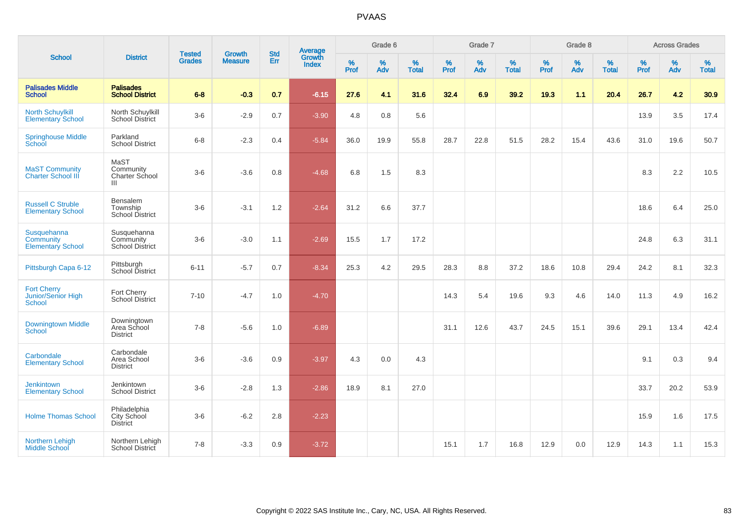# PVAAS

| School | District | Tested Grades | Growth Measure | Std Err | Average Growth Index | Grade 6 | | | Grade 7 | | | Grade 8 | | | Across Grades | | |
|---|---|---|---|---|---|---|---|---|---|---|---|---|---|---|---|---|---|
| | | | | | | % Prof | % Adv | % Total | % Prof | % Adv | % Total | % Prof | % Adv | % Total | % Prof | % Adv | % Total |
| **Palisades Middle School** | **Palisades School District** | **6-8** | **-0.3** | **0.7** | **-6.15** | **27.6** | **4.1** | **31.6** | **32.4** | **6.9** | **39.2** | **19.3** | **1.1** | **20.4** | **26.7** | **4.2** | **30.9** |
| North Schuylkill Elementary School | North Schuylkill School District | 3-6 | -2.9 | 0.7 | -3.90 | 4.8 | 0.8 | 5.6 | | | | | | | 13.9 | 3.5 | 17.4 |
| Springhouse Middle School | Parkland School District | 6-8 | -2.3 | 0.4 | -5.84 | 36.0 | 19.9 | 55.8 | 28.7 | 22.8 | 51.5 | 28.2 | 15.4 | 43.6 | 31.0 | 19.6 | 50.7 |
| MaST Community Charter School III | MaST Community Charter School III | 3-6 | -3.6 | 0.8 | -4.68 | 6.8 | 1.5 | 8.3 | | | | | | | 8.3 | 2.2 | 10.5 |
| Russell C Struble Elementary School | Bensalem Township School District | 3-6 | -3.1 | 1.2 | -2.64 | 31.2 | 6.6 | 37.7 | | | | | | | 18.6 | 6.4 | 25.0 |
| Susquehanna Community Elementary School | Susquehanna Community School District | 3-6 | -3.0 | 1.1 | -2.69 | 15.5 | 1.7 | 17.2 | | | | | | | 24.8 | 6.3 | 31.1 |
| Pittsburgh Capa 6-12 | Pittsburgh School District | 6-11 | -5.7 | 0.7 | -8.34 | 25.3 | 4.2 | 29.5 | 28.3 | 8.8 | 37.2 | 18.6 | 10.8 | 29.4 | 24.2 | 8.1 | 32.3 |
| Fort Cherry Junior/Senior High School | Fort Cherry School District | 7-10 | -4.7 | 1.0 | -4.70 | | | | 14.3 | 5.4 | 19.6 | 9.3 | 4.6 | 14.0 | 11.3 | 4.9 | 16.2 |
| Downingtown Middle School | Downingtown Area School District | 7-8 | -5.6 | 1.0 | -6.89 | | | | 31.1 | 12.6 | 43.7 | 24.5 | 15.1 | 39.6 | 29.1 | 13.4 | 42.4 |
| Carbondale Elementary School | Carbondale Area School District | 3-6 | -3.6 | 0.9 | -3.97 | 4.3 | 0.0 | 4.3 | | | | | | | 9.1 | 0.3 | 9.4 |
| Jenkintown Elementary School | Jenkintown School District | 3-6 | -2.8 | 1.3 | -2.86 | 18.9 | 8.1 | 27.0 | | | | | | | 33.7 | 20.2 | 53.9 |
| Holme Thomas School | Philadelphia City School District | 3-6 | -6.2 | 2.8 | -2.23 | | | | | | | | | | 15.9 | 1.6 | 17.5 |
| Northern Lehigh Middle School | Northern Lehigh School District | 7-8 | -3.3 | 0.9 | -3.72 | | | | 15.1 | 1.7 | 16.8 | 12.9 | 0.0 | 12.9 | 14.3 | 1.1 | 15.3 |

Copyright © 2022 SAS Institute Inc., Cary, NC, USA. All Rights Reserved.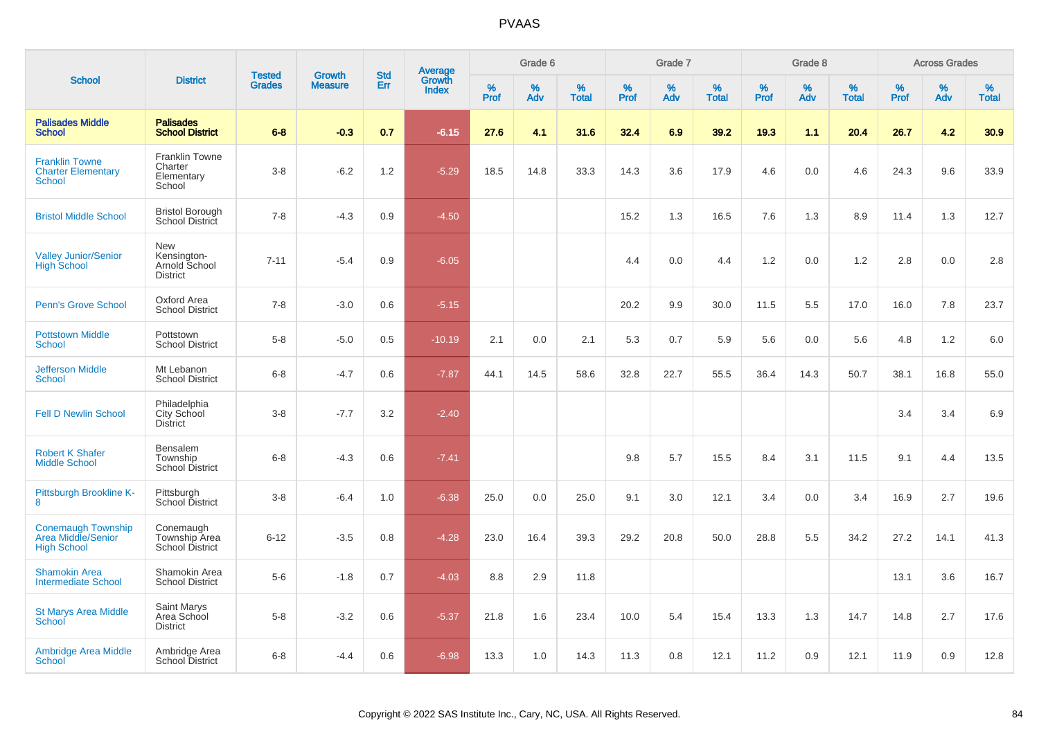# PVAAS

| School | District | Tested Grades | Growth Measure | Std Err | Average Growth Index | Grade 6 | | | Grade 7 | | | Grade 8 | | | Across Grades | | |
|---|---|---|---|---|---|---|---|---|---|---|---|---|---|---|---|---|---|
| | | | | | | % Prof | % Adv | % Total | % Prof | % Adv | % Total | % Prof | % Adv | % Total | % Prof | % Adv | % Total |
| **Palisades Middle School** | **Palisades School District** | **6-8** | **-0.3** | **0.7** | **-6.15** | **27.6** | **4.1** | **31.6** | **32.4** | **6.9** | **39.2** | **19.3** | **1.1** | **20.4** | **26.7** | **4.2** | **30.9** |
| Franklin Towne Charter Elementary School | Franklin Towne Charter Elementary School | 3-8 | -6.2 | 1.2 | -5.29 | 18.5 | 14.8 | 33.3 | 14.3 | 3.6 | 17.9 | 4.6 | 0.0 | 4.6 | 24.3 | 9.6 | 33.9 |
| Bristol Middle School | Bristol Borough School District | 7-8 | -4.3 | 0.9 | -4.50 | | | | 15.2 | 1.3 | 16.5 | 7.6 | 1.3 | 8.9 | 11.4 | 1.3 | 12.7 |
| Valley Junior/Senior High School | New Kensington-Arnold School District | 7-11 | -5.4 | 0.9 | -6.05 | | | | 4.4 | 0.0 | 4.4 | 1.2 | 0.0 | 1.2 | 2.8 | 0.0 | 2.8 |
| Penn's Grove School | Oxford Area School District | 7-8 | -3.0 | 0.6 | -5.15 | | | | 20.2 | 9.9 | 30.0 | 11.5 | 5.5 | 17.0 | 16.0 | 7.8 | 23.7 |
| Pottstown Middle School | Pottstown School District | 5-8 | -5.0 | 0.5 | -10.19 | 2.1 | 0.0 | 2.1 | 5.3 | 0.7 | 5.9 | 5.6 | 0.0 | 5.6 | 4.8 | 1.2 | 6.0 |
| Jefferson Middle School | Mt Lebanon School District | 6-8 | -4.7 | 0.6 | -7.87 | 44.1 | 14.5 | 58.6 | 32.8 | 22.7 | 55.5 | 36.4 | 14.3 | 50.7 | 38.1 | 16.8 | 55.0 |
| Fell D Newlin School | Philadelphia City School District | 3-8 | -7.7 | 3.2 | -2.40 | | | | | | | | | | 3.4 | 3.4 | 6.9 |
| Robert K Shafer Middle School | Bensalem Township School District | 6-8 | -4.3 | 0.6 | -7.41 | | | | 9.8 | 5.7 | 15.5 | 8.4 | 3.1 | 11.5 | 9.1 | 4.4 | 13.5 |
| Pittsburgh Brookline K-8 | Pittsburgh School District | 3-8 | -6.4 | 1.0 | -6.38 | 25.0 | 0.0 | 25.0 | 9.1 | 3.0 | 12.1 | 3.4 | 0.0 | 3.4 | 16.9 | 2.7 | 19.6 |
| Conemaugh Township Area Middle/Senior High School | Conemaugh Township Area School District | 6-12 | -3.5 | 0.8 | -4.28 | 23.0 | 16.4 | 39.3 | 29.2 | 20.8 | 50.0 | 28.8 | 5.5 | 34.2 | 27.2 | 14.1 | 41.3 |
| Shamokin Area Intermediate School | Shamokin Area School District | 5-6 | -1.8 | 0.7 | -4.03 | 8.8 | 2.9 | 11.8 | | | | | | | 13.1 | 3.6 | 16.7 |
| St Marys Area Middle School | Saint Marys Area School District | 5-8 | -3.2 | 0.6 | -5.37 | 21.8 | 1.6 | 23.4 | 10.0 | 5.4 | 15.4 | 13.3 | 1.3 | 14.7 | 14.8 | 2.7 | 17.6 |
| Ambridge Area Middle School | Ambridge Area School District | 6-8 | -4.4 | 0.6 | -6.98 | 13.3 | 1.0 | 14.3 | 11.3 | 0.8 | 12.1 | 11.2 | 0.9 | 12.1 | 11.9 | 0.9 | 12.8 |

Copyright © 2022 SAS Institute Inc., Cary, NC, USA. All Rights Reserved.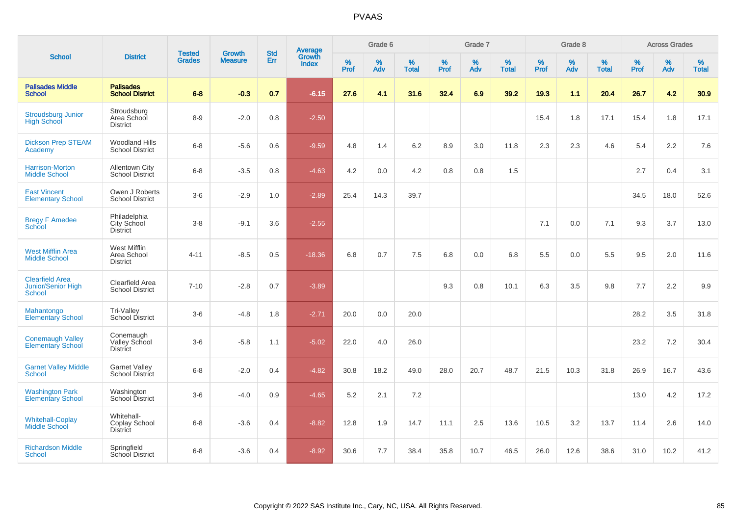# PVAAS

| School | District | Tested Grades | Growth Measure | Std Err | Average Growth Index | Grade 6 | | | Grade 7 | | | Grade 8 | | | Across Grades | | |
|---|---|---|---|---|---|---|---|---|---|---|---|---|---|---|---|---|---|
| | | | | | | % Prof | % Adv | % Total | % Prof | % Adv | % Total | % Prof | % Adv | % Total | % Prof | % Adv | % Total |
| **Palisades Middle School** | **Palisades School District** | **6-8** | **-0.3** | **0.7** | **-6.15** | **27.6** | **4.1** | **31.6** | **32.4** | **6.9** | **39.2** | **19.3** | **1.1** | **20.4** | **26.7** | **4.2** | **30.9** |
| Stroudsburg Junior High School | Stroudsburg Area School District | 8-9 | -2.0 | 0.8 | -2.50 | | | | | | | 15.4 | 1.8 | 17.1 | 15.4 | 1.8 | 17.1 |
| Dickson Prep STEAM Academy | Woodland Hills School District | 6-8 | -5.6 | 0.6 | -9.59 | 4.8 | 1.4 | 6.2 | 8.9 | 3.0 | 11.8 | 2.3 | 2.3 | 4.6 | 5.4 | 2.2 | 7.6 |
| Harrison-Morton Middle School | Allentown City School District | 6-8 | -3.5 | 0.8 | -4.63 | 4.2 | 0.0 | 4.2 | 0.8 | 0.8 | 1.5 | | | | 2.7 | 0.4 | 3.1 |
| East Vincent Elementary School | Owen J Roberts School District | 3-6 | -2.9 | 1.0 | -2.89 | 25.4 | 14.3 | 39.7 | | | | | | | 34.5 | 18.0 | 52.6 |
| Bregy F Amedee School | Philadelphia City School District | 3-8 | -9.1 | 3.6 | -2.55 | | | | | | | 7.1 | 0.0 | 7.1 | 9.3 | 3.7 | 13.0 |
| West Mifflin Area Middle School | West Mifflin Area School District | 4-11 | -8.5 | 0.5 | -18.36 | 6.8 | 0.7 | 7.5 | 6.8 | 0.0 | 6.8 | 5.5 | 0.0 | 5.5 | 9.5 | 2.0 | 11.6 |
| Clearfield Area Junior/Senior High School | Clearfield Area School District | 7-10 | -2.8 | 0.7 | -3.89 | | | | 9.3 | 0.8 | 10.1 | 6.3 | 3.5 | 9.8 | 7.7 | 2.2 | 9.9 |
| Mahantongo Elementary School | Tri-Valley School District | 3-6 | -4.8 | 1.8 | -2.71 | 20.0 | 0.0 | 20.0 | | | | | | | 28.2 | 3.5 | 31.8 |
| Conemaugh Valley Elementary School | Conemaugh Valley School District | 3-6 | -5.8 | 1.1 | -5.02 | 22.0 | 4.0 | 26.0 | | | | | | | 23.2 | 7.2 | 30.4 |
| Garnet Valley Middle School | Garnet Valley School District | 6-8 | -2.0 | 0.4 | -4.82 | 30.8 | 18.2 | 49.0 | 28.0 | 20.7 | 48.7 | 21.5 | 10.3 | 31.8 | 26.9 | 16.7 | 43.6 |
| Washington Park Elementary School | Washington School District | 3-6 | -4.0 | 0.9 | -4.65 | 5.2 | 2.1 | 7.2 | | | | | | | 13.0 | 4.2 | 17.2 |
| Whitehall-Coplay Middle School | Whitehall-Coplay School District | 6-8 | -3.6 | 0.4 | -8.82 | 12.8 | 1.9 | 14.7 | 11.1 | 2.5 | 13.6 | 10.5 | 3.2 | 13.7 | 11.4 | 2.6 | 14.0 |
| Richardson Middle School | Springfield School District | 6-8 | -3.6 | 0.4 | -8.92 | 30.6 | 7.7 | 38.4 | 35.8 | 10.7 | 46.5 | 26.0 | 12.6 | 38.6 | 31.0 | 10.2 | 41.2 |

Copyright © 2022 SAS Institute Inc., Cary, NC, USA. All Rights Reserved.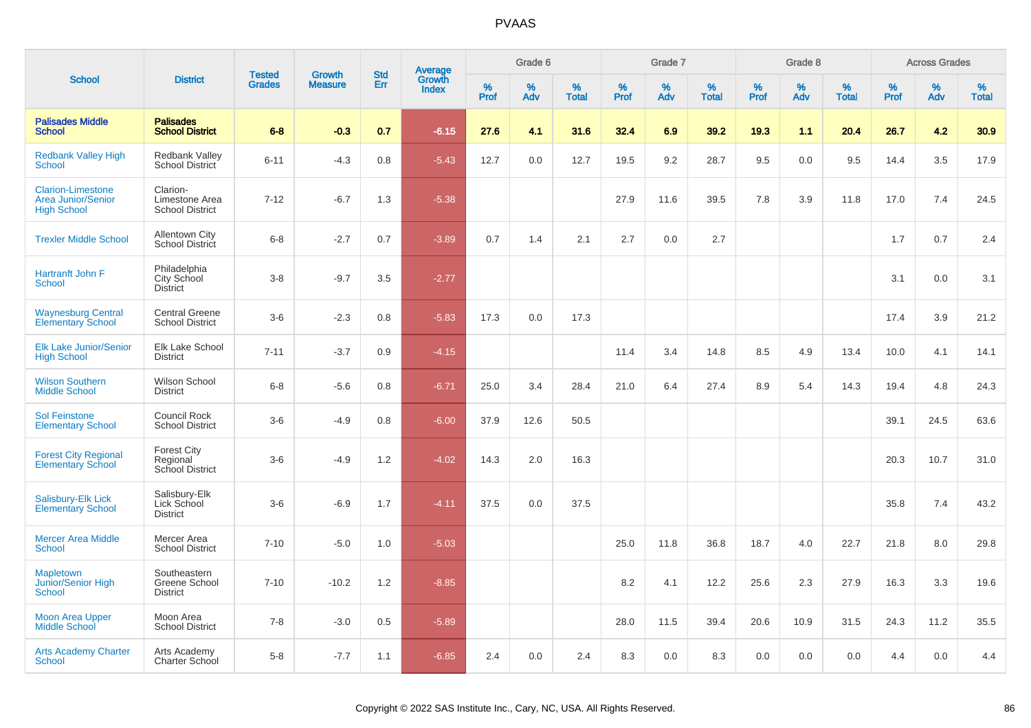# PVAAS

| School | District | Tested Grades | Growth Measure | Std Err | Average Growth Index | Grade 6 | | | Grade 7 | | | Grade 8 | | | Across Grades | | |
|---|---|---|---|---|---|---|---|---|---|---|---|---|---|---|---|---|---|
| | | | | | | % Prof | % Adv | % Total | % Prof | % Adv | % Total | % Prof | % Adv | % Total | % Prof | % Adv | % Total |
| **Palisades Middle School** | **Palisades School District** | **6-8** | **-0.3** | **0.7** | **-6.15** | **27.6** | **4.1** | **31.6** | **32.4** | **6.9** | **39.2** | **19.3** | **1.1** | **20.4** | **26.7** | **4.2** | **30.9** |
| Redbank Valley High School | Redbank Valley School District | 6-11 | -4.3 | 0.8 | -5.43 | 12.7 | 0.0 | 12.7 | 19.5 | 9.2 | 28.7 | 9.5 | 0.0 | 9.5 | 14.4 | 3.5 | 17.9 |
| Clarion-Limestone Area Junior/Senior High School | Clarion-Limestone Area School District | 7-12 | -6.7 | 1.3 | -5.38 | | | | 27.9 | 11.6 | 39.5 | 7.8 | 3.9 | 11.8 | 17.0 | 7.4 | 24.5 |
| Trexler Middle School | Allentown City School District | 6-8 | -2.7 | 0.7 | -3.89 | 0.7 | 1.4 | 2.1 | 2.7 | 0.0 | 2.7 | | | | 1.7 | 0.7 | 2.4 |
| Hartranft John F School | Philadelphia City School District | 3-8 | -9.7 | 3.5 | -2.77 | | | | | | | | | | 3.1 | 0.0 | 3.1 |
| Waynesburg Central Elementary School | Central Greene School District | 3-6 | -2.3 | 0.8 | -5.83 | 17.3 | 0.0 | 17.3 | | | | | | | 17.4 | 3.9 | 21.2 |
| Elk Lake Junior/Senior High School | Elk Lake School District | 7-11 | -3.7 | 0.9 | -4.15 | | | | 11.4 | 3.4 | 14.8 | 8.5 | 4.9 | 13.4 | 10.0 | 4.1 | 14.1 |
| Wilson Southern Middle School | Wilson School District | 6-8 | -5.6 | 0.8 | -6.71 | 25.0 | 3.4 | 28.4 | 21.0 | 6.4 | 27.4 | 8.9 | 5.4 | 14.3 | 19.4 | 4.8 | 24.3 |
| Sol Feinstone Elementary School | Council Rock School District | 3-6 | -4.9 | 0.8 | -6.00 | 37.9 | 12.6 | 50.5 | | | | | | | 39.1 | 24.5 | 63.6 |
| Forest City Regional Elementary School | Forest City Regional School District | 3-6 | -4.9 | 1.2 | -4.02 | 14.3 | 2.0 | 16.3 | | | | | | | 20.3 | 10.7 | 31.0 |
| Salisbury-Elk Lick Elementary School | Salisbury-Elk Lick School District | 3-6 | -6.9 | 1.7 | -4.11 | 37.5 | 0.0 | 37.5 | | | | | | | 35.8 | 7.4 | 43.2 |
| Mercer Area Middle School | Mercer Area School District | 7-10 | -5.0 | 1.0 | -5.03 | | | | 25.0 | 11.8 | 36.8 | 18.7 | 4.0 | 22.7 | 21.8 | 8.0 | 29.8 |
| Mapletown Junior/Senior High School | Southeastern Greene School District | 7-10 | -10.2 | 1.2 | -8.85 | | | | 8.2 | 4.1 | 12.2 | 25.6 | 2.3 | 27.9 | 16.3 | 3.3 | 19.6 |
| Moon Area Upper Middle School | Moon Area School District | 7-8 | -3.0 | 0.5 | -5.89 | | | | 28.0 | 11.5 | 39.4 | 20.6 | 10.9 | 31.5 | 24.3 | 11.2 | 35.5 |
| Arts Academy Charter School | Arts Academy Charter School | 5-8 | -7.7 | 1.1 | -6.85 | 2.4 | 0.0 | 2.4 | 8.3 | 0.0 | 8.3 | 0.0 | 0.0 | 0.0 | 4.4 | 0.0 | 4.4 |

Copyright © 2022 SAS Institute Inc., Cary, NC, USA. All Rights Reserved.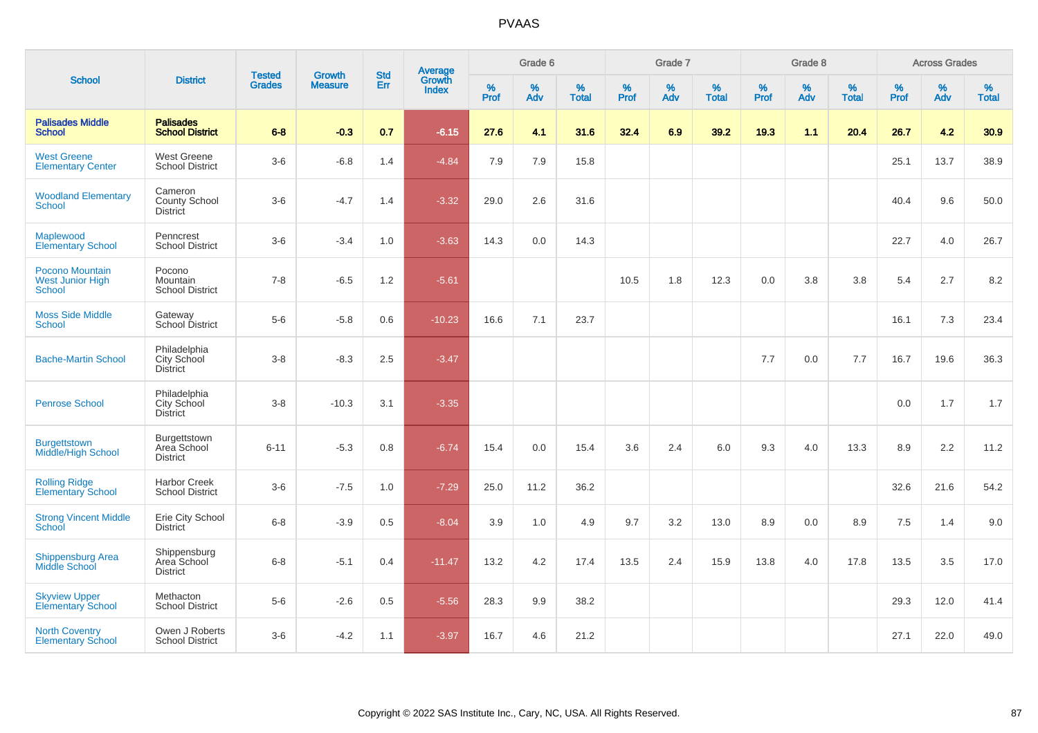# PVAAS

| School | District | Tested Grades | Growth Measure | Std Err | Average Growth Index | Grade 6 | | | Grade 7 | | | Grade 8 | | | Across Grades | | |
|---|---|---|---|---|---|---|---|---|---|---|---|---|---|---|---|---|---|
| | | | | | | % Prof | % Adv | % Total | % Prof | % Adv | % Total | % Prof | % Adv | % Total | % Prof | % Adv | % Total |
| **Palisades Middle School** | **Palisades School District** | **6-8** | **-0.3** | **0.7** | **-6.15** | **27.6** | **4.1** | **31.6** | **32.4** | **6.9** | **39.2** | **19.3** | **1.1** | **20.4** | **26.7** | **4.2** | **30.9** |
| West Greene Elementary Center | West Greene School District | 3-6 | -6.8 | 1.4 | -4.84 | 7.9 | 7.9 | 15.8 | | | | | | | 25.1 | 13.7 | 38.9 |
| Woodland Elementary School | Cameron County School District | 3-6 | -4.7 | 1.4 | -3.32 | 29.0 | 2.6 | 31.6 | | | | | | | 40.4 | 9.6 | 50.0 |
| Maplewood Elementary School | Penncrest School District | 3-6 | -3.4 | 1.0 | -3.63 | 14.3 | 0.0 | 14.3 | | | | | | | 22.7 | 4.0 | 26.7 |
| Pocono Mountain West Junior High School | Pocono Mountain School District | 7-8 | -6.5 | 1.2 | -5.61 | | | | 10.5 | 1.8 | 12.3 | 0.0 | 3.8 | 3.8 | 5.4 | 2.7 | 8.2 |
| Moss Side Middle School | Gateway School District | 5-6 | -5.8 | 0.6 | -10.23 | 16.6 | 7.1 | 23.7 | | | | | | | 16.1 | 7.3 | 23.4 |
| Bache-Martin School | Philadelphia City School District | 3-8 | -8.3 | 2.5 | -3.47 | | | | | | | 7.7 | 0.0 | 7.7 | 16.7 | 19.6 | 36.3 |
| Penrose School | Philadelphia City School District | 3-8 | -10.3 | 3.1 | -3.35 | | | | | | | | | | 0.0 | 1.7 | 1.7 |
| Burgettstown Middle/High School | Burgettstown Area School District | 6-11 | -5.3 | 0.8 | -6.74 | 15.4 | 0.0 | 15.4 | 3.6 | 2.4 | 6.0 | 9.3 | 4.0 | 13.3 | 8.9 | 2.2 | 11.2 |
| Rolling Ridge Elementary School | Harbor Creek School District | 3-6 | -7.5 | 1.0 | -7.29 | 25.0 | 11.2 | 36.2 | | | | | | | 32.6 | 21.6 | 54.2 |
| Strong Vincent Middle School | Erie City School District | 6-8 | -3.9 | 0.5 | -8.04 | 3.9 | 1.0 | 4.9 | 9.7 | 3.2 | 13.0 | 8.9 | 0.0 | 8.9 | 7.5 | 1.4 | 9.0 |
| Shippensburg Area Middle School | Shippensburg Area School District | 6-8 | -5.1 | 0.4 | -11.47 | 13.2 | 4.2 | 17.4 | 13.5 | 2.4 | 15.9 | 13.8 | 4.0 | 17.8 | 13.5 | 3.5 | 17.0 |
| Skyview Upper Elementary School | Methacton School District | 5-6 | -2.6 | 0.5 | -5.56 | 28.3 | 9.9 | 38.2 | | | | | | | 29.3 | 12.0 | 41.4 |
| North Coventry Elementary School | Owen J Roberts School District | 3-6 | -4.2 | 1.1 | -3.97 | 16.7 | 4.6 | 21.2 | | | | | | | 27.1 | 22.0 | 49.0 |

Copyright © 2022 SAS Institute Inc., Cary, NC, USA. All Rights Reserved.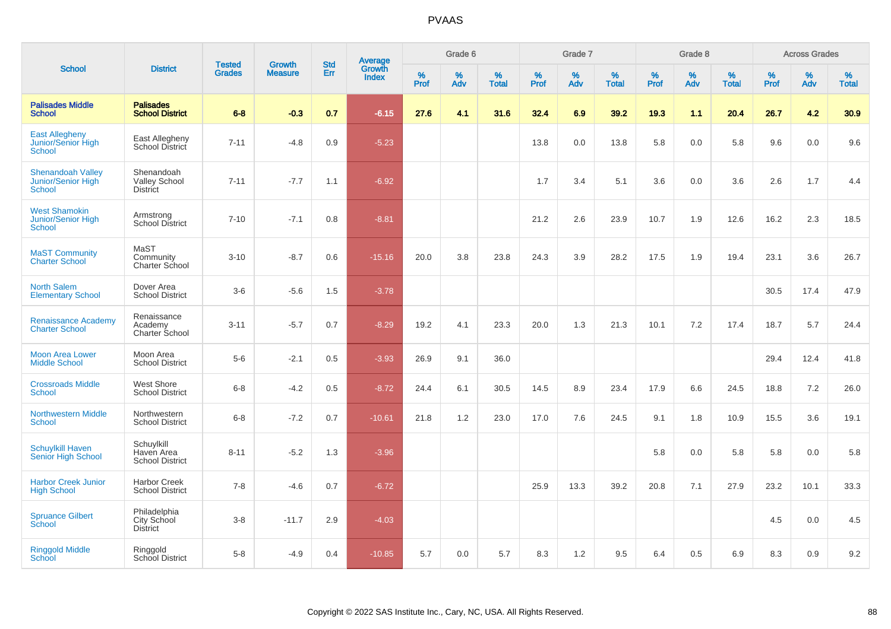# PVAAS

| School | District | Tested Grades | Growth Measure | Std Err | Average Growth Index | Grade 6 | | | Grade 7 | | | Grade 8 | | | Across Grades | | |
|---|---|---|---|---|---|---|---|---|---|---|---|---|---|---|---|---|---|
| | | | | | | % Prof | % Adv | % Total | % Prof | % Adv | % Total | % Prof | % Adv | % Total | % Prof | % Adv | % Total |
| **Palisades Middle School** | **Palisades School District** | **6-8** | **-0.3** | **0.7** | **-6.15** | **27.6** | **4.1** | **31.6** | **32.4** | **6.9** | **39.2** | **19.3** | **1.1** | **20.4** | **26.7** | **4.2** | **30.9** |
| East Allegheny Junior/Senior High School | East Allegheny School District | 7-11 | -4.8 | 0.9 | -5.23 | | | | 13.8 | 0.0 | 13.8 | 5.8 | 0.0 | 5.8 | 9.6 | 0.0 | 9.6 |
| Shenandoah Valley Junior/Senior High School | Shenandoah Valley School District | 7-11 | -7.7 | 1.1 | -6.92 | | | | 1.7 | 3.4 | 5.1 | 3.6 | 0.0 | 3.6 | 2.6 | 1.7 | 4.4 |
| West Shamokin Junior/Senior High School | Armstrong School District | 7-10 | -7.1 | 0.8 | -8.81 | | | | 21.2 | 2.6 | 23.9 | 10.7 | 1.9 | 12.6 | 16.2 | 2.3 | 18.5 |
| MaST Community Charter School | MaST Community Charter School | 3-10 | -8.7 | 0.6 | -15.16 | 20.0 | 3.8 | 23.8 | 24.3 | 3.9 | 28.2 | 17.5 | 1.9 | 19.4 | 23.1 | 3.6 | 26.7 |
| North Salem Elementary School | Dover Area School District | 3-6 | -5.6 | 1.5 | -3.78 | | | | | | | | | | 30.5 | 17.4 | 47.9 |
| Renaissance Academy Charter School | Renaissance Academy Charter School | 3-11 | -5.7 | 0.7 | -8.29 | 19.2 | 4.1 | 23.3 | 20.0 | 1.3 | 21.3 | 10.1 | 7.2 | 17.4 | 18.7 | 5.7 | 24.4 |
| Moon Area Lower Middle School | Moon Area School District | 5-6 | -2.1 | 0.5 | -3.93 | 26.9 | 9.1 | 36.0 | | | | | | | 29.4 | 12.4 | 41.8 |
| Crossroads Middle School | West Shore School District | 6-8 | -4.2 | 0.5 | -8.72 | 24.4 | 6.1 | 30.5 | 14.5 | 8.9 | 23.4 | 17.9 | 6.6 | 24.5 | 18.8 | 7.2 | 26.0 |
| Northwestern Middle School | Northwestern School District | 6-8 | -7.2 | 0.7 | -10.61 | 21.8 | 1.2 | 23.0 | 17.0 | 7.6 | 24.5 | 9.1 | 1.8 | 10.9 | 15.5 | 3.6 | 19.1 |
| Schuylkill Haven Senior High School | Schuylkill Haven Area School District | 8-11 | -5.2 | 1.3 | -3.96 | | | | | | | 5.8 | 0.0 | 5.8 | 5.8 | 0.0 | 5.8 |
| Harbor Creek Junior High School | Harbor Creek School District | 7-8 | -4.6 | 0.7 | -6.72 | | | | 25.9 | 13.3 | 39.2 | 20.8 | 7.1 | 27.9 | 23.2 | 10.1 | 33.3 |
| Spruance Gilbert School | Philadelphia City School District | 3-8 | -11.7 | 2.9 | -4.03 | | | | | | | | | | 4.5 | 0.0 | 4.5 |
| Ringgold Middle School | Ringgold School District | 5-8 | -4.9 | 0.4 | -10.85 | 5.7 | 0.0 | 5.7 | 8.3 | 1.2 | 9.5 | 6.4 | 0.5 | 6.9 | 8.3 | 0.9 | 9.2 |

Copyright © 2022 SAS Institute Inc., Cary, NC, USA. All Rights Reserved.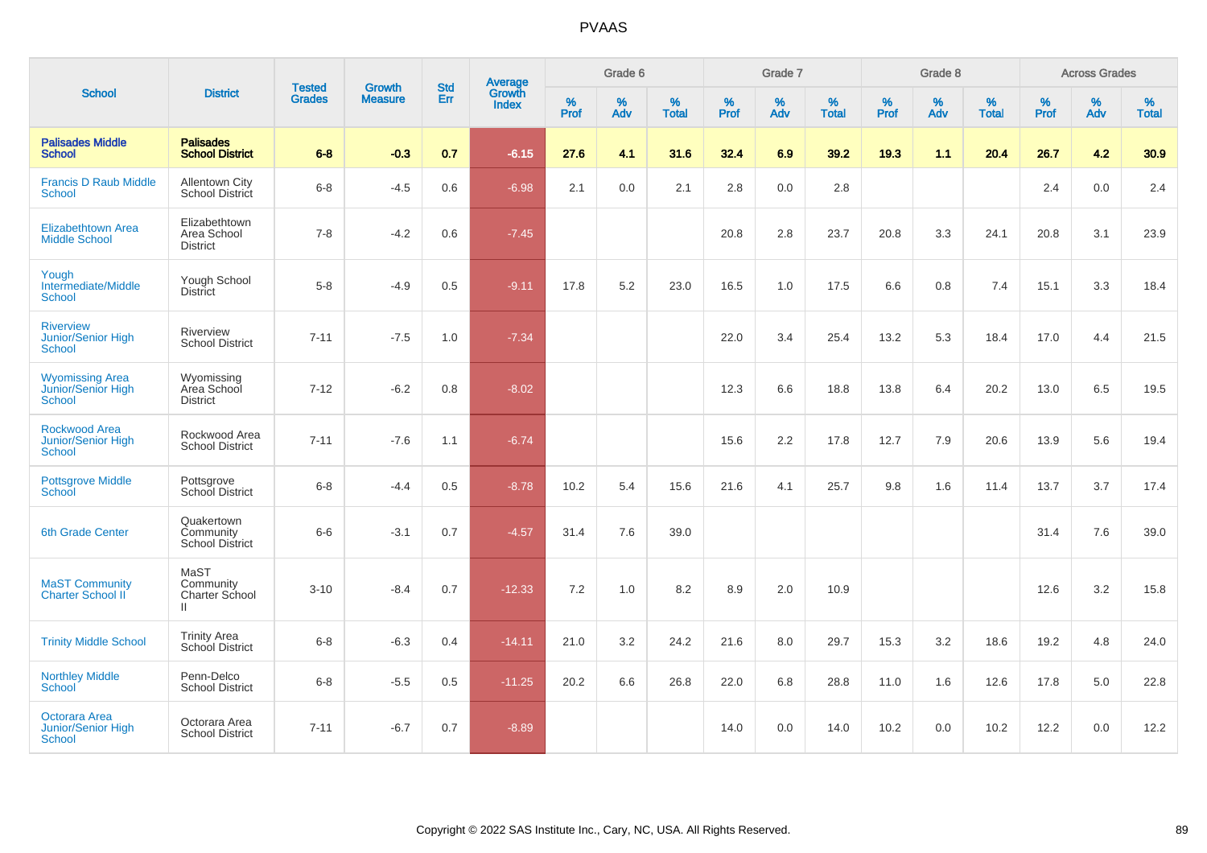# PVAAS

| School | District | Tested Grades | Growth Measure | Std Err | Average Growth Index | Grade 6 | | | Grade 7 | | | Grade 8 | | | Across Grades | | |
|---|---|---|---|---|---|---|---|---|---|---|---|---|---|---|---|---|---|
| | | | | | | % Prof | % Adv | % Total | % Prof | % Adv | % Total | % Prof | % Adv | % Total | % Prof | % Adv | % Total |
| **Palisades Middle School** | **Palisades School District** | **6-8** | **-0.3** | **0.7** | **-6.15** | **27.6** | **4.1** | **31.6** | **32.4** | **6.9** | **39.2** | **19.3** | **1.1** | **20.4** | **26.7** | **4.2** | **30.9** |
| Francis D Raub Middle School | Allentown City School District | 6-8 | -4.5 | 0.6 | -6.98 | 2.1 | 0.0 | 2.1 | 2.8 | 0.0 | 2.8 | | | | 2.4 | 0.0 | 2.4 |
| Elizabethtown Area Middle School | Elizabethtown Area School District | 7-8 | -4.2 | 0.6 | -7.45 | | | | 20.8 | 2.8 | 23.7 | 20.8 | 3.3 | 24.1 | 20.8 | 3.1 | 23.9 |
| Yough Intermediate/Middle School | Yough School District | 5-8 | -4.9 | 0.5 | -9.11 | 17.8 | 5.2 | 23.0 | 16.5 | 1.0 | 17.5 | 6.6 | 0.8 | 7.4 | 15.1 | 3.3 | 18.4 |
| Riverview Junior/Senior High School | Riverview School District | 7-11 | -7.5 | 1.0 | -7.34 | | | | 22.0 | 3.4 | 25.4 | 13.2 | 5.3 | 18.4 | 17.0 | 4.4 | 21.5 |
| Wyomissing Area Junior/Senior High School | Wyomissing Area School District | 7-12 | -6.2 | 0.8 | -8.02 | | | | 12.3 | 6.6 | 18.8 | 13.8 | 6.4 | 20.2 | 13.0 | 6.5 | 19.5 |
| Rockwood Area Junior/Senior High School | Rockwood Area School District | 7-11 | -7.6 | 1.1 | -6.74 | | | | 15.6 | 2.2 | 17.8 | 12.7 | 7.9 | 20.6 | 13.9 | 5.6 | 19.4 |
| Pottsgrove Middle School | Pottsgrove School District | 6-8 | -4.4 | 0.5 | -8.78 | 10.2 | 5.4 | 15.6 | 21.6 | 4.1 | 25.7 | 9.8 | 1.6 | 11.4 | 13.7 | 3.7 | 17.4 |
| 6th Grade Center | Quakertown Community School District | 6-6 | -3.1 | 0.7 | -4.57 | 31.4 | 7.6 | 39.0 | | | | | | | 31.4 | 7.6 | 39.0 |
| MaST Community Charter School II | MaST Community Charter School II | 3-10 | -8.4 | 0.7 | -12.33 | 7.2 | 1.0 | 8.2 | 8.9 | 2.0 | 10.9 | | | | 12.6 | 3.2 | 15.8 |
| Trinity Middle School | Trinity Area School District | 6-8 | -6.3 | 0.4 | -14.11 | 21.0 | 3.2 | 24.2 | 21.6 | 8.0 | 29.7 | 15.3 | 3.2 | 18.6 | 19.2 | 4.8 | 24.0 |
| Northley Middle School | Penn-Delco School District | 6-8 | -5.5 | 0.5 | -11.25 | 20.2 | 6.6 | 26.8 | 22.0 | 6.8 | 28.8 | 11.0 | 1.6 | 12.6 | 17.8 | 5.0 | 22.8 |
| Octorara Area Junior/Senior High School | Octorara Area School District | 7-11 | -6.7 | 0.7 | -8.89 | | | | 14.0 | 0.0 | 14.0 | 10.2 | 0.0 | 10.2 | 12.2 | 0.0 | 12.2 |

Copyright © 2022 SAS Institute Inc., Cary, NC, USA. All Rights Reserved.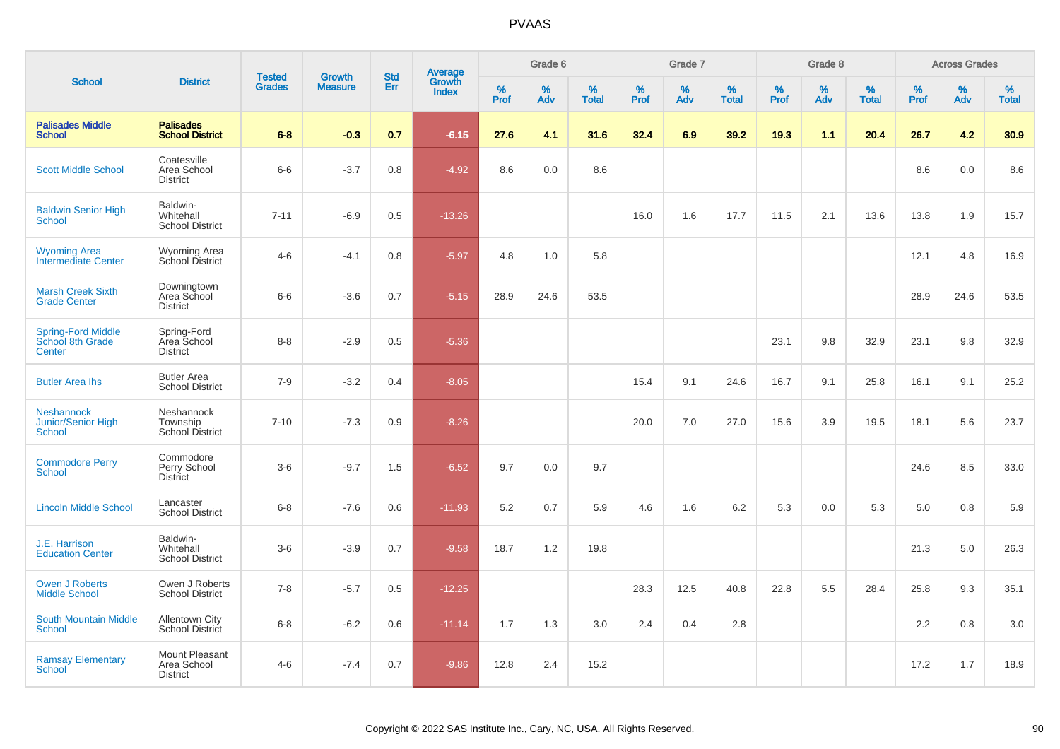# PVAAS

| School | District | Tested Grades | Growth Measure | Std Err | Average Growth Index | Grade 6 | | | Grade 7 | | | Grade 8 | | | Across Grades | | |
|---|---|---|---|---|---|---|---|---|---|---|---|---|---|---|---|---|---|
| | | | | | | % Prof | % Adv | % Total | % Prof | % Adv | % Total | % Prof | % Adv | % Total | % Prof | % Adv | % Total |
| **Palisades Middle School** | **Palisades School District** | **6-8** | **-0.3** | **0.7** | **-6.15** | **27.6** | **4.1** | **31.6** | **32.4** | **6.9** | **39.2** | **19.3** | **1.1** | **20.4** | **26.7** | **4.2** | **30.9** |
| Scott Middle School | Coatesville Area School District | 6-6 | -3.7 | 0.8 | -4.92 | 8.6 | 0.0 | 8.6 | | | | | | | 8.6 | 0.0 | 8.6 |
| Baldwin Senior High School | Baldwin-Whitehall School District | 7-11 | -6.9 | 0.5 | -13.26 | | | | 16.0 | 1.6 | 17.7 | 11.5 | 2.1 | 13.6 | 13.8 | 1.9 | 15.7 |
| Wyoming Area Intermediate Center | Wyoming Area School District | 4-6 | -4.1 | 0.8 | -5.97 | 4.8 | 1.0 | 5.8 | | | | | | | 12.1 | 4.8 | 16.9 |
| Marsh Creek Sixth Grade Center | Downingtown Area School District | 6-6 | -3.6 | 0.7 | -5.15 | 28.9 | 24.6 | 53.5 | | | | | | | 28.9 | 24.6 | 53.5 |
| Spring-Ford Middle School 8th Grade Center | Spring-Ford Area School District | 8-8 | -2.9 | 0.5 | -5.36 | | | | | | | 23.1 | 9.8 | 32.9 | 23.1 | 9.8 | 32.9 |
| Butler Area Ihs | Butler Area School District | 7-9 | -3.2 | 0.4 | -8.05 | | | | 15.4 | 9.1 | 24.6 | 16.7 | 9.1 | 25.8 | 16.1 | 9.1 | 25.2 |
| Neshannock Junior/Senior High School | Neshannock Township School District | 7-10 | -7.3 | 0.9 | -8.26 | | | | 20.0 | 7.0 | 27.0 | 15.6 | 3.9 | 19.5 | 18.1 | 5.6 | 23.7 |
| Commodore Perry School | Commodore Perry School District | 3-6 | -9.7 | 1.5 | -6.52 | 9.7 | 0.0 | 9.7 | | | | | | | 24.6 | 8.5 | 33.0 |
| Lincoln Middle School | Lancaster School District | 6-8 | -7.6 | 0.6 | -11.93 | 5.2 | 0.7 | 5.9 | 4.6 | 1.6 | 6.2 | 5.3 | 0.0 | 5.3 | 5.0 | 0.8 | 5.9 |
| J.E. Harrison Education Center | Baldwin-Whitehall School District | 3-6 | -3.9 | 0.7 | -9.58 | 18.7 | 1.2 | 19.8 | | | | | | | 21.3 | 5.0 | 26.3 |
| Owen J Roberts Middle School | Owen J Roberts School District | 7-8 | -5.7 | 0.5 | -12.25 | | | | 28.3 | 12.5 | 40.8 | 22.8 | 5.5 | 28.4 | 25.8 | 9.3 | 35.1 |
| South Mountain Middle School | Allentown City School District | 6-8 | -6.2 | 0.6 | -11.14 | 1.7 | 1.3 | 3.0 | 2.4 | 0.4 | 2.8 | | | | 2.2 | 0.8 | 3.0 |
| Ramsay Elementary School | Mount Pleasant Area School District | 4-6 | -7.4 | 0.7 | -9.86 | 12.8 | 2.4 | 15.2 | | | | | | | 17.2 | 1.7 | 18.9 |

Copyright © 2022 SAS Institute Inc., Cary, NC, USA. All Rights Reserved.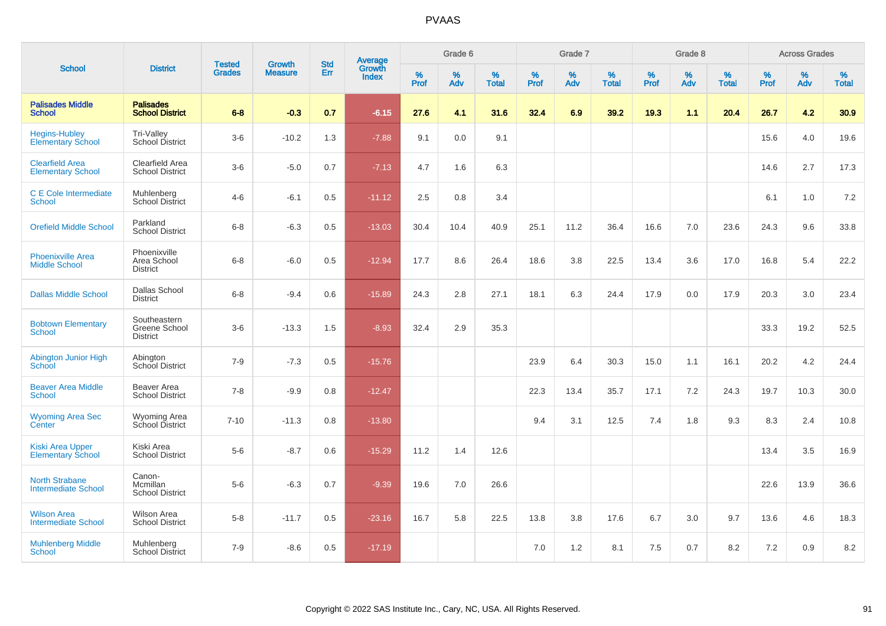# PVAAS

| School | District | Tested Grades | Growth Measure | Std Err | Average Growth Index | Grade 6 | | | Grade 7 | | | Grade 8 | | | Across Grades | | |
|---|---|---|---|---|---|---|---|---|---|---|---|---|---|---|---|---|---|
| | | | | | | % Prof | % Adv | % Total | % Prof | % Adv | % Total | % Prof | % Adv | % Total | % Prof | % Adv | % Total |
| **Palisades Middle School** | **Palisades School District** | **6-8** | **-0.3** | **0.7** | **-6.15** | **27.6** | **4.1** | **31.6** | **32.4** | **6.9** | **39.2** | **19.3** | **1.1** | **20.4** | **26.7** | **4.2** | **30.9** |
| Hegins-Hubley Elementary School | Tri-Valley School District | 3-6 | -10.2 | 1.3 | -7.88 | 9.1 | 0.0 | 9.1 | | | | | | | 15.6 | 4.0 | 19.6 |
| Clearfield Area Elementary School | Clearfield Area School District | 3-6 | -5.0 | 0.7 | -7.13 | 4.7 | 1.6 | 6.3 | | | | | | | 14.6 | 2.7 | 17.3 |
| C E Cole Intermediate School | Muhlenberg School District | 4-6 | -6.1 | 0.5 | -11.12 | 2.5 | 0.8 | 3.4 | | | | | | | 6.1 | 1.0 | 7.2 |
| Orefield Middle School | Parkland School District | 6-8 | -6.3 | 0.5 | -13.03 | 30.4 | 10.4 | 40.9 | 25.1 | 11.2 | 36.4 | 16.6 | 7.0 | 23.6 | 24.3 | 9.6 | 33.8 |
| Phoenixville Area Middle School | Phoenixville Area School District | 6-8 | -6.0 | 0.5 | -12.94 | 17.7 | 8.6 | 26.4 | 18.6 | 3.8 | 22.5 | 13.4 | 3.6 | 17.0 | 16.8 | 5.4 | 22.2 |
| Dallas Middle School | Dallas School District | 6-8 | -9.4 | 0.6 | -15.89 | 24.3 | 2.8 | 27.1 | 18.1 | 6.3 | 24.4 | 17.9 | 0.0 | 17.9 | 20.3 | 3.0 | 23.4 |
| Bobtown Elementary School | Southeastern Greene School District | 3-6 | -13.3 | 1.5 | -8.93 | 32.4 | 2.9 | 35.3 | | | | | | | 33.3 | 19.2 | 52.5 |
| Abington Junior High School | Abington School District | 7-9 | -7.3 | 0.5 | -15.76 | | | | 23.9 | 6.4 | 30.3 | 15.0 | 1.1 | 16.1 | 20.2 | 4.2 | 24.4 |
| Beaver Area Middle School | Beaver Area School District | 7-8 | -9.9 | 0.8 | -12.47 | | | | 22.3 | 13.4 | 35.7 | 17.1 | 7.2 | 24.3 | 19.7 | 10.3 | 30.0 |
| Wyoming Area Sec Center | Wyoming Area School District | 7-10 | -11.3 | 0.8 | -13.80 | | | | 9.4 | 3.1 | 12.5 | 7.4 | 1.8 | 9.3 | 8.3 | 2.4 | 10.8 |
| Kiski Area Upper Elementary School | Kiski Area School District | 5-6 | -8.7 | 0.6 | -15.29 | 11.2 | 1.4 | 12.6 | | | | | | | 13.4 | 3.5 | 16.9 |
| North Strabane Intermediate School | Canon-Mcmillan School District | 5-6 | -6.3 | 0.7 | -9.39 | 19.6 | 7.0 | 26.6 | | | | | | | 22.6 | 13.9 | 36.6 |
| Wilson Area Intermediate School | Wilson Area School District | 5-8 | -11.7 | 0.5 | -23.16 | 16.7 | 5.8 | 22.5 | 13.8 | 3.8 | 17.6 | 6.7 | 3.0 | 9.7 | 13.6 | 4.6 | 18.3 |
| Muhlenberg Middle School | Muhlenberg School District | 7-9 | -8.6 | 0.5 | -17.19 | | | | 7.0 | 1.2 | 8.1 | 7.5 | 0.7 | 8.2 | 7.2 | 0.9 | 8.2 |

Copyright © 2022 SAS Institute Inc., Cary, NC, USA. All Rights Reserved.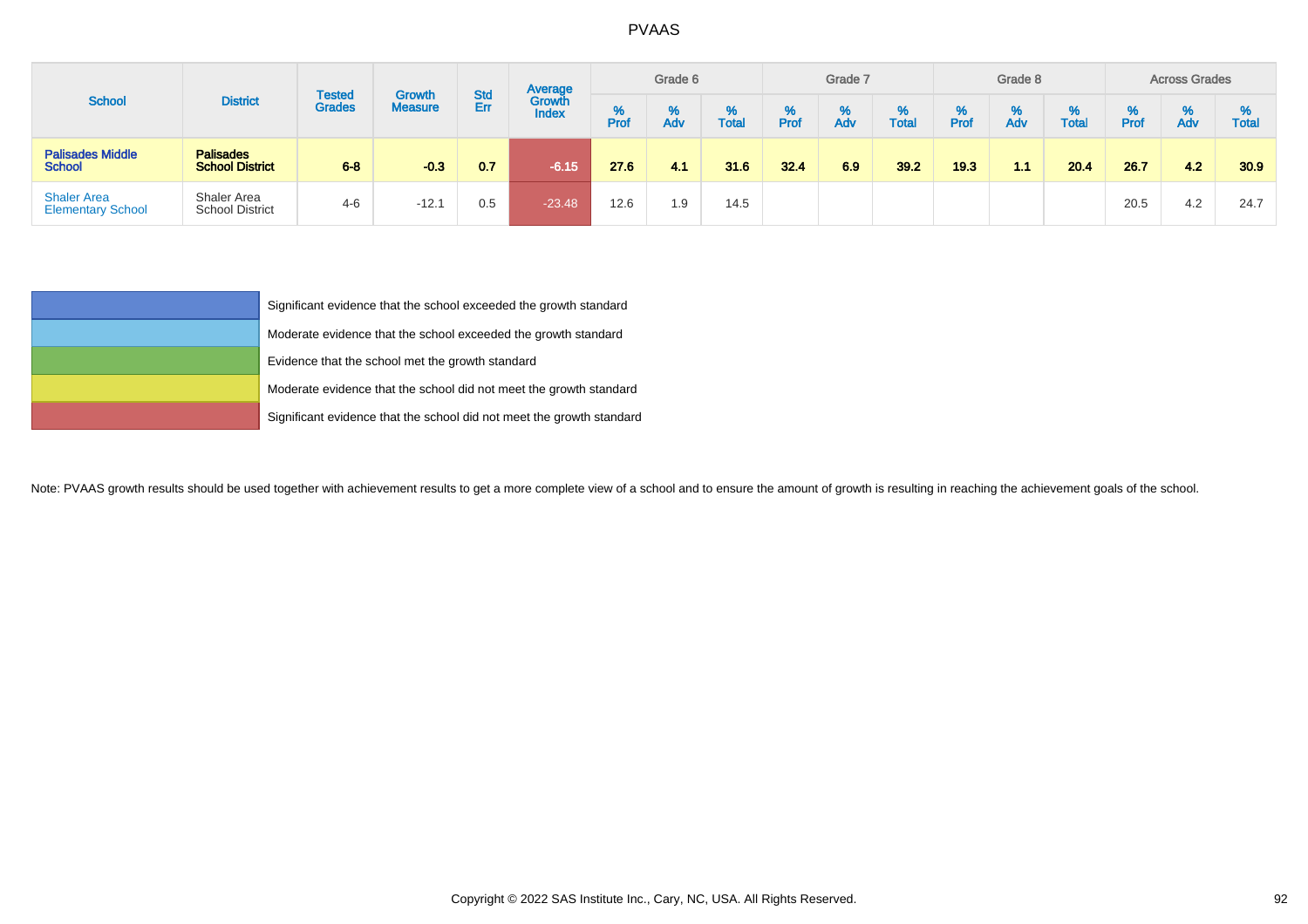# PVAAS

| School | District | Tested Grades | Growth Measure | Std Err | Average Growth Index | Grade 6 | | | Grade 7 | | | Grade 8 | | | Across Grades | | |
|---|---|---|---|---|---|---|---|---|---|---|---|---|---|---|---|---|---|
| | | | | | | % Prof | % Adv | % Total | % Prof | % Adv | % Total | % Prof | % Adv | % Total | % Prof | % Adv | % Total |
| **Palisades Middle School** | **Palisades School District** | **6-8** | **-0.3** | **0.7** | **-6.15** | **27.6** | **4.1** | **31.6** | **32.4** | **6.9** | **39.2** | **19.3** | **1.1** | **20.4** | **26.7** | **4.2** | **30.9** |
| Shaler Area Elementary School | Shaler Area School District | 4-6 | -12.1 | 0.5 | -23.48 | 12.6 | 1.9 | 14.5 | | | | | | | 20.5 | 4.2 | 24.7 |

Significant evidence that the school exceeded the growth standard

Moderate evidence that the school exceeded the growth standard

Evidence that the school met the growth standard

Moderate evidence that the school did not meet the growth standard

Significant evidence that the school did not meet the growth standard

Note: PVAAS growth results should be used together with achievement results to get a more complete view of a school and to ensure the amount of growth is resulting in reaching the achievement goals of the school.

Copyright © 2022 SAS Institute Inc., Cary, NC, USA. All Rights Reserved.